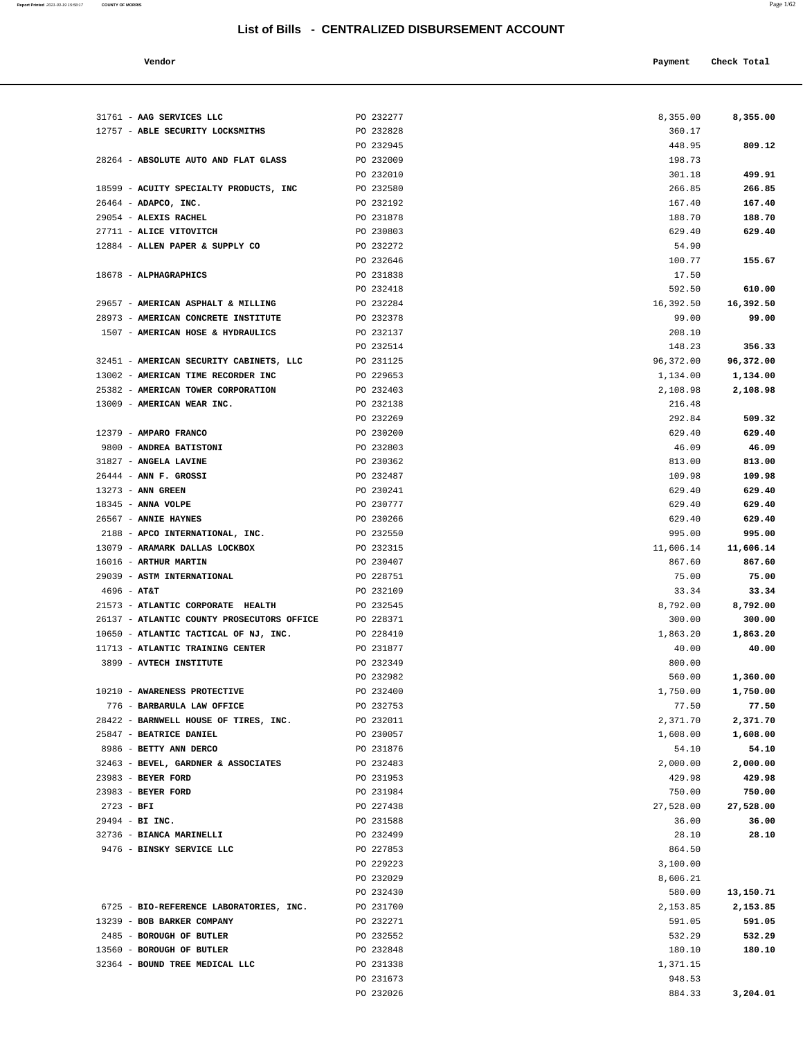# List of Bills - CENTRALIZED DISBURSEMENT ACCOUNT

| Vendor | | Payment | Check Total |
|---|---|---|---|
| 31761 - **AAG SERVICES LLC** | PO 232277 | 8,355.00 | **8,355.00** |
| 12757 - **ABLE SECURITY LOCKSMITHS** | PO 232828 | 360.17 | |
| | PO 232945 | 448.95 | **809.12** |
| 28264 - **ABSOLUTE AUTO AND FLAT GLASS** | PO 232009 | 198.73 | |
| | PO 232010 | 301.18 | **499.91** |
| 18599 - **ACUITY SPECIALTY PRODUCTS, INC** | PO 232580 | 266.85 | **266.85** |
| 26464 - **ADAPCO, INC.** | PO 232192 | 167.40 | **167.40** |
| 29054 - **ALEXIS RACHEL** | PO 231878 | 188.70 | **188.70** |
| 27711 - **ALICE VITOVITCH** | PO 230803 | 629.40 | **629.40** |
| 12884 - **ALLEN PAPER & SUPPLY CO** | PO 232272 | 54.90 | |
| | PO 232646 | 100.77 | **155.67** |
| 18678 - **ALPHAGRAPHICS** | PO 231838 | 17.50 | |
| | PO 232418 | 592.50 | **610.00** |
| 29657 - **AMERICAN ASPHALT & MILLING** | PO 232284 | 16,392.50 | **16,392.50** |
| 28973 - **AMERICAN CONCRETE INSTITUTE** | PO 232378 | 99.00 | **99.00** |
| 1507 - **AMERICAN HOSE & HYDRAULICS** | PO 232137 | 208.10 | |
| | PO 232514 | 148.23 | **356.33** |
| 32451 - **AMERICAN SECURITY CABINETS, LLC** | PO 231125 | 96,372.00 | **96,372.00** |
| 13002 - **AMERICAN TIME RECORDER INC** | PO 229653 | 1,134.00 | **1,134.00** |
| 25382 - **AMERICAN TOWER CORPORATION** | PO 232403 | 2,108.98 | **2,108.98** |
| 13009 - **AMERICAN WEAR INC.** | PO 232138 | 216.48 | |
| | PO 232269 | 292.84 | **509.32** |
| 12379 - **AMPARO FRANCO** | PO 230200 | 629.40 | **629.40** |
| 9800 - **ANDREA BATISTONI** | PO 232803 | 46.09 | **46.09** |
| 31827 - **ANGELA LAVINE** | PO 230362 | 813.00 | **813.00** |
| 26444 - **ANN F. GROSSI** | PO 232487 | 109.98 | **109.98** |
| 13273 - **ANN GREEN** | PO 230241 | 629.40 | **629.40** |
| 18345 - **ANNA VOLPE** | PO 230777 | 629.40 | **629.40** |
| 26567 - **ANNIE HAYNES** | PO 230266 | 629.40 | **629.40** |
| 2188 - **APCO INTERNATIONAL, INC.** | PO 232550 | 995.00 | **995.00** |
| 13079 - **ARAMARK DALLAS LOCKBOX** | PO 232315 | 11,606.14 | **11,606.14** |
| 16016 - **ARTHUR MARTIN** | PO 230407 | 867.60 | **867.60** |
| 29039 - **ASTM INTERNATIONAL** | PO 228751 | 75.00 | **75.00** |
| 4696 - **AT&T** | PO 232109 | 33.34 | **33.34** |
| 21573 - **ATLANTIC CORPORATE HEALTH** | PO 232545 | 8,792.00 | **8,792.00** |
| 26137 - **ATLANTIC COUNTY PROSECUTORS OFFICE** | PO 228371 | 300.00 | **300.00** |
| 10650 - **ATLANTIC TACTICAL OF NJ, INC.** | PO 228410 | 1,863.20 | **1,863.20** |
| 11713 - **ATLANTIC TRAINING CENTER** | PO 231877 | 40.00 | **40.00** |
| 3899 - **AVTECH INSTITUTE** | PO 232349 | 800.00 | |
| | PO 232982 | 560.00 | **1,360.00** |
| 10210 - **AWARENESS PROTECTIVE** | PO 232400 | 1,750.00 | **1,750.00** |
| 776 - **BARBARULA LAW OFFICE** | PO 232753 | 77.50 | **77.50** |
| 28422 - **BARNWELL HOUSE OF TIRES, INC.** | PO 232011 | 2,371.70 | **2,371.70** |
| 25847 - **BEATRICE DANIEL** | PO 230057 | 1,608.00 | **1,608.00** |
| 8986 - **BETTY ANN DERCO** | PO 231876 | 54.10 | **54.10** |
| 32463 - **BEVEL, GARDNER & ASSOCIATES** | PO 232483 | 2,000.00 | **2,000.00** |
| 23983 - **BEYER FORD** | PO 231953 | 429.98 | **429.98** |
| 23983 - **BEYER FORD** | PO 231984 | 750.00 | **750.00** |
| 2723 - **BFI** | PO 227438 | 27,528.00 | **27,528.00** |
| 29494 - **BI INC.** | PO 231588 | 36.00 | **36.00** |
| 32736 - **BIANCA MARINELLI** | PO 232499 | 28.10 | **28.10** |
| 9476 - **BINSKY SERVICE LLC** | PO 227853 | 864.50 | |
| | PO 229223 | 3,100.00 | |
| | PO 232029 | 8,606.21 | |
| | PO 232430 | 580.00 | **13,150.71** |
| 6725 - **BIO-REFERENCE LABORATORIES, INC.** | PO 231700 | 2,153.85 | **2,153.85** |
| 13239 - **BOB BARKER COMPANY** | PO 232271 | 591.05 | **591.05** |
| 2485 - **BOROUGH OF BUTLER** | PO 232552 | 532.29 | **532.29** |
| 13560 - **BOROUGH OF BUTLER** | PO 232848 | 180.10 | **180.10** |
| 32364 - **BOUND TREE MEDICAL LLC** | PO 231338 | 1,371.15 | |
| | PO 231673 | 948.53 | |
| | PO 232026 | 884.33 | **3,204.01** |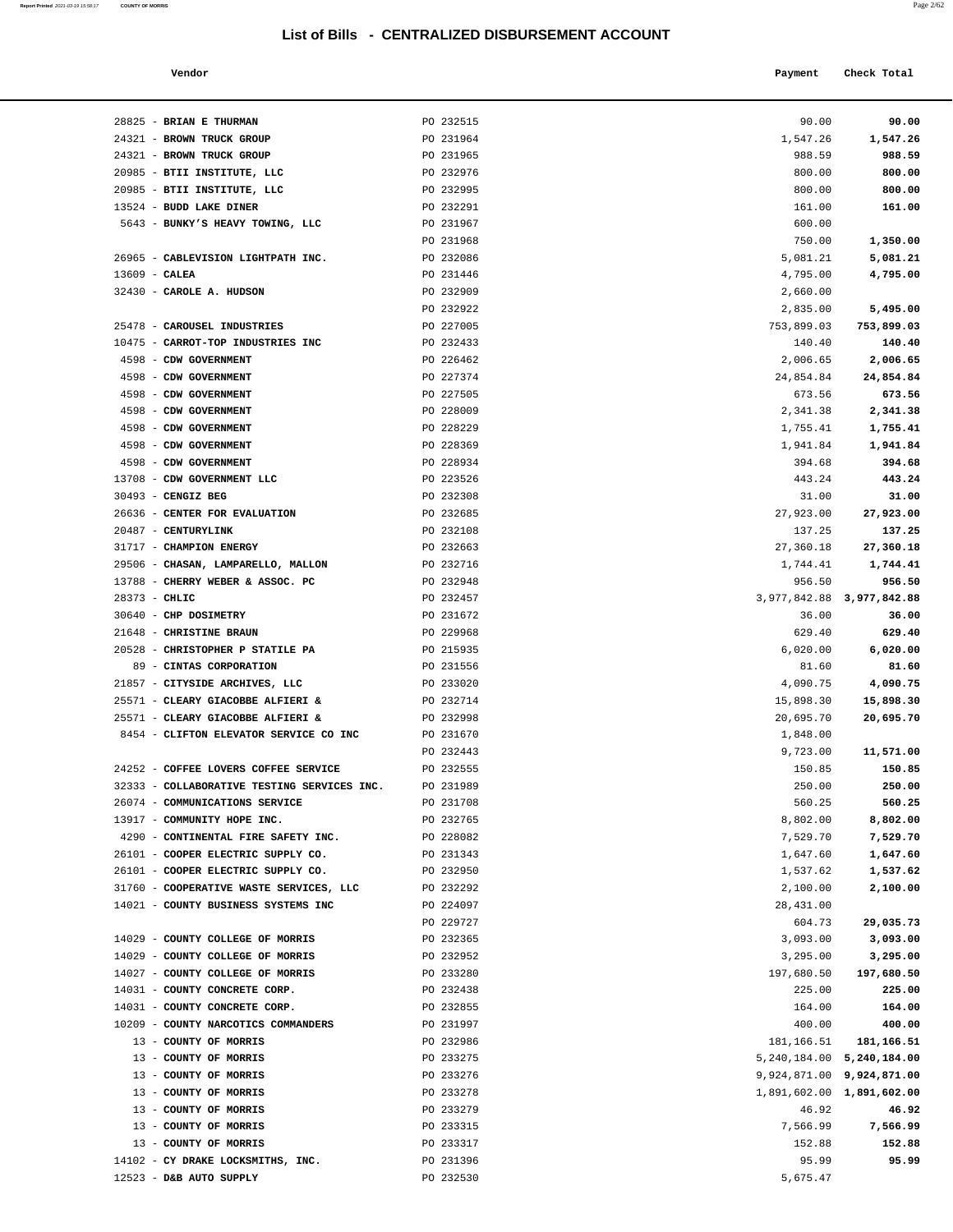# List of Bills - CENTRALIZED DISBURSEMENT ACCOUNT

| Vendor | | Payment | Check Total |
|---|---|---|---|
| 28825 - **BRIAN E THURMAN** | PO 232515 | 90.00 | **90.00** |
| 24321 - **BROWN TRUCK GROUP** | PO 231964 | 1,547.26 | **1,547.26** |
| 24321 - **BROWN TRUCK GROUP** | PO 231965 | 988.59 | **988.59** |
| 20985 - **BTII INSTITUTE, LLC** | PO 232976 | 800.00 | **800.00** |
| 20985 - **BTII INSTITUTE, LLC** | PO 232995 | 800.00 | **800.00** |
| 13524 - **BUDD LAKE DINER** | PO 232291 | 161.00 | **161.00** |
| 5643 - **BUNKY'S HEAVY TOWING, LLC** | PO 231967 | 600.00 | |
| | PO 231968 | 750.00 | **1,350.00** |
| 26965 - **CABLEVISION LIGHTPATH INC.** | PO 232086 | 5,081.21 | **5,081.21** |
| 13609 - **CALEA** | PO 231446 | 4,795.00 | **4,795.00** |
| 32430 - **CAROLE A. HUDSON** | PO 232909 | 2,660.00 | |
| | PO 232922 | 2,835.00 | **5,495.00** |
| 25478 - **CAROUSEL INDUSTRIES** | PO 227005 | 753,899.03 | **753,899.03** |
| 10475 - **CARROT-TOP INDUSTRIES INC** | PO 232433 | 140.40 | **140.40** |
| 4598 - **CDW GOVERNMENT** | PO 226462 | 2,006.65 | **2,006.65** |
| 4598 - **CDW GOVERNMENT** | PO 227374 | 24,854.84 | **24,854.84** |
| 4598 - **CDW GOVERNMENT** | PO 227505 | 673.56 | **673.56** |
| 4598 - **CDW GOVERNMENT** | PO 228009 | 2,341.38 | **2,341.38** |
| 4598 - **CDW GOVERNMENT** | PO 228229 | 1,755.41 | **1,755.41** |
| 4598 - **CDW GOVERNMENT** | PO 228369 | 1,941.84 | **1,941.84** |
| 4598 - **CDW GOVERNMENT** | PO 228934 | 394.68 | **394.68** |
| 13708 - **CDW GOVERNMENT LLC** | PO 223526 | 443.24 | **443.24** |
| 30493 - **CENGIZ BEG** | PO 232308 | 31.00 | **31.00** |
| 26636 - **CENTER FOR EVALUATION** | PO 232685 | 27,923.00 | **27,923.00** |
| 20487 - **CENTURYLINK** | PO 232108 | 137.25 | **137.25** |
| 31717 - **CHAMPION ENERGY** | PO 232663 | 27,360.18 | **27,360.18** |
| 29506 - **CHASAN, LAMPARELLO, MALLON** | PO 232716 | 1,744.41 | **1,744.41** |
| 13788 - **CHERRY WEBER & ASSOC. PC** | PO 232948 | 956.50 | **956.50** |
| 28373 - **CHLIC** | PO 232457 | 3,977,842.88 | **3,977,842.88** |
| 30640 - **CHP DOSIMETRY** | PO 231672 | 36.00 | **36.00** |
| 21648 - **CHRISTINE BRAUN** | PO 229968 | 629.40 | **629.40** |
| 20528 - **CHRISTOPHER P STATILE PA** | PO 215935 | 6,020.00 | **6,020.00** |
| 89 - **CINTAS CORPORATION** | PO 231556 | 81.60 | **81.60** |
| 21857 - **CITYSIDE ARCHIVES, LLC** | PO 233020 | 4,090.75 | **4,090.75** |
| 25571 - **CLEARY GIACOBBE ALFIERI &** | PO 232714 | 15,898.30 | **15,898.30** |
| 25571 - **CLEARY GIACOBBE ALFIERI &** | PO 232998 | 20,695.70 | **20,695.70** |
| 8454 - **CLIFTON ELEVATOR SERVICE CO INC** | PO 231670 | 1,848.00 | |
| | PO 232443 | 9,723.00 | **11,571.00** |
| 24252 - **COFFEE LOVERS COFFEE SERVICE** | PO 232555 | 150.85 | **150.85** |
| 32333 - **COLLABORATIVE TESTING SERVICES INC.** | PO 231989 | 250.00 | **250.00** |
| 26074 - **COMMUNICATIONS SERVICE** | PO 231708 | 560.25 | **560.25** |
| 13917 - **COMMUNITY HOPE INC.** | PO 232765 | 8,802.00 | **8,802.00** |
| 4290 - **CONTINENTAL FIRE SAFETY INC.** | PO 228082 | 7,529.70 | **7,529.70** |
| 26101 - **COOPER ELECTRIC SUPPLY CO.** | PO 231343 | 1,647.60 | **1,647.60** |
| 26101 - **COOPER ELECTRIC SUPPLY CO.** | PO 232950 | 1,537.62 | **1,537.62** |
| 31760 - **COOPERATIVE WASTE SERVICES, LLC** | PO 232292 | 2,100.00 | **2,100.00** |
| 14021 - **COUNTY BUSINESS SYSTEMS INC** | PO 224097 | 28,431.00 | |
| | PO 229727 | 604.73 | **29,035.73** |
| 14029 - **COUNTY COLLEGE OF MORRIS** | PO 232365 | 3,093.00 | **3,093.00** |
| 14029 - **COUNTY COLLEGE OF MORRIS** | PO 232952 | 3,295.00 | **3,295.00** |
| 14027 - **COUNTY COLLEGE OF MORRIS** | PO 233280 | 197,680.50 | **197,680.50** |
| 14031 - **COUNTY CONCRETE CORP.** | PO 232438 | 225.00 | **225.00** |
| 14031 - **COUNTY CONCRETE CORP.** | PO 232855 | 164.00 | **164.00** |
| 10209 - **COUNTY NARCOTICS COMMANDERS** | PO 231997 | 400.00 | **400.00** |
| 13 - **COUNTY OF MORRIS** | PO 232986 | 181,166.51 | **181,166.51** |
| 13 - **COUNTY OF MORRIS** | PO 233275 | 5,240,184.00 | **5,240,184.00** |
| 13 - **COUNTY OF MORRIS** | PO 233276 | 9,924,871.00 | **9,924,871.00** |
| 13 - **COUNTY OF MORRIS** | PO 233278 | 1,891,602.00 | **1,891,602.00** |
| 13 - **COUNTY OF MORRIS** | PO 233279 | 46.92 | **46.92** |
| 13 - **COUNTY OF MORRIS** | PO 233315 | 7,566.99 | **7,566.99** |
| 13 - **COUNTY OF MORRIS** | PO 233317 | 152.88 | **152.88** |
| 14102 - **CY DRAKE LOCKSMITHS, INC.** | PO 231396 | 95.99 | **95.99** |
| 12523 - **D&B AUTO SUPPLY** | PO 232530 | 5,675.47 | |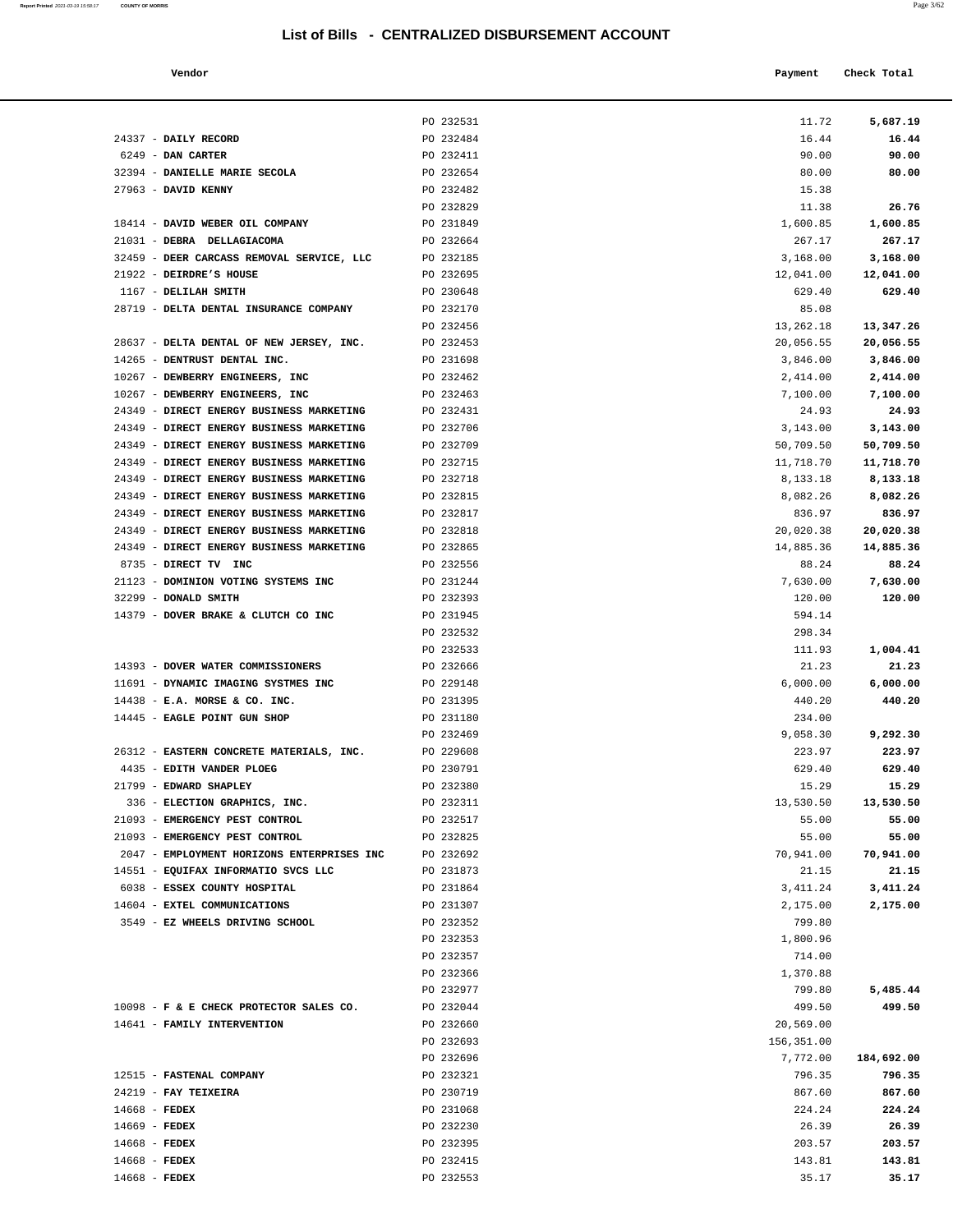# List of Bills - CENTRALIZED DISBURSEMENT ACCOUNT

| Vendor | | Payment | Check Total |
|---|---|---|---|
| | PO 232531 | 11.72 | **5,687.19** |
| 24337 - **DAILY RECORD** | PO 232484 | 16.44 | **16.44** |
| 6249 - **DAN CARTER** | PO 232411 | 90.00 | **90.00** |
| 32394 - **DANIELLE MARIE SECOLA** | PO 232654 | 80.00 | **80.00** |
| 27963 - **DAVID KENNY** | PO 232482 | 15.38 | |
| | PO 232829 | 11.38 | **26.76** |
| 18414 - **DAVID WEBER OIL COMPANY** | PO 231849 | 1,600.85 | **1,600.85** |
| 21031 - **DEBRA DELLAGIACOMA** | PO 232664 | 267.17 | **267.17** |
| 32459 - **DEER CARCASS REMOVAL SERVICE, LLC** | PO 232185 | 3,168.00 | **3,168.00** |
| 21922 - **DEIRDRE'S HOUSE** | PO 232695 | 12,041.00 | **12,041.00** |
| 1167 - **DELILAH SMITH** | PO 230648 | 629.40 | **629.40** |
| 28719 - **DELTA DENTAL INSURANCE COMPANY** | PO 232170 | 85.08 | |
| | PO 232456 | 13,262.18 | **13,347.26** |
| 28637 - **DELTA DENTAL OF NEW JERSEY, INC.** | PO 232453 | 20,056.55 | **20,056.55** |
| 14265 - **DENTRUST DENTAL INC.** | PO 231698 | 3,846.00 | **3,846.00** |
| 10267 - **DEWBERRY ENGINEERS, INC** | PO 232462 | 2,414.00 | **2,414.00** |
| 10267 - **DEWBERRY ENGINEERS, INC** | PO 232463 | 7,100.00 | **7,100.00** |
| 24349 - **DIRECT ENERGY BUSINESS MARKETING** | PO 232431 | 24.93 | **24.93** |
| 24349 - **DIRECT ENERGY BUSINESS MARKETING** | PO 232706 | 3,143.00 | **3,143.00** |
| 24349 - **DIRECT ENERGY BUSINESS MARKETING** | PO 232709 | 50,709.50 | **50,709.50** |
| 24349 - **DIRECT ENERGY BUSINESS MARKETING** | PO 232715 | 11,718.70 | **11,718.70** |
| 24349 - **DIRECT ENERGY BUSINESS MARKETING** | PO 232718 | 8,133.18 | **8,133.18** |
| 24349 - **DIRECT ENERGY BUSINESS MARKETING** | PO 232815 | 8,082.26 | **8,082.26** |
| 24349 - **DIRECT ENERGY BUSINESS MARKETING** | PO 232817 | 836.97 | **836.97** |
| 24349 - **DIRECT ENERGY BUSINESS MARKETING** | PO 232818 | 20,020.38 | **20,020.38** |
| 24349 - **DIRECT ENERGY BUSINESS MARKETING** | PO 232865 | 14,885.36 | **14,885.36** |
| 8735 - **DIRECT TV INC** | PO 232556 | 88.24 | **88.24** |
| 21123 - **DOMINION VOTING SYSTEMS INC** | PO 231244 | 7,630.00 | **7,630.00** |
| 32299 - **DONALD SMITH** | PO 232393 | 120.00 | **120.00** |
| 14379 - **DOVER BRAKE & CLUTCH CO INC** | PO 231945 | 594.14 | |
| | PO 232532 | 298.34 | |
| | PO 232533 | 111.93 | **1,004.41** |
| 14393 - **DOVER WATER COMMISSIONERS** | PO 232666 | 21.23 | **21.23** |
| 11691 - **DYNAMIC IMAGING SYSTMES INC** | PO 229148 | 6,000.00 | **6,000.00** |
| 14438 - **E.A. MORSE & CO. INC.** | PO 231395 | 440.20 | **440.20** |
| 14445 - **EAGLE POINT GUN SHOP** | PO 231180 | 234.00 | |
| | PO 232469 | 9,058.30 | **9,292.30** |
| 26312 - **EASTERN CONCRETE MATERIALS, INC.** | PO 229608 | 223.97 | **223.97** |
| 4435 - **EDITH VANDER PLOEG** | PO 230791 | 629.40 | **629.40** |
| 21799 - **EDWARD SHAPLEY** | PO 232380 | 15.29 | **15.29** |
| 336 - **ELECTION GRAPHICS, INC.** | PO 232311 | 13,530.50 | **13,530.50** |
| 21093 - **EMERGENCY PEST CONTROL** | PO 232517 | 55.00 | **55.00** |
| 21093 - **EMERGENCY PEST CONTROL** | PO 232825 | 55.00 | **55.00** |
| 2047 - **EMPLOYMENT HORIZONS ENTERPRISES INC** | PO 232692 | 70,941.00 | **70,941.00** |
| 14551 - **EQUIFAX INFORMATIO SVCS LLC** | PO 231873 | 21.15 | **21.15** |
| 6038 - **ESSEX COUNTY HOSPITAL** | PO 231864 | 3,411.24 | **3,411.24** |
| 14604 - **EXTEL COMMUNICATIONS** | PO 231307 | 2,175.00 | **2,175.00** |
| 3549 - **EZ WHEELS DRIVING SCHOOL** | PO 232352 | 799.80 | |
| | PO 232353 | 1,800.96 | |
| | PO 232357 | 714.00 | |
| | PO 232366 | 1,370.88 | |
| | PO 232977 | 799.80 | **5,485.44** |
| 10098 - **F & E CHECK PROTECTOR SALES CO.** | PO 232044 | 499.50 | **499.50** |
| 14641 - **FAMILY INTERVENTION** | PO 232660 | 20,569.00 | |
| | PO 232693 | 156,351.00 | |
| | PO 232696 | 7,772.00 | **184,692.00** |
| 12515 - **FASTENAL COMPANY** | PO 232321 | 796.35 | **796.35** |
| 24219 - **FAY TEIXEIRA** | PO 230719 | 867.60 | **867.60** |
| 14668 - **FEDEX** | PO 231068 | 224.24 | **224.24** |
| 14669 - **FEDEX** | PO 232230 | 26.39 | **26.39** |
| 14668 - **FEDEX** | PO 232395 | 203.57 | **203.57** |
| 14668 - **FEDEX** | PO 232415 | 143.81 | **143.81** |
| 14668 - **FEDEX** | PO 232553 | 35.17 | **35.17** |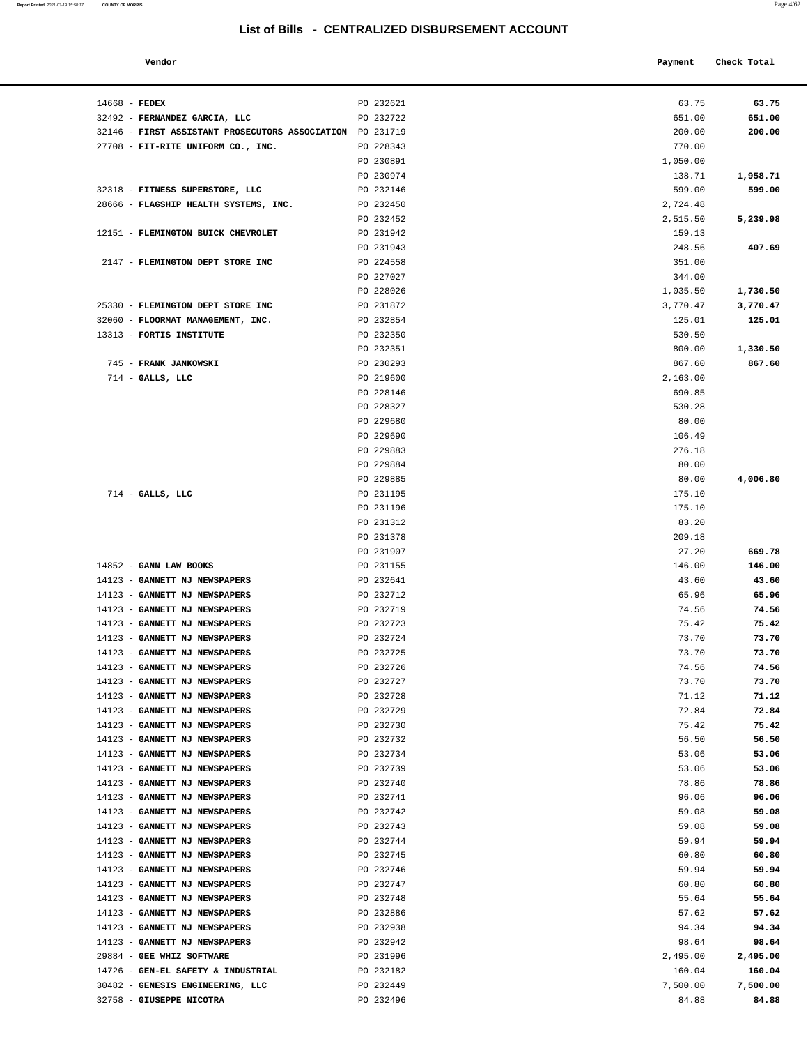## List of Bills - CENTRALIZED DISBURSEMENT ACCOUNT

| Vendor | | Payment | Check Total |
|---|---|---|---|
| 14668 - **FEDEX** | PO 232621 | 63.75 | **63.75** |
| 32492 - **FERNANDEZ GARCIA, LLC** | PO 232722 | 651.00 | **651.00** |
| 32146 - **FIRST ASSISTANT PROSECUTORS ASSOCIATION** | PO 231719 | 200.00 | **200.00** |
| 27708 - **FIT-RITE UNIFORM CO., INC.** | PO 228343 | 770.00 | |
| | PO 230891 | 1,050.00 | |
| | PO 230974 | 138.71 | **1,958.71** |
| 32318 - **FITNESS SUPERSTORE, LLC** | PO 232146 | 599.00 | **599.00** |
| 28666 - **FLAGSHIP HEALTH SYSTEMS, INC.** | PO 232450 | 2,724.48 | |
| | PO 232452 | 2,515.50 | **5,239.98** |
| 12151 - **FLEMINGTON BUICK CHEVROLET** | PO 231942 | 159.13 | |
| | PO 231943 | 248.56 | **407.69** |
| 2147 - **FLEMINGTON DEPT STORE INC** | PO 224558 | 351.00 | |
| | PO 227027 | 344.00 | |
| | PO 228026 | 1,035.50 | **1,730.50** |
| 25330 - **FLEMINGTON DEPT STORE INC** | PO 231872 | 3,770.47 | **3,770.47** |
| 32060 - **FLOORMAT MANAGEMENT, INC.** | PO 232854 | 125.01 | **125.01** |
| 13313 - **FORTIS INSTITUTE** | PO 232350 | 530.50 | |
| | PO 232351 | 800.00 | **1,330.50** |
| 745 - **FRANK JANKOWSKI** | PO 230293 | 867.60 | **867.60** |
| 714 - **GALLS, LLC** | PO 219600 | 2,163.00 | |
| | PO 228146 | 690.85 | |
| | PO 228327 | 530.28 | |
| | PO 229680 | 80.00 | |
| | PO 229690 | 106.49 | |
| | PO 229883 | 276.18 | |
| | PO 229884 | 80.00 | |
| | PO 229885 | 80.00 | **4,006.80** |
| 714 - **GALLS, LLC** | PO 231195 | 175.10 | |
| | PO 231196 | 175.10 | |
| | PO 231312 | 83.20 | |
| | PO 231378 | 209.18 | |
| | PO 231907 | 27.20 | **669.78** |
| 14852 - **GANN LAW BOOKS** | PO 231155 | 146.00 | **146.00** |
| 14123 - **GANNETT NJ NEWSPAPERS** | PO 232641 | 43.60 | **43.60** |
| 14123 - **GANNETT NJ NEWSPAPERS** | PO 232712 | 65.96 | **65.96** |
| 14123 - **GANNETT NJ NEWSPAPERS** | PO 232719 | 74.56 | **74.56** |
| 14123 - **GANNETT NJ NEWSPAPERS** | PO 232723 | 75.42 | **75.42** |
| 14123 - **GANNETT NJ NEWSPAPERS** | PO 232724 | 73.70 | **73.70** |
| 14123 - **GANNETT NJ NEWSPAPERS** | PO 232725 | 73.70 | **73.70** |
| 14123 - **GANNETT NJ NEWSPAPERS** | PO 232726 | 74.56 | **74.56** |
| 14123 - **GANNETT NJ NEWSPAPERS** | PO 232727 | 73.70 | **73.70** |
| 14123 - **GANNETT NJ NEWSPAPERS** | PO 232728 | 71.12 | **71.12** |
| 14123 - **GANNETT NJ NEWSPAPERS** | PO 232729 | 72.84 | **72.84** |
| 14123 - **GANNETT NJ NEWSPAPERS** | PO 232730 | 75.42 | **75.42** |
| 14123 - **GANNETT NJ NEWSPAPERS** | PO 232732 | 56.50 | **56.50** |
| 14123 - **GANNETT NJ NEWSPAPERS** | PO 232734 | 53.06 | **53.06** |
| 14123 - **GANNETT NJ NEWSPAPERS** | PO 232739 | 53.06 | **53.06** |
| 14123 - **GANNETT NJ NEWSPAPERS** | PO 232740 | 78.86 | **78.86** |
| 14123 - **GANNETT NJ NEWSPAPERS** | PO 232741 | 96.06 | **96.06** |
| 14123 - **GANNETT NJ NEWSPAPERS** | PO 232742 | 59.08 | **59.08** |
| 14123 - **GANNETT NJ NEWSPAPERS** | PO 232743 | 59.08 | **59.08** |
| 14123 - **GANNETT NJ NEWSPAPERS** | PO 232744 | 59.94 | **59.94** |
| 14123 - **GANNETT NJ NEWSPAPERS** | PO 232745 | 60.80 | **60.80** |
| 14123 - **GANNETT NJ NEWSPAPERS** | PO 232746 | 59.94 | **59.94** |
| 14123 - **GANNETT NJ NEWSPAPERS** | PO 232747 | 60.80 | **60.80** |
| 14123 - **GANNETT NJ NEWSPAPERS** | PO 232748 | 55.64 | **55.64** |
| 14123 - **GANNETT NJ NEWSPAPERS** | PO 232886 | 57.62 | **57.62** |
| 14123 - **GANNETT NJ NEWSPAPERS** | PO 232938 | 94.34 | **94.34** |
| 14123 - **GANNETT NJ NEWSPAPERS** | PO 232942 | 98.64 | **98.64** |
| 29884 - **GEE WHIZ SOFTWARE** | PO 231996 | 2,495.00 | **2,495.00** |
| 14726 - **GEN-EL SAFETY & INDUSTRIAL** | PO 232182 | 160.04 | **160.04** |
| 30482 - **GENESIS ENGINEERING, LLC** | PO 232449 | 7,500.00 | **7,500.00** |
| 32758 - **GIUSEPPE NICOTRA** | PO 232496 | 84.88 | **84.88** |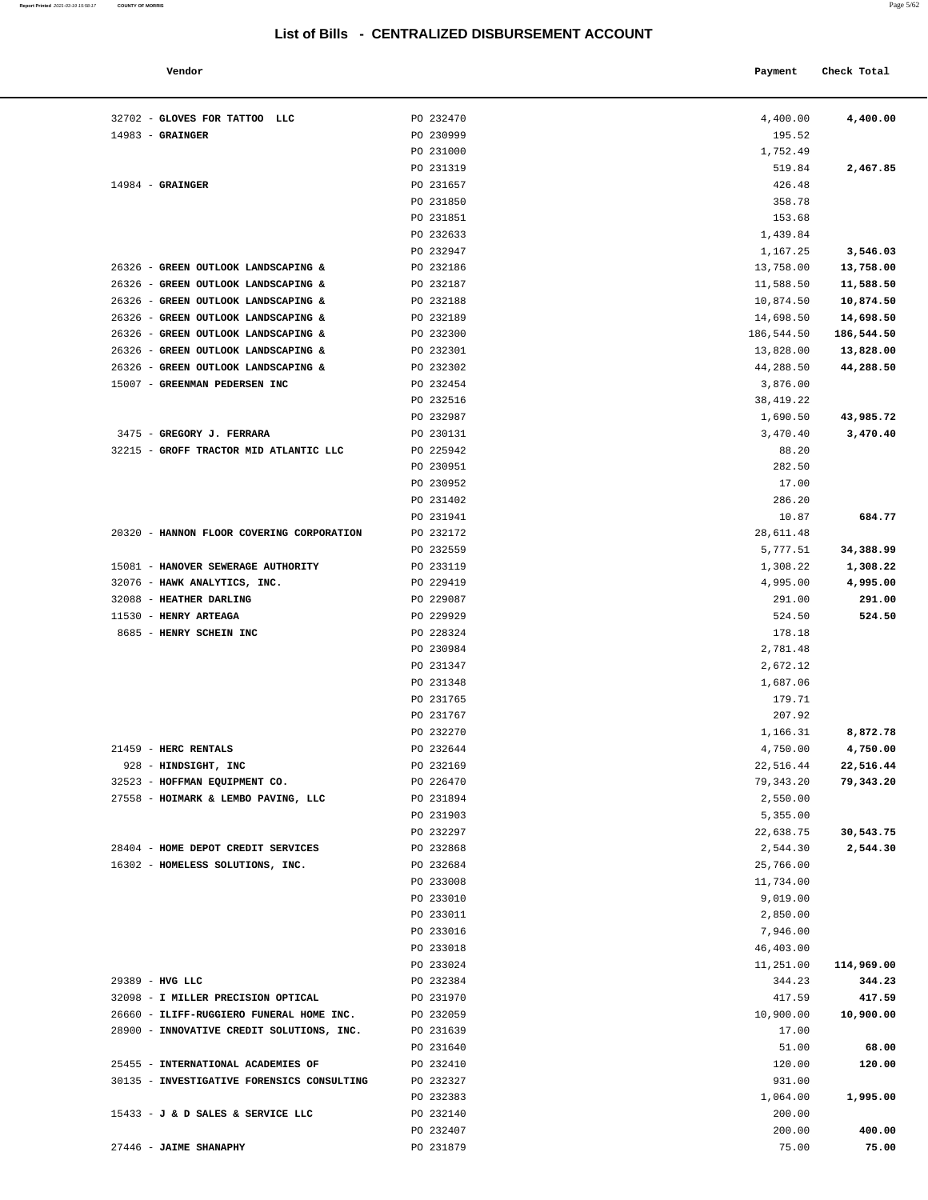## List of Bills - CENTRALIZED DISBURSEMENT ACCOUNT

| Vendor | | Payment | Check Total |
|---|---|---|---|
| 32702 - **GLOVES FOR TATTOO LLC** | PO 232470 | 4,400.00 | **4,400.00** |
| 14983 - **GRAINGER** | PO 230999 | 195.52 | |
| | PO 231000 | 1,752.49 | |
| | PO 231319 | 519.84 | **2,467.85** |
| 14984 - **GRAINGER** | PO 231657 | 426.48 | |
| | PO 231850 | 358.78 | |
| | PO 231851 | 153.68 | |
| | PO 232633 | 1,439.84 | |
| | PO 232947 | 1,167.25 | **3,546.03** |
| 26326 - **GREEN OUTLOOK LANDSCAPING &** | PO 232186 | 13,758.00 | **13,758.00** |
| 26326 - **GREEN OUTLOOK LANDSCAPING &** | PO 232187 | 11,588.50 | **11,588.50** |
| 26326 - **GREEN OUTLOOK LANDSCAPING &** | PO 232188 | 10,874.50 | **10,874.50** |
| 26326 - **GREEN OUTLOOK LANDSCAPING &** | PO 232189 | 14,698.50 | **14,698.50** |
| 26326 - **GREEN OUTLOOK LANDSCAPING &** | PO 232300 | 186,544.50 | **186,544.50** |
| 26326 - **GREEN OUTLOOK LANDSCAPING &** | PO 232301 | 13,828.00 | **13,828.00** |
| 26326 - **GREEN OUTLOOK LANDSCAPING &** | PO 232302 | 44,288.50 | **44,288.50** |
| 15007 - **GREENMAN PEDERSEN INC** | PO 232454 | 3,876.00 | |
| | PO 232516 | 38,419.22 | |
| | PO 232987 | 1,690.50 | **43,985.72** |
| 3475 - **GREGORY J. FERRARA** | PO 230131 | 3,470.40 | **3,470.40** |
| 32215 - **GROFF TRACTOR MID ATLANTIC LLC** | PO 225942 | 88.20 | |
| | PO 230951 | 282.50 | |
| | PO 230952 | 17.00 | |
| | PO 231402 | 286.20 | |
| | PO 231941 | 10.87 | **684.77** |
| 20320 - **HANNON FLOOR COVERING CORPORATION** | PO 232172 | 28,611.48 | |
| | PO 232559 | 5,777.51 | **34,388.99** |
| 15081 - **HANOVER SEWERAGE AUTHORITY** | PO 233119 | 1,308.22 | **1,308.22** |
| 32076 - **HAWK ANALYTICS, INC.** | PO 229419 | 4,995.00 | **4,995.00** |
| 32088 - **HEATHER DARLING** | PO 229087 | 291.00 | **291.00** |
| 11530 - **HENRY ARTEAGA** | PO 229929 | 524.50 | **524.50** |
| 8685 - **HENRY SCHEIN INC** | PO 228324 | 178.18 | |
| | PO 230984 | 2,781.48 | |
| | PO 231347 | 2,672.12 | |
| | PO 231348 | 1,687.06 | |
| | PO 231765 | 179.71 | |
| | PO 231767 | 207.92 | |
| | PO 232270 | 1,166.31 | **8,872.78** |
| 21459 - **HERC RENTALS** | PO 232644 | 4,750.00 | **4,750.00** |
| 928 - **HINDSIGHT, INC** | PO 232169 | 22,516.44 | **22,516.44** |
| 32523 - **HOFFMAN EQUIPMENT CO.** | PO 226470 | 79,343.20 | **79,343.20** |
| 27558 - **HOIMARK & LEMBO PAVING, LLC** | PO 231894 | 2,550.00 | |
| | PO 231903 | 5,355.00 | |
| | PO 232297 | 22,638.75 | **30,543.75** |
| 28404 - **HOME DEPOT CREDIT SERVICES** | PO 232868 | 2,544.30 | **2,544.30** |
| 16302 - **HOMELESS SOLUTIONS, INC.** | PO 232684 | 25,766.00 | |
| | PO 233008 | 11,734.00 | |
| | PO 233010 | 9,019.00 | |
| | PO 233011 | 2,850.00 | |
| | PO 233016 | 7,946.00 | |
| | PO 233018 | 46,403.00 | |
| | PO 233024 | 11,251.00 | **114,969.00** |
| 29389 - **HVG LLC** | PO 232384 | 344.23 | **344.23** |
| 32098 - **I MILLER PRECISION OPTICAL** | PO 231970 | 417.59 | **417.59** |
| 26660 - **ILIFF-RUGGIERO FUNERAL HOME INC.** | PO 232059 | 10,900.00 | **10,900.00** |
| 28900 - **INNOVATIVE CREDIT SOLUTIONS, INC.** | PO 231639 | 17.00 | |
| | PO 231640 | 51.00 | **68.00** |
| 25455 - **INTERNATIONAL ACADEMIES OF** | PO 232410 | 120.00 | **120.00** |
| 30135 - **INVESTIGATIVE FORENSICS CONSULTING** | PO 232327 | 931.00 | |
| | PO 232383 | 1,064.00 | **1,995.00** |
| 15433 - **J & D SALES & SERVICE LLC** | PO 232140 | 200.00 | |
| | PO 232407 | 200.00 | **400.00** |
| 27446 - **JAIME SHANAPHY** | PO 231879 | 75.00 | **75.00** |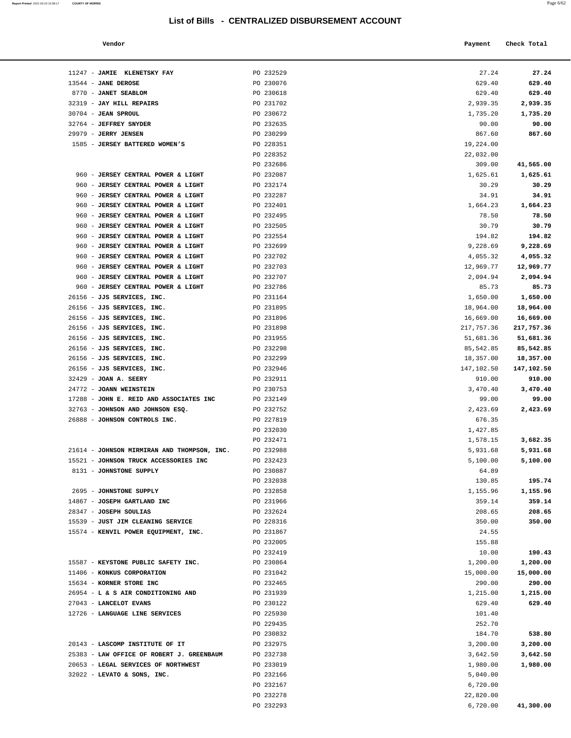## List of Bills - CENTRALIZED DISBURSEMENT ACCOUNT

| Vendor | | Payment | Check Total |
|---|---|---|---|
| 11247 - **JAMIE KLENETSKY FAY** | PO 232529 | 27.24 | **27.24** |
| 13544 - **JANE DEROSE** | PO 230076 | 629.40 | **629.40** |
| 8770 - **JANET SEABLOM** | PO 230618 | 629.40 | **629.40** |
| 32319 - **JAY HILL REPAIRS** | PO 231702 | 2,939.35 | **2,939.35** |
| 30704 - **JEAN SPROUL** | PO 230672 | 1,735.20 | **1,735.20** |
| 32764 - **JEFFREY SNYDER** | PO 232635 | 90.00 | **90.00** |
| 29979 - **JERRY JENSEN** | PO 230299 | 867.60 | **867.60** |
| 1585 - **JERSEY BATTERED WOMEN'S** | PO 228351 | 19,224.00 | |
| | PO 228352 | 22,032.00 | |
| | PO 232686 | 309.00 | **41,565.00** |
| 960 - **JERSEY CENTRAL POWER & LIGHT** | PO 232087 | 1,625.61 | **1,625.61** |
| 960 - **JERSEY CENTRAL POWER & LIGHT** | PO 232174 | 30.29 | **30.29** |
| 960 - **JERSEY CENTRAL POWER & LIGHT** | PO 232287 | 34.91 | **34.91** |
| 960 - **JERSEY CENTRAL POWER & LIGHT** | PO 232401 | 1,664.23 | **1,664.23** |
| 960 - **JERSEY CENTRAL POWER & LIGHT** | PO 232495 | 78.50 | **78.50** |
| 960 - **JERSEY CENTRAL POWER & LIGHT** | PO 232505 | 30.79 | **30.79** |
| 960 - **JERSEY CENTRAL POWER & LIGHT** | PO 232554 | 194.82 | **194.82** |
| 960 - **JERSEY CENTRAL POWER & LIGHT** | PO 232699 | 9,228.69 | **9,228.69** |
| 960 - **JERSEY CENTRAL POWER & LIGHT** | PO 232702 | 4,055.32 | **4,055.32** |
| 960 - **JERSEY CENTRAL POWER & LIGHT** | PO 232703 | 12,969.77 | **12,969.77** |
| 960 - **JERSEY CENTRAL POWER & LIGHT** | PO 232707 | 2,094.94 | **2,094.94** |
| 960 - **JERSEY CENTRAL POWER & LIGHT** | PO 232786 | 85.73 | **85.73** |
| 26156 - **JJS SERVICES, INC.** | PO 231164 | 1,650.00 | **1,650.00** |
| 26156 - **JJS SERVICES, INC.** | PO 231895 | 18,964.00 | **18,964.00** |
| 26156 - **JJS SERVICES, INC.** | PO 231896 | 16,669.00 | **16,669.00** |
| 26156 - **JJS SERVICES, INC.** | PO 231898 | 217,757.36 | **217,757.36** |
| 26156 - **JJS SERVICES, INC.** | PO 231955 | 51,681.36 | **51,681.36** |
| 26156 - **JJS SERVICES, INC.** | PO 232298 | 85,542.85 | **85,542.85** |
| 26156 - **JJS SERVICES, INC.** | PO 232299 | 18,357.00 | **18,357.00** |
| 26156 - **JJS SERVICES, INC.** | PO 232946 | 147,102.50 | **147,102.50** |
| 32429 - **JOAN A. SEERY** | PO 232911 | 910.00 | **910.00** |
| 24772 - **JOANN WEINSTEIN** | PO 230753 | 3,470.40 | **3,470.40** |
| 17288 - **JOHN E. REID AND ASSOCIATES INC** | PO 232149 | 99.00 | **99.00** |
| 32763 - **JOHNSON AND JOHNSON ESQ.** | PO 232752 | 2,423.69 | **2,423.69** |
| 26888 - **JOHNSON CONTROLS INC.** | PO 227819 | 676.35 | |
| | PO 232030 | 1,427.85 | |
| | PO 232471 | 1,578.15 | **3,682.35** |
| 21614 - **JOHNSON MIRMIRAN AND THOMPSON, INC.** | PO 232988 | 5,931.68 | **5,931.68** |
| 15521 - **JOHNSON TRUCK ACCESSORIES INC** | PO 232423 | 5,100.00 | **5,100.00** |
| 8131 - **JOHNSTONE SUPPLY** | PO 230887 | 64.89 | |
| | PO 232038 | 130.85 | **195.74** |
| 2695 - **JOHNSTONE SUPPLY** | PO 232858 | 1,155.96 | **1,155.96** |
| 14867 - **JOSEPH GARTLAND INC** | PO 231966 | 359.14 | **359.14** |
| 28347 - **JOSEPH SOULIAS** | PO 232624 | 208.65 | **208.65** |
| 15539 - **JUST JIM CLEANING SERVICE** | PO 228316 | 350.00 | **350.00** |
| 15574 - **KENVIL POWER EQUIPMENT, INC.** | PO 231867 | 24.55 | |
| | PO 232005 | 155.88 | |
| | PO 232419 | 10.00 | **190.43** |
| 15587 - **KEYSTONE PUBLIC SAFETY INC.** | PO 230864 | 1,200.00 | **1,200.00** |
| 11406 - **KONKUS CORPORATION** | PO 231042 | 15,000.00 | **15,000.00** |
| 15634 - **KORNER STORE INC** | PO 232465 | 290.00 | **290.00** |
| 26954 - **L & S AIR CONDITIONING AND** | PO 231939 | 1,215.00 | **1,215.00** |
| 27043 - **LANCELOT EVANS** | PO 230122 | 629.40 | **629.40** |
| 12726 - **LANGUAGE LINE SERVICES** | PO 225930 | 101.40 | |
| | PO 229435 | 252.70 | |
| | PO 230832 | 184.70 | **538.80** |
| 20143 - **LASCOMP INSTITUTE OF IT** | PO 232975 | 3,200.00 | **3,200.00** |
| 25383 - **LAW OFFICE OF ROBERT J. GREENBAUM** | PO 232738 | 3,642.50 | **3,642.50** |
| 20653 - **LEGAL SERVICES OF NORTHWEST** | PO 233019 | 1,980.00 | **1,980.00** |
| 32022 - **LEVATO & SONS, INC.** | PO 232166 | 5,040.00 | |
| | PO 232167 | 6,720.00 | |
| | PO 232278 | 22,820.00 | |
| | PO 232293 | 6,720.00 | **41,300.00** |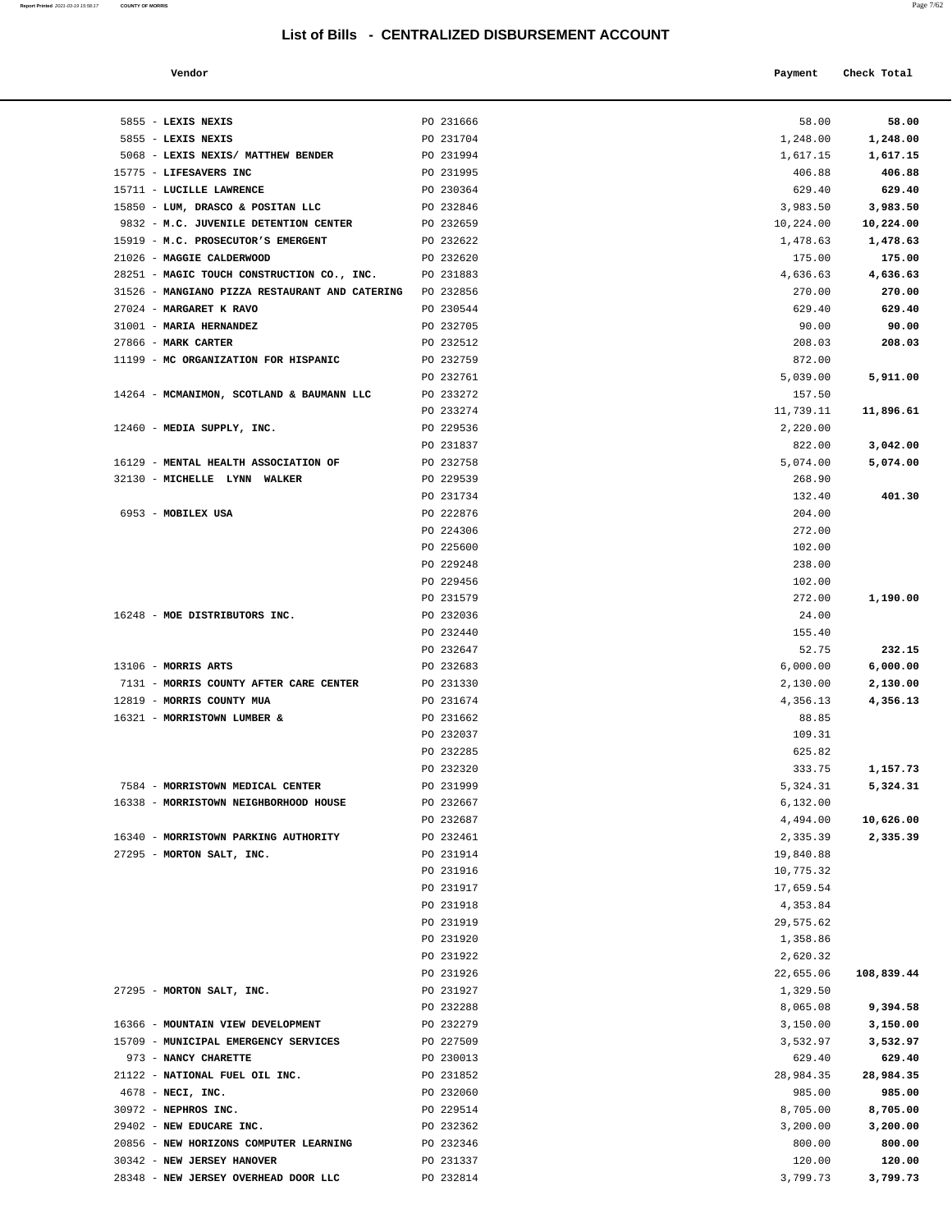# List of Bills - CENTRALIZED DISBURSEMENT ACCOUNT

| Vendor | | Payment | Check Total |
|---|---|---|---|
| 5855 - **LEXIS NEXIS** | PO 231666 | 58.00 | **58.00** |
| 5855 - **LEXIS NEXIS** | PO 231704 | 1,248.00 | **1,248.00** |
| 5068 - **LEXIS NEXIS/ MATTHEW BENDER** | PO 231994 | 1,617.15 | **1,617.15** |
| 15775 - **LIFESAVERS INC** | PO 231995 | 406.88 | **406.88** |
| 15711 - **LUCILLE LAWRENCE** | PO 230364 | 629.40 | **629.40** |
| 15850 - **LUM, DRASCO & POSITAN LLC** | PO 232846 | 3,983.50 | **3,983.50** |
| 9832 - **M.C. JUVENILE DETENTION CENTER** | PO 232659 | 10,224.00 | **10,224.00** |
| 15919 - **M.C. PROSECUTOR'S EMERGENT** | PO 232622 | 1,478.63 | **1,478.63** |
| 21026 - **MAGGIE CALDERWOOD** | PO 232620 | 175.00 | **175.00** |
| 28251 - **MAGIC TOUCH CONSTRUCTION CO., INC.** | PO 231883 | 4,636.63 | **4,636.63** |
| 31526 - **MANGIANO PIZZA RESTAURANT AND CATERING** | PO 232856 | 270.00 | **270.00** |
| 27024 - **MARGARET K RAVO** | PO 230544 | 629.40 | **629.40** |
| 31001 - **MARIA HERNANDEZ** | PO 232705 | 90.00 | **90.00** |
| 27866 - **MARK CARTER** | PO 232512 | 208.03 | **208.03** |
| 11199 - **MC ORGANIZATION FOR HISPANIC** | PO 232759 | 872.00 | |
| | PO 232761 | 5,039.00 | **5,911.00** |
| 14264 - **MCMANIMON, SCOTLAND & BAUMANN LLC** | PO 233272 | 157.50 | |
| | PO 233274 | 11,739.11 | **11,896.61** |
| 12460 - **MEDIA SUPPLY, INC.** | PO 229536 | 2,220.00 | |
| | PO 231837 | 822.00 | **3,042.00** |
| 16129 - **MENTAL HEALTH ASSOCIATION OF** | PO 232758 | 5,074.00 | **5,074.00** |
| 32130 - **MICHELLE LYNN WALKER** | PO 229539 | 268.90 | |
| | PO 231734 | 132.40 | **401.30** |
| 6953 - **MOBILEX USA** | PO 222876 | 204.00 | |
| | PO 224306 | 272.00 | |
| | PO 225600 | 102.00 | |
| | PO 229248 | 238.00 | |
| | PO 229456 | 102.00 | |
| | PO 231579 | 272.00 | **1,190.00** |
| 16248 - **MOE DISTRIBUTORS INC.** | PO 232036 | 24.00 | |
| | PO 232440 | 155.40 | |
| | PO 232647 | 52.75 | **232.15** |
| 13106 - **MORRIS ARTS** | PO 232683 | 6,000.00 | **6,000.00** |
| 7131 - **MORRIS COUNTY AFTER CARE CENTER** | PO 231330 | 2,130.00 | **2,130.00** |
| 12819 - **MORRIS COUNTY MUA** | PO 231674 | 4,356.13 | **4,356.13** |
| 16321 - **MORRISTOWN LUMBER &** | PO 231662 | 88.85 | |
| | PO 232037 | 109.31 | |
| | PO 232285 | 625.82 | |
| | PO 232320 | 333.75 | **1,157.73** |
| 7584 - **MORRISTOWN MEDICAL CENTER** | PO 231999 | 5,324.31 | **5,324.31** |
| 16338 - **MORRISTOWN NEIGHBORHOOD HOUSE** | PO 232667 | 6,132.00 | |
| | PO 232687 | 4,494.00 | **10,626.00** |
| 16340 - **MORRISTOWN PARKING AUTHORITY** | PO 232461 | 2,335.39 | **2,335.39** |
| 27295 - **MORTON SALT, INC.** | PO 231914 | 19,840.88 | |
| | PO 231916 | 10,775.32 | |
| | PO 231917 | 17,659.54 | |
| | PO 231918 | 4,353.84 | |
| | PO 231919 | 29,575.62 | |
| | PO 231920 | 1,358.86 | |
| | PO 231922 | 2,620.32 | |
| | PO 231926 | 22,655.06 | **108,839.44** |
| 27295 - **MORTON SALT, INC.** | PO 231927 | 1,329.50 | |
| | PO 232288 | 8,065.08 | **9,394.58** |
| 16366 - **MOUNTAIN VIEW DEVELOPMENT** | PO 232279 | 3,150.00 | **3,150.00** |
| 15709 - **MUNICIPAL EMERGENCY SERVICES** | PO 227509 | 3,532.97 | **3,532.97** |
| 973 - **NANCY CHARETTE** | PO 230013 | 629.40 | **629.40** |
| 21122 - **NATIONAL FUEL OIL INC.** | PO 231852 | 28,984.35 | **28,984.35** |
| 4678 - **NECI, INC.** | PO 232060 | 985.00 | **985.00** |
| 30972 - **NEPHROS INC.** | PO 229514 | 8,705.00 | **8,705.00** |
| 29402 - **NEW EDUCARE INC.** | PO 232362 | 3,200.00 | **3,200.00** |
| 20856 - **NEW HORIZONS COMPUTER LEARNING** | PO 232346 | 800.00 | **800.00** |
| 30342 - **NEW JERSEY HANOVER** | PO 231337 | 120.00 | **120.00** |
| 28348 - **NEW JERSEY OVERHEAD DOOR LLC** | PO 232814 | 3,799.73 | **3,799.73** |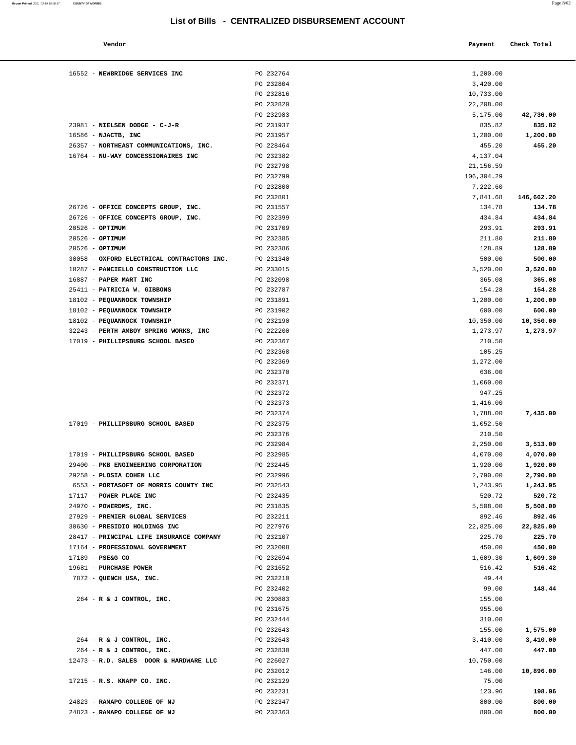# List of Bills - CENTRALIZED DISBURSEMENT ACCOUNT

| Vendor | | Payment | Check Total |
|---|---|---|---|
| 16552 - **NEWBRIDGE SERVICES INC** | PO 232764 | 1,200.00 | |
| | PO 232804 | 3,420.00 | |
| | PO 232816 | 10,733.00 | |
| | PO 232820 | 22,208.00 | |
| | PO 232983 | 5,175.00 | **42,736.00** |
| 23981 - **NIELSEN DODGE - C-J-R** | PO 231937 | 835.82 | **835.82** |
| 16586 - **NJACTB, INC** | PO 231957 | 1,200.00 | **1,200.00** |
| 26357 - **NORTHEAST COMMUNICATIONS, INC.** | PO 228464 | 455.20 | **455.20** |
| 16764 - **NU-WAY CONCESSIONAIRES INC** | PO 232382 | 4,137.04 | |
| | PO 232798 | 21,156.59 | |
| | PO 232799 | 106,304.29 | |
| | PO 232800 | 7,222.60 | |
| | PO 232801 | 7,841.68 | **146,662.20** |
| 26726 - **OFFICE CONCEPTS GROUP, INC.** | PO 231557 | 134.78 | **134.78** |
| 26726 - **OFFICE CONCEPTS GROUP, INC.** | PO 232399 | 434.84 | **434.84** |
| 20526 - **OPTIMUM** | PO 231709 | 293.91 | **293.91** |
| 20526 - **OPTIMUM** | PO 232385 | 211.80 | **211.80** |
| 20526 - **OPTIMUM** | PO 232386 | 128.89 | **128.89** |
| 30058 - **OXFORD ELECTRICAL CONTRACTORS INC.** | PO 231340 | 500.00 | **500.00** |
| 10287 - **PANCIELLO CONSTRUCTION LLC** | PO 233015 | 3,520.00 | **3,520.00** |
| 16887 - **PAPER MART INC** | PO 232098 | 365.08 | **365.08** |
| 25411 - **PATRICIA W. GIBBONS** | PO 232787 | 154.28 | **154.28** |
| 18102 - **PEQUANNOCK TOWNSHIP** | PO 231891 | 1,200.00 | **1,200.00** |
| 18102 - **PEQUANNOCK TOWNSHIP** | PO 231902 | 600.00 | **600.00** |
| 18102 - **PEQUANNOCK TOWNSHIP** | PO 232190 | 10,350.00 | **10,350.00** |
| 32243 - **PERTH AMBOY SPRING WORKS, INC** | PO 222200 | 1,273.97 | **1,273.97** |
| 17019 - **PHILLIPSBURG SCHOOL BASED** | PO 232367 | 210.50 | |
| | PO 232368 | 105.25 | |
| | PO 232369 | 1,272.00 | |
| | PO 232370 | 636.00 | |
| | PO 232371 | 1,060.00 | |
| | PO 232372 | 947.25 | |
| | PO 232373 | 1,416.00 | |
| | PO 232374 | 1,788.00 | **7,435.00** |
| 17019 - **PHILLIPSBURG SCHOOL BASED** | PO 232375 | 1,052.50 | |
| | PO 232376 | 210.50 | |
| | PO 232984 | 2,250.00 | **3,513.00** |
| 17019 - **PHILLIPSBURG SCHOOL BASED** | PO 232985 | 4,070.00 | **4,070.00** |
| 29400 - **PKB ENGINEERING CORPORATION** | PO 232445 | 1,920.00 | **1,920.00** |
| 29258 - **PLOSIA COHEN LLC** | PO 232996 | 2,790.00 | **2,790.00** |
| 6553 - **PORTASOFT OF MORRIS COUNTY INC** | PO 232543 | 1,243.95 | **1,243.95** |
| 17117 - **POWER PLACE INC** | PO 232435 | 520.72 | **520.72** |
| 24970 - **POWERDMS, INC.** | PO 231835 | 5,508.00 | **5,508.00** |
| 27929 - **PREMIER GLOBAL SERVICES** | PO 232211 | 892.46 | **892.46** |
| 30630 - **PRESIDIO HOLDINGS INC** | PO 227976 | 22,825.00 | **22,825.00** |
| 28417 - **PRINCIPAL LIFE INSURANCE COMPANY** | PO 232107 | 225.70 | **225.70** |
| 17164 - **PROFESSIONAL GOVERNMENT** | PO 232008 | 450.00 | **450.00** |
| 17189 - **PSE&G CO** | PO 232694 | 1,609.30 | **1,609.30** |
| 19681 - **PURCHASE POWER** | PO 231652 | 516.42 | **516.42** |
| 7872 - **QUENCH USA, INC.** | PO 232210 | 49.44 | |
| | PO 232402 | 99.00 | **148.44** |
| 264 - **R & J CONTROL, INC.** | PO 230883 | 155.00 | |
| | PO 231675 | 955.00 | |
| | PO 232444 | 310.00 | |
| | PO 232643 | 155.00 | **1,575.00** |
| 264 - **R & J CONTROL, INC.** | PO 232643 | 3,410.00 | **3,410.00** |
| 264 - **R & J CONTROL, INC.** | PO 232830 | 447.00 | **447.00** |
| 12473 - **R.D. SALES DOOR & HARDWARE LLC** | PO 226027 | 10,750.00 | |
| | PO 232012 | 146.00 | **10,896.00** |
| 17215 - **R.S. KNAPP CO. INC.** | PO 232129 | 75.00 | |
| | PO 232231 | 123.96 | **198.96** |
| 24823 - **RAMAPO COLLEGE OF NJ** | PO 232347 | 800.00 | **800.00** |
| 24823 - **RAMAPO COLLEGE OF NJ** | PO 232363 | 800.00 | **800.00** |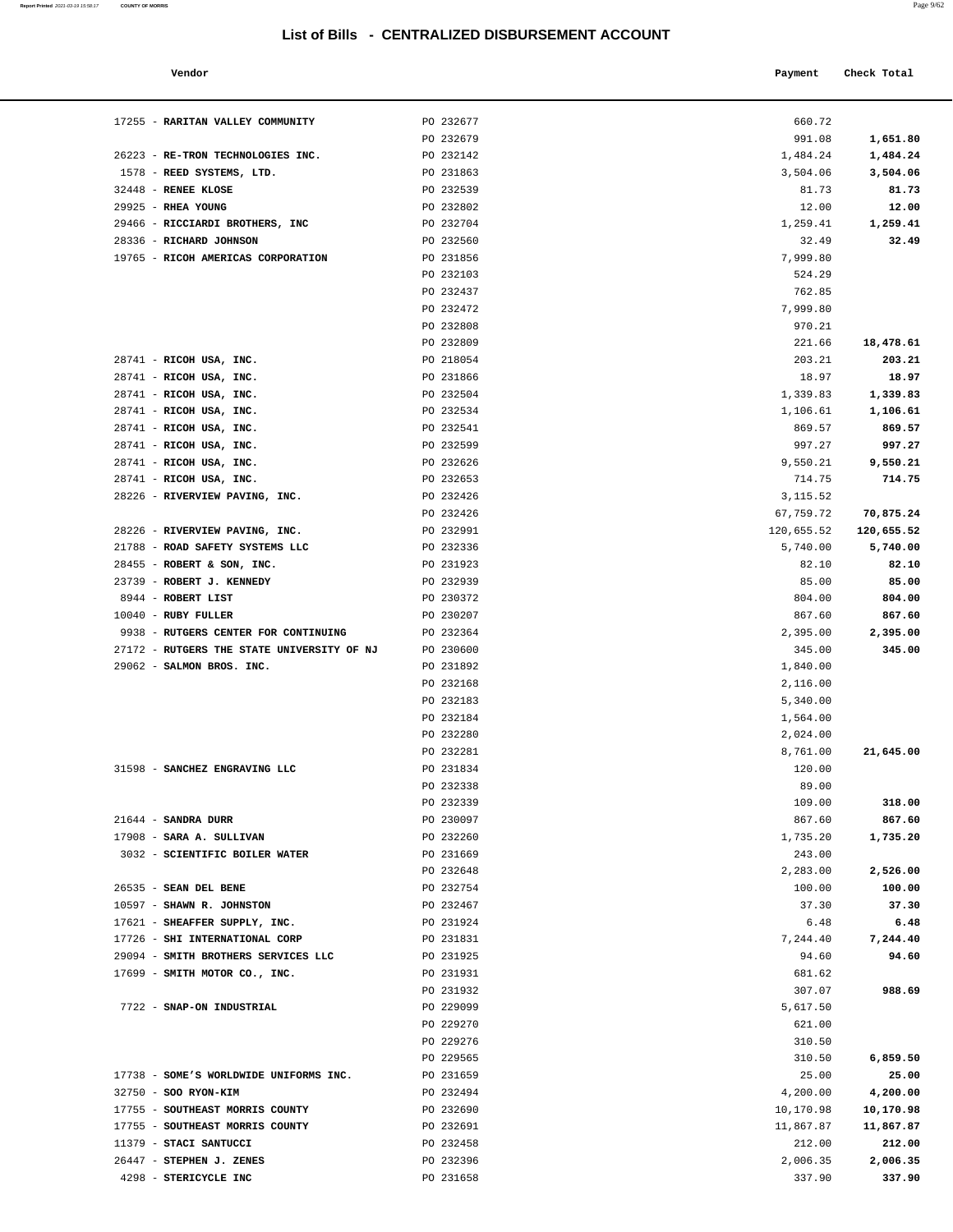# List of Bills - CENTRALIZED DISBURSEMENT ACCOUNT

| Vendor | | Payment | Check Total |
|---|---|---|---|
| 17255 - **RARITAN VALLEY COMMUNITY** | PO 232677 | 660.72 | |
| | PO 232679 | 991.08 | **1,651.80** |
| 26223 - **RE-TRON TECHNOLOGIES INC.** | PO 232142 | 1,484.24 | **1,484.24** |
| 1578 - **REED SYSTEMS, LTD.** | PO 231863 | 3,504.06 | **3,504.06** |
| 32448 - **RENEE KLOSE** | PO 232539 | 81.73 | **81.73** |
| 29925 - **RHEA YOUNG** | PO 232802 | 12.00 | **12.00** |
| 29466 - **RICCIARDI BROTHERS, INC** | PO 232704 | 1,259.41 | **1,259.41** |
| 28336 - **RICHARD JOHNSON** | PO 232560 | 32.49 | **32.49** |
| 19765 - **RICOH AMERICAS CORPORATION** | PO 231856 | 7,999.80 | |
| | PO 232103 | 524.29 | |
| | PO 232437 | 762.85 | |
| | PO 232472 | 7,999.80 | |
| | PO 232808 | 970.21 | |
| | PO 232809 | 221.66 | **18,478.61** |
| 28741 - **RICOH USA, INC.** | PO 218054 | 203.21 | **203.21** |
| 28741 - **RICOH USA, INC.** | PO 231866 | 18.97 | **18.97** |
| 28741 - **RICOH USA, INC.** | PO 232504 | 1,339.83 | **1,339.83** |
| 28741 - **RICOH USA, INC.** | PO 232534 | 1,106.61 | **1,106.61** |
| 28741 - **RICOH USA, INC.** | PO 232541 | 869.57 | **869.57** |
| 28741 - **RICOH USA, INC.** | PO 232599 | 997.27 | **997.27** |
| 28741 - **RICOH USA, INC.** | PO 232626 | 9,550.21 | **9,550.21** |
| 28741 - **RICOH USA, INC.** | PO 232653 | 714.75 | **714.75** |
| 28226 - **RIVERVIEW PAVING, INC.** | PO 232426 | 3,115.52 | |
| | PO 232426 | 67,759.72 | **70,875.24** |
| 28226 - **RIVERVIEW PAVING, INC.** | PO 232991 | 120,655.52 | **120,655.52** |
| 21788 - **ROAD SAFETY SYSTEMS LLC** | PO 232336 | 5,740.00 | **5,740.00** |
| 28455 - **ROBERT & SON, INC.** | PO 231923 | 82.10 | **82.10** |
| 23739 - **ROBERT J. KENNEDY** | PO 232939 | 85.00 | **85.00** |
| 8944 - **ROBERT LIST** | PO 230372 | 804.00 | **804.00** |
| 10040 - **RUBY FULLER** | PO 230207 | 867.60 | **867.60** |
| 9938 - **RUTGERS CENTER FOR CONTINUING** | PO 232364 | 2,395.00 | **2,395.00** |
| 27172 - **RUTGERS THE STATE UNIVERSITY OF NJ** | PO 230600 | 345.00 | **345.00** |
| 29062 - **SALMON BROS. INC.** | PO 231892 | 1,840.00 | |
| | PO 232168 | 2,116.00 | |
| | PO 232183 | 5,340.00 | |
| | PO 232184 | 1,564.00 | |
| | PO 232280 | 2,024.00 | |
| | PO 232281 | 8,761.00 | **21,645.00** |
| 31598 - **SANCHEZ ENGRAVING LLC** | PO 231834 | 120.00 | |
| | PO 232338 | 89.00 | |
| | PO 232339 | 109.00 | **318.00** |
| 21644 - **SANDRA DURR** | PO 230097 | 867.60 | **867.60** |
| 17908 - **SARA A. SULLIVAN** | PO 232260 | 1,735.20 | **1,735.20** |
| 3032 - **SCIENTIFIC BOILER WATER** | PO 231669 | 243.00 | |
| | PO 232648 | 2,283.00 | **2,526.00** |
| 26535 - **SEAN DEL BENE** | PO 232754 | 100.00 | **100.00** |
| 10597 - **SHAWN R. JOHNSTON** | PO 232467 | 37.30 | **37.30** |
| 17621 - **SHEAFFER SUPPLY, INC.** | PO 231924 | 6.48 | **6.48** |
| 17726 - **SHI INTERNATIONAL CORP** | PO 231831 | 7,244.40 | **7,244.40** |
| 29094 - **SMITH BROTHERS SERVICES LLC** | PO 231925 | 94.60 | **94.60** |
| 17699 - **SMITH MOTOR CO., INC.** | PO 231931 | 681.62 | |
| | PO 231932 | 307.07 | **988.69** |
| 7722 - **SNAP-ON INDUSTRIAL** | PO 229099 | 5,617.50 | |
| | PO 229270 | 621.00 | |
| | PO 229276 | 310.50 | |
| | PO 229565 | 310.50 | **6,859.50** |
| 17738 - **SOME'S WORLDWIDE UNIFORMS INC.** | PO 231659 | 25.00 | **25.00** |
| 32750 - **SOO RYON-KIM** | PO 232494 | 4,200.00 | **4,200.00** |
| 17755 - **SOUTHEAST MORRIS COUNTY** | PO 232690 | 10,170.98 | **10,170.98** |
| 17755 - **SOUTHEAST MORRIS COUNTY** | PO 232691 | 11,867.87 | **11,867.87** |
| 11379 - **STACI SANTUCCI** | PO 232458 | 212.00 | **212.00** |
| 26447 - **STEPHEN J. ZENES** | PO 232396 | 2,006.35 | **2,006.35** |
| 4298 - **STERICYCLE INC** | PO 231658 | 337.90 | **337.90** |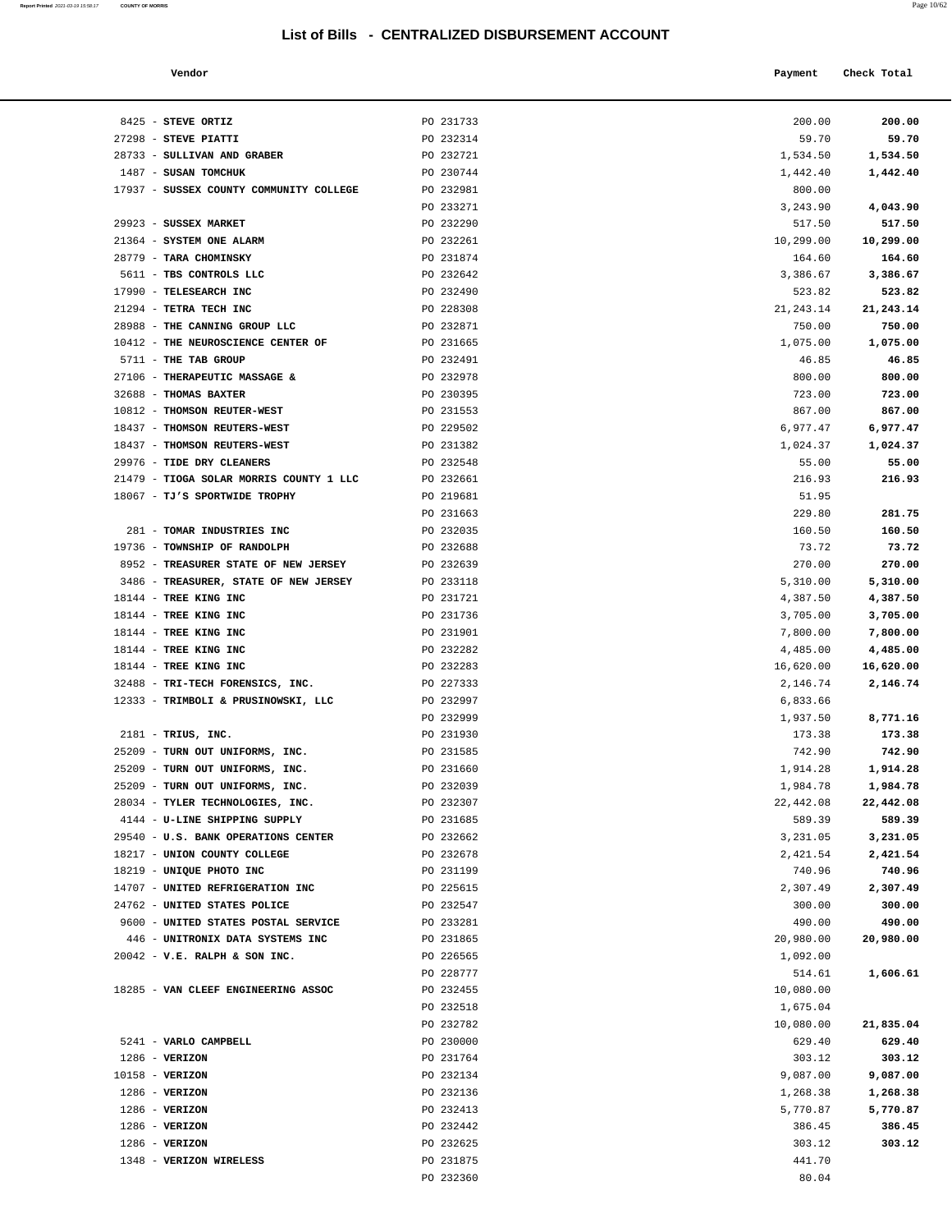# List of Bills - CENTRALIZED DISBURSEMENT ACCOUNT

| Vendor | | Payment | Check Total |
|---|---|---|---|
| 8425 - **STEVE ORTIZ** | PO 231733 | 200.00 | **200.00** |
| 27298 - **STEVE PIATTI** | PO 232314 | 59.70 | **59.70** |
| 28733 - **SULLIVAN AND GRABER** | PO 232721 | 1,534.50 | **1,534.50** |
| 1487 - **SUSAN TOMCHUK** | PO 230744 | 1,442.40 | **1,442.40** |
| 17937 - **SUSSEX COUNTY COMMUNITY COLLEGE** | PO 232981 | 800.00 | |
| | PO 233271 | 3,243.90 | **4,043.90** |
| 29923 - **SUSSEX MARKET** | PO 232290 | 517.50 | **517.50** |
| 21364 - **SYSTEM ONE ALARM** | PO 232261 | 10,299.00 | **10,299.00** |
| 28779 - **TARA CHOMINSKY** | PO 231874 | 164.60 | **164.60** |
| 5611 - **TBS CONTROLS LLC** | PO 232642 | 3,386.67 | **3,386.67** |
| 17990 - **TELESEARCH INC** | PO 232490 | 523.82 | **523.82** |
| 21294 - **TETRA TECH INC** | PO 228308 | 21,243.14 | **21,243.14** |
| 28988 - **THE CANNING GROUP LLC** | PO 232871 | 750.00 | **750.00** |
| 10412 - **THE NEUROSCIENCE CENTER OF** | PO 231665 | 1,075.00 | **1,075.00** |
| 5711 - **THE TAB GROUP** | PO 232491 | 46.85 | **46.85** |
| 27106 - **THERAPEUTIC MASSAGE &** | PO 232978 | 800.00 | **800.00** |
| 32688 - **THOMAS BAXTER** | PO 230395 | 723.00 | **723.00** |
| 10812 - **THOMSON REUTER-WEST** | PO 231553 | 867.00 | **867.00** |
| 18437 - **THOMSON REUTERS-WEST** | PO 229502 | 6,977.47 | **6,977.47** |
| 18437 - **THOMSON REUTERS-WEST** | PO 231382 | 1,024.37 | **1,024.37** |
| 29976 - **TIDE DRY CLEANERS** | PO 232548 | 55.00 | **55.00** |
| 21479 - **TIOGA SOLAR MORRIS COUNTY 1 LLC** | PO 232661 | 216.93 | **216.93** |
| 18067 - **TJ'S SPORTWIDE TROPHY** | PO 219681 | 51.95 | |
| | PO 231663 | 229.80 | **281.75** |
| 281 - **TOMAR INDUSTRIES INC** | PO 232035 | 160.50 | **160.50** |
| 19736 - **TOWNSHIP OF RANDOLPH** | PO 232688 | 73.72 | **73.72** |
| 8952 - **TREASURER STATE OF NEW JERSEY** | PO 232639 | 270.00 | **270.00** |
| 3486 - **TREASURER, STATE OF NEW JERSEY** | PO 233118 | 5,310.00 | **5,310.00** |
| 18144 - **TREE KING INC** | PO 231721 | 4,387.50 | **4,387.50** |
| 18144 - **TREE KING INC** | PO 231736 | 3,705.00 | **3,705.00** |
| 18144 - **TREE KING INC** | PO 231901 | 7,800.00 | **7,800.00** |
| 18144 - **TREE KING INC** | PO 232282 | 4,485.00 | **4,485.00** |
| 18144 - **TREE KING INC** | PO 232283 | 16,620.00 | **16,620.00** |
| 32488 - **TRI-TECH FORENSICS, INC.** | PO 227333 | 2,146.74 | **2,146.74** |
| 12333 - **TRIMBOLI & PRUSINOWSKI, LLC** | PO 232997 | 6,833.66 | |
| | PO 232999 | 1,937.50 | **8,771.16** |
| 2181 - **TRIUS, INC.** | PO 231930 | 173.38 | **173.38** |
| 25209 - **TURN OUT UNIFORMS, INC.** | PO 231585 | 742.90 | **742.90** |
| 25209 - **TURN OUT UNIFORMS, INC.** | PO 231660 | 1,914.28 | **1,914.28** |
| 25209 - **TURN OUT UNIFORMS, INC.** | PO 232039 | 1,984.78 | **1,984.78** |
| 28034 - **TYLER TECHNOLOGIES, INC.** | PO 232307 | 22,442.08 | **22,442.08** |
| 4144 - **U-LINE SHIPPING SUPPLY** | PO 231685 | 589.39 | **589.39** |
| 29540 - **U.S. BANK OPERATIONS CENTER** | PO 232662 | 3,231.05 | **3,231.05** |
| 18217 - **UNION COUNTY COLLEGE** | PO 232678 | 2,421.54 | **2,421.54** |
| 18219 - **UNIQUE PHOTO INC** | PO 231199 | 740.96 | **740.96** |
| 14707 - **UNITED REFRIGERATION INC** | PO 225615 | 2,307.49 | **2,307.49** |
| 24762 - **UNITED STATES POLICE** | PO 232547 | 300.00 | **300.00** |
| 9600 - **UNITED STATES POSTAL SERVICE** | PO 233281 | 490.00 | **490.00** |
| 446 - **UNITRONIX DATA SYSTEMS INC** | PO 231865 | 20,980.00 | **20,980.00** |
| 20042 - **V.E. RALPH & SON INC.** | PO 226565 | 1,092.00 | |
| | PO 228777 | 514.61 | **1,606.61** |
| 18285 - **VAN CLEEF ENGINEERING ASSOC** | PO 232455 | 10,080.00 | |
| | PO 232518 | 1,675.04 | |
| | PO 232782 | 10,080.00 | **21,835.04** |
| 5241 - **VARLO CAMPBELL** | PO 230000 | 629.40 | **629.40** |
| 1286 - **VERIZON** | PO 231764 | 303.12 | **303.12** |
| 10158 - **VERIZON** | PO 232134 | 9,087.00 | **9,087.00** |
| 1286 - **VERIZON** | PO 232136 | 1,268.38 | **1,268.38** |
| 1286 - **VERIZON** | PO 232413 | 5,770.87 | **5,770.87** |
| 1286 - **VERIZON** | PO 232442 | 386.45 | **386.45** |
| 1286 - **VERIZON** | PO 232625 | 303.12 | **303.12** |
| 1348 - **VERIZON WIRELESS** | PO 231875 | 441.70 | |
| | PO 232360 | 80.04 | |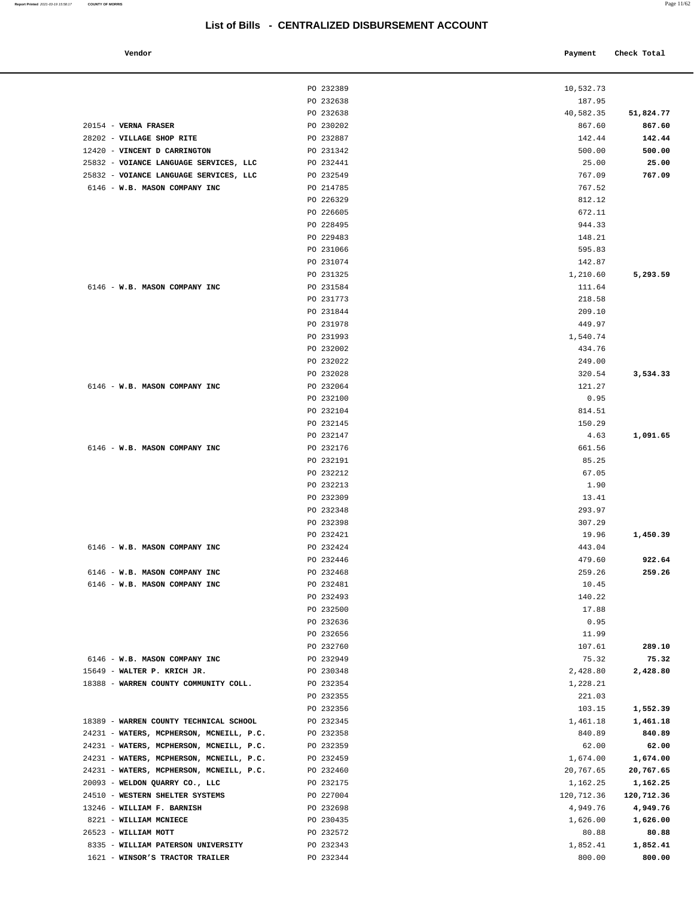## List of Bills - CENTRALIZED DISBURSEMENT ACCOUNT

| Vendor | | Payment | Check Total |
|---|---|---|---|
| | PO 232389 | 10,532.73 | |
| | PO 232638 | 187.95 | |
| | PO 232638 | 40,582.35 | **51,824.77** |
| 20154 - **VERNA FRASER** | PO 230202 | 867.60 | **867.60** |
| 28202 - **VILLAGE SHOP RITE** | PO 232887 | 142.44 | **142.44** |
| 12420 - **VINCENT D CARRINGTON** | PO 231342 | 500.00 | **500.00** |
| 25832 - **VOIANCE LANGUAGE SERVICES, LLC** | PO 232441 | 25.00 | **25.00** |
| 25832 - **VOIANCE LANGUAGE SERVICES, LLC** | PO 232549 | 767.09 | **767.09** |
| 6146 - **W.B. MASON COMPANY INC** | PO 214785 | 767.52 | |
| | PO 226329 | 812.12 | |
| | PO 226605 | 672.11 | |
| | PO 228495 | 944.33 | |
| | PO 229483 | 148.21 | |
| | PO 231066 | 595.83 | |
| | PO 231074 | 142.87 | |
| | PO 231325 | 1,210.60 | **5,293.59** |
| 6146 - **W.B. MASON COMPANY INC** | PO 231584 | 111.64 | |
| | PO 231773 | 218.58 | |
| | PO 231844 | 209.10 | |
| | PO 231978 | 449.97 | |
| | PO 231993 | 1,540.74 | |
| | PO 232002 | 434.76 | |
| | PO 232022 | 249.00 | |
| | PO 232028 | 320.54 | **3,534.33** |
| 6146 - **W.B. MASON COMPANY INC** | PO 232064 | 121.27 | |
| | PO 232100 | 0.95 | |
| | PO 232104 | 814.51 | |
| | PO 232145 | 150.29 | |
| | PO 232147 | 4.63 | **1,091.65** |
| 6146 - **W.B. MASON COMPANY INC** | PO 232176 | 661.56 | |
| | PO 232191 | 85.25 | |
| | PO 232212 | 67.05 | |
| | PO 232213 | 1.90 | |
| | PO 232309 | 13.41 | |
| | PO 232348 | 293.97 | |
| | PO 232398 | 307.29 | |
| | PO 232421 | 19.96 | **1,450.39** |
| 6146 - **W.B. MASON COMPANY INC** | PO 232424 | 443.04 | |
| | PO 232446 | 479.60 | **922.64** |
| 6146 - **W.B. MASON COMPANY INC** | PO 232468 | 259.26 | **259.26** |
| 6146 - **W.B. MASON COMPANY INC** | PO 232481 | 10.45 | |
| | PO 232493 | 140.22 | |
| | PO 232500 | 17.88 | |
| | PO 232636 | 0.95 | |
| | PO 232656 | 11.99 | |
| | PO 232760 | 107.61 | **289.10** |
| 6146 - **W.B. MASON COMPANY INC** | PO 232949 | 75.32 | **75.32** |
| 15649 - **WALTER P. KRICH JR.** | PO 230348 | 2,428.80 | **2,428.80** |
| 18388 - **WARREN COUNTY COMMUNITY COLL.** | PO 232354 | 1,228.21 | |
| | PO 232355 | 221.03 | |
| | PO 232356 | 103.15 | **1,552.39** |
| 18389 - **WARREN COUNTY TECHNICAL SCHOOL** | PO 232345 | 1,461.18 | **1,461.18** |
| 24231 - **WATERS, MCPHERSON, MCNEILL, P.C.** | PO 232358 | 840.89 | **840.89** |
| 24231 - **WATERS, MCPHERSON, MCNEILL, P.C.** | PO 232359 | 62.00 | **62.00** |
| 24231 - **WATERS, MCPHERSON, MCNEILL, P.C.** | PO 232459 | 1,674.00 | **1,674.00** |
| 24231 - **WATERS, MCPHERSON, MCNEILL, P.C.** | PO 232460 | 20,767.65 | **20,767.65** |
| 20093 - **WELDON QUARRY CO., LLC** | PO 232175 | 1,162.25 | **1,162.25** |
| 24510 - **WESTERN SHELTER SYSTEMS** | PO 227004 | 120,712.36 | **120,712.36** |
| 13246 - **WILLIAM F. BARNISH** | PO 232698 | 4,949.76 | **4,949.76** |
| 8221 - **WILLIAM MCNIECE** | PO 230435 | 1,626.00 | **1,626.00** |
| 26523 - **WILLIAM MOTT** | PO 232572 | 80.88 | **80.88** |
| 8335 - **WILLIAM PATERSON UNIVERSITY** | PO 232343 | 1,852.41 | **1,852.41** |
| 1621 - **WINSOR'S TRACTOR TRAILER** | PO 232344 | 800.00 | **800.00** |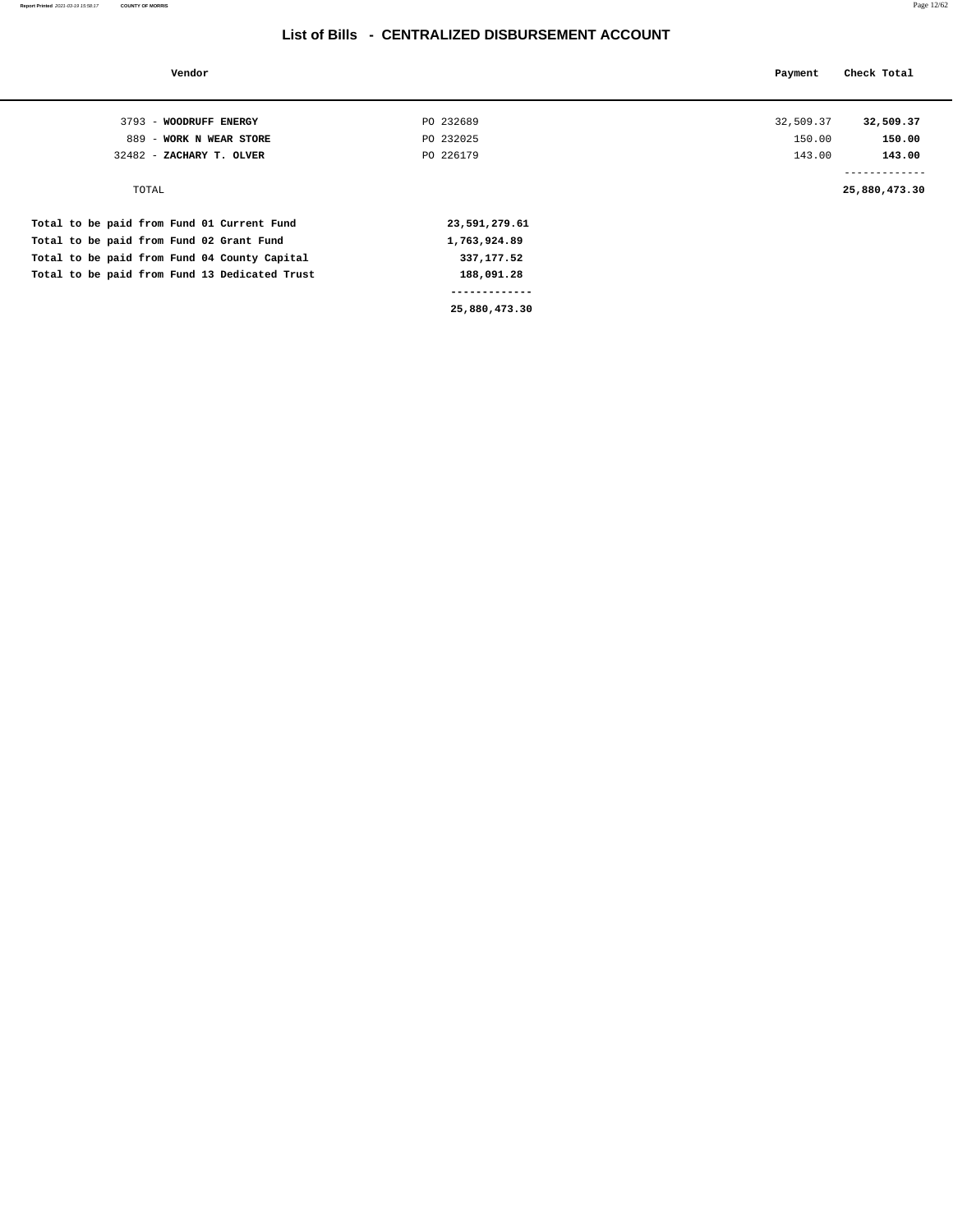# List of Bills - CENTRALIZED DISBURSEMENT ACCOUNT

| Vendor | | Payment | Check Total |
|---|---|---|---|
| 3793 - **WOODRUFF ENERGY** | PO 232689 | 32,509.37 | **32,509.37** |
| 889 - **WORK N WEAR STORE** | PO 232025 | 150.00 | **150.00** |
| 32482 - **ZACHARY T. OLVER** | PO 226179 | 143.00 | **143.00** |
| TOTAL | | | **25,880,473.30** |

| | |
|---|---|
| **Total to be paid from Fund 01 Current Fund** | **23,591,279.61** |
| **Total to be paid from Fund 02 Grant Fund** | **1,763,924.89** |
| **Total to be paid from Fund 04 County Capital** | **337,177.52** |
| **Total to be paid from Fund 13 Dedicated Trust** | **188,091.28** |
| | **25,880,473.30** |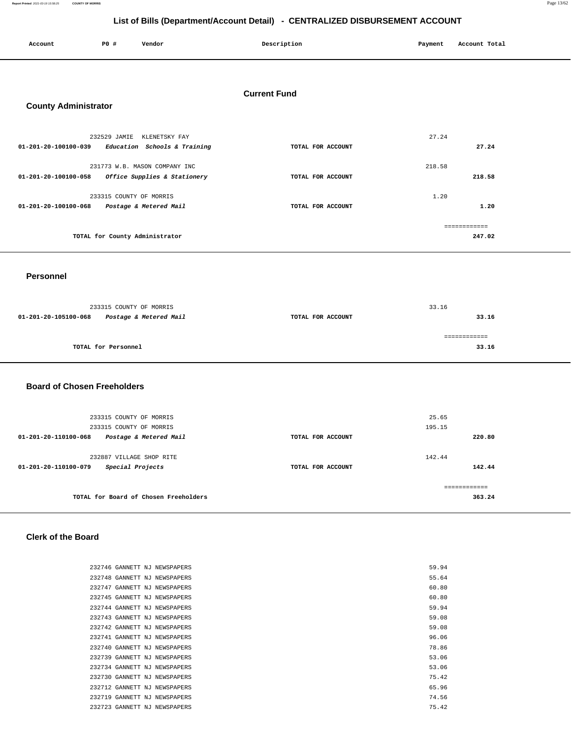# List of Bills (Department/Account Detail) - CENTRALIZED DISBURSEMENT ACCOUNT

| Account | PO # | Vendor | Description | Payment | Account Total |
|---|---|---|---|---|---|

## Current Fund

### County Administrator

| Account | PO # | Vendor | Description | Payment | Account Total |
|---|---|---|---|---|---|
| | 232529 | JAMIE KLENETSKY FAY | | 27.24 | |
| 01-201-20-100100-039 | | *Education Schools & Training* | TOTAL FOR ACCOUNT | | 27.24 |
| | 231773 | W.B. MASON COMPANY INC | | 218.58 | |
| 01-201-20-100100-058 | | *Office Supplies & Stationery* | TOTAL FOR ACCOUNT | | 218.58 |
| | 233315 | COUNTY OF MORRIS | | 1.20 | |
| 01-201-20-100100-068 | | *Postage & Metered Mail* | TOTAL FOR ACCOUNT | | 1.20 |
| | | | | | ============ |
| | | TOTAL for County Administrator | | | 247.02 |

### Personnel

| Account | PO # | Vendor | Description | Payment | Account Total |
|---|---|---|---|---|---|
| | 233315 | COUNTY OF MORRIS | | 33.16 | |
| 01-201-20-105100-068 | | *Postage & Metered Mail* | TOTAL FOR ACCOUNT | | 33.16 |
| | | | | | ============ |
| | | TOTAL for Personnel | | | 33.16 |

### Board of Chosen Freeholders

| Account | PO # | Vendor | Description | Payment | Account Total |
|---|---|---|---|---|---|
| | 233315 | COUNTY OF MORRIS | | 25.65 | |
| | 233315 | COUNTY OF MORRIS | | 195.15 | |
| 01-201-20-110100-068 | | *Postage & Metered Mail* | TOTAL FOR ACCOUNT | | 220.80 |
| | 232887 | VILLAGE SHOP RITE | | 142.44 | |
| 01-201-20-110100-079 | | *Special Projects* | TOTAL FOR ACCOUNT | | 142.44 |
| | | | | | ============ |
| | | TOTAL for Board of Chosen Freeholders | | | 363.24 |

### Clerk of the Board

| Account | PO # | Vendor | Description | Payment | Account Total |
|---|---|---|---|---|---|
| | 232746 | GANNETT NJ NEWSPAPERS | | 59.94 | |
| | 232748 | GANNETT NJ NEWSPAPERS | | 55.64 | |
| | 232747 | GANNETT NJ NEWSPAPERS | | 60.80 | |
| | 232745 | GANNETT NJ NEWSPAPERS | | 60.80 | |
| | 232744 | GANNETT NJ NEWSPAPERS | | 59.94 | |
| | 232743 | GANNETT NJ NEWSPAPERS | | 59.08 | |
| | 232742 | GANNETT NJ NEWSPAPERS | | 59.08 | |
| | 232741 | GANNETT NJ NEWSPAPERS | | 96.06 | |
| | 232740 | GANNETT NJ NEWSPAPERS | | 78.86 | |
| | 232739 | GANNETT NJ NEWSPAPERS | | 53.06 | |
| | 232734 | GANNETT NJ NEWSPAPERS | | 53.06 | |
| | 232730 | GANNETT NJ NEWSPAPERS | | 75.42 | |
| | 232712 | GANNETT NJ NEWSPAPERS | | 65.96 | |
| | 232719 | GANNETT NJ NEWSPAPERS | | 74.56 | |
| | 232723 | GANNETT NJ NEWSPAPERS | | 75.42 | |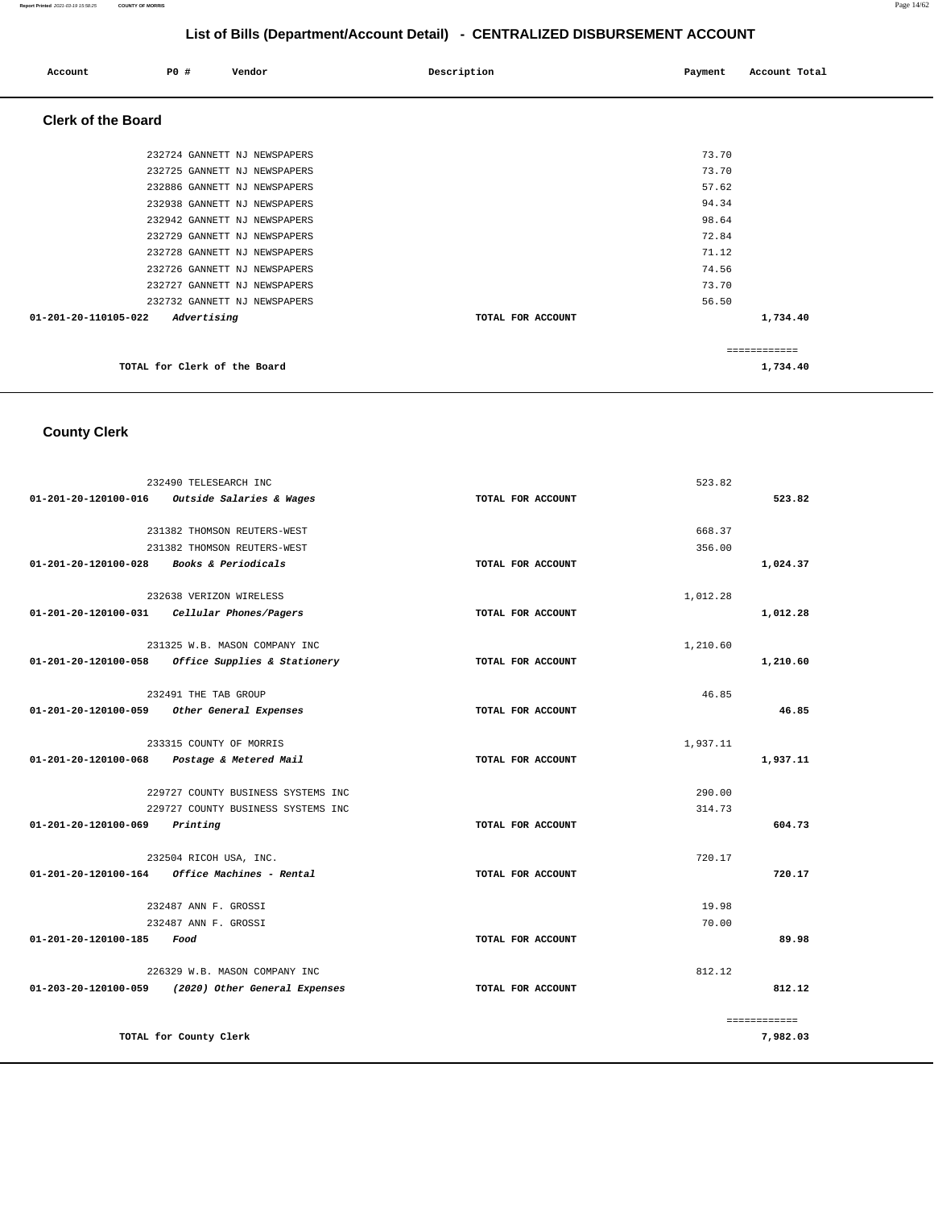# List of Bills (Department/Account Detail) - CENTRALIZED DISBURSEMENT ACCOUNT

| Account | PO # | Vendor | Description | Payment | Account Total |
|---|---|---|---|---|---|

## Clerk of the Board

| Account | PO # | Vendor | Description | Payment | Account Total |
|---|---|---|---|---|---|
| | 232724 | GANNETT NJ NEWSPAPERS | | 73.70 | |
| | 232725 | GANNETT NJ NEWSPAPERS | | 73.70 | |
| | 232886 | GANNETT NJ NEWSPAPERS | | 57.62 | |
| | 232938 | GANNETT NJ NEWSPAPERS | | 94.34 | |
| | 232942 | GANNETT NJ NEWSPAPERS | | 98.64 | |
| | 232729 | GANNETT NJ NEWSPAPERS | | 72.84 | |
| | 232728 | GANNETT NJ NEWSPAPERS | | 71.12 | |
| | 232726 | GANNETT NJ NEWSPAPERS | | 74.56 | |
| | 232727 | GANNETT NJ NEWSPAPERS | | 73.70 | |
| | 232732 | GANNETT NJ NEWSPAPERS | | 56.50 | |
| **01-201-20-110105-022** | | *Advertising* | TOTAL FOR ACCOUNT | | **1,734.40** |

============

**TOTAL for Clerk of the Board** **1,734.40**

## County Clerk

| Account | PO # | Vendor | Description | Payment | Account Total |
|---|---|---|---|---|---|
| | 232490 | TELESEARCH INC | | 523.82 | |
| **01-201-20-120100-016** | | *Outside Salaries & Wages* | TOTAL FOR ACCOUNT | | **523.82** |
| | 231382 | THOMSON REUTERS-WEST | | 668.37 | |
| | 231382 | THOMSON REUTERS-WEST | | 356.00 | |
| **01-201-20-120100-028** | | *Books & Periodicals* | TOTAL FOR ACCOUNT | | **1,024.37** |
| | 232638 | VERIZON WIRELESS | | 1,012.28 | |
| **01-201-20-120100-031** | | *Cellular Phones/Pagers* | TOTAL FOR ACCOUNT | | **1,012.28** |
| | 231325 | W.B. MASON COMPANY INC | | 1,210.60 | |
| **01-201-20-120100-058** | | *Office Supplies & Stationery* | TOTAL FOR ACCOUNT | | **1,210.60** |
| | 232491 | THE TAB GROUP | | 46.85 | |
| **01-201-20-120100-059** | | *Other General Expenses* | TOTAL FOR ACCOUNT | | **46.85** |
| | 233315 | COUNTY OF MORRIS | | 1,937.11 | |
| **01-201-20-120100-068** | | *Postage & Metered Mail* | TOTAL FOR ACCOUNT | | **1,937.11** |
| | 229727 | COUNTY BUSINESS SYSTEMS INC | | 290.00 | |
| | 229727 | COUNTY BUSINESS SYSTEMS INC | | 314.73 | |
| **01-201-20-120100-069** | | *Printing* | TOTAL FOR ACCOUNT | | **604.73** |
| | 232504 | RICOH USA, INC. | | 720.17 | |
| **01-201-20-120100-164** | | *Office Machines - Rental* | TOTAL FOR ACCOUNT | | **720.17** |
| | 232487 | ANN F. GROSSI | | 19.98 | |
| | 232487 | ANN F. GROSSI | | 70.00 | |
| **01-201-20-120100-185** | | *Food* | TOTAL FOR ACCOUNT | | **89.98** |
| | 226329 | W.B. MASON COMPANY INC | | 812.12 | |
| **01-203-20-120100-059** | | *(2020) Other General Expenses* | TOTAL FOR ACCOUNT | | **812.12** |

============

**TOTAL for County Clerk** **7,982.03**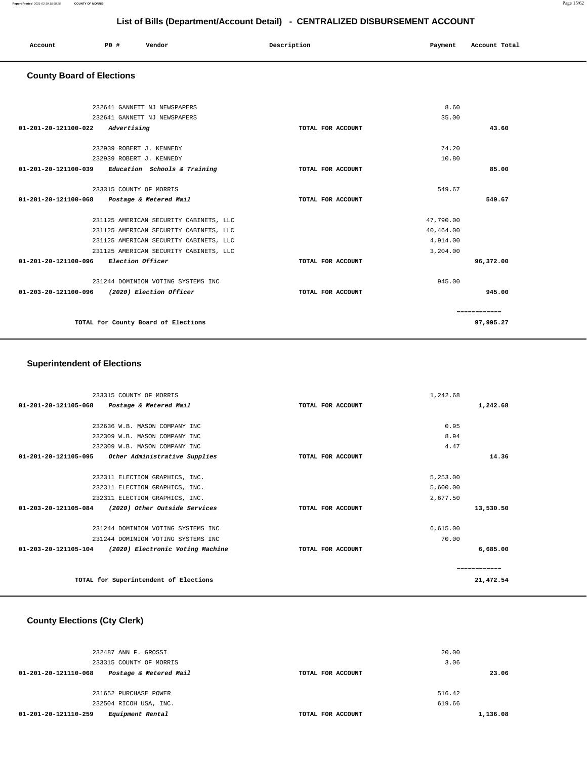## List of Bills (Department/Account Detail) - CENTRALIZED DISBURSEMENT ACCOUNT

| Account | PO # | Vendor | Description | Payment | Account Total |
|---|---|---|---|---|---|

### County Board of Elections

| Account | PO # | Vendor | Description | Payment | Account Total |
|---|---|---|---|---|---|
| | 232641 | GANNETT NJ NEWSPAPERS | | 8.60 | |
| | 232641 | GANNETT NJ NEWSPAPERS | | 35.00 | |
| 01-201-20-121100-022 | | *Advertising* | TOTAL FOR ACCOUNT | | 43.60 |
| | 232939 | ROBERT J. KENNEDY | | 74.20 | |
| | 232939 | ROBERT J. KENNEDY | | 10.80 | |
| 01-201-20-121100-039 | | *Education Schools & Training* | TOTAL FOR ACCOUNT | | 85.00 |
| | 233315 | COUNTY OF MORRIS | | 549.67 | |
| 01-201-20-121100-068 | | *Postage & Metered Mail* | TOTAL FOR ACCOUNT | | 549.67 |
| | 231125 | AMERICAN SECURITY CABINETS, LLC | | 47,790.00 | |
| | 231125 | AMERICAN SECURITY CABINETS, LLC | | 40,464.00 | |
| | 231125 | AMERICAN SECURITY CABINETS, LLC | | 4,914.00 | |
| | 231125 | AMERICAN SECURITY CABINETS, LLC | | 3,204.00 | |
| 01-201-20-121100-096 | | *Election Officer* | TOTAL FOR ACCOUNT | | 96,372.00 |
| | 231244 | DOMINION VOTING SYSTEMS INC | | 945.00 | |
| 01-203-20-121100-096 | | *(2020) Election Officer* | TOTAL FOR ACCOUNT | | 945.00 |
| | | | | | ============ |
| | | TOTAL for County Board of Elections | | | 97,995.27 |

### Superintendent of Elections

| Account | PO # | Vendor | Description | Payment | Account Total |
|---|---|---|---|---|---|
| | 233315 | COUNTY OF MORRIS | | 1,242.68 | |
| 01-201-20-121105-068 | | *Postage & Metered Mail* | TOTAL FOR ACCOUNT | | 1,242.68 |
| | 232636 | W.B. MASON COMPANY INC | | 0.95 | |
| | 232309 | W.B. MASON COMPANY INC | | 8.94 | |
| | 232309 | W.B. MASON COMPANY INC | | 4.47 | |
| 01-201-20-121105-095 | | *Other Administrative Supplies* | TOTAL FOR ACCOUNT | | 14.36 |
| | 232311 | ELECTION GRAPHICS, INC. | | 5,253.00 | |
| | 232311 | ELECTION GRAPHICS, INC. | | 5,600.00 | |
| | 232311 | ELECTION GRAPHICS, INC. | | 2,677.50 | |
| 01-203-20-121105-084 | | *(2020) Other Outside Services* | TOTAL FOR ACCOUNT | | 13,530.50 |
| | 231244 | DOMINION VOTING SYSTEMS INC | | 6,615.00 | |
| | 231244 | DOMINION VOTING SYSTEMS INC | | 70.00 | |
| 01-203-20-121105-104 | | *(2020) Electronic Voting Machine* | TOTAL FOR ACCOUNT | | 6,685.00 |
| | | | | | ============ |
| | | TOTAL for Superintendent of Elections | | | 21,472.54 |

### County Elections (Cty Clerk)

| Account | PO # | Vendor | Description | Payment | Account Total |
|---|---|---|---|---|---|
| | 232487 | ANN F. GROSSI | | 20.00 | |
| | 233315 | COUNTY OF MORRIS | | 3.06 | |
| 01-201-20-121110-068 | | *Postage & Metered Mail* | TOTAL FOR ACCOUNT | | 23.06 |
| | 231652 | PURCHASE POWER | | 516.42 | |
| | 232504 | RICOH USA, INC. | | 619.66 | |
| 01-201-20-121110-259 | | *Equipment Rental* | TOTAL FOR ACCOUNT | | 1,136.08 |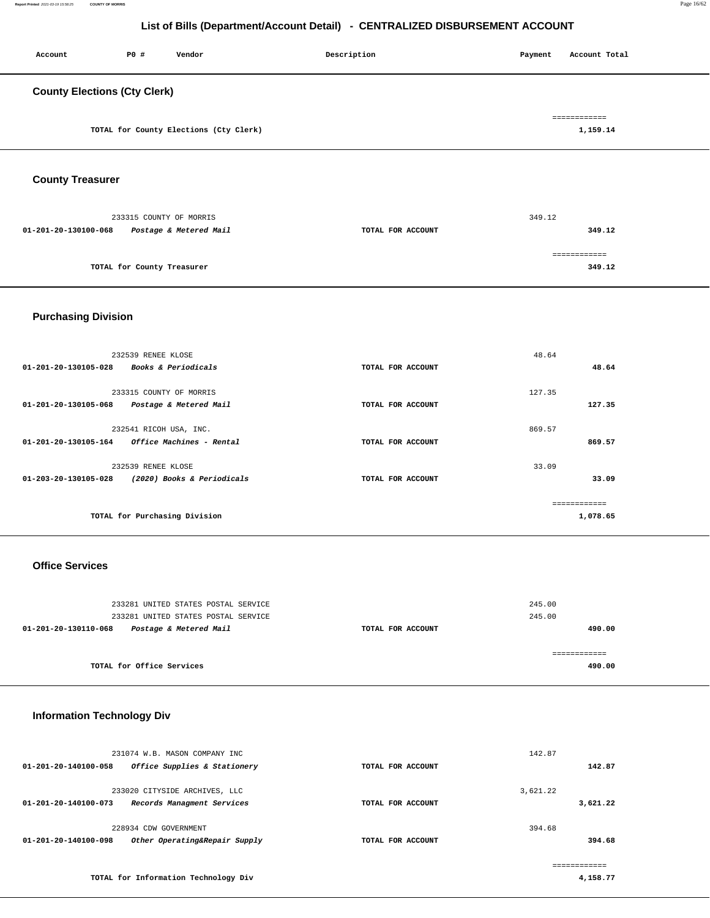## List of Bills (Department/Account Detail) - CENTRALIZED DISBURSEMENT ACCOUNT

| Account | PO # | Vendor | Description | Payment | Account Total |
|---|---|---|---|---|---|

### County Elections (Cty Clerk)

| | | | |
|---|---|---|---|
| TOTAL for County Elections (Cty Clerk) | | | 1,159.14 |

### County Treasurer

| Account | PO # / Vendor | Description | Payment | Account Total |
|---|---|---|---|---|
| | 233315 COUNTY OF MORRIS | | 349.12 | |
| 01-201-20-130100-068 | *Postage & Metered Mail* | TOTAL FOR ACCOUNT | | 349.12 |
| | TOTAL for County Treasurer | | | 349.12 |

### Purchasing Division

| Account | PO # / Vendor | Description | Payment | Account Total |
|---|---|---|---|---|
| | 232539 RENEE KLOSE | | 48.64 | |
| 01-201-20-130105-028 | *Books & Periodicals* | TOTAL FOR ACCOUNT | | 48.64 |
| | 233315 COUNTY OF MORRIS | | 127.35 | |
| 01-201-20-130105-068 | *Postage & Metered Mail* | TOTAL FOR ACCOUNT | | 127.35 |
| | 232541 RICOH USA, INC. | | 869.57 | |
| 01-201-20-130105-164 | *Office Machines - Rental* | TOTAL FOR ACCOUNT | | 869.57 |
| | 232539 RENEE KLOSE | | 33.09 | |
| 01-203-20-130105-028 | *(2020) Books & Periodicals* | TOTAL FOR ACCOUNT | | 33.09 |
| | TOTAL for Purchasing Division | | | 1,078.65 |

### Office Services

| Account | PO # / Vendor | Description | Payment | Account Total |
|---|---|---|---|---|
| | 233281 UNITED STATES POSTAL SERVICE | | 245.00 | |
| | 233281 UNITED STATES POSTAL SERVICE | | 245.00 | |
| 01-201-20-130110-068 | *Postage & Metered Mail* | TOTAL FOR ACCOUNT | | 490.00 |
| | TOTAL for Office Services | | | 490.00 |

### Information Technology Div

| Account | PO # / Vendor | Description | Payment | Account Total |
|---|---|---|---|---|
| | 231074 W.B. MASON COMPANY INC | | 142.87 | |
| 01-201-20-140100-058 | *Office Supplies & Stationery* | TOTAL FOR ACCOUNT | | 142.87 |
| | 233020 CITYSIDE ARCHIVES, LLC | | 3,621.22 | |
| 01-201-20-140100-073 | *Records Managment Services* | TOTAL FOR ACCOUNT | | 3,621.22 |
| | 228934 CDW GOVERNMENT | | 394.68 | |
| 01-201-20-140100-098 | *Other Operating&Repair Supply* | TOTAL FOR ACCOUNT | | 394.68 |
| | TOTAL for Information Technology Div | | | 4,158.77 |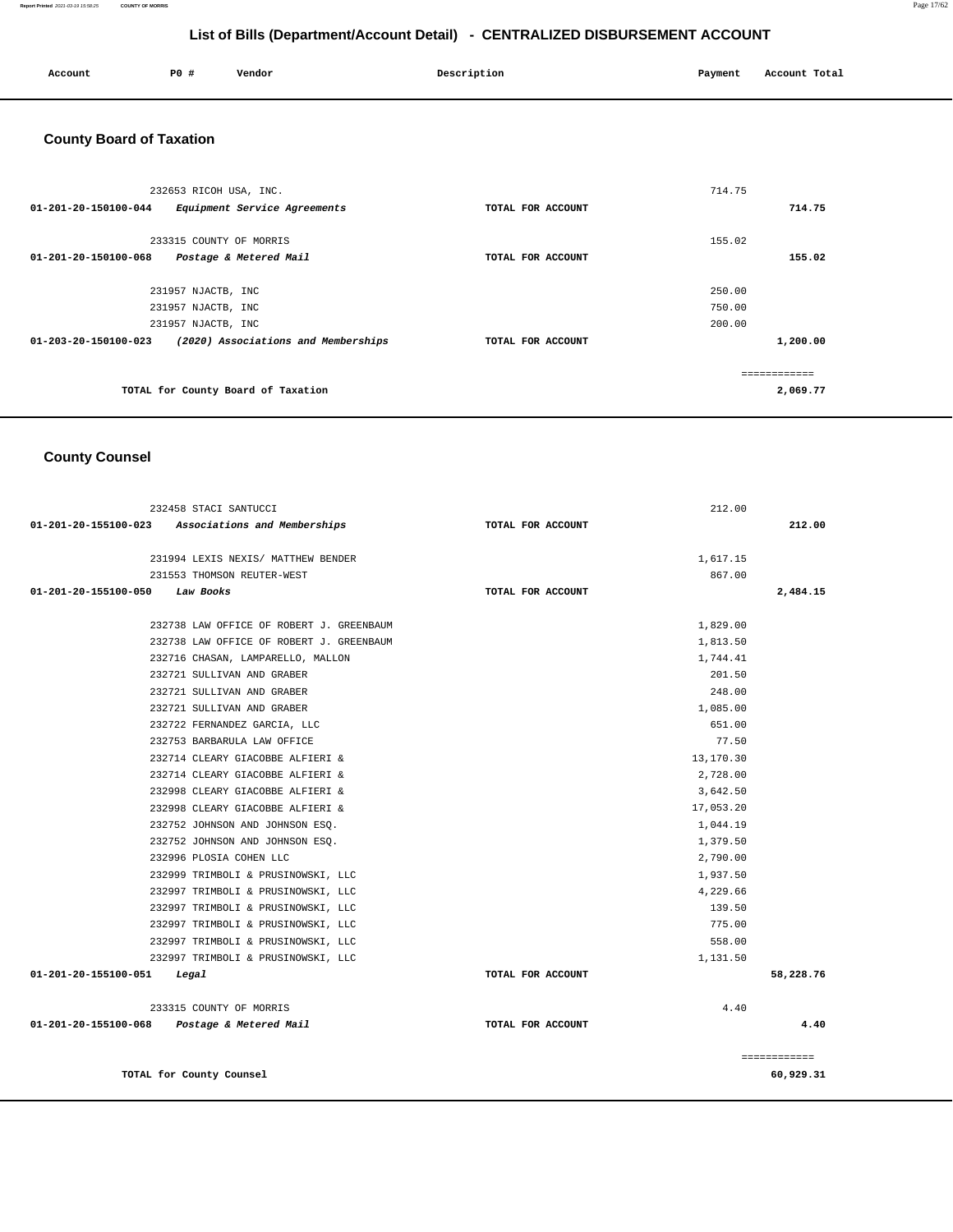# List of Bills (Department/Account Detail) - CENTRALIZED DISBURSEMENT ACCOUNT

| Account | PO # | Vendor | Description | Payment | Account Total |
|---|---|---|---|---|---|

## County Board of Taxation

| Account | PO # | Vendor | Description | Payment | Account Total |
|---|---|---|---|---|---|
| | 232653 | RICOH USA, INC. | | 714.75 | |
| 01-201-20-150100-044 | | *Equipment Service Agreements* | TOTAL FOR ACCOUNT | | 714.75 |
| | 233315 | COUNTY OF MORRIS | | 155.02 | |
| 01-201-20-150100-068 | | *Postage & Metered Mail* | TOTAL FOR ACCOUNT | | 155.02 |
| | 231957 | NJACTB, INC | | 250.00 | |
| | 231957 | NJACTB, INC | | 750.00 | |
| | 231957 | NJACTB, INC | | 200.00 | |
| 01-203-20-150100-023 | | *(2020) Associations and Memberships* | TOTAL FOR ACCOUNT | | 1,200.00 |
| | | | | | ============ |
| | | TOTAL for County Board of Taxation | | | 2,069.77 |

## County Counsel

| Account | PO # | Vendor | Description | Payment | Account Total |
|---|---|---|---|---|---|
| | 232458 | STACI SANTUCCI | | 212.00 | |
| 01-201-20-155100-023 | | *Associations and Memberships* | TOTAL FOR ACCOUNT | | 212.00 |
| | 231994 | LEXIS NEXIS/ MATTHEW BENDER | | 1,617.15 | |
| | 231553 | THOMSON REUTER-WEST | | 867.00 | |
| 01-201-20-155100-050 | | *Law Books* | TOTAL FOR ACCOUNT | | 2,484.15 |
| | 232738 | LAW OFFICE OF ROBERT J. GREENBAUM | | 1,829.00 | |
| | 232738 | LAW OFFICE OF ROBERT J. GREENBAUM | | 1,813.50 | |
| | 232716 | CHASAN, LAMPARELLO, MALLON | | 1,744.41 | |
| | 232721 | SULLIVAN AND GRABER | | 201.50 | |
| | 232721 | SULLIVAN AND GRABER | | 248.00 | |
| | 232721 | SULLIVAN AND GRABER | | 1,085.00 | |
| | 232722 | FERNANDEZ GARCIA, LLC | | 651.00 | |
| | 232753 | BARBARULA LAW OFFICE | | 77.50 | |
| | 232714 | CLEARY GIACOBBE ALFIERI & | | 13,170.30 | |
| | 232714 | CLEARY GIACOBBE ALFIERI & | | 2,728.00 | |
| | 232998 | CLEARY GIACOBBE ALFIERI & | | 3,642.50 | |
| | 232998 | CLEARY GIACOBBE ALFIERI & | | 17,053.20 | |
| | 232752 | JOHNSON AND JOHNSON ESQ. | | 1,044.19 | |
| | 232752 | JOHNSON AND JOHNSON ESQ. | | 1,379.50 | |
| | 232996 | PLOSIA COHEN LLC | | 2,790.00 | |
| | 232999 | TRIMBOLI & PRUSINOWSKI, LLC | | 1,937.50 | |
| | 232997 | TRIMBOLI & PRUSINOWSKI, LLC | | 4,229.66 | |
| | 232997 | TRIMBOLI & PRUSINOWSKI, LLC | | 139.50 | |
| | 232997 | TRIMBOLI & PRUSINOWSKI, LLC | | 775.00 | |
| | 232997 | TRIMBOLI & PRUSINOWSKI, LLC | | 558.00 | |
| | 232997 | TRIMBOLI & PRUSINOWSKI, LLC | | 1,131.50 | |
| 01-201-20-155100-051 | | *Legal* | TOTAL FOR ACCOUNT | | 58,228.76 |
| | 233315 | COUNTY OF MORRIS | | 4.40 | |
| 01-201-20-155100-068 | | *Postage & Metered Mail* | TOTAL FOR ACCOUNT | | 4.40 |
| | | | | | ============ |
| | | TOTAL for County Counsel | | | 60,929.31 |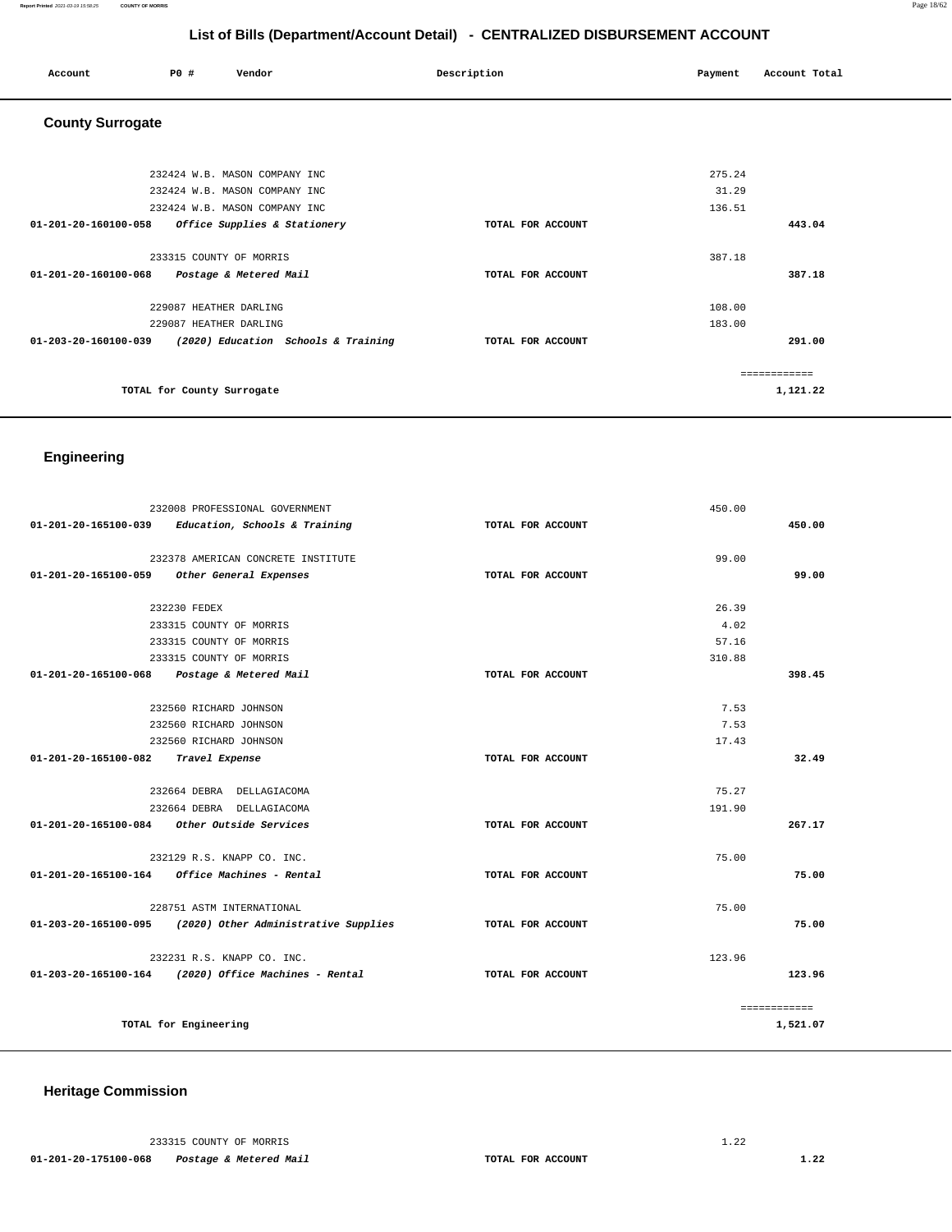## List of Bills (Department/Account Detail) - CENTRALIZED DISBURSEMENT ACCOUNT

| Account | PO # | Vendor | Description | Payment | Account Total |
|---|---|---|---|---|---|

### County Surrogate

| Account | PO # | Vendor | Description | Payment | Account Total |
|---|---|---|---|---|---|
| | 232424 | W.B. MASON COMPANY INC | | 275.24 | |
| | 232424 | W.B. MASON COMPANY INC | | 31.29 | |
| | 232424 | W.B. MASON COMPANY INC | | 136.51 | |
| 01-201-20-160100-058 | | *Office Supplies & Stationery* | TOTAL FOR ACCOUNT | | **443.04** |
| | 233315 | COUNTY OF MORRIS | | 387.18 | |
| 01-201-20-160100-068 | | *Postage & Metered Mail* | TOTAL FOR ACCOUNT | | **387.18** |
| | 229087 | HEATHER DARLING | | 108.00 | |
| | 229087 | HEATHER DARLING | | 183.00 | |
| 01-203-20-160100-039 | | *(2020) Education Schools & Training* | TOTAL FOR ACCOUNT | | **291.00** |
| | | | | | ============ |
| | | TOTAL for County Surrogate | | | **1,121.22** |

### Engineering

| Account | PO # | Vendor | Description | Payment | Account Total |
|---|---|---|---|---|---|
| | 232008 | PROFESSIONAL GOVERNMENT | | 450.00 | |
| 01-201-20-165100-039 | | *Education, Schools & Training* | TOTAL FOR ACCOUNT | | **450.00** |
| | 232378 | AMERICAN CONCRETE INSTITUTE | | 99.00 | |
| 01-201-20-165100-059 | | *Other General Expenses* | TOTAL FOR ACCOUNT | | **99.00** |
| | 232230 | FEDEX | | 26.39 | |
| | 233315 | COUNTY OF MORRIS | | 4.02 | |
| | 233315 | COUNTY OF MORRIS | | 57.16 | |
| | 233315 | COUNTY OF MORRIS | | 310.88 | |
| 01-201-20-165100-068 | | *Postage & Metered Mail* | TOTAL FOR ACCOUNT | | **398.45** |
| | 232560 | RICHARD JOHNSON | | 7.53 | |
| | 232560 | RICHARD JOHNSON | | 7.53 | |
| | 232560 | RICHARD JOHNSON | | 17.43 | |
| 01-201-20-165100-082 | | *Travel Expense* | TOTAL FOR ACCOUNT | | **32.49** |
| | 232664 | DEBRA DELLAGIACOMA | | 75.27 | |
| | 232664 | DEBRA DELLAGIACOMA | | 191.90 | |
| 01-201-20-165100-084 | | *Other Outside Services* | TOTAL FOR ACCOUNT | | **267.17** |
| | 232129 | R.S. KNAPP CO. INC. | | 75.00 | |
| 01-201-20-165100-164 | | *Office Machines - Rental* | TOTAL FOR ACCOUNT | | **75.00** |
| | 228751 | ASTM INTERNATIONAL | | 75.00 | |
| 01-203-20-165100-095 | | *(2020) Other Administrative Supplies* | TOTAL FOR ACCOUNT | | **75.00** |
| | 232231 | R.S. KNAPP CO. INC. | | 123.96 | |
| 01-203-20-165100-164 | | *(2020) Office Machines - Rental* | TOTAL FOR ACCOUNT | | **123.96** |
| | | | | | ============ |
| | | TOTAL for Engineering | | | **1,521.07** |

### Heritage Commission

| Account | PO # | Vendor | Description | Payment | Account Total |
|---|---|---|---|---|---|
| | 233315 | COUNTY OF MORRIS | | 1.22 | |
| 01-201-20-175100-068 | | *Postage & Metered Mail* | TOTAL FOR ACCOUNT | | **1.22** |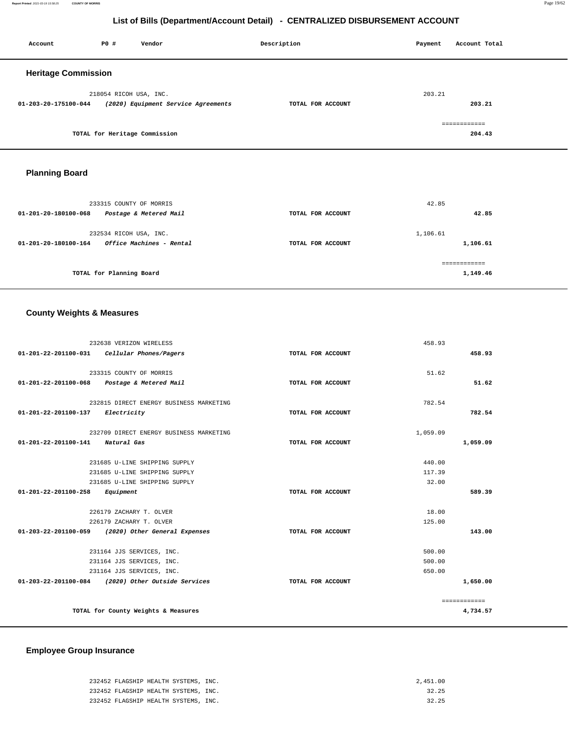## List of Bills (Department/Account Detail) - CENTRALIZED DISBURSEMENT ACCOUNT

| Account | PO # | Vendor | Description | Payment | Account Total |
|---|---|---|---|---|---|

### Heritage Commission

| Account | PO # | Vendor | Description | Payment | Account Total |
|---|---|---|---|---|---|
| | 218054 | RICOH USA, INC. | | 203.21 | |
| 01-203-20-175100-044 | | *(2020) Equipment Service Agreements* | TOTAL FOR ACCOUNT | | 203.21 |
| | | TOTAL for Heritage Commission | | | 204.43 |

### Planning Board

| Account | PO # | Vendor | Description | Payment | Account Total |
|---|---|---|---|---|---|
| | 233315 | COUNTY OF MORRIS | | 42.85 | |
| 01-201-20-180100-068 | | *Postage & Metered Mail* | TOTAL FOR ACCOUNT | | 42.85 |
| | 232534 | RICOH USA, INC. | | 1,106.61 | |
| 01-201-20-180100-164 | | *Office Machines - Rental* | TOTAL FOR ACCOUNT | | 1,106.61 |
| | | TOTAL for Planning Board | | | 1,149.46 |

### County Weights & Measures

| Account | PO # | Vendor | Description | Payment | Account Total |
|---|---|---|---|---|---|
| | 232638 | VERIZON WIRELESS | | 458.93 | |
| 01-201-22-201100-031 | | *Cellular Phones/Pagers* | TOTAL FOR ACCOUNT | | 458.93 |
| | 233315 | COUNTY OF MORRIS | | 51.62 | |
| 01-201-22-201100-068 | | *Postage & Metered Mail* | TOTAL FOR ACCOUNT | | 51.62 |
| | 232815 | DIRECT ENERGY BUSINESS MARKETING | | 782.54 | |
| 01-201-22-201100-137 | | *Electricity* | TOTAL FOR ACCOUNT | | 782.54 |
| | 232709 | DIRECT ENERGY BUSINESS MARKETING | | 1,059.09 | |
| 01-201-22-201100-141 | | *Natural Gas* | TOTAL FOR ACCOUNT | | 1,059.09 |
| | 231685 | U-LINE SHIPPING SUPPLY | | 440.00 | |
| | 231685 | U-LINE SHIPPING SUPPLY | | 117.39 | |
| | 231685 | U-LINE SHIPPING SUPPLY | | 32.00 | |
| 01-201-22-201100-258 | | *Equipment* | TOTAL FOR ACCOUNT | | 589.39 |
| | 226179 | ZACHARY T. OLVER | | 18.00 | |
| | 226179 | ZACHARY T. OLVER | | 125.00 | |
| 01-203-22-201100-059 | | *(2020) Other General Expenses* | TOTAL FOR ACCOUNT | | 143.00 |
| | 231164 | JJS SERVICES, INC. | | 500.00 | |
| | 231164 | JJS SERVICES, INC. | | 500.00 | |
| | 231164 | JJS SERVICES, INC. | | 650.00 | |
| 01-203-22-201100-084 | | *(2020) Other Outside Services* | TOTAL FOR ACCOUNT | | 1,650.00 |
| | | TOTAL for County Weights & Measures | | | 4,734.57 |

### Employee Group Insurance

| Account | PO # | Vendor | Description | Payment | Account Total |
|---|---|---|---|---|---|
| | 232452 | FLAGSHIP HEALTH SYSTEMS, INC. | | 2,451.00 | |
| | 232452 | FLAGSHIP HEALTH SYSTEMS, INC. | | 32.25 | |
| | 232452 | FLAGSHIP HEALTH SYSTEMS, INC. | | 32.25 | |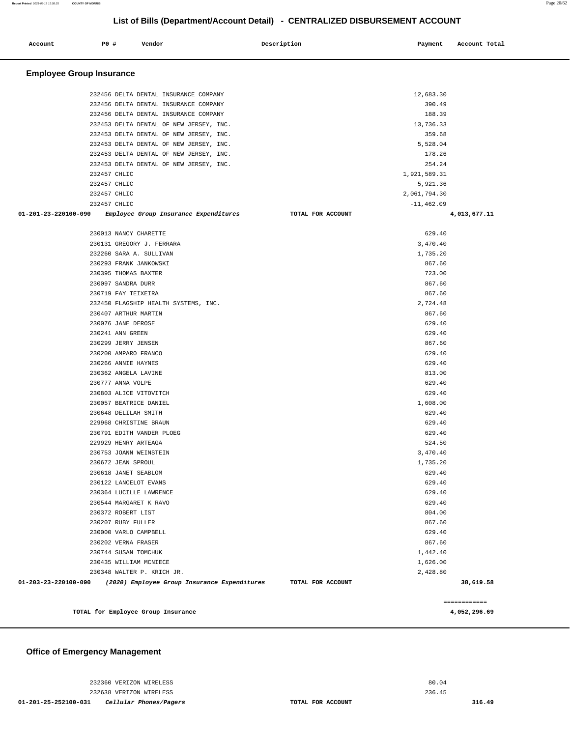## List of Bills (Department/Account Detail) - CENTRALIZED DISBURSEMENT ACCOUNT

| Account | PO # | Vendor | Description | Payment | Account Total |
|---|---|---|---|---|---|

### Employee Group Insurance

| Account | PO # | Vendor | Description | Payment | Account Total |
|---|---|---|---|---|---|
| | 232456 | DELTA DENTAL INSURANCE COMPANY | | 12,683.30 | |
| | 232456 | DELTA DENTAL INSURANCE COMPANY | | 390.49 | |
| | 232456 | DELTA DENTAL INSURANCE COMPANY | | 188.39 | |
| | 232453 | DELTA DENTAL OF NEW JERSEY, INC. | | 13,736.33 | |
| | 232453 | DELTA DENTAL OF NEW JERSEY, INC. | | 359.68 | |
| | 232453 | DELTA DENTAL OF NEW JERSEY, INC. | | 5,528.04 | |
| | 232453 | DELTA DENTAL OF NEW JERSEY, INC. | | 178.26 | |
| | 232453 | DELTA DENTAL OF NEW JERSEY, INC. | | 254.24 | |
| | 232457 | CHLIC | | 1,921,589.31 | |
| | 232457 | CHLIC | | 5,921.36 | |
| | 232457 | CHLIC | | 2,061,794.30 | |
| | 232457 | CHLIC | | -11,462.09 | |
| **01-201-23-220100-090** | | *Employee Group Insurance Expenditures* | **TOTAL FOR ACCOUNT** | | **4,013,677.11** |
| | 230013 | NANCY CHARETTE | | 629.40 | |
| | 230131 | GREGORY J. FERRARA | | 3,470.40 | |
| | 232260 | SARA A. SULLIVAN | | 1,735.20 | |
| | 230293 | FRANK JANKOWSKI | | 867.60 | |
| | 230395 | THOMAS BAXTER | | 723.00 | |
| | 230097 | SANDRA DURR | | 867.60 | |
| | 230719 | FAY TEIXEIRA | | 867.60 | |
| | 232450 | FLAGSHIP HEALTH SYSTEMS, INC. | | 2,724.48 | |
| | 230407 | ARTHUR MARTIN | | 867.60 | |
| | 230076 | JANE DEROSE | | 629.40 | |
| | 230241 | ANN GREEN | | 629.40 | |
| | 230299 | JERRY JENSEN | | 867.60 | |
| | 230200 | AMPARO FRANCO | | 629.40 | |
| | 230266 | ANNIE HAYNES | | 629.40 | |
| | 230362 | ANGELA LAVINE | | 813.00 | |
| | 230777 | ANNA VOLPE | | 629.40 | |
| | 230803 | ALICE VITOVITCH | | 629.40 | |
| | 230057 | BEATRICE DANIEL | | 1,608.00 | |
| | 230648 | DELILAH SMITH | | 629.40 | |
| | 229968 | CHRISTINE BRAUN | | 629.40 | |
| | 230791 | EDITH VANDER PLOEG | | 629.40 | |
| | 229929 | HENRY ARTEAGA | | 524.50 | |
| | 230753 | JOANN WEINSTEIN | | 3,470.40 | |
| | 230672 | JEAN SPROUL | | 1,735.20 | |
| | 230618 | JANET SEABLOM | | 629.40 | |
| | 230122 | LANCELOT EVANS | | 629.40 | |
| | 230364 | LUCILLE LAWRENCE | | 629.40 | |
| | 230544 | MARGARET K RAVO | | 629.40 | |
| | 230372 | ROBERT LIST | | 804.00 | |
| | 230207 | RUBY FULLER | | 867.60 | |
| | 230000 | VARLO CAMPBELL | | 629.40 | |
| | 230202 | VERNA FRASER | | 867.60 | |
| | 230744 | SUSAN TOMCHUK | | 1,442.40 | |
| | 230435 | WILLIAM MCNIECE | | 1,626.00 | |
| | 230348 | WALTER P. KRICH JR. | | 2,428.80 | |
| **01-203-23-220100-090** | | *(2020) Employee Group Insurance Expenditures* | **TOTAL FOR ACCOUNT** | | **38,619.58** |

============

**TOTAL for Employee Group Insurance** **4,052,296.69**

### Office of Emergency Management

| Account | PO # | Vendor | Description | Payment | Account Total |
|---|---|---|---|---|---|
| | 232360 | VERIZON WIRELESS | | 80.04 | |
| | 232638 | VERIZON WIRELESS | | 236.45 | |
| **01-201-25-252100-031** | | *Cellular Phones/Pagers* | **TOTAL FOR ACCOUNT** | | **316.49** |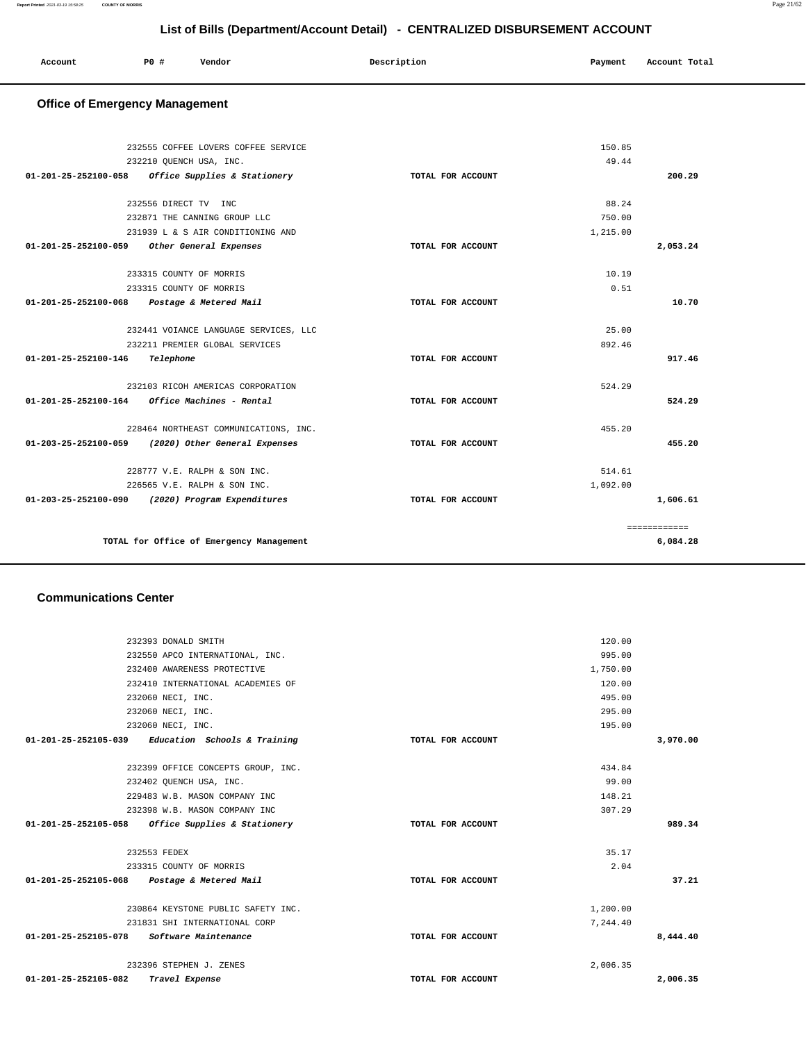## List of Bills (Department/Account Detail) - CENTRALIZED DISBURSEMENT ACCOUNT

| Account | PO # | Vendor | Description | Payment | Account Total |
|---|---|---|---|---|---|

### Office of Emergency Management

| Account | PO # | Vendor | Description | Payment | Account Total |
|---|---|---|---|---|---|
| | 232555 | COFFEE LOVERS COFFEE SERVICE | | 150.85 | |
| | 232210 | QUENCH USA, INC. | | 49.44 | |
| 01-201-25-252100-058 | | *Office Supplies & Stationery* | TOTAL FOR ACCOUNT | | 200.29 |
| | 232556 | DIRECT TV INC | | 88.24 | |
| | 232871 | THE CANNING GROUP LLC | | 750.00 | |
| | 231939 | L & S AIR CONDITIONING AND | | 1,215.00 | |
| 01-201-25-252100-059 | | *Other General Expenses* | TOTAL FOR ACCOUNT | | 2,053.24 |
| | 233315 | COUNTY OF MORRIS | | 10.19 | |
| | 233315 | COUNTY OF MORRIS | | 0.51 | |
| 01-201-25-252100-068 | | *Postage & Metered Mail* | TOTAL FOR ACCOUNT | | 10.70 |
| | 232441 | VOIANCE LANGUAGE SERVICES, LLC | | 25.00 | |
| | 232211 | PREMIER GLOBAL SERVICES | | 892.46 | |
| 01-201-25-252100-146 | | *Telephone* | TOTAL FOR ACCOUNT | | 917.46 |
| | 232103 | RICOH AMERICAS CORPORATION | | 524.29 | |
| 01-201-25-252100-164 | | *Office Machines - Rental* | TOTAL FOR ACCOUNT | | 524.29 |
| | 228464 | NORTHEAST COMMUNICATIONS, INC. | | 455.20 | |
| 01-203-25-252100-059 | | *(2020) Other General Expenses* | TOTAL FOR ACCOUNT | | 455.20 |
| | 228777 | V.E. RALPH & SON INC. | | 514.61 | |
| | 226565 | V.E. RALPH & SON INC. | | 1,092.00 | |
| 01-203-25-252100-090 | | *(2020) Program Expenditures* | TOTAL FOR ACCOUNT | | 1,606.61 |
| | | | | | ============ |
| | | TOTAL for Office of Emergency Management | | | 6,084.28 |

### Communications Center

| Account | PO # | Vendor | Description | Payment | Account Total |
|---|---|---|---|---|---|
| | 232393 | DONALD SMITH | | 120.00 | |
| | 232550 | APCO INTERNATIONAL, INC. | | 995.00 | |
| | 232400 | AWARENESS PROTECTIVE | | 1,750.00 | |
| | 232410 | INTERNATIONAL ACADEMIES OF | | 120.00 | |
| | 232060 | NECI, INC. | | 495.00 | |
| | 232060 | NECI, INC. | | 295.00 | |
| | 232060 | NECI, INC. | | 195.00 | |
| 01-201-25-252105-039 | | *Education Schools & Training* | TOTAL FOR ACCOUNT | | 3,970.00 |
| | 232399 | OFFICE CONCEPTS GROUP, INC. | | 434.84 | |
| | 232402 | QUENCH USA, INC. | | 99.00 | |
| | 229483 | W.B. MASON COMPANY INC | | 148.21 | |
| | 232398 | W.B. MASON COMPANY INC | | 307.29 | |
| 01-201-25-252105-058 | | *Office Supplies & Stationery* | TOTAL FOR ACCOUNT | | 989.34 |
| | 232553 | FEDEX | | 35.17 | |
| | 233315 | COUNTY OF MORRIS | | 2.04 | |
| 01-201-25-252105-068 | | *Postage & Metered Mail* | TOTAL FOR ACCOUNT | | 37.21 |
| | 230864 | KEYSTONE PUBLIC SAFETY INC. | | 1,200.00 | |
| | 231831 | SHI INTERNATIONAL CORP | | 7,244.40 | |
| 01-201-25-252105-078 | | *Software Maintenance* | TOTAL FOR ACCOUNT | | 8,444.40 |
| | 232396 | STEPHEN J. ZENES | | 2,006.35 | |
| 01-201-25-252105-082 | | *Travel Expense* | TOTAL FOR ACCOUNT | | 2,006.35 |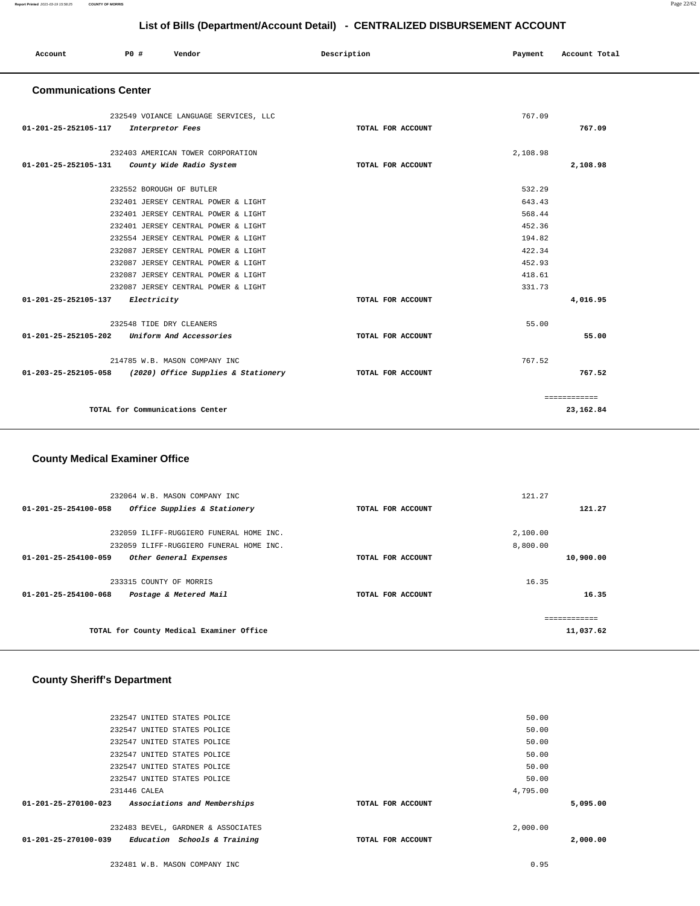## List of Bills (Department/Account Detail) - CENTRALIZED DISBURSEMENT ACCOUNT

| Account | PO # | Vendor | Description | Payment | Account Total |
|---|---|---|---|---|---|

### Communications Center

| Account | PO # | Vendor | Description | Payment | Account Total |
|---|---|---|---|---|---|
| | 232549 | VOIANCE LANGUAGE SERVICES, LLC | | 767.09 | |
| 01-201-25-252105-117 | | *Interpretor Fees* | TOTAL FOR ACCOUNT | | 767.09 |
| | 232403 | AMERICAN TOWER CORPORATION | | 2,108.98 | |
| 01-201-25-252105-131 | | *County Wide Radio System* | TOTAL FOR ACCOUNT | | 2,108.98 |
| | 232552 | BOROUGH OF BUTLER | | 532.29 | |
| | 232401 | JERSEY CENTRAL POWER & LIGHT | | 643.43 | |
| | 232401 | JERSEY CENTRAL POWER & LIGHT | | 568.44 | |
| | 232401 | JERSEY CENTRAL POWER & LIGHT | | 452.36 | |
| | 232554 | JERSEY CENTRAL POWER & LIGHT | | 194.82 | |
| | 232087 | JERSEY CENTRAL POWER & LIGHT | | 422.34 | |
| | 232087 | JERSEY CENTRAL POWER & LIGHT | | 452.93 | |
| | 232087 | JERSEY CENTRAL POWER & LIGHT | | 418.61 | |
| | 232087 | JERSEY CENTRAL POWER & LIGHT | | 331.73 | |
| 01-201-25-252105-137 | | *Electricity* | TOTAL FOR ACCOUNT | | 4,016.95 |
| | 232548 | TIDE DRY CLEANERS | | 55.00 | |
| 01-201-25-252105-202 | | *Uniform And Accessories* | TOTAL FOR ACCOUNT | | 55.00 |
| | 214785 | W.B. MASON COMPANY INC | | 767.52 | |
| 01-203-25-252105-058 | | *(2020) Office Supplies & Stationery* | TOTAL FOR ACCOUNT | | 767.52 |
| | | | | | ============ |
| | | TOTAL for Communications Center | | | 23,162.84 |

### County Medical Examiner Office

| Account | PO # | Vendor | Description | Payment | Account Total |
|---|---|---|---|---|---|
| | 232064 | W.B. MASON COMPANY INC | | 121.27 | |
| 01-201-25-254100-058 | | *Office Supplies & Stationery* | TOTAL FOR ACCOUNT | | 121.27 |
| | 232059 | ILIFF-RUGGIERO FUNERAL HOME INC. | | 2,100.00 | |
| | 232059 | ILIFF-RUGGIERO FUNERAL HOME INC. | | 8,800.00 | |
| 01-201-25-254100-059 | | *Other General Expenses* | TOTAL FOR ACCOUNT | | 10,900.00 |
| | 233315 | COUNTY OF MORRIS | | 16.35 | |
| 01-201-25-254100-068 | | *Postage & Metered Mail* | TOTAL FOR ACCOUNT | | 16.35 |
| | | | | | ============ |
| | | TOTAL for County Medical Examiner Office | | | 11,037.62 |

### County Sheriff's Department

| Account | PO # | Vendor | Description | Payment | Account Total |
|---|---|---|---|---|---|
| | 232547 | UNITED STATES POLICE | | 50.00 | |
| | 232547 | UNITED STATES POLICE | | 50.00 | |
| | 232547 | UNITED STATES POLICE | | 50.00 | |
| | 232547 | UNITED STATES POLICE | | 50.00 | |
| | 232547 | UNITED STATES POLICE | | 50.00 | |
| | 232547 | UNITED STATES POLICE | | 50.00 | |
| | 231446 | CALEA | | 4,795.00 | |
| 01-201-25-270100-023 | | *Associations and Memberships* | TOTAL FOR ACCOUNT | | 5,095.00 |
| | 232483 | BEVEL, GARDNER & ASSOCIATES | | 2,000.00 | |
| 01-201-25-270100-039 | | *Education Schools & Training* | TOTAL FOR ACCOUNT | | 2,000.00 |
| | 232481 | W.B. MASON COMPANY INC | | 0.95 | |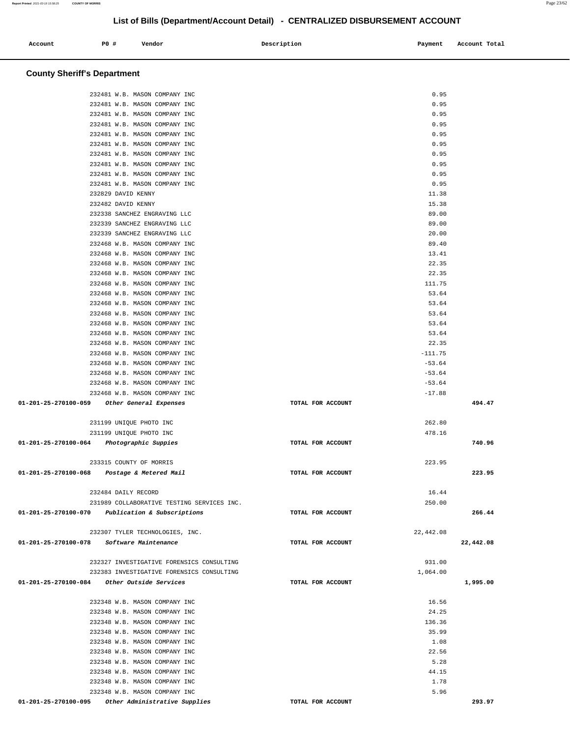## List of Bills (Department/Account Detail) - CENTRALIZED DISBURSEMENT ACCOUNT

| Account | PO # | Vendor | Description | Payment | Account Total |
|---|---|---|---|---|---|

### County Sheriff's Department

| Account | PO # | Vendor | Description | Payment | Account Total |
|---|---|---|---|---|---|
| | 232481 | W.B. MASON COMPANY INC | | 0.95 | |
| | 232481 | W.B. MASON COMPANY INC | | 0.95 | |
| | 232481 | W.B. MASON COMPANY INC | | 0.95 | |
| | 232481 | W.B. MASON COMPANY INC | | 0.95 | |
| | 232481 | W.B. MASON COMPANY INC | | 0.95 | |
| | 232481 | W.B. MASON COMPANY INC | | 0.95 | |
| | 232481 | W.B. MASON COMPANY INC | | 0.95 | |
| | 232481 | W.B. MASON COMPANY INC | | 0.95 | |
| | 232481 | W.B. MASON COMPANY INC | | 0.95 | |
| | 232481 | W.B. MASON COMPANY INC | | 0.95 | |
| | 232829 | DAVID KENNY | | 11.38 | |
| | 232482 | DAVID KENNY | | 15.38 | |
| | 232338 | SANCHEZ ENGRAVING LLC | | 89.00 | |
| | 232339 | SANCHEZ ENGRAVING LLC | | 89.00 | |
| | 232339 | SANCHEZ ENGRAVING LLC | | 20.00 | |
| | 232468 | W.B. MASON COMPANY INC | | 89.40 | |
| | 232468 | W.B. MASON COMPANY INC | | 13.41 | |
| | 232468 | W.B. MASON COMPANY INC | | 22.35 | |
| | 232468 | W.B. MASON COMPANY INC | | 22.35 | |
| | 232468 | W.B. MASON COMPANY INC | | 111.75 | |
| | 232468 | W.B. MASON COMPANY INC | | 53.64 | |
| | 232468 | W.B. MASON COMPANY INC | | 53.64 | |
| | 232468 | W.B. MASON COMPANY INC | | 53.64 | |
| | 232468 | W.B. MASON COMPANY INC | | 53.64 | |
| | 232468 | W.B. MASON COMPANY INC | | 53.64 | |
| | 232468 | W.B. MASON COMPANY INC | | 22.35 | |
| | 232468 | W.B. MASON COMPANY INC | | -111.75 | |
| | 232468 | W.B. MASON COMPANY INC | | -53.64 | |
| | 232468 | W.B. MASON COMPANY INC | | -53.64 | |
| | 232468 | W.B. MASON COMPANY INC | | -53.64 | |
| | 232468 | W.B. MASON COMPANY INC | | -17.88 | |
| **01-201-25-270100-059** | | *Other General Expenses* | TOTAL FOR ACCOUNT | | **494.47** |
| | 231199 | UNIQUE PHOTO INC | | 262.80 | |
| | 231199 | UNIQUE PHOTO INC | | 478.16 | |
| **01-201-25-270100-064** | | *Photographic Suppies* | TOTAL FOR ACCOUNT | | **740.96** |
| | 233315 | COUNTY OF MORRIS | | 223.95 | |
| **01-201-25-270100-068** | | *Postage & Metered Mail* | TOTAL FOR ACCOUNT | | **223.95** |
| | 232484 | DAILY RECORD | | 16.44 | |
| | 231989 | COLLABORATIVE TESTING SERVICES INC. | | 250.00 | |
| **01-201-25-270100-070** | | *Publication & Subscriptions* | TOTAL FOR ACCOUNT | | **266.44** |
| | 232307 | TYLER TECHNOLOGIES, INC. | | 22,442.08 | |
| **01-201-25-270100-078** | | *Software Maintenance* | TOTAL FOR ACCOUNT | | **22,442.08** |
| | 232327 | INVESTIGATIVE FORENSICS CONSULTING | | 931.00 | |
| | 232383 | INVESTIGATIVE FORENSICS CONSULTING | | 1,064.00 | |
| **01-201-25-270100-084** | | *Other Outside Services* | TOTAL FOR ACCOUNT | | **1,995.00** |
| | 232348 | W.B. MASON COMPANY INC | | 16.56 | |
| | 232348 | W.B. MASON COMPANY INC | | 24.25 | |
| | 232348 | W.B. MASON COMPANY INC | | 136.36 | |
| | 232348 | W.B. MASON COMPANY INC | | 35.99 | |
| | 232348 | W.B. MASON COMPANY INC | | 1.08 | |
| | 232348 | W.B. MASON COMPANY INC | | 22.56 | |
| | 232348 | W.B. MASON COMPANY INC | | 5.28 | |
| | 232348 | W.B. MASON COMPANY INC | | 44.15 | |
| | 232348 | W.B. MASON COMPANY INC | | 1.78 | |
| | 232348 | W.B. MASON COMPANY INC | | 5.96 | |
| **01-201-25-270100-095** | | *Other Administrative Supplies* | TOTAL FOR ACCOUNT | | **293.97** |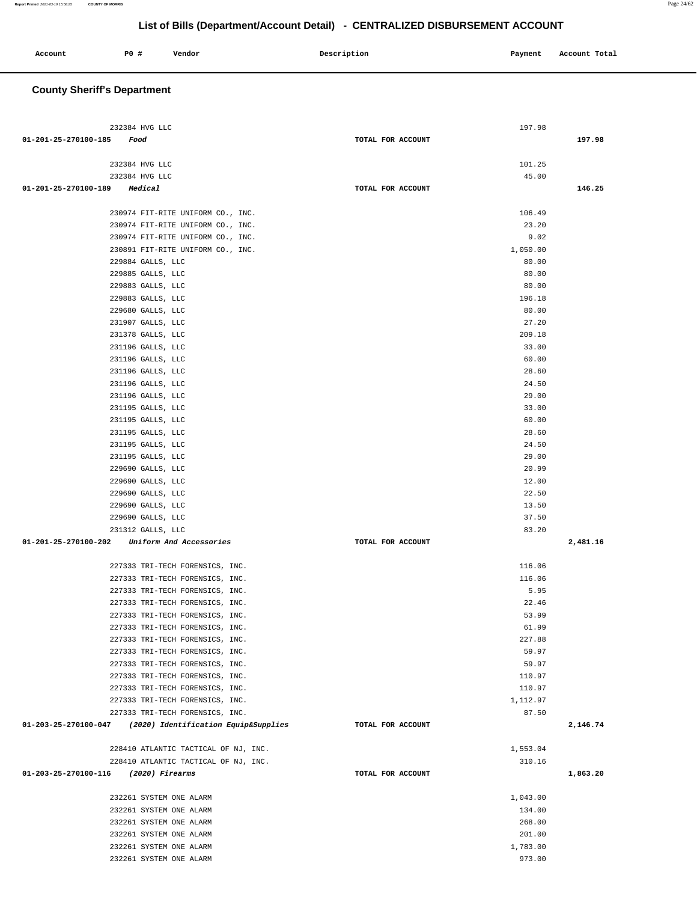# List of Bills (Department/Account Detail) - CENTRALIZED DISBURSEMENT ACCOUNT

| Account | PO # | Vendor | Description | Payment | Account Total |
|---|---|---|---|---|---|

## County Sheriff's Department

| Account | PO # | Vendor | Description | Payment | Account Total |
|---|---|---|---|---|---|
| | 232384 | HVG LLC | | 197.98 | |
| 01-201-25-270100-185 *Food* | | | TOTAL FOR ACCOUNT | | 197.98 |
| | 232384 | HVG LLC | | 101.25 | |
| | 232384 | HVG LLC | | 45.00 | |
| 01-201-25-270100-189 *Medical* | | | TOTAL FOR ACCOUNT | | 146.25 |
| | 230974 | FIT-RITE UNIFORM CO., INC. | | 106.49 | |
| | 230974 | FIT-RITE UNIFORM CO., INC. | | 23.20 | |
| | 230974 | FIT-RITE UNIFORM CO., INC. | | 9.02 | |
| | 230891 | FIT-RITE UNIFORM CO., INC. | | 1,050.00 | |
| | 229884 | GALLS, LLC | | 80.00 | |
| | 229885 | GALLS, LLC | | 80.00 | |
| | 229883 | GALLS, LLC | | 80.00 | |
| | 229883 | GALLS, LLC | | 196.18 | |
| | 229680 | GALLS, LLC | | 80.00 | |
| | 231907 | GALLS, LLC | | 27.20 | |
| | 231378 | GALLS, LLC | | 209.18 | |
| | 231196 | GALLS, LLC | | 33.00 | |
| | 231196 | GALLS, LLC | | 60.00 | |
| | 231196 | GALLS, LLC | | 28.60 | |
| | 231196 | GALLS, LLC | | 24.50 | |
| | 231196 | GALLS, LLC | | 29.00 | |
| | 231195 | GALLS, LLC | | 33.00 | |
| | 231195 | GALLS, LLC | | 60.00 | |
| | 231195 | GALLS, LLC | | 28.60 | |
| | 231195 | GALLS, LLC | | 24.50 | |
| | 231195 | GALLS, LLC | | 29.00 | |
| | 229690 | GALLS, LLC | | 20.99 | |
| | 229690 | GALLS, LLC | | 12.00 | |
| | 229690 | GALLS, LLC | | 22.50 | |
| | 229690 | GALLS, LLC | | 13.50 | |
| | 229690 | GALLS, LLC | | 37.50 | |
| | 231312 | GALLS, LLC | | 83.20 | |
| 01-201-25-270100-202 *Uniform And Accessories* | | | TOTAL FOR ACCOUNT | | 2,481.16 |
| | 227333 | TRI-TECH FORENSICS, INC. | | 116.06 | |
| | 227333 | TRI-TECH FORENSICS, INC. | | 116.06 | |
| | 227333 | TRI-TECH FORENSICS, INC. | | 5.95 | |
| | 227333 | TRI-TECH FORENSICS, INC. | | 22.46 | |
| | 227333 | TRI-TECH FORENSICS, INC. | | 53.99 | |
| | 227333 | TRI-TECH FORENSICS, INC. | | 61.99 | |
| | 227333 | TRI-TECH FORENSICS, INC. | | 227.88 | |
| | 227333 | TRI-TECH FORENSICS, INC. | | 59.97 | |
| | 227333 | TRI-TECH FORENSICS, INC. | | 59.97 | |
| | 227333 | TRI-TECH FORENSICS, INC. | | 110.97 | |
| | 227333 | TRI-TECH FORENSICS, INC. | | 110.97 | |
| | 227333 | TRI-TECH FORENSICS, INC. | | 1,112.97 | |
| | 227333 | TRI-TECH FORENSICS, INC. | | 87.50 | |
| 01-203-25-270100-047 *(2020) Identification Equip&Supplies* | | | TOTAL FOR ACCOUNT | | 2,146.74 |
| | 228410 | ATLANTIC TACTICAL OF NJ, INC. | | 1,553.04 | |
| | 228410 | ATLANTIC TACTICAL OF NJ, INC. | | 310.16 | |
| 01-203-25-270100-116 *(2020) Firearms* | | | TOTAL FOR ACCOUNT | | 1,863.20 |
| | 232261 | SYSTEM ONE ALARM | | 1,043.00 | |
| | 232261 | SYSTEM ONE ALARM | | 134.00 | |
| | 232261 | SYSTEM ONE ALARM | | 268.00 | |
| | 232261 | SYSTEM ONE ALARM | | 201.00 | |
| | 232261 | SYSTEM ONE ALARM | | 1,783.00 | |
| | 232261 | SYSTEM ONE ALARM | | 973.00 | |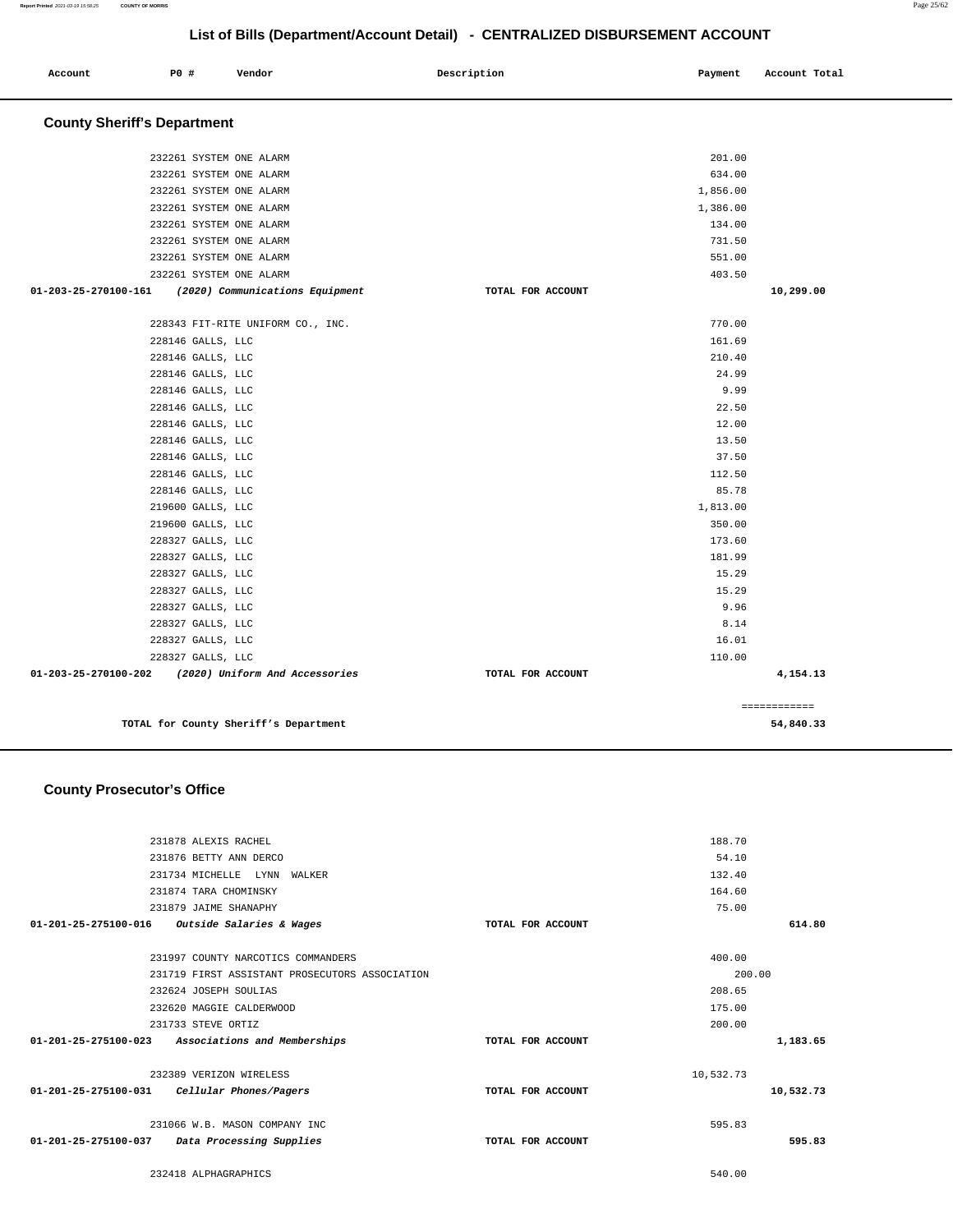# List of Bills (Department/Account Detail) - CENTRALIZED DISBURSEMENT ACCOUNT

| Account | PO # | Vendor | Description | Payment | Account Total |
|---|---|---|---|---|---|

## County Sheriff's Department

| Account | PO # | Vendor | Description | Payment | Account Total |
|---|---|---|---|---|---|
| | 232261 | SYSTEM ONE ALARM | | 201.00 | |
| | 232261 | SYSTEM ONE ALARM | | 634.00 | |
| | 232261 | SYSTEM ONE ALARM | | 1,856.00 | |
| | 232261 | SYSTEM ONE ALARM | | 1,386.00 | |
| | 232261 | SYSTEM ONE ALARM | | 134.00 | |
| | 232261 | SYSTEM ONE ALARM | | 731.50 | |
| | 232261 | SYSTEM ONE ALARM | | 551.00 | |
| | 232261 | SYSTEM ONE ALARM | | 403.50 | |
| **01-203-25-270100-161** | | ***(2020) Communications Equipment*** | **TOTAL FOR ACCOUNT** | | **10,299.00** |
| | 228343 | FIT-RITE UNIFORM CO., INC. | | 770.00 | |
| | 228146 | GALLS, LLC | | 161.69 | |
| | 228146 | GALLS, LLC | | 210.40 | |
| | 228146 | GALLS, LLC | | 24.99 | |
| | 228146 | GALLS, LLC | | 9.99 | |
| | 228146 | GALLS, LLC | | 22.50 | |
| | 228146 | GALLS, LLC | | 12.00 | |
| | 228146 | GALLS, LLC | | 13.50 | |
| | 228146 | GALLS, LLC | | 37.50 | |
| | 228146 | GALLS, LLC | | 112.50 | |
| | 228146 | GALLS, LLC | | 85.78 | |
| | 219600 | GALLS, LLC | | 1,813.00 | |
| | 219600 | GALLS, LLC | | 350.00 | |
| | 228327 | GALLS, LLC | | 173.60 | |
| | 228327 | GALLS, LLC | | 181.99 | |
| | 228327 | GALLS, LLC | | 15.29 | |
| | 228327 | GALLS, LLC | | 15.29 | |
| | 228327 | GALLS, LLC | | 9.96 | |
| | 228327 | GALLS, LLC | | 8.14 | |
| | 228327 | GALLS, LLC | | 16.01 | |
| | 228327 | GALLS, LLC | | 110.00 | |
| **01-203-25-270100-202** | | ***(2020) Uniform And Accessories*** | **TOTAL FOR ACCOUNT** | | **4,154.13** |
| | | | | | ============ |
| | | **TOTAL for County Sheriff's Department** | | | **54,840.33** |

## County Prosecutor's Office

| Account | PO # | Vendor | Description | Payment | Account Total |
|---|---|---|---|---|---|
| | 231878 | ALEXIS RACHEL | | 188.70 | |
| | 231876 | BETTY ANN DERCO | | 54.10 | |
| | 231734 | MICHELLE LYNN WALKER | | 132.40 | |
| | 231874 | TARA CHOMINSKY | | 164.60 | |
| | 231879 | JAIME SHANAPHY | | 75.00 | |
| **01-201-25-275100-016** | | ***Outside Salaries & Wages*** | **TOTAL FOR ACCOUNT** | | **614.80** |
| | 231997 | COUNTY NARCOTICS COMMANDERS | | 400.00 | |
| | 231719 | FIRST ASSISTANT PROSECUTORS ASSOCIATION | | 200.00 | |
| | 232624 | JOSEPH SOULIAS | | 208.65 | |
| | 232620 | MAGGIE CALDERWOOD | | 175.00 | |
| | 231733 | STEVE ORTIZ | | 200.00 | |
| **01-201-25-275100-023** | | ***Associations and Memberships*** | **TOTAL FOR ACCOUNT** | | **1,183.65** |
| | 232389 | VERIZON WIRELESS | | 10,532.73 | |
| **01-201-25-275100-031** | | ***Cellular Phones/Pagers*** | **TOTAL FOR ACCOUNT** | | **10,532.73** |
| | 231066 | W.B. MASON COMPANY INC | | 595.83 | |
| **01-201-25-275100-037** | | ***Data Processing Supplies*** | **TOTAL FOR ACCOUNT** | | **595.83** |
| | 232418 | ALPHAGRAPHICS | | 540.00 | |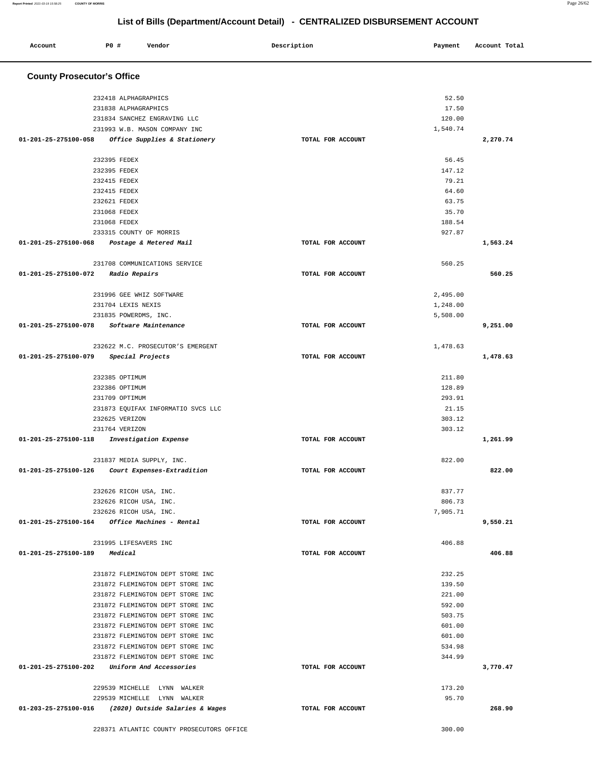## List of Bills (Department/Account Detail) - CENTRALIZED DISBURSEMENT ACCOUNT

| Account | PO # | Vendor | Description | Payment | Account Total |
|---|---|---|---|---|---|

### County Prosecutor's Office

| Account | PO # | Vendor | Description | Payment | Account Total |
|---|---|---|---|---|---|
| | 232418 | ALPHAGRAPHICS | | 52.50 | |
| | 231838 | ALPHAGRAPHICS | | 17.50 | |
| | 231834 | SANCHEZ ENGRAVING LLC | | 120.00 | |
| | 231993 | W.B. MASON COMPANY INC | | 1,540.74 | |
| **01-201-25-275100-058** | | ***Office Supplies & Stationery*** | **TOTAL FOR ACCOUNT** | | **2,270.74** |
| | 232395 | FEDEX | | 56.45 | |
| | 232395 | FEDEX | | 147.12 | |
| | 232415 | FEDEX | | 79.21 | |
| | 232415 | FEDEX | | 64.60 | |
| | 232621 | FEDEX | | 63.75 | |
| | 231068 | FEDEX | | 35.70 | |
| | 231068 | FEDEX | | 188.54 | |
| | 233315 | COUNTY OF MORRIS | | 927.87 | |
| **01-201-25-275100-068** | | ***Postage & Metered Mail*** | **TOTAL FOR ACCOUNT** | | **1,563.24** |
| | 231708 | COMMUNICATIONS SERVICE | | 560.25 | |
| **01-201-25-275100-072** | | ***Radio Repairs*** | **TOTAL FOR ACCOUNT** | | **560.25** |
| | 231996 | GEE WHIZ SOFTWARE | | 2,495.00 | |
| | 231704 | LEXIS NEXIS | | 1,248.00 | |
| | 231835 | POWERDMS, INC. | | 5,508.00 | |
| **01-201-25-275100-078** | | ***Software Maintenance*** | **TOTAL FOR ACCOUNT** | | **9,251.00** |
| | 232622 | M.C. PROSECUTOR'S EMERGENT | | 1,478.63 | |
| **01-201-25-275100-079** | | ***Special Projects*** | **TOTAL FOR ACCOUNT** | | **1,478.63** |
| | 232385 | OPTIMUM | | 211.80 | |
| | 232386 | OPTIMUM | | 128.89 | |
| | 231709 | OPTIMUM | | 293.91 | |
| | 231873 | EQUIFAX INFORMATIO SVCS LLC | | 21.15 | |
| | 232625 | VERIZON | | 303.12 | |
| | 231764 | VERIZON | | 303.12 | |
| **01-201-25-275100-118** | | ***Investigation Expense*** | **TOTAL FOR ACCOUNT** | | **1,261.99** |
| | 231837 | MEDIA SUPPLY, INC. | | 822.00 | |
| **01-201-25-275100-126** | | ***Court Expenses-Extradition*** | **TOTAL FOR ACCOUNT** | | **822.00** |
| | 232626 | RICOH USA, INC. | | 837.77 | |
| | 232626 | RICOH USA, INC. | | 806.73 | |
| | 232626 | RICOH USA, INC. | | 7,905.71 | |
| **01-201-25-275100-164** | | ***Office Machines - Rental*** | **TOTAL FOR ACCOUNT** | | **9,550.21** |
| | 231995 | LIFESAVERS INC | | 406.88 | |
| **01-201-25-275100-189** | | ***Medical*** | **TOTAL FOR ACCOUNT** | | **406.88** |
| | 231872 | FLEMINGTON DEPT STORE INC | | 232.25 | |
| | 231872 | FLEMINGTON DEPT STORE INC | | 139.50 | |
| | 231872 | FLEMINGTON DEPT STORE INC | | 221.00 | |
| | 231872 | FLEMINGTON DEPT STORE INC | | 592.00 | |
| | 231872 | FLEMINGTON DEPT STORE INC | | 503.75 | |
| | 231872 | FLEMINGTON DEPT STORE INC | | 601.00 | |
| | 231872 | FLEMINGTON DEPT STORE INC | | 601.00 | |
| | 231872 | FLEMINGTON DEPT STORE INC | | 534.98 | |
| | 231872 | FLEMINGTON DEPT STORE INC | | 344.99 | |
| **01-201-25-275100-202** | | ***Uniform And Accessories*** | **TOTAL FOR ACCOUNT** | | **3,770.47** |
| | 229539 | MICHELLE LYNN WALKER | | 173.20 | |
| | 229539 | MICHELLE LYNN WALKER | | 95.70 | |
| **01-203-25-275100-016** | | ***(2020) Outside Salaries & Wages*** | **TOTAL FOR ACCOUNT** | | **268.90** |
| | 228371 | ATLANTIC COUNTY PROSECUTORS OFFICE | | 300.00 | |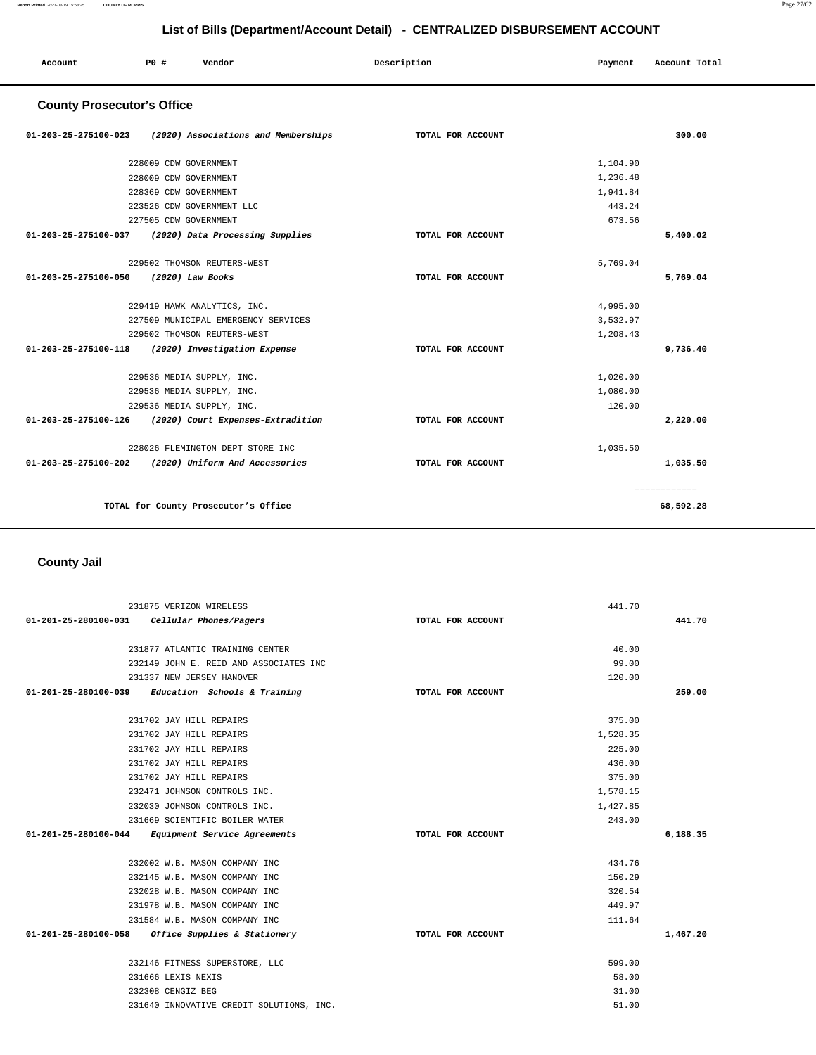# List of Bills (Department/Account Detail) - CENTRALIZED DISBURSEMENT ACCOUNT

| Account | PO # | Vendor | Description | Payment | Account Total |
|---|---|---|---|---|---|

## County Prosecutor's Office

| Account | PO # | Vendor | Description | Payment | Account Total |
|---|---|---|---|---|---|
| 01-203-25-275100-023 | | *(2020) Associations and Memberships* | TOTAL FOR ACCOUNT | | 300.00 |
| | 228009 | CDW GOVERNMENT | | 1,104.90 | |
| | 228009 | CDW GOVERNMENT | | 1,236.48 | |
| | 228369 | CDW GOVERNMENT | | 1,941.84 | |
| | 223526 | CDW GOVERNMENT LLC | | 443.24 | |
| | 227505 | CDW GOVERNMENT | | 673.56 | |
| 01-203-25-275100-037 | | *(2020) Data Processing Supplies* | TOTAL FOR ACCOUNT | | 5,400.02 |
| | 229502 | THOMSON REUTERS-WEST | | 5,769.04 | |
| 01-203-25-275100-050 | | *(2020) Law Books* | TOTAL FOR ACCOUNT | | 5,769.04 |
| | 229419 | HAWK ANALYTICS, INC. | | 4,995.00 | |
| | 227509 | MUNICIPAL EMERGENCY SERVICES | | 3,532.97 | |
| | 229502 | THOMSON REUTERS-WEST | | 1,208.43 | |
| 01-203-25-275100-118 | | *(2020) Investigation Expense* | TOTAL FOR ACCOUNT | | 9,736.40 |
| | 229536 | MEDIA SUPPLY, INC. | | 1,020.00 | |
| | 229536 | MEDIA SUPPLY, INC. | | 1,080.00 | |
| | 229536 | MEDIA SUPPLY, INC. | | 120.00 | |
| 01-203-25-275100-126 | | *(2020) Court Expenses-Extradition* | TOTAL FOR ACCOUNT | | 2,220.00 |
| | 228026 | FLEMINGTON DEPT STORE INC | | 1,035.50 | |
| 01-203-25-275100-202 | | *(2020) Uniform And Accessories* | TOTAL FOR ACCOUNT | | 1,035.50 |
| | | | | | ============ |
| | | TOTAL for County Prosecutor's Office | | | 68,592.28 |

## County Jail

| Account | PO # | Vendor | Description | Payment | Account Total |
|---|---|---|---|---|---|
| | 231875 | VERIZON WIRELESS | | 441.70 | |
| 01-201-25-280100-031 | | *Cellular Phones/Pagers* | TOTAL FOR ACCOUNT | | 441.70 |
| | 231877 | ATLANTIC TRAINING CENTER | | 40.00 | |
| | 232149 | JOHN E. REID AND ASSOCIATES INC | | 99.00 | |
| | 231337 | NEW JERSEY HANOVER | | 120.00 | |
| 01-201-25-280100-039 | | *Education Schools & Training* | TOTAL FOR ACCOUNT | | 259.00 |
| | 231702 | JAY HILL REPAIRS | | 375.00 | |
| | 231702 | JAY HILL REPAIRS | | 1,528.35 | |
| | 231702 | JAY HILL REPAIRS | | 225.00 | |
| | 231702 | JAY HILL REPAIRS | | 436.00 | |
| | 231702 | JAY HILL REPAIRS | | 375.00 | |
| | 232471 | JOHNSON CONTROLS INC. | | 1,578.15 | |
| | 232030 | JOHNSON CONTROLS INC. | | 1,427.85 | |
| | 231669 | SCIENTIFIC BOILER WATER | | 243.00 | |
| 01-201-25-280100-044 | | *Equipment Service Agreements* | TOTAL FOR ACCOUNT | | 6,188.35 |
| | 232002 | W.B. MASON COMPANY INC | | 434.76 | |
| | 232145 | W.B. MASON COMPANY INC | | 150.29 | |
| | 232028 | W.B. MASON COMPANY INC | | 320.54 | |
| | 231978 | W.B. MASON COMPANY INC | | 449.97 | |
| | 231584 | W.B. MASON COMPANY INC | | 111.64 | |
| 01-201-25-280100-058 | | *Office Supplies & Stationery* | TOTAL FOR ACCOUNT | | 1,467.20 |
| | 232146 | FITNESS SUPERSTORE, LLC | | 599.00 | |
| | 231666 | LEXIS NEXIS | | 58.00 | |
| | 232308 | CENGIZ BEG | | 31.00 | |
| | 231640 | INNOVATIVE CREDIT SOLUTIONS, INC. | | 51.00 | |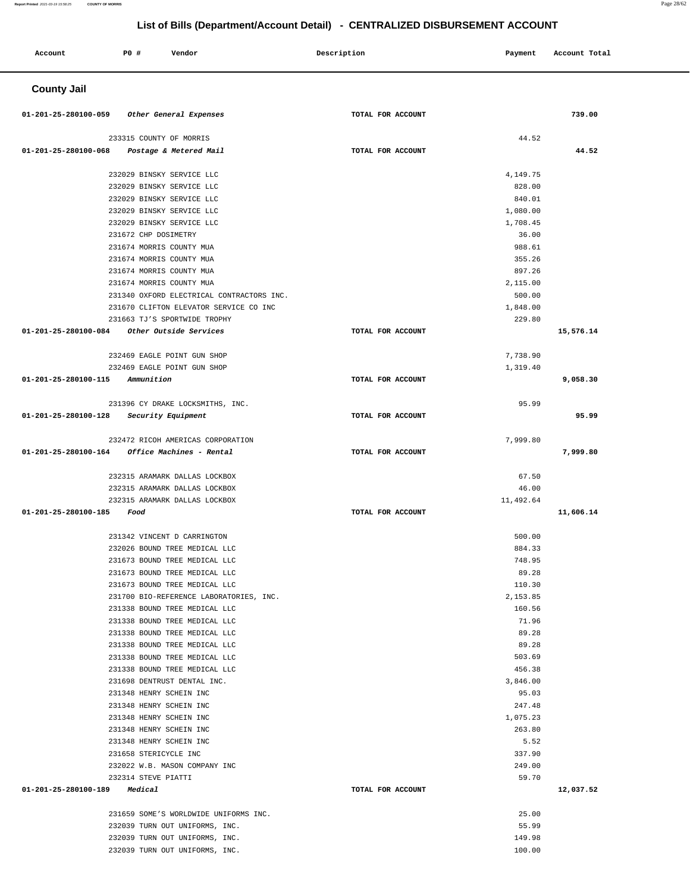## List of Bills (Department/Account Detail) - CENTRALIZED DISBURSEMENT ACCOUNT

| Account | PO # | Vendor | Description | Payment | Account Total |
|---|---|---|---|---|---|

### County Jail

| Account | PO # | Vendor | Description | Payment | Account Total |
|---|---|---|---|---|---|
| 01-201-25-280100-059 | | *Other General Expenses* | TOTAL FOR ACCOUNT | | 739.00 |
| | 233315 | COUNTY OF MORRIS | | 44.52 | |
| 01-201-25-280100-068 | | *Postage & Metered Mail* | TOTAL FOR ACCOUNT | | 44.52 |
| | 232029 | BINSKY SERVICE LLC | | 4,149.75 | |
| | 232029 | BINSKY SERVICE LLC | | 828.00 | |
| | 232029 | BINSKY SERVICE LLC | | 840.01 | |
| | 232029 | BINSKY SERVICE LLC | | 1,080.00 | |
| | 232029 | BINSKY SERVICE LLC | | 1,708.45 | |
| | 231672 | CHP DOSIMETRY | | 36.00 | |
| | 231674 | MORRIS COUNTY MUA | | 988.61 | |
| | 231674 | MORRIS COUNTY MUA | | 355.26 | |
| | 231674 | MORRIS COUNTY MUA | | 897.26 | |
| | 231674 | MORRIS COUNTY MUA | | 2,115.00 | |
| | 231340 | OXFORD ELECTRICAL CONTRACTORS INC. | | 500.00 | |
| | 231670 | CLIFTON ELEVATOR SERVICE CO INC | | 1,848.00 | |
| | 231663 | TJ'S SPORTWIDE TROPHY | | 229.80 | |
| 01-201-25-280100-084 | | *Other Outside Services* | TOTAL FOR ACCOUNT | | 15,576.14 |
| | 232469 | EAGLE POINT GUN SHOP | | 7,738.90 | |
| | 232469 | EAGLE POINT GUN SHOP | | 1,319.40 | |
| 01-201-25-280100-115 | | *Ammunition* | TOTAL FOR ACCOUNT | | 9,058.30 |
| | 231396 | CY DRAKE LOCKSMITHS, INC. | | 95.99 | |
| 01-201-25-280100-128 | | *Security Equipment* | TOTAL FOR ACCOUNT | | 95.99 |
| | 232472 | RICOH AMERICAS CORPORATION | | 7,999.80 | |
| 01-201-25-280100-164 | | *Office Machines - Rental* | TOTAL FOR ACCOUNT | | 7,999.80 |
| | 232315 | ARAMARK DALLAS LOCKBOX | | 67.50 | |
| | 232315 | ARAMARK DALLAS LOCKBOX | | 46.00 | |
| | 232315 | ARAMARK DALLAS LOCKBOX | | 11,492.64 | |
| 01-201-25-280100-185 | | *Food* | TOTAL FOR ACCOUNT | | 11,606.14 |
| | 231342 | VINCENT D CARRINGTON | | 500.00 | |
| | 232026 | BOUND TREE MEDICAL LLC | | 884.33 | |
| | 231673 | BOUND TREE MEDICAL LLC | | 748.95 | |
| | 231673 | BOUND TREE MEDICAL LLC | | 89.28 | |
| | 231673 | BOUND TREE MEDICAL LLC | | 110.30 | |
| | 231700 | BIO-REFERENCE LABORATORIES, INC. | | 2,153.85 | |
| | 231338 | BOUND TREE MEDICAL LLC | | 160.56 | |
| | 231338 | BOUND TREE MEDICAL LLC | | 71.96 | |
| | 231338 | BOUND TREE MEDICAL LLC | | 89.28 | |
| | 231338 | BOUND TREE MEDICAL LLC | | 89.28 | |
| | 231338 | BOUND TREE MEDICAL LLC | | 503.69 | |
| | 231338 | BOUND TREE MEDICAL LLC | | 456.38 | |
| | 231698 | DENTRUST DENTAL INC. | | 3,846.00 | |
| | 231348 | HENRY SCHEIN INC | | 95.03 | |
| | 231348 | HENRY SCHEIN INC | | 247.48 | |
| | 231348 | HENRY SCHEIN INC | | 1,075.23 | |
| | 231348 | HENRY SCHEIN INC | | 263.80 | |
| | 231348 | HENRY SCHEIN INC | | 5.52 | |
| | 231658 | STERICYCLE INC | | 337.90 | |
| | 232022 | W.B. MASON COMPANY INC | | 249.00 | |
| | 232314 | STEVE PIATTI | | 59.70 | |
| 01-201-25-280100-189 | | *Medical* | TOTAL FOR ACCOUNT | | 12,037.52 |
| | 231659 | SOME'S WORLDWIDE UNIFORMS INC. | | 25.00 | |
| | 232039 | TURN OUT UNIFORMS, INC. | | 55.99 | |
| | 232039 | TURN OUT UNIFORMS, INC. | | 149.98 | |
| | 232039 | TURN OUT UNIFORMS, INC. | | 100.00 | |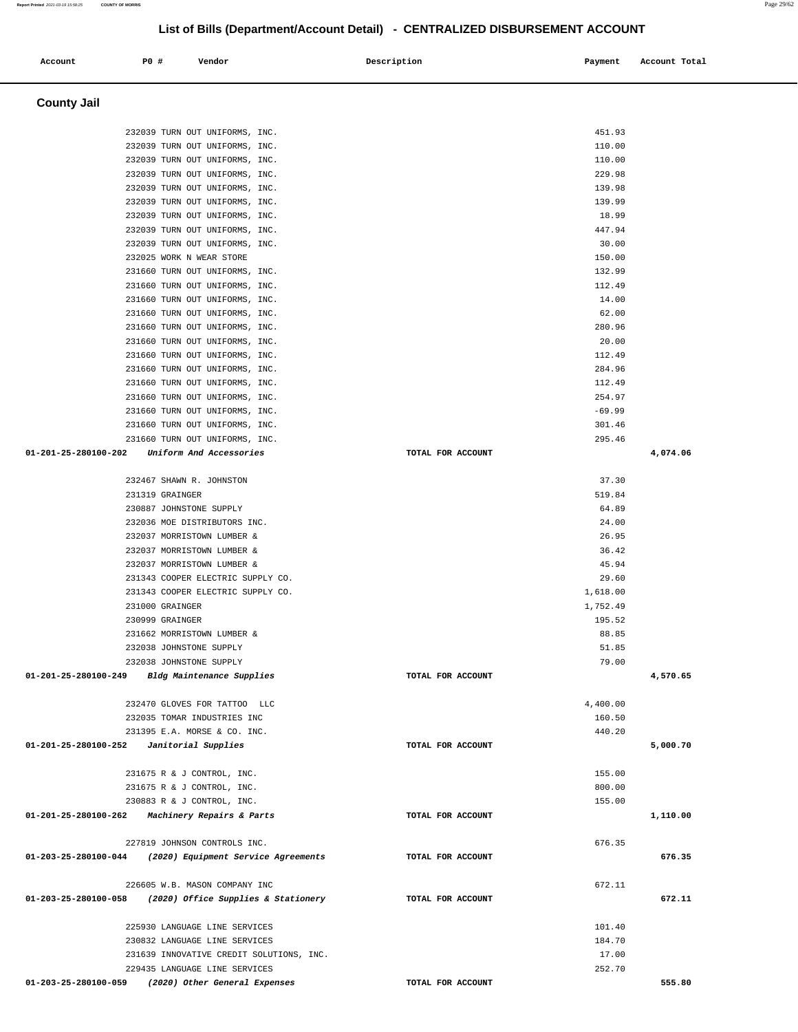## List of Bills (Department/Account Detail) - CENTRALIZED DISBURSEMENT ACCOUNT

| Account | PO # | Vendor | Description | Payment | Account Total |
|---|---|---|---|---|---|

### County Jail

| Account | PO # | Vendor | Description | Payment | Account Total |
|---|---|---|---|---|---|
| | 232039 | TURN OUT UNIFORMS, INC. | | 451.93 | |
| | 232039 | TURN OUT UNIFORMS, INC. | | 110.00 | |
| | 232039 | TURN OUT UNIFORMS, INC. | | 110.00 | |
| | 232039 | TURN OUT UNIFORMS, INC. | | 229.98 | |
| | 232039 | TURN OUT UNIFORMS, INC. | | 139.98 | |
| | 232039 | TURN OUT UNIFORMS, INC. | | 139.99 | |
| | 232039 | TURN OUT UNIFORMS, INC. | | 18.99 | |
| | 232039 | TURN OUT UNIFORMS, INC. | | 447.94 | |
| | 232039 | TURN OUT UNIFORMS, INC. | | 30.00 | |
| | 232025 | WORK N WEAR STORE | | 150.00 | |
| | 231660 | TURN OUT UNIFORMS, INC. | | 132.99 | |
| | 231660 | TURN OUT UNIFORMS, INC. | | 112.49 | |
| | 231660 | TURN OUT UNIFORMS, INC. | | 14.00 | |
| | 231660 | TURN OUT UNIFORMS, INC. | | 62.00 | |
| | 231660 | TURN OUT UNIFORMS, INC. | | 280.96 | |
| | 231660 | TURN OUT UNIFORMS, INC. | | 20.00 | |
| | 231660 | TURN OUT UNIFORMS, INC. | | 112.49 | |
| | 231660 | TURN OUT UNIFORMS, INC. | | 284.96 | |
| | 231660 | TURN OUT UNIFORMS, INC. | | 112.49 | |
| | 231660 | TURN OUT UNIFORMS, INC. | | 254.97 | |
| | 231660 | TURN OUT UNIFORMS, INC. | | -69.99 | |
| | 231660 | TURN OUT UNIFORMS, INC. | | 301.46 | |
| | 231660 | TURN OUT UNIFORMS, INC. | | 295.46 | |
| **01-201-25-280100-202** | | *Uniform And Accessories* | TOTAL FOR ACCOUNT | | **4,074.06** |
| | 232467 | SHAWN R. JOHNSTON | | 37.30 | |
| | 231319 | GRAINGER | | 519.84 | |
| | 230887 | JOHNSTONE SUPPLY | | 64.89 | |
| | 232036 | MOE DISTRIBUTORS INC. | | 24.00 | |
| | 232037 | MORRISTOWN LUMBER & | | 26.95 | |
| | 232037 | MORRISTOWN LUMBER & | | 36.42 | |
| | 232037 | MORRISTOWN LUMBER & | | 45.94 | |
| | 231343 | COOPER ELECTRIC SUPPLY CO. | | 29.60 | |
| | 231343 | COOPER ELECTRIC SUPPLY CO. | | 1,618.00 | |
| | 231000 | GRAINGER | | 1,752.49 | |
| | 230999 | GRAINGER | | 195.52 | |
| | 231662 | MORRISTOWN LUMBER & | | 88.85 | |
| | 232038 | JOHNSTONE SUPPLY | | 51.85 | |
| | 232038 | JOHNSTONE SUPPLY | | 79.00 | |
| **01-201-25-280100-249** | | *Bldg Maintenance Supplies* | TOTAL FOR ACCOUNT | | **4,570.65** |
| | 232470 | GLOVES FOR TATTOO LLC | | 4,400.00 | |
| | 232035 | TOMAR INDUSTRIES INC | | 160.50 | |
| | 231395 | E.A. MORSE & CO. INC. | | 440.20 | |
| **01-201-25-280100-252** | | *Janitorial Supplies* | TOTAL FOR ACCOUNT | | **5,000.70** |
| | 231675 | R & J CONTROL, INC. | | 155.00 | |
| | 231675 | R & J CONTROL, INC. | | 800.00 | |
| | 230883 | R & J CONTROL, INC. | | 155.00 | |
| **01-201-25-280100-262** | | *Machinery Repairs & Parts* | TOTAL FOR ACCOUNT | | **1,110.00** |
| | 227819 | JOHNSON CONTROLS INC. | | 676.35 | |
| **01-203-25-280100-044** | | *(2020) Equipment Service Agreements* | TOTAL FOR ACCOUNT | | **676.35** |
| | 226605 | W.B. MASON COMPANY INC | | 672.11 | |
| **01-203-25-280100-058** | | *(2020) Office Supplies & Stationery* | TOTAL FOR ACCOUNT | | **672.11** |
| | 225930 | LANGUAGE LINE SERVICES | | 101.40 | |
| | 230832 | LANGUAGE LINE SERVICES | | 184.70 | |
| | 231639 | INNOVATIVE CREDIT SOLUTIONS, INC. | | 17.00 | |
| | 229435 | LANGUAGE LINE SERVICES | | 252.70 | |
| **01-203-25-280100-059** | | *(2020) Other General Expenses* | TOTAL FOR ACCOUNT | | **555.80** |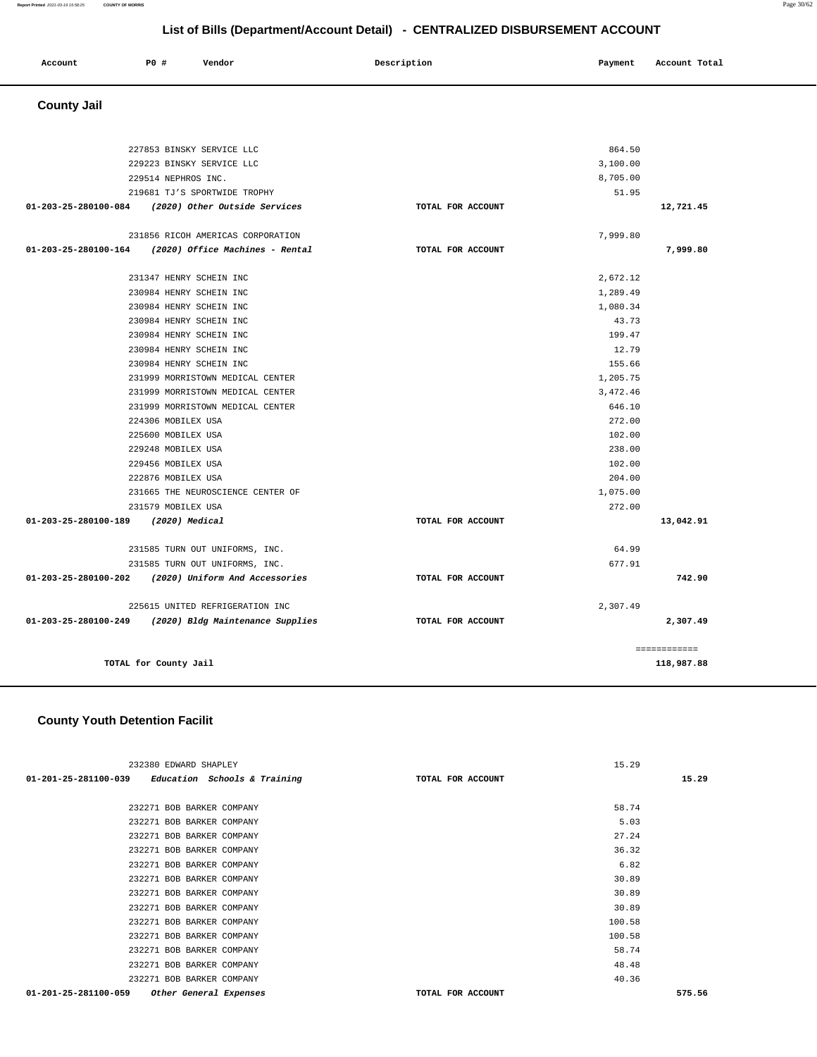# List of Bills (Department/Account Detail) - CENTRALIZED DISBURSEMENT ACCOUNT

| Account | PO # | Vendor | Description | Payment | Account Total |
|---|---|---|---|---|---|

## County Jail

| Account | PO # | Vendor | Description | Payment | Account Total |
|---|---|---|---|---|---|
| | 227853 | BINSKY SERVICE LLC | | 864.50 | |
| | 229223 | BINSKY SERVICE LLC | | 3,100.00 | |
| | 229514 | NEPHROS INC. | | 8,705.00 | |
| | 219681 | TJ'S SPORTWIDE TROPHY | | 51.95 | |
| 01-203-25-280100-084 | | *(2020) Other Outside Services* | TOTAL FOR ACCOUNT | | 12,721.45 |
| | 231856 | RICOH AMERICAS CORPORATION | | 7,999.80 | |
| 01-203-25-280100-164 | | *(2020) Office Machines - Rental* | TOTAL FOR ACCOUNT | | 7,999.80 |
| | 231347 | HENRY SCHEIN INC | | 2,672.12 | |
| | 230984 | HENRY SCHEIN INC | | 1,289.49 | |
| | 230984 | HENRY SCHEIN INC | | 1,080.34 | |
| | 230984 | HENRY SCHEIN INC | | 43.73 | |
| | 230984 | HENRY SCHEIN INC | | 199.47 | |
| | 230984 | HENRY SCHEIN INC | | 12.79 | |
| | 230984 | HENRY SCHEIN INC | | 155.66 | |
| | 231999 | MORRISTOWN MEDICAL CENTER | | 1,205.75 | |
| | 231999 | MORRISTOWN MEDICAL CENTER | | 3,472.46 | |
| | 231999 | MORRISTOWN MEDICAL CENTER | | 646.10 | |
| | 224306 | MOBILEX USA | | 272.00 | |
| | 225600 | MOBILEX USA | | 102.00 | |
| | 229248 | MOBILEX USA | | 238.00 | |
| | 229456 | MOBILEX USA | | 102.00 | |
| | 222876 | MOBILEX USA | | 204.00 | |
| | 231665 | THE NEUROSCIENCE CENTER OF | | 1,075.00 | |
| | 231579 | MOBILEX USA | | 272.00 | |
| 01-203-25-280100-189 | | *(2020) Medical* | TOTAL FOR ACCOUNT | | 13,042.91 |
| | 231585 | TURN OUT UNIFORMS, INC. | | 64.99 | |
| | 231585 | TURN OUT UNIFORMS, INC. | | 677.91 | |
| 01-203-25-280100-202 | | *(2020) Uniform And Accessories* | TOTAL FOR ACCOUNT | | 742.90 |
| | 225615 | UNITED REFRIGERATION INC | | 2,307.49 | |
| 01-203-25-280100-249 | | *(2020) Bldg Maintenance Supplies* | TOTAL FOR ACCOUNT | | 2,307.49 |
| | | | | | ============ |
| | | TOTAL for County Jail | | | 118,987.88 |

## County Youth Detention Facilit

| Account | PO # | Vendor | Description | Payment | Account Total |
|---|---|---|---|---|---|
| | 232380 | EDWARD SHAPLEY | | 15.29 | |
| 01-201-25-281100-039 | | *Education Schools & Training* | TOTAL FOR ACCOUNT | | 15.29 |
| | 232271 | BOB BARKER COMPANY | | 58.74 | |
| | 232271 | BOB BARKER COMPANY | | 5.03 | |
| | 232271 | BOB BARKER COMPANY | | 27.24 | |
| | 232271 | BOB BARKER COMPANY | | 36.32 | |
| | 232271 | BOB BARKER COMPANY | | 6.82 | |
| | 232271 | BOB BARKER COMPANY | | 30.89 | |
| | 232271 | BOB BARKER COMPANY | | 30.89 | |
| | 232271 | BOB BARKER COMPANY | | 30.89 | |
| | 232271 | BOB BARKER COMPANY | | 100.58 | |
| | 232271 | BOB BARKER COMPANY | | 100.58 | |
| | 232271 | BOB BARKER COMPANY | | 58.74 | |
| | 232271 | BOB BARKER COMPANY | | 48.48 | |
| | 232271 | BOB BARKER COMPANY | | 40.36 | |
| 01-201-25-281100-059 | | *Other General Expenses* | TOTAL FOR ACCOUNT | | 575.56 |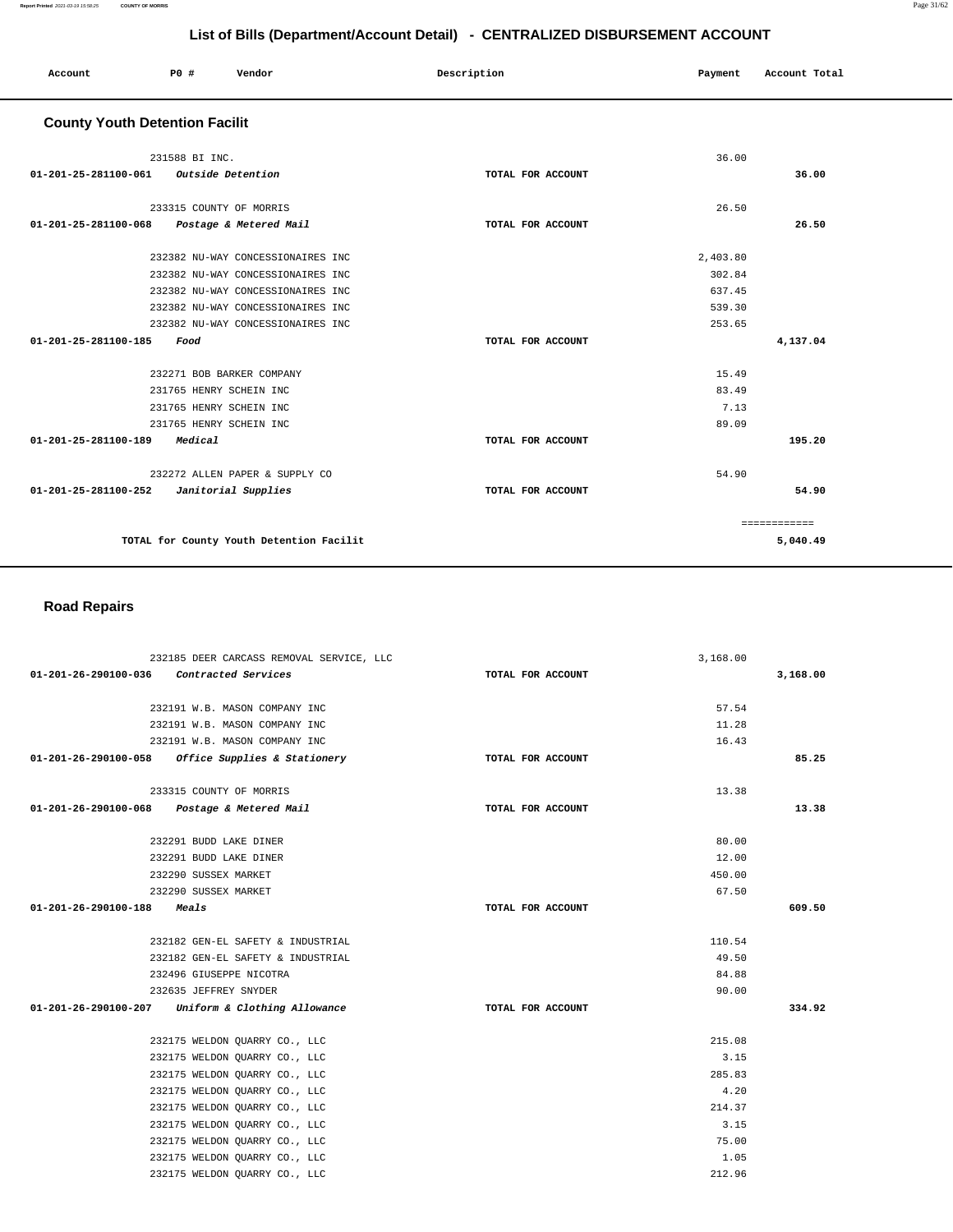# List of Bills (Department/Account Detail) - CENTRALIZED DISBURSEMENT ACCOUNT

| Account | PO # | Vendor | Description | Payment | Account Total |
|---|---|---|---|---|---|

## County Youth Detention Facilit

| Account | PO # | Vendor | Description | Payment | Account Total |
|---|---|---|---|---|---|
| | 231588 | BI INC. | | 36.00 | |
| 01-201-25-281100-061 | | *Outside Detention* | TOTAL FOR ACCOUNT | | 36.00 |
| | 233315 | COUNTY OF MORRIS | | 26.50 | |
| 01-201-25-281100-068 | | *Postage & Metered Mail* | TOTAL FOR ACCOUNT | | 26.50 |
| | 232382 | NU-WAY CONCESSIONAIRES INC | | 2,403.80 | |
| | 232382 | NU-WAY CONCESSIONAIRES INC | | 302.84 | |
| | 232382 | NU-WAY CONCESSIONAIRES INC | | 637.45 | |
| | 232382 | NU-WAY CONCESSIONAIRES INC | | 539.30 | |
| | 232382 | NU-WAY CONCESSIONAIRES INC | | 253.65 | |
| 01-201-25-281100-185 | | *Food* | TOTAL FOR ACCOUNT | | 4,137.04 |
| | 232271 | BOB BARKER COMPANY | | 15.49 | |
| | 231765 | HENRY SCHEIN INC | | 83.49 | |
| | 231765 | HENRY SCHEIN INC | | 7.13 | |
| | 231765 | HENRY SCHEIN INC | | 89.09 | |
| 01-201-25-281100-189 | | *Medical* | TOTAL FOR ACCOUNT | | 195.20 |
| | 232272 | ALLEN PAPER & SUPPLY CO | | 54.90 | |
| 01-201-25-281100-252 | | *Janitorial Supplies* | TOTAL FOR ACCOUNT | | 54.90 |
| | | | | | ============ |
| | | TOTAL for County Youth Detention Facilit | | | 5,040.49 |

## Road Repairs

| Account | PO # | Vendor | Description | Payment | Account Total |
|---|---|---|---|---|---|
| | 232185 | DEER CARCASS REMOVAL SERVICE, LLC | | 3,168.00 | |
| 01-201-26-290100-036 | | *Contracted Services* | TOTAL FOR ACCOUNT | | 3,168.00 |
| | 232191 | W.B. MASON COMPANY INC | | 57.54 | |
| | 232191 | W.B. MASON COMPANY INC | | 11.28 | |
| | 232191 | W.B. MASON COMPANY INC | | 16.43 | |
| 01-201-26-290100-058 | | *Office Supplies & Stationery* | TOTAL FOR ACCOUNT | | 85.25 |
| | 233315 | COUNTY OF MORRIS | | 13.38 | |
| 01-201-26-290100-068 | | *Postage & Metered Mail* | TOTAL FOR ACCOUNT | | 13.38 |
| | 232291 | BUDD LAKE DINER | | 80.00 | |
| | 232291 | BUDD LAKE DINER | | 12.00 | |
| | 232290 | SUSSEX MARKET | | 450.00 | |
| | 232290 | SUSSEX MARKET | | 67.50 | |
| 01-201-26-290100-188 | | *Meals* | TOTAL FOR ACCOUNT | | 609.50 |
| | 232182 | GEN-EL SAFETY & INDUSTRIAL | | 110.54 | |
| | 232182 | GEN-EL SAFETY & INDUSTRIAL | | 49.50 | |
| | 232496 | GIUSEPPE NICOTRA | | 84.88 | |
| | 232635 | JEFFREY SNYDER | | 90.00 | |
| 01-201-26-290100-207 | | *Uniform & Clothing Allowance* | TOTAL FOR ACCOUNT | | 334.92 |
| | 232175 | WELDON QUARRY CO., LLC | | 215.08 | |
| | 232175 | WELDON QUARRY CO., LLC | | 3.15 | |
| | 232175 | WELDON QUARRY CO., LLC | | 285.83 | |
| | 232175 | WELDON QUARRY CO., LLC | | 4.20 | |
| | 232175 | WELDON QUARRY CO., LLC | | 214.37 | |
| | 232175 | WELDON QUARRY CO., LLC | | 3.15 | |
| | 232175 | WELDON QUARRY CO., LLC | | 75.00 | |
| | 232175 | WELDON QUARRY CO., LLC | | 1.05 | |
| | 232175 | WELDON QUARRY CO., LLC | | 212.96 | |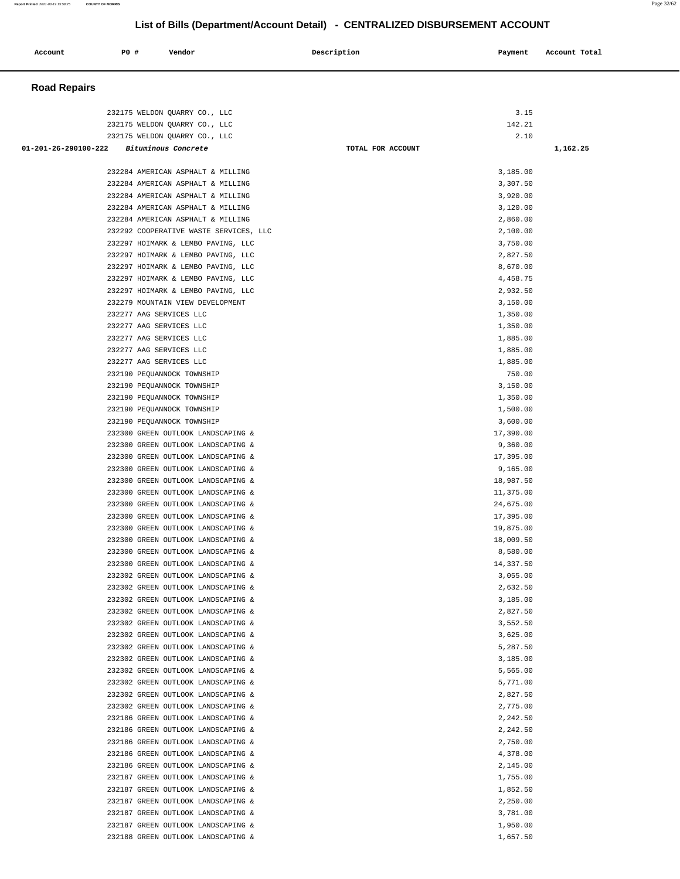## List of Bills (Department/Account Detail) - CENTRALIZED DISBURSEMENT ACCOUNT

| Account | PO # | Vendor | Description | Payment | Account Total |
|---|---|---|---|---|---|

### Road Repairs

| Account | PO # | Vendor | Description | Payment | Account Total |
|---|---|---|---|---|---|
| | 232175 | WELDON QUARRY CO., LLC | | 3.15 | |
| | 232175 | WELDON QUARRY CO., LLC | | 142.21 | |
| | 232175 | WELDON QUARRY CO., LLC | | 2.10 | |
| 01-201-26-290100-222 | | *Bituminous Concrete* | TOTAL FOR ACCOUNT | | 1,162.25 |
| | 232284 | AMERICAN ASPHALT & MILLING | | 3,185.00 | |
| | 232284 | AMERICAN ASPHALT & MILLING | | 3,307.50 | |
| | 232284 | AMERICAN ASPHALT & MILLING | | 3,920.00 | |
| | 232284 | AMERICAN ASPHALT & MILLING | | 3,120.00 | |
| | 232284 | AMERICAN ASPHALT & MILLING | | 2,860.00 | |
| | 232292 | COOPERATIVE WASTE SERVICES, LLC | | 2,100.00 | |
| | 232297 | HOIMARK & LEMBO PAVING, LLC | | 3,750.00 | |
| | 232297 | HOIMARK & LEMBO PAVING, LLC | | 2,827.50 | |
| | 232297 | HOIMARK & LEMBO PAVING, LLC | | 8,670.00 | |
| | 232297 | HOIMARK & LEMBO PAVING, LLC | | 4,458.75 | |
| | 232297 | HOIMARK & LEMBO PAVING, LLC | | 2,932.50 | |
| | 232279 | MOUNTAIN VIEW DEVELOPMENT | | 3,150.00 | |
| | 232277 | AAG SERVICES LLC | | 1,350.00 | |
| | 232277 | AAG SERVICES LLC | | 1,350.00 | |
| | 232277 | AAG SERVICES LLC | | 1,885.00 | |
| | 232277 | AAG SERVICES LLC | | 1,885.00 | |
| | 232277 | AAG SERVICES LLC | | 1,885.00 | |
| | 232190 | PEQUANNOCK TOWNSHIP | | 750.00 | |
| | 232190 | PEQUANNOCK TOWNSHIP | | 3,150.00 | |
| | 232190 | PEQUANNOCK TOWNSHIP | | 1,350.00 | |
| | 232190 | PEQUANNOCK TOWNSHIP | | 1,500.00 | |
| | 232190 | PEQUANNOCK TOWNSHIP | | 3,600.00 | |
| | 232300 | GREEN OUTLOOK LANDSCAPING & | | 17,390.00 | |
| | 232300 | GREEN OUTLOOK LANDSCAPING & | | 9,360.00 | |
| | 232300 | GREEN OUTLOOK LANDSCAPING & | | 17,395.00 | |
| | 232300 | GREEN OUTLOOK LANDSCAPING & | | 9,165.00 | |
| | 232300 | GREEN OUTLOOK LANDSCAPING & | | 18,987.50 | |
| | 232300 | GREEN OUTLOOK LANDSCAPING & | | 11,375.00 | |
| | 232300 | GREEN OUTLOOK LANDSCAPING & | | 24,675.00 | |
| | 232300 | GREEN OUTLOOK LANDSCAPING & | | 17,395.00 | |
| | 232300 | GREEN OUTLOOK LANDSCAPING & | | 19,875.00 | |
| | 232300 | GREEN OUTLOOK LANDSCAPING & | | 18,009.50 | |
| | 232300 | GREEN OUTLOOK LANDSCAPING & | | 8,580.00 | |
| | 232300 | GREEN OUTLOOK LANDSCAPING & | | 14,337.50 | |
| | 232302 | GREEN OUTLOOK LANDSCAPING & | | 3,055.00 | |
| | 232302 | GREEN OUTLOOK LANDSCAPING & | | 2,632.50 | |
| | 232302 | GREEN OUTLOOK LANDSCAPING & | | 3,185.00 | |
| | 232302 | GREEN OUTLOOK LANDSCAPING & | | 2,827.50 | |
| | 232302 | GREEN OUTLOOK LANDSCAPING & | | 3,552.50 | |
| | 232302 | GREEN OUTLOOK LANDSCAPING & | | 3,625.00 | |
| | 232302 | GREEN OUTLOOK LANDSCAPING & | | 5,287.50 | |
| | 232302 | GREEN OUTLOOK LANDSCAPING & | | 3,185.00 | |
| | 232302 | GREEN OUTLOOK LANDSCAPING & | | 5,565.00 | |
| | 232302 | GREEN OUTLOOK LANDSCAPING & | | 5,771.00 | |
| | 232302 | GREEN OUTLOOK LANDSCAPING & | | 2,827.50 | |
| | 232302 | GREEN OUTLOOK LANDSCAPING & | | 2,775.00 | |
| | 232186 | GREEN OUTLOOK LANDSCAPING & | | 2,242.50 | |
| | 232186 | GREEN OUTLOOK LANDSCAPING & | | 2,242.50 | |
| | 232186 | GREEN OUTLOOK LANDSCAPING & | | 2,750.00 | |
| | 232186 | GREEN OUTLOOK LANDSCAPING & | | 4,378.00 | |
| | 232186 | GREEN OUTLOOK LANDSCAPING & | | 2,145.00 | |
| | 232187 | GREEN OUTLOOK LANDSCAPING & | | 1,755.00 | |
| | 232187 | GREEN OUTLOOK LANDSCAPING & | | 1,852.50 | |
| | 232187 | GREEN OUTLOOK LANDSCAPING & | | 2,250.00 | |
| | 232187 | GREEN OUTLOOK LANDSCAPING & | | 3,781.00 | |
| | 232187 | GREEN OUTLOOK LANDSCAPING & | | 1,950.00 | |
| | 232188 | GREEN OUTLOOK LANDSCAPING & | | 1,657.50 | |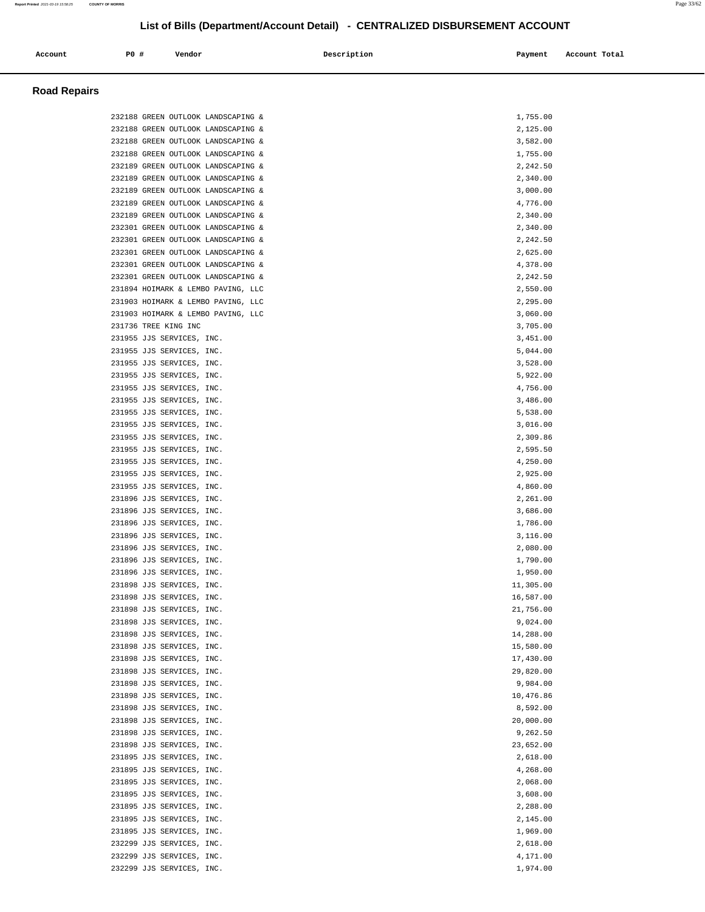# List of Bills (Department/Account Detail) - CENTRALIZED DISBURSEMENT ACCOUNT

## Road Repairs

| Account | PO # | Vendor | Description | Payment | Account Total |
|---|---|---|---|---|---|
| | 232188 | GREEN OUTLOOK LANDSCAPING & | | 1,755.00 | |
| | 232188 | GREEN OUTLOOK LANDSCAPING & | | 2,125.00 | |
| | 232188 | GREEN OUTLOOK LANDSCAPING & | | 3,582.00 | |
| | 232188 | GREEN OUTLOOK LANDSCAPING & | | 1,755.00 | |
| | 232189 | GREEN OUTLOOK LANDSCAPING & | | 2,242.50 | |
| | 232189 | GREEN OUTLOOK LANDSCAPING & | | 2,340.00 | |
| | 232189 | GREEN OUTLOOK LANDSCAPING & | | 3,000.00 | |
| | 232189 | GREEN OUTLOOK LANDSCAPING & | | 4,776.00 | |
| | 232189 | GREEN OUTLOOK LANDSCAPING & | | 2,340.00 | |
| | 232301 | GREEN OUTLOOK LANDSCAPING & | | 2,340.00 | |
| | 232301 | GREEN OUTLOOK LANDSCAPING & | | 2,242.50 | |
| | 232301 | GREEN OUTLOOK LANDSCAPING & | | 2,625.00 | |
| | 232301 | GREEN OUTLOOK LANDSCAPING & | | 4,378.00 | |
| | 232301 | GREEN OUTLOOK LANDSCAPING & | | 2,242.50 | |
| | 231894 | HOIMARK & LEMBO PAVING, LLC | | 2,550.00 | |
| | 231903 | HOIMARK & LEMBO PAVING, LLC | | 2,295.00 | |
| | 231903 | HOIMARK & LEMBO PAVING, LLC | | 3,060.00 | |
| | 231736 | TREE KING INC | | 3,705.00 | |
| | 231955 | JJS SERVICES, INC. | | 3,451.00 | |
| | 231955 | JJS SERVICES, INC. | | 5,044.00 | |
| | 231955 | JJS SERVICES, INC. | | 3,528.00 | |
| | 231955 | JJS SERVICES, INC. | | 5,922.00 | |
| | 231955 | JJS SERVICES, INC. | | 4,756.00 | |
| | 231955 | JJS SERVICES, INC. | | 3,486.00 | |
| | 231955 | JJS SERVICES, INC. | | 5,538.00 | |
| | 231955 | JJS SERVICES, INC. | | 3,016.00 | |
| | 231955 | JJS SERVICES, INC. | | 2,309.86 | |
| | 231955 | JJS SERVICES, INC. | | 2,595.50 | |
| | 231955 | JJS SERVICES, INC. | | 4,250.00 | |
| | 231955 | JJS SERVICES, INC. | | 2,925.00 | |
| | 231955 | JJS SERVICES, INC. | | 4,860.00 | |
| | 231896 | JJS SERVICES, INC. | | 2,261.00 | |
| | 231896 | JJS SERVICES, INC. | | 3,686.00 | |
| | 231896 | JJS SERVICES, INC. | | 1,786.00 | |
| | 231896 | JJS SERVICES, INC. | | 3,116.00 | |
| | 231896 | JJS SERVICES, INC. | | 2,080.00 | |
| | 231896 | JJS SERVICES, INC. | | 1,790.00 | |
| | 231896 | JJS SERVICES, INC. | | 1,950.00 | |
| | 231898 | JJS SERVICES, INC. | | 11,305.00 | |
| | 231898 | JJS SERVICES, INC. | | 16,587.00 | |
| | 231898 | JJS SERVICES, INC. | | 21,756.00 | |
| | 231898 | JJS SERVICES, INC. | | 9,024.00 | |
| | 231898 | JJS SERVICES, INC. | | 14,288.00 | |
| | 231898 | JJS SERVICES, INC. | | 15,580.00 | |
| | 231898 | JJS SERVICES, INC. | | 17,430.00 | |
| | 231898 | JJS SERVICES, INC. | | 29,820.00 | |
| | 231898 | JJS SERVICES, INC. | | 9,984.00 | |
| | 231898 | JJS SERVICES, INC. | | 10,476.86 | |
| | 231898 | JJS SERVICES, INC. | | 8,592.00 | |
| | 231898 | JJS SERVICES, INC. | | 20,000.00 | |
| | 231898 | JJS SERVICES, INC. | | 9,262.50 | |
| | 231898 | JJS SERVICES, INC. | | 23,652.00 | |
| | 231895 | JJS SERVICES, INC. | | 2,618.00 | |
| | 231895 | JJS SERVICES, INC. | | 4,268.00 | |
| | 231895 | JJS SERVICES, INC. | | 2,068.00 | |
| | 231895 | JJS SERVICES, INC. | | 3,608.00 | |
| | 231895 | JJS SERVICES, INC. | | 2,288.00 | |
| | 231895 | JJS SERVICES, INC. | | 2,145.00 | |
| | 231895 | JJS SERVICES, INC. | | 1,969.00 | |
| | 232299 | JJS SERVICES, INC. | | 2,618.00 | |
| | 232299 | JJS SERVICES, INC. | | 4,171.00 | |
| | 232299 | JJS SERVICES, INC. | | 1,974.00 | |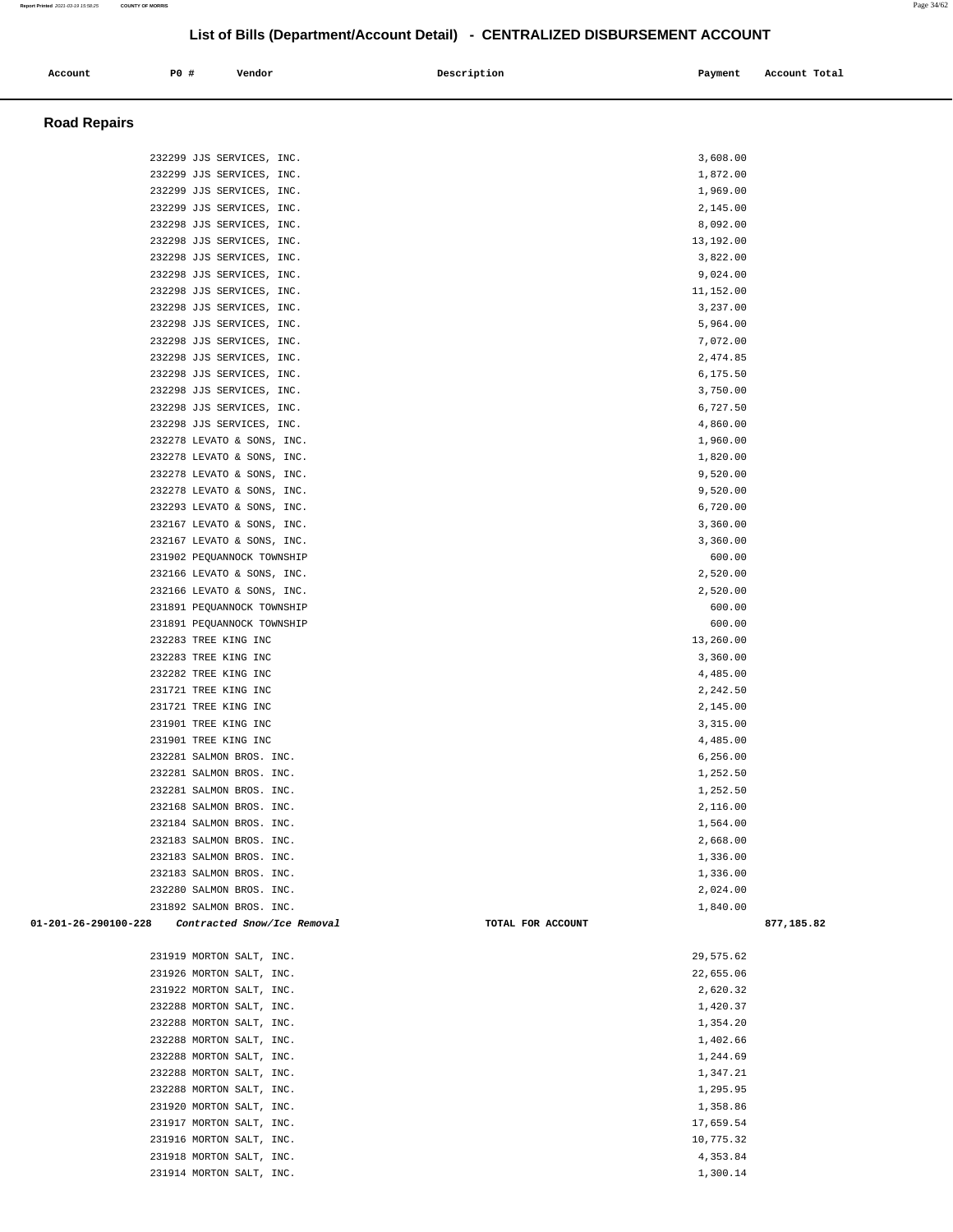# List of Bills (Department/Account Detail) - CENTRALIZED DISBURSEMENT ACCOUNT

| Account | PO # | Vendor | Description | Payment | Account Total |
|---|---|---|---|---|---|

## Road Repairs

| Account | PO # | Vendor | Description | Payment | Account Total |
|---|---|---|---|---|---|
| | 232299 | JJS SERVICES, INC. | | 3,608.00 | |
| | 232299 | JJS SERVICES, INC. | | 1,872.00 | |
| | 232299 | JJS SERVICES, INC. | | 1,969.00 | |
| | 232299 | JJS SERVICES, INC. | | 2,145.00 | |
| | 232298 | JJS SERVICES, INC. | | 8,092.00 | |
| | 232298 | JJS SERVICES, INC. | | 13,192.00 | |
| | 232298 | JJS SERVICES, INC. | | 3,822.00 | |
| | 232298 | JJS SERVICES, INC. | | 9,024.00 | |
| | 232298 | JJS SERVICES, INC. | | 11,152.00 | |
| | 232298 | JJS SERVICES, INC. | | 3,237.00 | |
| | 232298 | JJS SERVICES, INC. | | 5,964.00 | |
| | 232298 | JJS SERVICES, INC. | | 7,072.00 | |
| | 232298 | JJS SERVICES, INC. | | 2,474.85 | |
| | 232298 | JJS SERVICES, INC. | | 6,175.50 | |
| | 232298 | JJS SERVICES, INC. | | 3,750.00 | |
| | 232298 | JJS SERVICES, INC. | | 6,727.50 | |
| | 232298 | JJS SERVICES, INC. | | 4,860.00 | |
| | 232278 | LEVATO & SONS, INC. | | 1,960.00 | |
| | 232278 | LEVATO & SONS, INC. | | 1,820.00 | |
| | 232278 | LEVATO & SONS, INC. | | 9,520.00 | |
| | 232278 | LEVATO & SONS, INC. | | 9,520.00 | |
| | 232293 | LEVATO & SONS, INC. | | 6,720.00 | |
| | 232167 | LEVATO & SONS, INC. | | 3,360.00 | |
| | 232167 | LEVATO & SONS, INC. | | 3,360.00 | |
| | 231902 | PEQUANNOCK TOWNSHIP | | 600.00 | |
| | 232166 | LEVATO & SONS, INC. | | 2,520.00 | |
| | 232166 | LEVATO & SONS, INC. | | 2,520.00 | |
| | 231891 | PEQUANNOCK TOWNSHIP | | 600.00 | |
| | 231891 | PEQUANNOCK TOWNSHIP | | 600.00 | |
| | 232283 | TREE KING INC | | 13,260.00 | |
| | 232283 | TREE KING INC | | 3,360.00 | |
| | 232282 | TREE KING INC | | 4,485.00 | |
| | 231721 | TREE KING INC | | 2,242.50 | |
| | 231721 | TREE KING INC | | 2,145.00 | |
| | 231901 | TREE KING INC | | 3,315.00 | |
| | 231901 | TREE KING INC | | 4,485.00 | |
| | 232281 | SALMON BROS. INC. | | 6,256.00 | |
| | 232281 | SALMON BROS. INC. | | 1,252.50 | |
| | 232281 | SALMON BROS. INC. | | 1,252.50 | |
| | 232168 | SALMON BROS. INC. | | 2,116.00 | |
| | 232184 | SALMON BROS. INC. | | 1,564.00 | |
| | 232183 | SALMON BROS. INC. | | 2,668.00 | |
| | 232183 | SALMON BROS. INC. | | 1,336.00 | |
| | 232183 | SALMON BROS. INC. | | 1,336.00 | |
| | 232280 | SALMON BROS. INC. | | 2,024.00 | |
| | 231892 | SALMON BROS. INC. | | 1,840.00 | |
| **01-201-26-290100-228** | | *Contracted Snow/Ice Removal* | TOTAL FOR ACCOUNT | | 877,185.82 |
| | 231919 | MORTON SALT, INC. | | 29,575.62 | |
| | 231926 | MORTON SALT, INC. | | 22,655.06 | |
| | 231922 | MORTON SALT, INC. | | 2,620.32 | |
| | 232288 | MORTON SALT, INC. | | 1,420.37 | |
| | 232288 | MORTON SALT, INC. | | 1,354.20 | |
| | 232288 | MORTON SALT, INC. | | 1,402.66 | |
| | 232288 | MORTON SALT, INC. | | 1,244.69 | |
| | 232288 | MORTON SALT, INC. | | 1,347.21 | |
| | 232288 | MORTON SALT, INC. | | 1,295.95 | |
| | 231920 | MORTON SALT, INC. | | 1,358.86 | |
| | 231917 | MORTON SALT, INC. | | 17,659.54 | |
| | 231916 | MORTON SALT, INC. | | 10,775.32 | |
| | 231918 | MORTON SALT, INC. | | 4,353.84 | |
| | 231914 | MORTON SALT, INC. | | 1,300.14 | |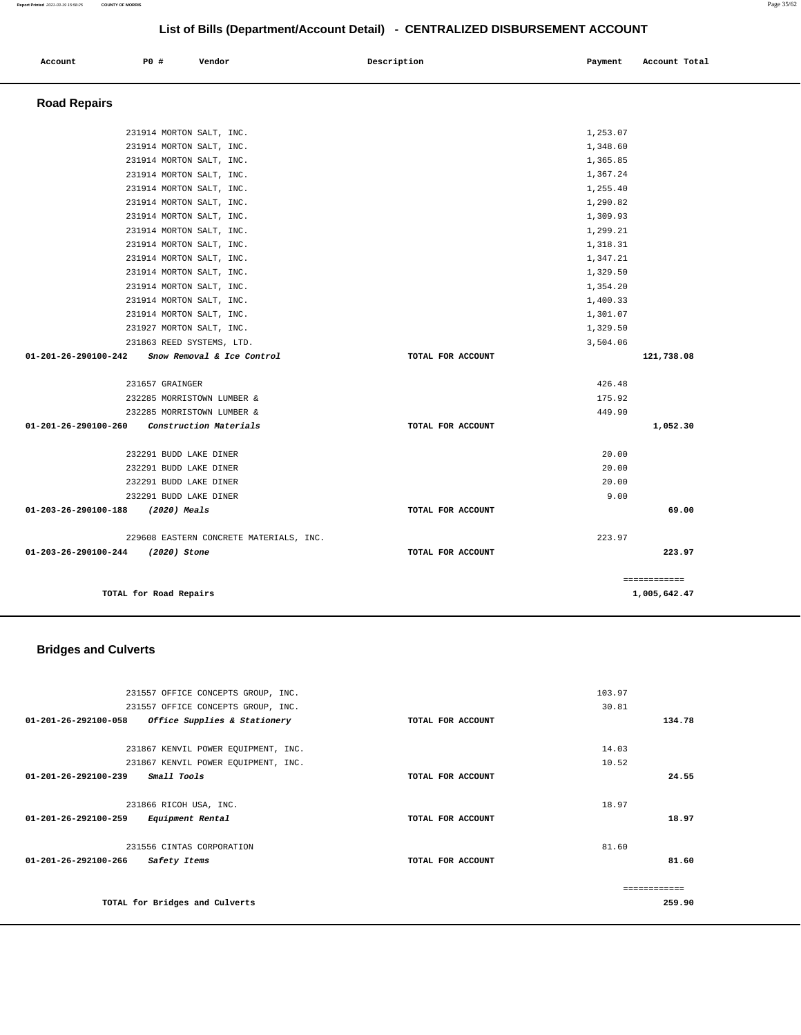## List of Bills (Department/Account Detail) - CENTRALIZED DISBURSEMENT ACCOUNT

| Account | PO # | Vendor | Description | Payment | Account Total |
|---|---|---|---|---|---|

### Road Repairs

| Account | PO # | Vendor | Description | Payment | Account Total |
|---|---|---|---|---|---|
| | 231914 | MORTON SALT, INC. | | 1,253.07 | |
| | 231914 | MORTON SALT, INC. | | 1,348.60 | |
| | 231914 | MORTON SALT, INC. | | 1,365.85 | |
| | 231914 | MORTON SALT, INC. | | 1,367.24 | |
| | 231914 | MORTON SALT, INC. | | 1,255.40 | |
| | 231914 | MORTON SALT, INC. | | 1,290.82 | |
| | 231914 | MORTON SALT, INC. | | 1,309.93 | |
| | 231914 | MORTON SALT, INC. | | 1,299.21 | |
| | 231914 | MORTON SALT, INC. | | 1,318.31 | |
| | 231914 | MORTON SALT, INC. | | 1,347.21 | |
| | 231914 | MORTON SALT, INC. | | 1,329.50 | |
| | 231914 | MORTON SALT, INC. | | 1,354.20 | |
| | 231914 | MORTON SALT, INC. | | 1,400.33 | |
| | 231914 | MORTON SALT, INC. | | 1,301.07 | |
| | 231927 | MORTON SALT, INC. | | 1,329.50 | |
| | 231863 | REED SYSTEMS, LTD. | | 3,504.06 | |
| **01-201-26-290100-242** | | ***Snow Removal & Ice Control*** | **TOTAL FOR ACCOUNT** | | **121,738.08** |
| | 231657 | GRAINGER | | 426.48 | |
| | 232285 | MORRISTOWN LUMBER & | | 175.92 | |
| | 232285 | MORRISTOWN LUMBER & | | 449.90 | |
| **01-201-26-290100-260** | | ***Construction Materials*** | **TOTAL FOR ACCOUNT** | | **1,052.30** |
| | 232291 | BUDD LAKE DINER | | 20.00 | |
| | 232291 | BUDD LAKE DINER | | 20.00 | |
| | 232291 | BUDD LAKE DINER | | 20.00 | |
| | 232291 | BUDD LAKE DINER | | 9.00 | |
| **01-203-26-290100-188** | | ***(2020) Meals*** | **TOTAL FOR ACCOUNT** | | **69.00** |
| | 229608 | EASTERN CONCRETE MATERIALS, INC. | | 223.97 | |
| **01-203-26-290100-244** | | ***(2020) Stone*** | **TOTAL FOR ACCOUNT** | | **223.97** |
| | | | | | ============ |
| **TOTAL for Road Repairs** | | | | | **1,005,642.47** |

### Bridges and Culverts

| Account | PO # | Vendor | Description | Payment | Account Total |
|---|---|---|---|---|---|
| | 231557 | OFFICE CONCEPTS GROUP, INC. | | 103.97 | |
| | 231557 | OFFICE CONCEPTS GROUP, INC. | | 30.81 | |
| **01-201-26-292100-058** | | ***Office Supplies & Stationery*** | **TOTAL FOR ACCOUNT** | | **134.78** |
| | 231867 | KENVIL POWER EQUIPMENT, INC. | | 14.03 | |
| | 231867 | KENVIL POWER EQUIPMENT, INC. | | 10.52 | |
| **01-201-26-292100-239** | | ***Small Tools*** | **TOTAL FOR ACCOUNT** | | **24.55** |
| | 231866 | RICOH USA, INC. | | 18.97 | |
| **01-201-26-292100-259** | | ***Equipment Rental*** | **TOTAL FOR ACCOUNT** | | **18.97** |
| | 231556 | CINTAS CORPORATION | | 81.60 | |
| **01-201-26-292100-266** | | ***Safety Items*** | **TOTAL FOR ACCOUNT** | | **81.60** |
| | | | | | ============ |
| **TOTAL for Bridges and Culverts** | | | | | **259.90** |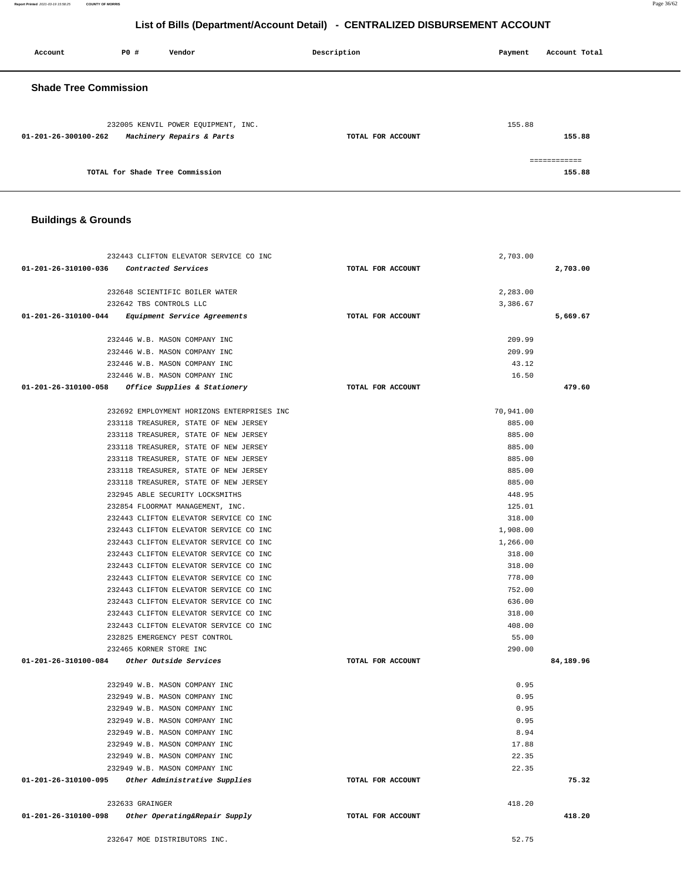## List of Bills (Department/Account Detail) - CENTRALIZED DISBURSEMENT ACCOUNT

| Account | PO # | Vendor | Description | Payment | Account Total |
|---|---|---|---|---|---|

### Shade Tree Commission

| Account | PO # | Vendor | Description | Payment | Account Total |
|---|---|---|---|---|---|
| | 232005 | KENVIL POWER EQUIPMENT, INC. | | 155.88 | |
| 01-201-26-300100-262 | | *Machinery Repairs & Parts* | TOTAL FOR ACCOUNT | | 155.88 |
| | | | | | ============ |
| | | TOTAL for Shade Tree Commission | | | 155.88 |

### Buildings & Grounds

| Account | PO # | Vendor | Description | Payment | Account Total |
|---|---|---|---|---|---|
| | 232443 | CLIFTON ELEVATOR SERVICE CO INC | | 2,703.00 | |
| 01-201-26-310100-036 | | *Contracted Services* | TOTAL FOR ACCOUNT | | 2,703.00 |
| | 232648 | SCIENTIFIC BOILER WATER | | 2,283.00 | |
| | 232642 | TBS CONTROLS LLC | | 3,386.67 | |
| 01-201-26-310100-044 | | *Equipment Service Agreements* | TOTAL FOR ACCOUNT | | 5,669.67 |
| | 232446 | W.B. MASON COMPANY INC | | 209.99 | |
| | 232446 | W.B. MASON COMPANY INC | | 209.99 | |
| | 232446 | W.B. MASON COMPANY INC | | 43.12 | |
| | 232446 | W.B. MASON COMPANY INC | | 16.50 | |
| 01-201-26-310100-058 | | *Office Supplies & Stationery* | TOTAL FOR ACCOUNT | | 479.60 |
| | 232692 | EMPLOYMENT HORIZONS ENTERPRISES INC | | 70,941.00 | |
| | 233118 | TREASURER, STATE OF NEW JERSEY | | 885.00 | |
| | 233118 | TREASURER, STATE OF NEW JERSEY | | 885.00 | |
| | 233118 | TREASURER, STATE OF NEW JERSEY | | 885.00 | |
| | 233118 | TREASURER, STATE OF NEW JERSEY | | 885.00 | |
| | 233118 | TREASURER, STATE OF NEW JERSEY | | 885.00 | |
| | 233118 | TREASURER, STATE OF NEW JERSEY | | 885.00 | |
| | 232945 | ABLE SECURITY LOCKSMITHS | | 448.95 | |
| | 232854 | FLOORMAT MANAGEMENT, INC. | | 125.01 | |
| | 232443 | CLIFTON ELEVATOR SERVICE CO INC | | 318.00 | |
| | 232443 | CLIFTON ELEVATOR SERVICE CO INC | | 1,908.00 | |
| | 232443 | CLIFTON ELEVATOR SERVICE CO INC | | 1,266.00 | |
| | 232443 | CLIFTON ELEVATOR SERVICE CO INC | | 318.00 | |
| | 232443 | CLIFTON ELEVATOR SERVICE CO INC | | 318.00 | |
| | 232443 | CLIFTON ELEVATOR SERVICE CO INC | | 778.00 | |
| | 232443 | CLIFTON ELEVATOR SERVICE CO INC | | 752.00 | |
| | 232443 | CLIFTON ELEVATOR SERVICE CO INC | | 636.00 | |
| | 232443 | CLIFTON ELEVATOR SERVICE CO INC | | 318.00 | |
| | 232443 | CLIFTON ELEVATOR SERVICE CO INC | | 408.00 | |
| | 232825 | EMERGENCY PEST CONTROL | | 55.00 | |
| | 232465 | KORNER STORE INC | | 290.00 | |
| 01-201-26-310100-084 | | *Other Outside Services* | TOTAL FOR ACCOUNT | | 84,189.96 |
| | 232949 | W.B. MASON COMPANY INC | | 0.95 | |
| | 232949 | W.B. MASON COMPANY INC | | 0.95 | |
| | 232949 | W.B. MASON COMPANY INC | | 0.95 | |
| | 232949 | W.B. MASON COMPANY INC | | 0.95 | |
| | 232949 | W.B. MASON COMPANY INC | | 8.94 | |
| | 232949 | W.B. MASON COMPANY INC | | 17.88 | |
| | 232949 | W.B. MASON COMPANY INC | | 22.35 | |
| | 232949 | W.B. MASON COMPANY INC | | 22.35 | |
| 01-201-26-310100-095 | | *Other Administrative Supplies* | TOTAL FOR ACCOUNT | | 75.32 |
| | 232633 | GRAINGER | | 418.20 | |
| 01-201-26-310100-098 | | *Other Operating&Repair Supply* | TOTAL FOR ACCOUNT | | 418.20 |
| | 232647 | MOE DISTRIBUTORS INC. | | 52.75 | |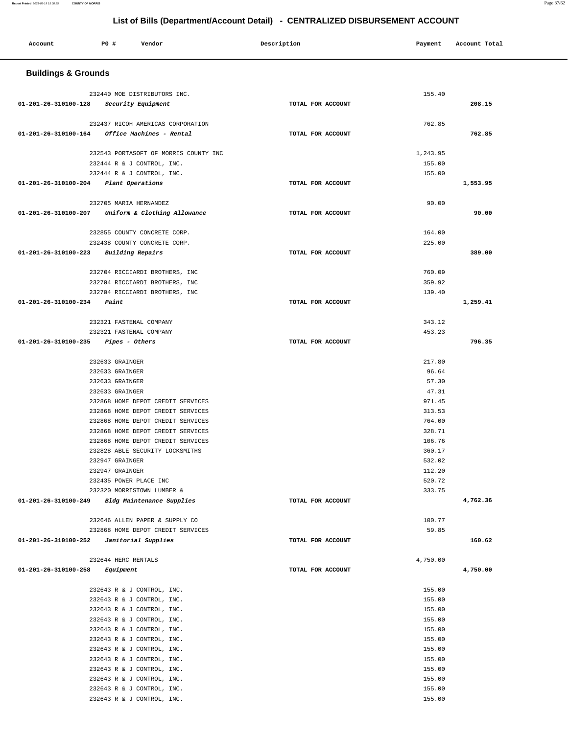## List of Bills (Department/Account Detail) - CENTRALIZED DISBURSEMENT ACCOUNT

| Account | PO # | Vendor | Description | Payment | Account Total |
|---|---|---|---|---|---|

### Buildings & Grounds

| Account | PO # | Vendor | Description | Payment | Account Total |
|---|---|---|---|---|---|
| | 232440 | MOE DISTRIBUTORS INC. | | 155.40 | |
| 01-201-26-310100-128 | | *Security Equipment* | TOTAL FOR ACCOUNT | | 208.15 |
| | 232437 | RICOH AMERICAS CORPORATION | | 762.85 | |
| 01-201-26-310100-164 | | *Office Machines - Rental* | TOTAL FOR ACCOUNT | | 762.85 |
| | 232543 | PORTASOFT OF MORRIS COUNTY INC | | 1,243.95 | |
| | 232444 | R & J CONTROL, INC. | | 155.00 | |
| | 232444 | R & J CONTROL, INC. | | 155.00 | |
| 01-201-26-310100-204 | | *Plant Operations* | TOTAL FOR ACCOUNT | | 1,553.95 |
| | 232705 | MARIA HERNANDEZ | | 90.00 | |
| 01-201-26-310100-207 | | *Uniform & Clothing Allowance* | TOTAL FOR ACCOUNT | | 90.00 |
| | 232855 | COUNTY CONCRETE CORP. | | 164.00 | |
| | 232438 | COUNTY CONCRETE CORP. | | 225.00 | |
| 01-201-26-310100-223 | | *Building Repairs* | TOTAL FOR ACCOUNT | | 389.00 |
| | 232704 | RICCIARDI BROTHERS, INC | | 760.09 | |
| | 232704 | RICCIARDI BROTHERS, INC | | 359.92 | |
| | 232704 | RICCIARDI BROTHERS, INC | | 139.40 | |
| 01-201-26-310100-234 | | *Paint* | TOTAL FOR ACCOUNT | | 1,259.41 |
| | 232321 | FASTENAL COMPANY | | 343.12 | |
| | 232321 | FASTENAL COMPANY | | 453.23 | |
| 01-201-26-310100-235 | | *Pipes - Others* | TOTAL FOR ACCOUNT | | 796.35 |
| | 232633 | GRAINGER | | 217.80 | |
| | 232633 | GRAINGER | | 96.64 | |
| | 232633 | GRAINGER | | 57.30 | |
| | 232633 | GRAINGER | | 47.31 | |
| | 232868 | HOME DEPOT CREDIT SERVICES | | 971.45 | |
| | 232868 | HOME DEPOT CREDIT SERVICES | | 313.53 | |
| | 232868 | HOME DEPOT CREDIT SERVICES | | 764.00 | |
| | 232868 | HOME DEPOT CREDIT SERVICES | | 328.71 | |
| | 232868 | HOME DEPOT CREDIT SERVICES | | 106.76 | |
| | 232828 | ABLE SECURITY LOCKSMITHS | | 360.17 | |
| | 232947 | GRAINGER | | 532.02 | |
| | 232947 | GRAINGER | | 112.20 | |
| | 232435 | POWER PLACE INC | | 520.72 | |
| | 232320 | MORRISTOWN LUMBER & | | 333.75 | |
| 01-201-26-310100-249 | | *Bldg Maintenance Supplies* | TOTAL FOR ACCOUNT | | 4,762.36 |
| | 232646 | ALLEN PAPER & SUPPLY CO | | 100.77 | |
| | 232868 | HOME DEPOT CREDIT SERVICES | | 59.85 | |
| 01-201-26-310100-252 | | *Janitorial Supplies* | TOTAL FOR ACCOUNT | | 160.62 |
| | 232644 | HERC RENTALS | | 4,750.00 | |
| 01-201-26-310100-258 | | *Equipment* | TOTAL FOR ACCOUNT | | 4,750.00 |
| | 232643 | R & J CONTROL, INC. | | 155.00 | |
| | 232643 | R & J CONTROL, INC. | | 155.00 | |
| | 232643 | R & J CONTROL, INC. | | 155.00 | |
| | 232643 | R & J CONTROL, INC. | | 155.00 | |
| | 232643 | R & J CONTROL, INC. | | 155.00 | |
| | 232643 | R & J CONTROL, INC. | | 155.00 | |
| | 232643 | R & J CONTROL, INC. | | 155.00 | |
| | 232643 | R & J CONTROL, INC. | | 155.00 | |
| | 232643 | R & J CONTROL, INC. | | 155.00 | |
| | 232643 | R & J CONTROL, INC. | | 155.00 | |
| | 232643 | R & J CONTROL, INC. | | 155.00 | |
| | 232643 | R & J CONTROL, INC. | | 155.00 | |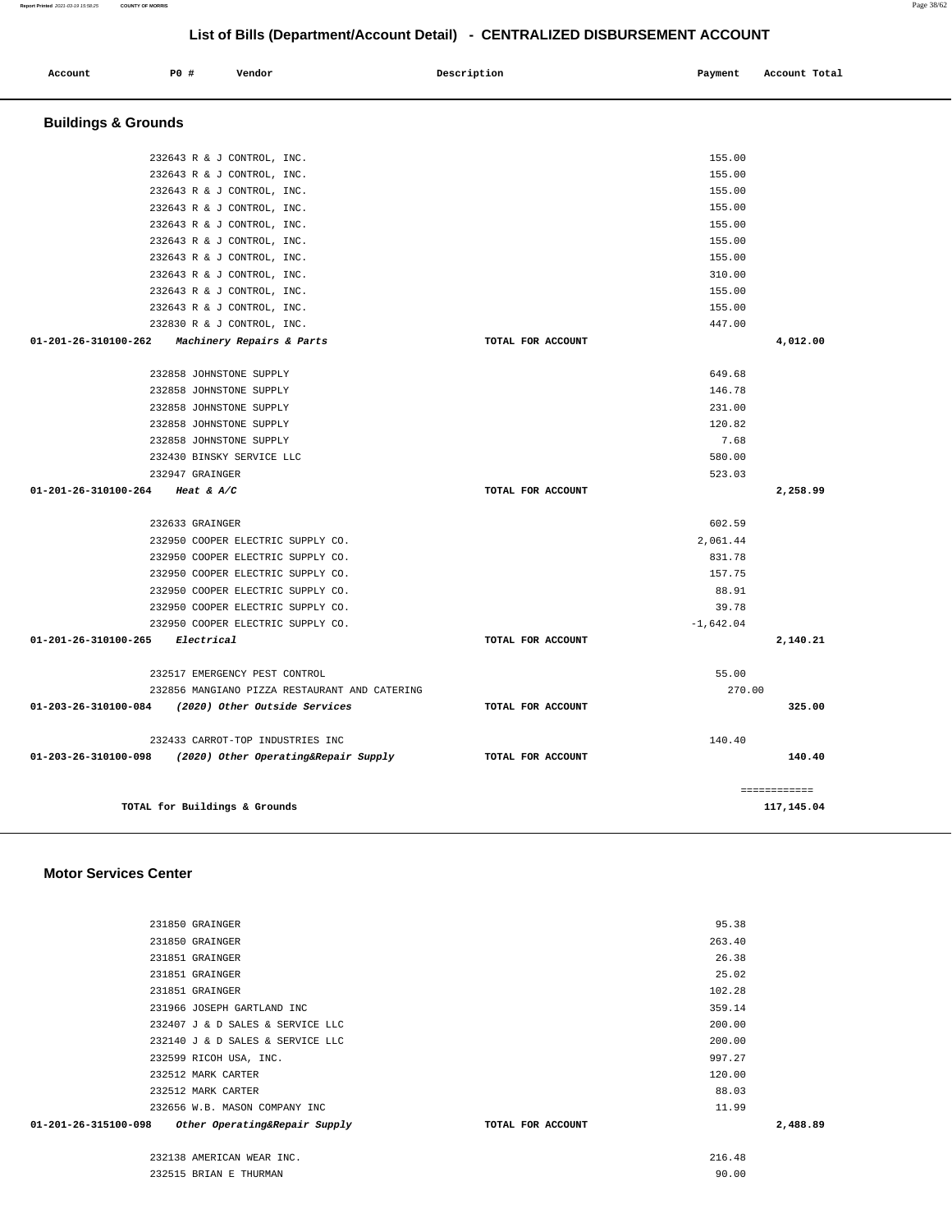# List of Bills (Department/Account Detail) - CENTRALIZED DISBURSEMENT ACCOUNT

| Account | PO # | Vendor | Description | Payment | Account Total |
|---|---|---|---|---|---|

## Buildings & Grounds

| Account | PO # | Vendor | Description | Payment | Account Total |
|---|---|---|---|---|---|
| | 232643 | R & J CONTROL, INC. | | 155.00 | |
| | 232643 | R & J CONTROL, INC. | | 155.00 | |
| | 232643 | R & J CONTROL, INC. | | 155.00 | |
| | 232643 | R & J CONTROL, INC. | | 155.00 | |
| | 232643 | R & J CONTROL, INC. | | 155.00 | |
| | 232643 | R & J CONTROL, INC. | | 155.00 | |
| | 232643 | R & J CONTROL, INC. | | 155.00 | |
| | 232643 | R & J CONTROL, INC. | | 310.00 | |
| | 232643 | R & J CONTROL, INC. | | 155.00 | |
| | 232643 | R & J CONTROL, INC. | | 155.00 | |
| | 232830 | R & J CONTROL, INC. | | 447.00 | |
| **01-201-26-310100-262** | | ***Machinery Repairs & Parts*** | **TOTAL FOR ACCOUNT** | | **4,012.00** |
| | 232858 | JOHNSTONE SUPPLY | | 649.68 | |
| | 232858 | JOHNSTONE SUPPLY | | 146.78 | |
| | 232858 | JOHNSTONE SUPPLY | | 231.00 | |
| | 232858 | JOHNSTONE SUPPLY | | 120.82 | |
| | 232858 | JOHNSTONE SUPPLY | | 7.68 | |
| | 232430 | BINSKY SERVICE LLC | | 580.00 | |
| | 232947 | GRAINGER | | 523.03 | |
| **01-201-26-310100-264** | | ***Heat & A/C*** | **TOTAL FOR ACCOUNT** | | **2,258.99** |
| | 232633 | GRAINGER | | 602.59 | |
| | 232950 | COOPER ELECTRIC SUPPLY CO. | | 2,061.44 | |
| | 232950 | COOPER ELECTRIC SUPPLY CO. | | 831.78 | |
| | 232950 | COOPER ELECTRIC SUPPLY CO. | | 157.75 | |
| | 232950 | COOPER ELECTRIC SUPPLY CO. | | 88.91 | |
| | 232950 | COOPER ELECTRIC SUPPLY CO. | | 39.78 | |
| | 232950 | COOPER ELECTRIC SUPPLY CO. | | -1,642.04 | |
| **01-201-26-310100-265** | | ***Electrical*** | **TOTAL FOR ACCOUNT** | | **2,140.21** |
| | 232517 | EMERGENCY PEST CONTROL | | 55.00 | |
| | 232856 | MANGIANO PIZZA RESTAURANT AND CATERING | | 270.00 | |
| **01-203-26-310100-084** | | ***(2020) Other Outside Services*** | **TOTAL FOR ACCOUNT** | | **325.00** |
| | 232433 | CARROT-TOP INDUSTRIES INC | | 140.40 | |
| **01-203-26-310100-098** | | ***(2020) Other Operating&Repair Supply*** | **TOTAL FOR ACCOUNT** | | **140.40** |
| | | | | | ============ |
| | | **TOTAL for Buildings & Grounds** | | | **117,145.04** |

## Motor Services Center

| Account | PO # | Vendor | Description | Payment | Account Total |
|---|---|---|---|---|---|
| | 231850 | GRAINGER | | 95.38 | |
| | 231850 | GRAINGER | | 263.40 | |
| | 231851 | GRAINGER | | 26.38 | |
| | 231851 | GRAINGER | | 25.02 | |
| | 231851 | GRAINGER | | 102.28 | |
| | 231966 | JOSEPH GARTLAND INC | | 359.14 | |
| | 232407 | J & D SALES & SERVICE LLC | | 200.00 | |
| | 232140 | J & D SALES & SERVICE LLC | | 200.00 | |
| | 232599 | RICOH USA, INC. | | 997.27 | |
| | 232512 | MARK CARTER | | 120.00 | |
| | 232512 | MARK CARTER | | 88.03 | |
| | 232656 | W.B. MASON COMPANY INC | | 11.99 | |
| **01-201-26-315100-098** | | ***Other Operating&Repair Supply*** | **TOTAL FOR ACCOUNT** | | **2,488.89** |
| | 232138 | AMERICAN WEAR INC. | | 216.48 | |
| | 232515 | BRIAN E THURMAN | | 90.00 | |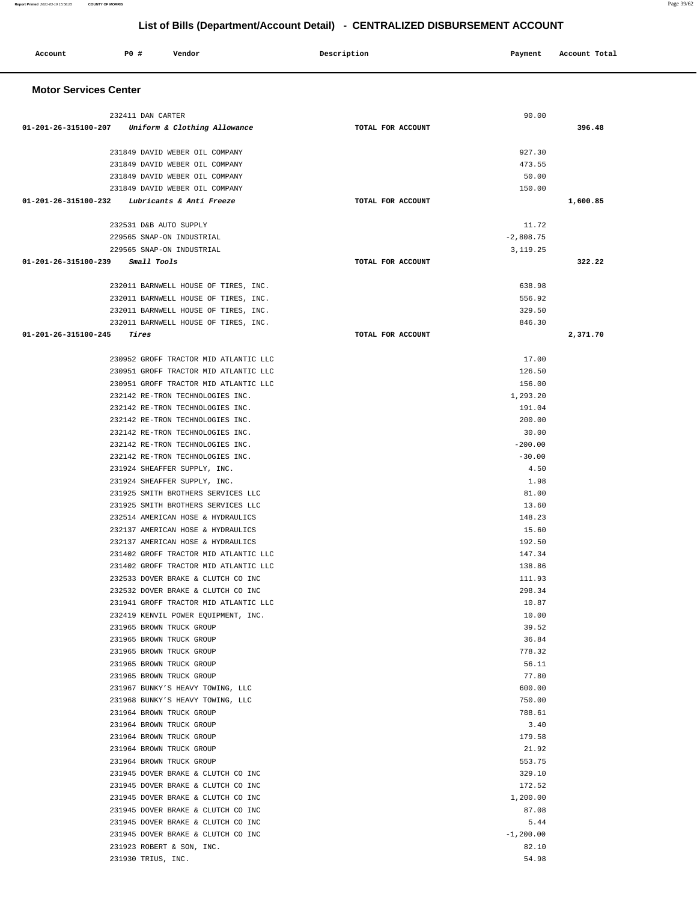## List of Bills (Department/Account Detail) - CENTRALIZED DISBURSEMENT ACCOUNT

| Account | PO # | Vendor | Description | Payment | Account Total |
|---|---|---|---|---|---|

### Motor Services Center

| Account | PO # | Vendor | Description | Payment | Account Total |
|---|---|---|---|---|---|
| | 232411 | DAN CARTER | | 90.00 | |
| 01-201-26-315100-207 | | *Uniform & Clothing Allowance* | TOTAL FOR ACCOUNT | | 396.48 |
| | 231849 | DAVID WEBER OIL COMPANY | | 927.30 | |
| | 231849 | DAVID WEBER OIL COMPANY | | 473.55 | |
| | 231849 | DAVID WEBER OIL COMPANY | | 50.00 | |
| | 231849 | DAVID WEBER OIL COMPANY | | 150.00 | |
| 01-201-26-315100-232 | | *Lubricants & Anti Freeze* | TOTAL FOR ACCOUNT | | 1,600.85 |
| | 232531 | D&B AUTO SUPPLY | | 11.72 | |
| | 229565 | SNAP-ON INDUSTRIAL | | -2,808.75 | |
| | 229565 | SNAP-ON INDUSTRIAL | | 3,119.25 | |
| 01-201-26-315100-239 | | *Small Tools* | TOTAL FOR ACCOUNT | | 322.22 |
| | 232011 | BARNWELL HOUSE OF TIRES, INC. | | 638.98 | |
| | 232011 | BARNWELL HOUSE OF TIRES, INC. | | 556.92 | |
| | 232011 | BARNWELL HOUSE OF TIRES, INC. | | 329.50 | |
| | 232011 | BARNWELL HOUSE OF TIRES, INC. | | 846.30 | |
| 01-201-26-315100-245 | | *Tires* | TOTAL FOR ACCOUNT | | 2,371.70 |
| | 230952 | GROFF TRACTOR MID ATLANTIC LLC | | 17.00 | |
| | 230951 | GROFF TRACTOR MID ATLANTIC LLC | | 126.50 | |
| | 230951 | GROFF TRACTOR MID ATLANTIC LLC | | 156.00 | |
| | 232142 | RE-TRON TECHNOLOGIES INC. | | 1,293.20 | |
| | 232142 | RE-TRON TECHNOLOGIES INC. | | 191.04 | |
| | 232142 | RE-TRON TECHNOLOGIES INC. | | 200.00 | |
| | 232142 | RE-TRON TECHNOLOGIES INC. | | 30.00 | |
| | 232142 | RE-TRON TECHNOLOGIES INC. | | -200.00 | |
| | 232142 | RE-TRON TECHNOLOGIES INC. | | -30.00 | |
| | 231924 | SHEAFFER SUPPLY, INC. | | 4.50 | |
| | 231924 | SHEAFFER SUPPLY, INC. | | 1.98 | |
| | 231925 | SMITH BROTHERS SERVICES LLC | | 81.00 | |
| | 231925 | SMITH BROTHERS SERVICES LLC | | 13.60 | |
| | 232514 | AMERICAN HOSE & HYDRAULICS | | 148.23 | |
| | 232137 | AMERICAN HOSE & HYDRAULICS | | 15.60 | |
| | 232137 | AMERICAN HOSE & HYDRAULICS | | 192.50 | |
| | 231402 | GROFF TRACTOR MID ATLANTIC LLC | | 147.34 | |
| | 231402 | GROFF TRACTOR MID ATLANTIC LLC | | 138.86 | |
| | 232533 | DOVER BRAKE & CLUTCH CO INC | | 111.93 | |
| | 232532 | DOVER BRAKE & CLUTCH CO INC | | 298.34 | |
| | 231941 | GROFF TRACTOR MID ATLANTIC LLC | | 10.87 | |
| | 232419 | KENVIL POWER EQUIPMENT, INC. | | 10.00 | |
| | 231965 | BROWN TRUCK GROUP | | 39.52 | |
| | 231965 | BROWN TRUCK GROUP | | 36.84 | |
| | 231965 | BROWN TRUCK GROUP | | 778.32 | |
| | 231965 | BROWN TRUCK GROUP | | 56.11 | |
| | 231965 | BROWN TRUCK GROUP | | 77.80 | |
| | 231967 | BUNKY'S HEAVY TOWING, LLC | | 600.00 | |
| | 231968 | BUNKY'S HEAVY TOWING, LLC | | 750.00 | |
| | 231964 | BROWN TRUCK GROUP | | 788.61 | |
| | 231964 | BROWN TRUCK GROUP | | 3.40 | |
| | 231964 | BROWN TRUCK GROUP | | 179.58 | |
| | 231964 | BROWN TRUCK GROUP | | 21.92 | |
| | 231964 | BROWN TRUCK GROUP | | 553.75 | |
| | 231945 | DOVER BRAKE & CLUTCH CO INC | | 329.10 | |
| | 231945 | DOVER BRAKE & CLUTCH CO INC | | 172.52 | |
| | 231945 | DOVER BRAKE & CLUTCH CO INC | | 1,200.00 | |
| | 231945 | DOVER BRAKE & CLUTCH CO INC | | 87.08 | |
| | 231945 | DOVER BRAKE & CLUTCH CO INC | | 5.44 | |
| | 231945 | DOVER BRAKE & CLUTCH CO INC | | -1,200.00 | |
| | 231923 | ROBERT & SON, INC. | | 82.10 | |
| | 231930 | TRIUS, INC. | | 54.98 | |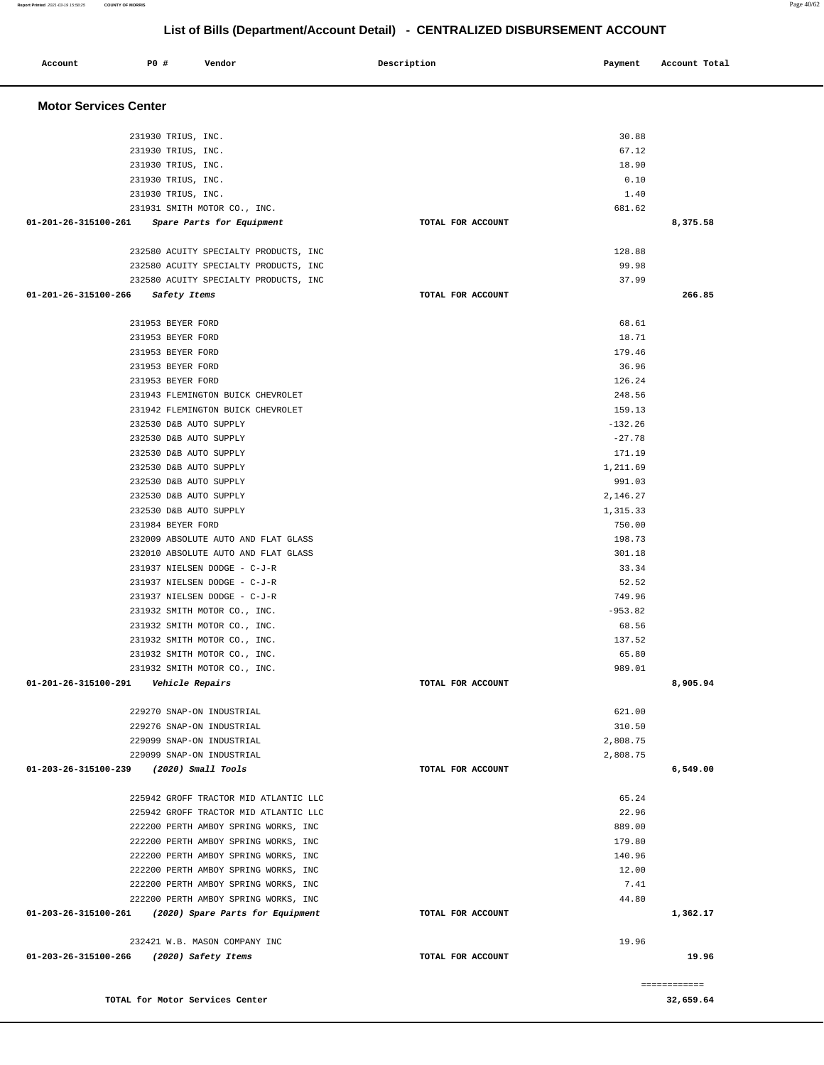# List of Bills (Department/Account Detail) - CENTRALIZED DISBURSEMENT ACCOUNT

| Account | PO # | Vendor | Description | Payment | Account Total |
|---|---|---|---|---|---|

## Motor Services Center

| Account | PO # | Vendor | Description | Payment | Account Total |
|---|---|---|---|---|---|
| | 231930 | TRIUS, INC. | | 30.88 | |
| | 231930 | TRIUS, INC. | | 67.12 | |
| | 231930 | TRIUS, INC. | | 18.90 | |
| | 231930 | TRIUS, INC. | | 0.10 | |
| | 231930 | TRIUS, INC. | | 1.40 | |
| | 231931 | SMITH MOTOR CO., INC. | | 681.62 | |
| **01-201-26-315100-261** | | *Spare Parts for Equipment* | **TOTAL FOR ACCOUNT** | | **8,375.58** |
| | 232580 | ACUITY SPECIALTY PRODUCTS, INC | | 128.88 | |
| | 232580 | ACUITY SPECIALTY PRODUCTS, INC | | 99.98 | |
| | 232580 | ACUITY SPECIALTY PRODUCTS, INC | | 37.99 | |
| **01-201-26-315100-266** | | *Safety Items* | **TOTAL FOR ACCOUNT** | | **266.85** |
| | 231953 | BEYER FORD | | 68.61 | |
| | 231953 | BEYER FORD | | 18.71 | |
| | 231953 | BEYER FORD | | 179.46 | |
| | 231953 | BEYER FORD | | 36.96 | |
| | 231953 | BEYER FORD | | 126.24 | |
| | 231943 | FLEMINGTON BUICK CHEVROLET | | 248.56 | |
| | 231942 | FLEMINGTON BUICK CHEVROLET | | 159.13 | |
| | 232530 | D&B AUTO SUPPLY | | -132.26 | |
| | 232530 | D&B AUTO SUPPLY | | -27.78 | |
| | 232530 | D&B AUTO SUPPLY | | 171.19 | |
| | 232530 | D&B AUTO SUPPLY | | 1,211.69 | |
| | 232530 | D&B AUTO SUPPLY | | 991.03 | |
| | 232530 | D&B AUTO SUPPLY | | 2,146.27 | |
| | 232530 | D&B AUTO SUPPLY | | 1,315.33 | |
| | 231984 | BEYER FORD | | 750.00 | |
| | 232009 | ABSOLUTE AUTO AND FLAT GLASS | | 198.73 | |
| | 232010 | ABSOLUTE AUTO AND FLAT GLASS | | 301.18 | |
| | 231937 | NIELSEN DODGE - C-J-R | | 33.34 | |
| | 231937 | NIELSEN DODGE - C-J-R | | 52.52 | |
| | 231937 | NIELSEN DODGE - C-J-R | | 749.96 | |
| | 231932 | SMITH MOTOR CO., INC. | | -953.82 | |
| | 231932 | SMITH MOTOR CO., INC. | | 68.56 | |
| | 231932 | SMITH MOTOR CO., INC. | | 137.52 | |
| | 231932 | SMITH MOTOR CO., INC. | | 65.80 | |
| | 231932 | SMITH MOTOR CO., INC. | | 989.01 | |
| **01-201-26-315100-291** | | *Vehicle Repairs* | **TOTAL FOR ACCOUNT** | | **8,905.94** |
| | 229270 | SNAP-ON INDUSTRIAL | | 621.00 | |
| | 229276 | SNAP-ON INDUSTRIAL | | 310.50 | |
| | 229099 | SNAP-ON INDUSTRIAL | | 2,808.75 | |
| | 229099 | SNAP-ON INDUSTRIAL | | 2,808.75 | |
| **01-203-26-315100-239** | | *(2020) Small Tools* | **TOTAL FOR ACCOUNT** | | **6,549.00** |
| | 225942 | GROFF TRACTOR MID ATLANTIC LLC | | 65.24 | |
| | 225942 | GROFF TRACTOR MID ATLANTIC LLC | | 22.96 | |
| | 222200 | PERTH AMBOY SPRING WORKS, INC | | 889.00 | |
| | 222200 | PERTH AMBOY SPRING WORKS, INC | | 179.80 | |
| | 222200 | PERTH AMBOY SPRING WORKS, INC | | 140.96 | |
| | 222200 | PERTH AMBOY SPRING WORKS, INC | | 12.00 | |
| | 222200 | PERTH AMBOY SPRING WORKS, INC | | 7.41 | |
| | 222200 | PERTH AMBOY SPRING WORKS, INC | | 44.80 | |
| **01-203-26-315100-261** | | *(2020) Spare Parts for Equipment* | **TOTAL FOR ACCOUNT** | | **1,362.17** |
| | 232421 | W.B. MASON COMPANY INC | | 19.96 | |
| **01-203-26-315100-266** | | *(2020) Safety Items* | **TOTAL FOR ACCOUNT** | | **19.96** |

============

**TOTAL for Motor Services Center** **32,659.64**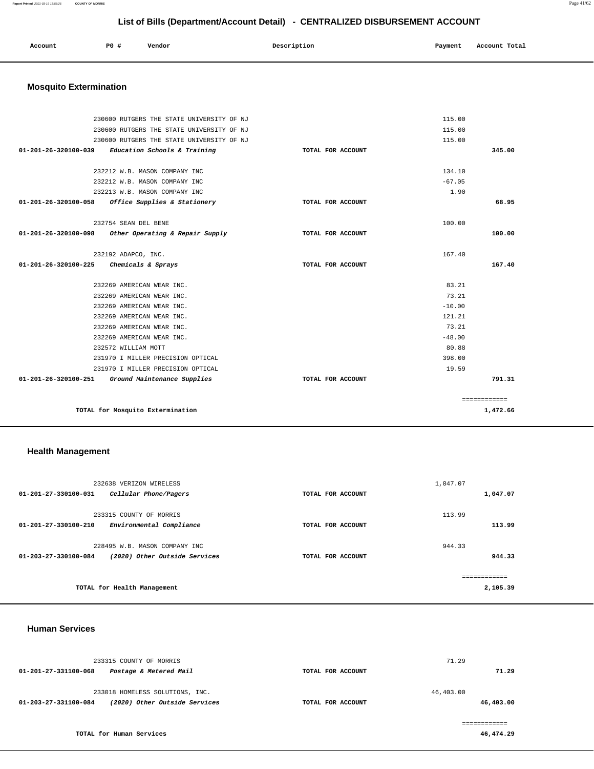## List of Bills (Department/Account Detail) - CENTRALIZED DISBURSEMENT ACCOUNT

| Account | PO # | Vendor | Description | Payment | Account Total |
|---|---|---|---|---|---|

### Mosquito Extermination

| Account | PO # | Vendor | Description | Payment | Account Total |
|---|---|---|---|---|---|
| | 230600 | RUTGERS THE STATE UNIVERSITY OF NJ | | 115.00 | |
| | 230600 | RUTGERS THE STATE UNIVERSITY OF NJ | | 115.00 | |
| | 230600 | RUTGERS THE STATE UNIVERSITY OF NJ | | 115.00 | |
| **01-201-26-320100-039** | | ***Education Schools & Training*** | **TOTAL FOR ACCOUNT** | | **345.00** |
| | 232212 | W.B. MASON COMPANY INC | | 134.10 | |
| | 232212 | W.B. MASON COMPANY INC | | -67.05 | |
| | 232213 | W.B. MASON COMPANY INC | | 1.90 | |
| **01-201-26-320100-058** | | ***Office Supplies & Stationery*** | **TOTAL FOR ACCOUNT** | | **68.95** |
| | 232754 | SEAN DEL BENE | | 100.00 | |
| **01-201-26-320100-098** | | ***Other Operating & Repair Supply*** | **TOTAL FOR ACCOUNT** | | **100.00** |
| | 232192 | ADAPCO, INC. | | 167.40 | |
| **01-201-26-320100-225** | | ***Chemicals & Sprays*** | **TOTAL FOR ACCOUNT** | | **167.40** |
| | 232269 | AMERICAN WEAR INC. | | 83.21 | |
| | 232269 | AMERICAN WEAR INC. | | 73.21 | |
| | 232269 | AMERICAN WEAR INC. | | -10.00 | |
| | 232269 | AMERICAN WEAR INC. | | 121.21 | |
| | 232269 | AMERICAN WEAR INC. | | 73.21 | |
| | 232269 | AMERICAN WEAR INC. | | -48.00 | |
| | 232572 | WILLIAM MOTT | | 80.88 | |
| | 231970 | I MILLER PRECISION OPTICAL | | 398.00 | |
| | 231970 | I MILLER PRECISION OPTICAL | | 19.59 | |
| **01-201-26-320100-251** | | ***Ground Maintenance Supplies*** | **TOTAL FOR ACCOUNT** | | **791.31** |
| | | | | | ============ |
| | | **TOTAL for Mosquito Extermination** | | | **1,472.66** |

### Health Management

| Account | PO # | Vendor | Description | Payment | Account Total |
|---|---|---|---|---|---|
| | 232638 | VERIZON WIRELESS | | 1,047.07 | |
| **01-201-27-330100-031** | | ***Cellular Phone/Pagers*** | **TOTAL FOR ACCOUNT** | | **1,047.07** |
| | 233315 | COUNTY OF MORRIS | | 113.99 | |
| **01-201-27-330100-210** | | ***Environmental Compliance*** | **TOTAL FOR ACCOUNT** | | **113.99** |
| | 228495 | W.B. MASON COMPANY INC | | 944.33 | |
| **01-203-27-330100-084** | | ***(2020) Other Outside Services*** | **TOTAL FOR ACCOUNT** | | **944.33** |
| | | | | | ============ |
| | | **TOTAL for Health Management** | | | **2,105.39** |

### Human Services

| Account | PO # | Vendor | Description | Payment | Account Total |
|---|---|---|---|---|---|
| | 233315 | COUNTY OF MORRIS | | 71.29 | |
| **01-201-27-331100-068** | | ***Postage & Metered Mail*** | **TOTAL FOR ACCOUNT** | | **71.29** |
| | 233018 | HOMELESS SOLUTIONS, INC. | | 46,403.00 | |
| **01-203-27-331100-084** | | ***(2020) Other Outside Services*** | **TOTAL FOR ACCOUNT** | | **46,403.00** |
| | | | | | ============ |
| | | **TOTAL for Human Services** | | | **46,474.29** |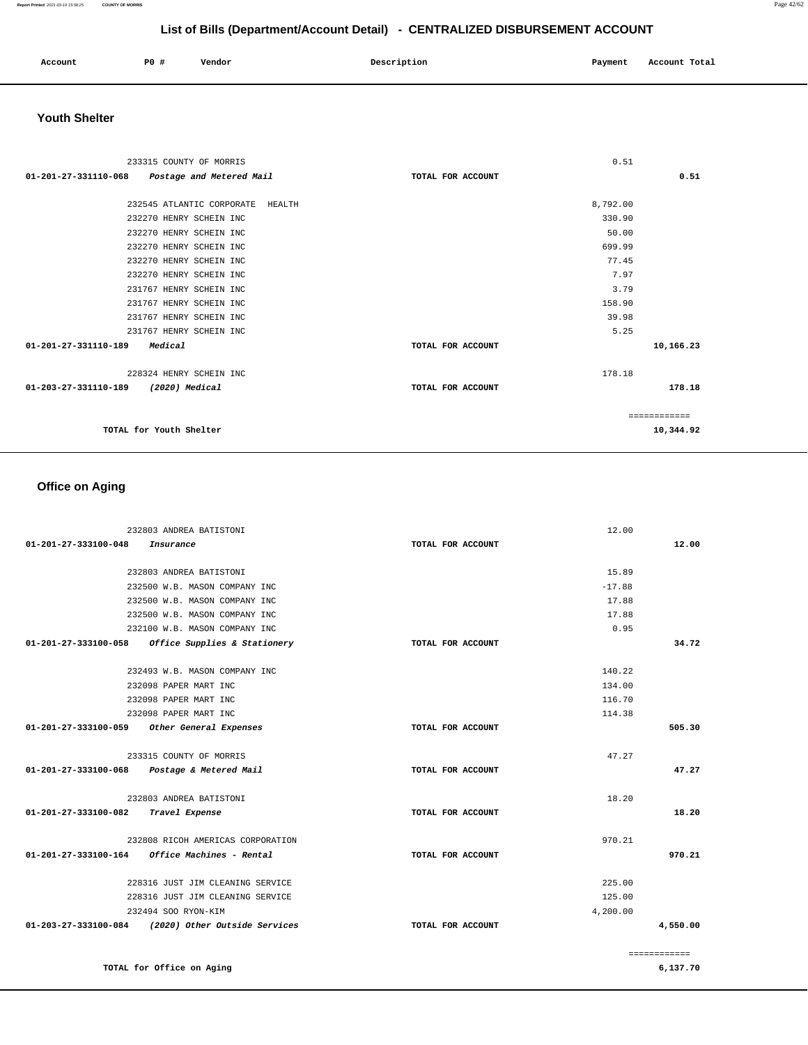## List of Bills (Department/Account Detail) - CENTRALIZED DISBURSEMENT ACCOUNT

| Account | PO # | Vendor | Description | Payment | Account Total |
|---|---|---|---|---|---|

### Youth Shelter

| Account | PO # | Vendor | Description | Payment | Account Total |
|---|---|---|---|---|---|
| | 233315 | COUNTY OF MORRIS | | 0.51 | |
| 01-201-27-331110-068 | | *Postage and Metered Mail* | TOTAL FOR ACCOUNT | | 0.51 |
| | 232545 | ATLANTIC CORPORATE HEALTH | | 8,792.00 | |
| | 232270 | HENRY SCHEIN INC | | 330.90 | |
| | 232270 | HENRY SCHEIN INC | | 50.00 | |
| | 232270 | HENRY SCHEIN INC | | 699.99 | |
| | 232270 | HENRY SCHEIN INC | | 77.45 | |
| | 232270 | HENRY SCHEIN INC | | 7.97 | |
| | 231767 | HENRY SCHEIN INC | | 3.79 | |
| | 231767 | HENRY SCHEIN INC | | 158.90 | |
| | 231767 | HENRY SCHEIN INC | | 39.98 | |
| | 231767 | HENRY SCHEIN INC | | 5.25 | |
| 01-201-27-331110-189 | | *Medical* | TOTAL FOR ACCOUNT | | 10,166.23 |
| | 228324 | HENRY SCHEIN INC | | 178.18 | |
| 01-203-27-331110-189 | | *(2020) Medical* | TOTAL FOR ACCOUNT | | 178.18 |
| | | | | | ============ |
| | | TOTAL for Youth Shelter | | | 10,344.92 |

### Office on Aging

| Account | PO # | Vendor | Description | Payment | Account Total |
|---|---|---|---|---|---|
| | 232803 | ANDREA BATISTONI | | 12.00 | |
| 01-201-27-333100-048 | | *Insurance* | TOTAL FOR ACCOUNT | | 12.00 |
| | 232803 | ANDREA BATISTONI | | 15.89 | |
| | 232500 | W.B. MASON COMPANY INC | | -17.88 | |
| | 232500 | W.B. MASON COMPANY INC | | 17.88 | |
| | 232500 | W.B. MASON COMPANY INC | | 17.88 | |
| | 232100 | W.B. MASON COMPANY INC | | 0.95 | |
| 01-201-27-333100-058 | | *Office Supplies & Stationery* | TOTAL FOR ACCOUNT | | 34.72 |
| | 232493 | W.B. MASON COMPANY INC | | 140.22 | |
| | 232098 | PAPER MART INC | | 134.00 | |
| | 232098 | PAPER MART INC | | 116.70 | |
| | 232098 | PAPER MART INC | | 114.38 | |
| 01-201-27-333100-059 | | *Other General Expenses* | TOTAL FOR ACCOUNT | | 505.30 |
| | 233315 | COUNTY OF MORRIS | | 47.27 | |
| 01-201-27-333100-068 | | *Postage & Metered Mail* | TOTAL FOR ACCOUNT | | 47.27 |
| | 232803 | ANDREA BATISTONI | | 18.20 | |
| 01-201-27-333100-082 | | *Travel Expense* | TOTAL FOR ACCOUNT | | 18.20 |
| | 232808 | RICOH AMERICAS CORPORATION | | 970.21 | |
| 01-201-27-333100-164 | | *Office Machines - Rental* | TOTAL FOR ACCOUNT | | 970.21 |
| | 228316 | JUST JIM CLEANING SERVICE | | 225.00 | |
| | 228316 | JUST JIM CLEANING SERVICE | | 125.00 | |
| | 232494 | SOO RYON-KIM | | 4,200.00 | |
| 01-203-27-333100-084 | | *(2020) Other Outside Services* | TOTAL FOR ACCOUNT | | 4,550.00 |
| | | | | | ============ |
| | | TOTAL for Office on Aging | | | 6,137.70 |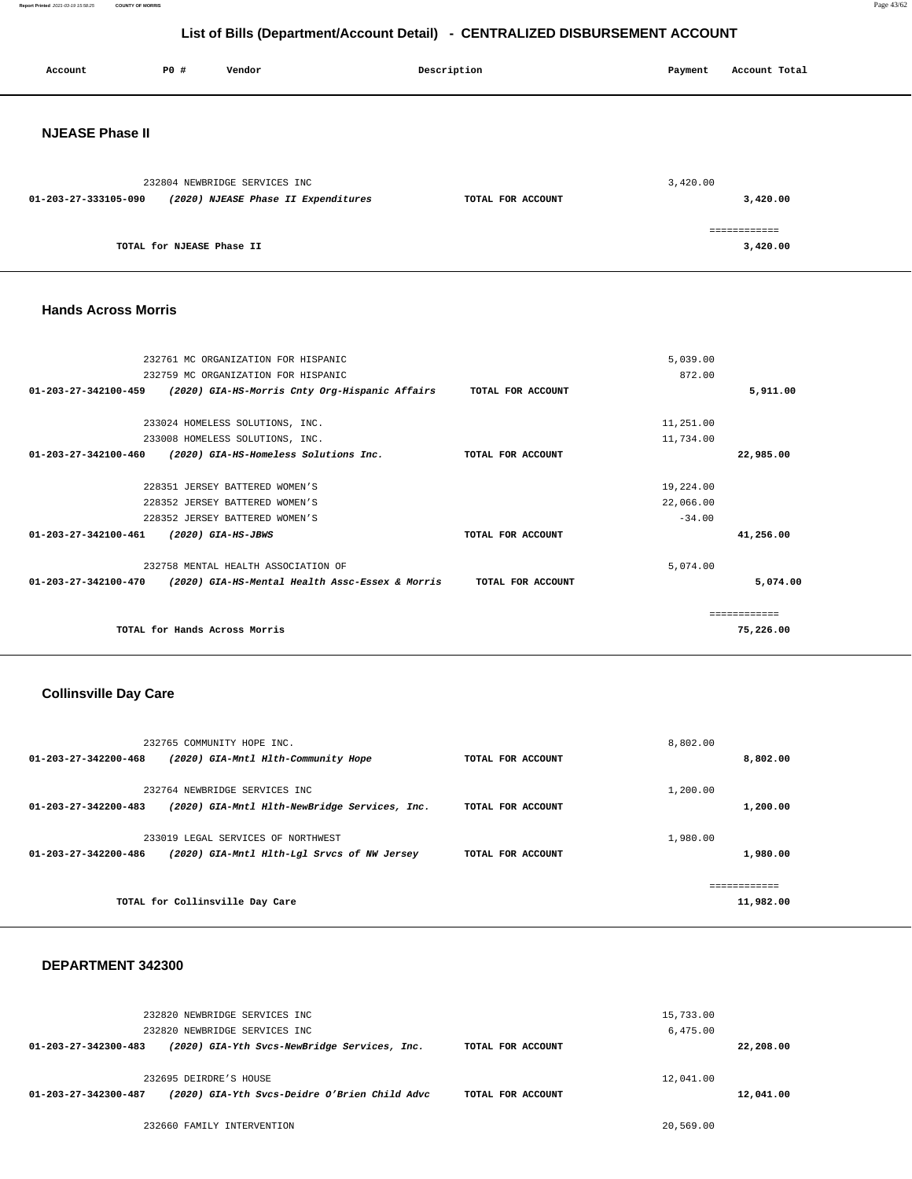# List of Bills (Department/Account Detail) - CENTRALIZED DISBURSEMENT ACCOUNT

| Account | PO # | Vendor | Description | Payment | Account Total |
|---|---|---|---|---|---|

## NJEASE Phase II

| Account | PO # | Vendor | Description | Payment | Account Total |
|---|---|---|---|---|---|
| | 232804 | NEWBRIDGE SERVICES INC | | 3,420.00 | |
| 01-203-27-333105-090 | | *(2020) NJEASE Phase II Expenditures* | TOTAL FOR ACCOUNT | | 3,420.00 |
| | | TOTAL for NJEASE Phase II | | | 3,420.00 |

## Hands Across Morris

| Account | PO # | Vendor | Description | Payment | Account Total |
|---|---|---|---|---|---|
| | 232761 | MC ORGANIZATION FOR HISPANIC | | 5,039.00 | |
| | 232759 | MC ORGANIZATION FOR HISPANIC | | 872.00 | |
| 01-203-27-342100-459 | | *(2020) GIA-HS-Morris Cnty Org-Hispanic Affairs* | TOTAL FOR ACCOUNT | | 5,911.00 |
| | 233024 | HOMELESS SOLUTIONS, INC. | | 11,251.00 | |
| | 233008 | HOMELESS SOLUTIONS, INC. | | 11,734.00 | |
| 01-203-27-342100-460 | | *(2020) GIA-HS-Homeless Solutions Inc.* | TOTAL FOR ACCOUNT | | 22,985.00 |
| | 228351 | JERSEY BATTERED WOMEN'S | | 19,224.00 | |
| | 228352 | JERSEY BATTERED WOMEN'S | | 22,066.00 | |
| | 228352 | JERSEY BATTERED WOMEN'S | | -34.00 | |
| 01-203-27-342100-461 | | *(2020) GIA-HS-JBWS* | TOTAL FOR ACCOUNT | | 41,256.00 |
| | 232758 | MENTAL HEALTH ASSOCIATION OF | | 5,074.00 | |
| 01-203-27-342100-470 | | *(2020) GIA-HS-Mental Health Assc-Essex & Morris* | TOTAL FOR ACCOUNT | | 5,074.00 |
| | | TOTAL for Hands Across Morris | | | 75,226.00 |

## Collinsville Day Care

| Account | PO # | Vendor | Description | Payment | Account Total |
|---|---|---|---|---|---|
| | 232765 | COMMUNITY HOPE INC. | | 8,802.00 | |
| 01-203-27-342200-468 | | *(2020) GIA-Mntl Hlth-Community Hope* | TOTAL FOR ACCOUNT | | 8,802.00 |
| | 232764 | NEWBRIDGE SERVICES INC | | 1,200.00 | |
| 01-203-27-342200-483 | | *(2020) GIA-Mntl Hlth-NewBridge Services, Inc.* | TOTAL FOR ACCOUNT | | 1,200.00 |
| | 233019 | LEGAL SERVICES OF NORTHWEST | | 1,980.00 | |
| 01-203-27-342200-486 | | *(2020) GIA-Mntl Hlth-Lgl Srvcs of NW Jersey* | TOTAL FOR ACCOUNT | | 1,980.00 |
| | | TOTAL for Collinsville Day Care | | | 11,982.00 |

## DEPARTMENT 342300

| Account | PO # | Vendor | Description | Payment | Account Total |
|---|---|---|---|---|---|
| | 232820 | NEWBRIDGE SERVICES INC | | 15,733.00 | |
| | 232820 | NEWBRIDGE SERVICES INC | | 6,475.00 | |
| 01-203-27-342300-483 | | *(2020) GIA-Yth Svcs-NewBridge Services, Inc.* | TOTAL FOR ACCOUNT | | 22,208.00 |
| | 232695 | DEIRDRE'S HOUSE | | 12,041.00 | |
| 01-203-27-342300-487 | | *(2020) GIA-Yth Svcs-Deidre O'Brien Child Advc* | TOTAL FOR ACCOUNT | | 12,041.00 |
| | 232660 | FAMILY INTERVENTION | | 20,569.00 | |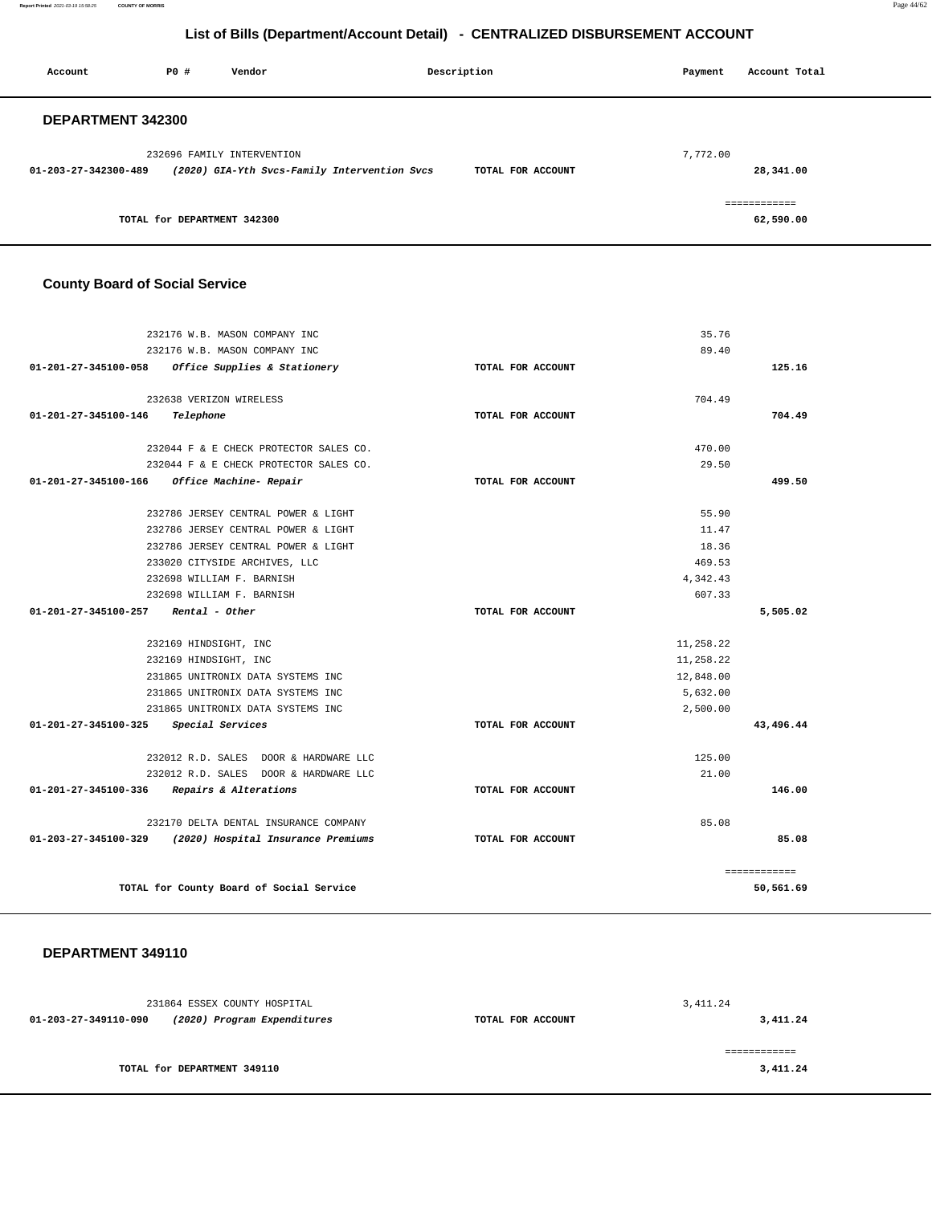# List of Bills (Department/Account Detail) - CENTRALIZED DISBURSEMENT ACCOUNT

| Account | PO # | Vendor | Description | Payment | Account Total |
|---|---|---|---|---|---|

## DEPARTMENT 342300

| Account | PO # | Vendor | Description | Payment | Account Total |
|---|---|---|---|---|---|
| | 232696 | FAMILY INTERVENTION | | 7,772.00 | |
| **01-203-27-342300-489** | | ***(2020) GIA-Yth Svcs-Family Intervention Svcs*** | **TOTAL FOR ACCOUNT** | | **28,341.00** |
| | | | | | ============ |
| | | **TOTAL for DEPARTMENT 342300** | | | **62,590.00** |

## County Board of Social Service

| Account | PO # | Vendor | Description | Payment | Account Total |
|---|---|---|---|---|---|
| | 232176 | W.B. MASON COMPANY INC | | 35.76 | |
| | 232176 | W.B. MASON COMPANY INC | | 89.40 | |
| **01-201-27-345100-058** | | ***Office Supplies & Stationery*** | **TOTAL FOR ACCOUNT** | | **125.16** |
| | 232638 | VERIZON WIRELESS | | 704.49 | |
| **01-201-27-345100-146** | | ***Telephone*** | **TOTAL FOR ACCOUNT** | | **704.49** |
| | 232044 | F & E CHECK PROTECTOR SALES CO. | | 470.00 | |
| | 232044 | F & E CHECK PROTECTOR SALES CO. | | 29.50 | |
| **01-201-27-345100-166** | | ***Office Machine- Repair*** | **TOTAL FOR ACCOUNT** | | **499.50** |
| | 232786 | JERSEY CENTRAL POWER & LIGHT | | 55.90 | |
| | 232786 | JERSEY CENTRAL POWER & LIGHT | | 11.47 | |
| | 232786 | JERSEY CENTRAL POWER & LIGHT | | 18.36 | |
| | 233020 | CITYSIDE ARCHIVES, LLC | | 469.53 | |
| | 232698 | WILLIAM F. BARNISH | | 4,342.43 | |
| | 232698 | WILLIAM F. BARNISH | | 607.33 | |
| **01-201-27-345100-257** | | ***Rental - Other*** | **TOTAL FOR ACCOUNT** | | **5,505.02** |
| | 232169 | HINDSIGHT, INC | | 11,258.22 | |
| | 232169 | HINDSIGHT, INC | | 11,258.22 | |
| | 231865 | UNITRONIX DATA SYSTEMS INC | | 12,848.00 | |
| | 231865 | UNITRONIX DATA SYSTEMS INC | | 5,632.00 | |
| | 231865 | UNITRONIX DATA SYSTEMS INC | | 2,500.00 | |
| **01-201-27-345100-325** | | ***Special Services*** | **TOTAL FOR ACCOUNT** | | **43,496.44** |
| | 232012 | R.D. SALES DOOR & HARDWARE LLC | | 125.00 | |
| | 232012 | R.D. SALES DOOR & HARDWARE LLC | | 21.00 | |
| **01-201-27-345100-336** | | ***Repairs & Alterations*** | **TOTAL FOR ACCOUNT** | | **146.00** |
| | 232170 | DELTA DENTAL INSURANCE COMPANY | | 85.08 | |
| **01-203-27-345100-329** | | ***(2020) Hospital Insurance Premiums*** | **TOTAL FOR ACCOUNT** | | **85.08** |
| | | | | | ============ |
| | | **TOTAL for County Board of Social Service** | | | **50,561.69** |

## DEPARTMENT 349110

| Account | PO # | Vendor | Description | Payment | Account Total |
|---|---|---|---|---|---|
| | 231864 | ESSEX COUNTY HOSPITAL | | 3,411.24 | |
| **01-203-27-349110-090** | | ***(2020) Program Expenditures*** | **TOTAL FOR ACCOUNT** | | **3,411.24** |
| | | | | | ============ |
| | | **TOTAL for DEPARTMENT 349110** | | | **3,411.24** |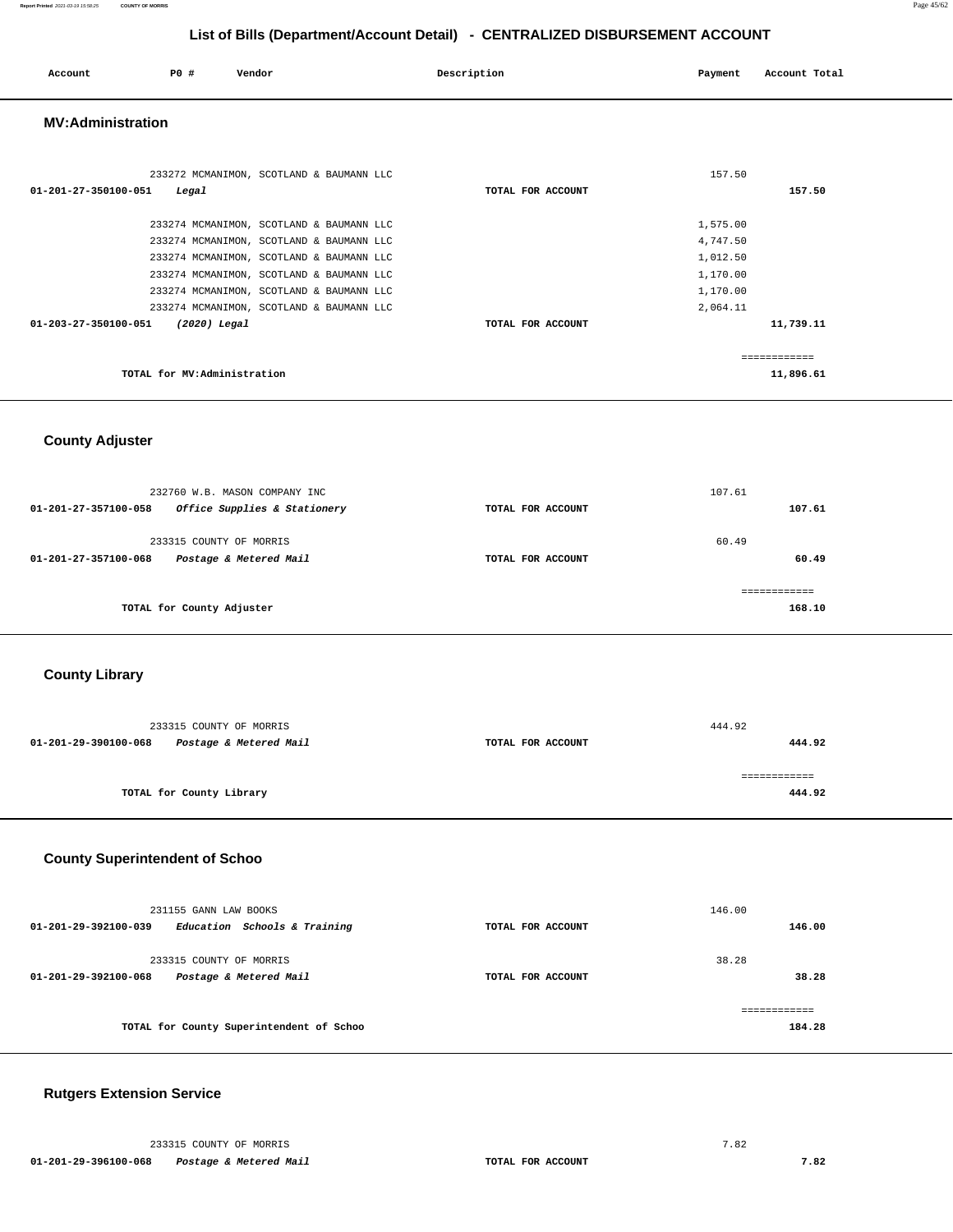## List of Bills (Department/Account Detail) - CENTRALIZED DISBURSEMENT ACCOUNT

| Account | PO # | Vendor | Description | Payment | Account Total |
|---|---|---|---|---|---|

### MV:Administration

| Account | PO # | Vendor | Description | Payment | Account Total |
|---|---|---|---|---|---|
| | 233272 | MCMANIMON, SCOTLAND & BAUMANN LLC | | 157.50 | |
| 01-201-27-350100-051 | | *Legal* | TOTAL FOR ACCOUNT | | 157.50 |
| | 233274 | MCMANIMON, SCOTLAND & BAUMANN LLC | | 1,575.00 | |
| | 233274 | MCMANIMON, SCOTLAND & BAUMANN LLC | | 4,747.50 | |
| | 233274 | MCMANIMON, SCOTLAND & BAUMANN LLC | | 1,012.50 | |
| | 233274 | MCMANIMON, SCOTLAND & BAUMANN LLC | | 1,170.00 | |
| | 233274 | MCMANIMON, SCOTLAND & BAUMANN LLC | | 1,170.00 | |
| | 233274 | MCMANIMON, SCOTLAND & BAUMANN LLC | | 2,064.11 | |
| 01-203-27-350100-051 | | *(2020) Legal* | TOTAL FOR ACCOUNT | | 11,739.11 |

TOTAL for MV:Administration — 11,896.61

### County Adjuster

| Account | PO # | Vendor | Description | Payment | Account Total |
|---|---|---|---|---|---|
| | 232760 | W.B. MASON COMPANY INC | | 107.61 | |
| 01-201-27-357100-058 | | *Office Supplies & Stationery* | TOTAL FOR ACCOUNT | | 107.61 |
| | 233315 | COUNTY OF MORRIS | | 60.49 | |
| 01-201-27-357100-068 | | *Postage & Metered Mail* | TOTAL FOR ACCOUNT | | 60.49 |

TOTAL for County Adjuster — 168.10

### County Library

| Account | PO # | Vendor | Description | Payment | Account Total |
|---|---|---|---|---|---|
| | 233315 | COUNTY OF MORRIS | | 444.92 | |
| 01-201-29-390100-068 | | *Postage & Metered Mail* | TOTAL FOR ACCOUNT | | 444.92 |

TOTAL for County Library — 444.92

### County Superintendent of Schoo

| Account | PO # | Vendor | Description | Payment | Account Total |
|---|---|---|---|---|---|
| | 231155 | GANN LAW BOOKS | | 146.00 | |
| 01-201-29-392100-039 | | *Education Schools & Training* | TOTAL FOR ACCOUNT | | 146.00 |
| | 233315 | COUNTY OF MORRIS | | 38.28 | |
| 01-201-29-392100-068 | | *Postage & Metered Mail* | TOTAL FOR ACCOUNT | | 38.28 |

TOTAL for County Superintendent of Schoo — 184.28

### Rutgers Extension Service

| Account | PO # | Vendor | Description | Payment | Account Total |
|---|---|---|---|---|---|
| | 233315 | COUNTY OF MORRIS | | 7.82 | |
| 01-201-29-396100-068 | | *Postage & Metered Mail* | TOTAL FOR ACCOUNT | | 7.82 |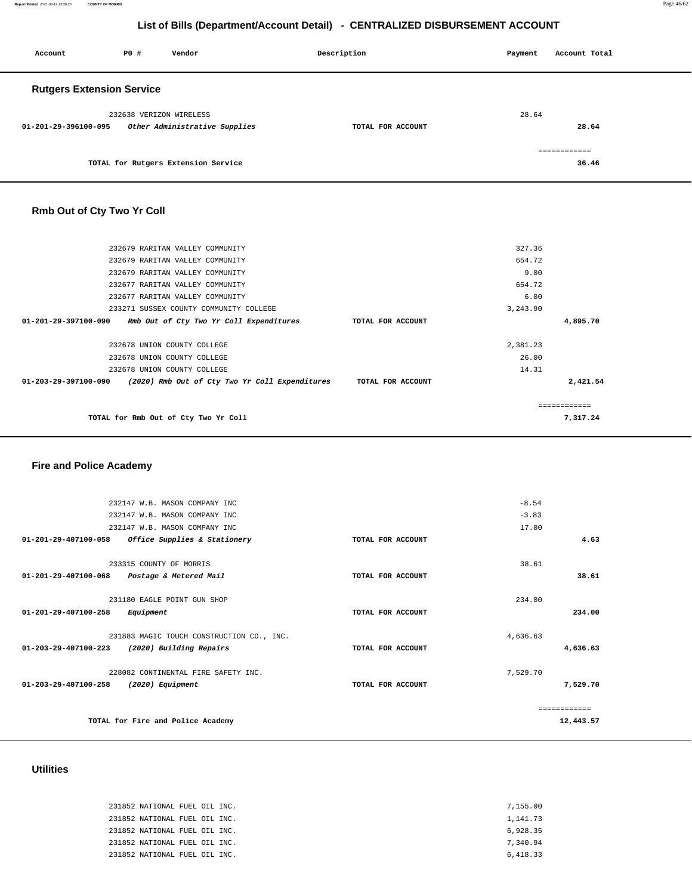# List of Bills (Department/Account Detail) - CENTRALIZED DISBURSEMENT ACCOUNT

| Account | PO # | Vendor | Description | Payment | Account Total |
|---|---|---|---|---|---|

## Rutgers Extension Service

| Account | PO # | Vendor | Description | Payment | Account Total |
|---|---|---|---|---|---|
| | 232638 | VERIZON WIRELESS | | 28.64 | |
| **01-201-29-396100-095** | | ***Other Administrative Supplies*** | **TOTAL FOR ACCOUNT** | | **28.64** |
| | | | | | ============ |
| | | **TOTAL for Rutgers Extension Service** | | | **36.46** |

## Rmb Out of Cty Two Yr Coll

| Account | PO # | Vendor | Description | Payment | Account Total |
|---|---|---|---|---|---|
| | 232679 | RARITAN VALLEY COMMUNITY | | 327.36 | |
| | 232679 | RARITAN VALLEY COMMUNITY | | 654.72 | |
| | 232679 | RARITAN VALLEY COMMUNITY | | 9.00 | |
| | 232677 | RARITAN VALLEY COMMUNITY | | 654.72 | |
| | 232677 | RARITAN VALLEY COMMUNITY | | 6.00 | |
| | 233271 | SUSSEX COUNTY COMMUNITY COLLEGE | | 3,243.90 | |
| **01-201-29-397100-090** | | ***Rmb Out of Cty Two Yr Coll Expenditures*** | **TOTAL FOR ACCOUNT** | | **4,895.70** |
| | 232678 | UNION COUNTY COLLEGE | | 2,381.23 | |
| | 232678 | UNION COUNTY COLLEGE | | 26.00 | |
| | 232678 | UNION COUNTY COLLEGE | | 14.31 | |
| **01-203-29-397100-090** | | ***(2020) Rmb Out of Cty Two Yr Coll Expenditures*** | **TOTAL FOR ACCOUNT** | | **2,421.54** |
| | | | | | ============ |
| | | **TOTAL for Rmb Out of Cty Two Yr Coll** | | | **7,317.24** |

## Fire and Police Academy

| Account | PO # | Vendor | Description | Payment | Account Total |
|---|---|---|---|---|---|
| | 232147 | W.B. MASON COMPANY INC | | -8.54 | |
| | 232147 | W.B. MASON COMPANY INC | | -3.83 | |
| | 232147 | W.B. MASON COMPANY INC | | 17.00 | |
| **01-201-29-407100-058** | | ***Office Supplies & Stationery*** | **TOTAL FOR ACCOUNT** | | **4.63** |
| | 233315 | COUNTY OF MORRIS | | 38.61 | |
| **01-201-29-407100-068** | | ***Postage & Metered Mail*** | **TOTAL FOR ACCOUNT** | | **38.61** |
| | 231180 | EAGLE POINT GUN SHOP | | 234.00 | |
| **01-201-29-407100-258** | | ***Equipment*** | **TOTAL FOR ACCOUNT** | | **234.00** |
| | 231883 | MAGIC TOUCH CONSTRUCTION CO., INC. | | 4,636.63 | |
| **01-203-29-407100-223** | | ***(2020) Building Repairs*** | **TOTAL FOR ACCOUNT** | | **4,636.63** |
| | 228082 | CONTINENTAL FIRE SAFETY INC. | | 7,529.70 | |
| **01-203-29-407100-258** | | ***(2020) Equipment*** | **TOTAL FOR ACCOUNT** | | **7,529.70** |
| | | | | | ============ |
| | | **TOTAL for Fire and Police Academy** | | | **12,443.57** |

## Utilities

| Account | PO # | Vendor | Description | Payment | Account Total |
|---|---|---|---|---|---|
| | 231852 | NATIONAL FUEL OIL INC. | | 7,155.00 | |
| | 231852 | NATIONAL FUEL OIL INC. | | 1,141.73 | |
| | 231852 | NATIONAL FUEL OIL INC. | | 6,928.35 | |
| | 231852 | NATIONAL FUEL OIL INC. | | 7,340.94 | |
| | 231852 | NATIONAL FUEL OIL INC. | | 6,418.33 | |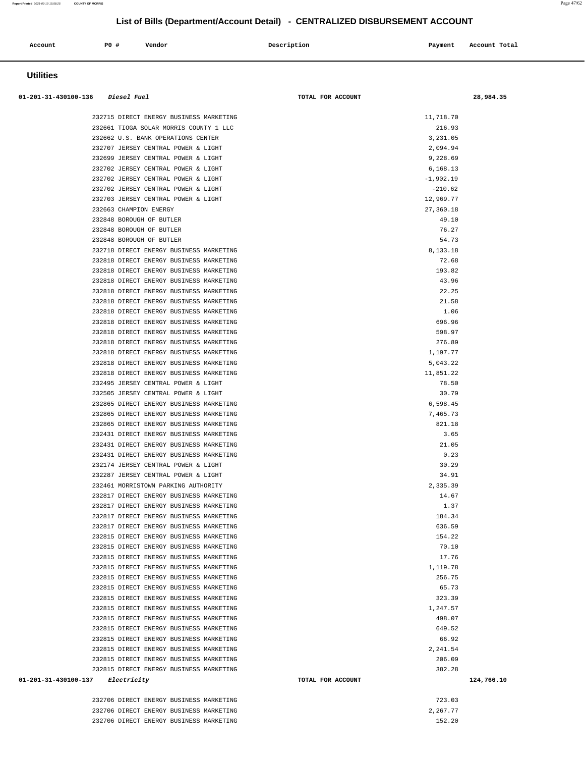## List of Bills (Department/Account Detail) - CENTRALIZED DISBURSEMENT ACCOUNT

| Account | PO # | Vendor | Description | Payment | Account Total |
|---|---|---|---|---|---|

### Utilities

| Account | PO # | Vendor | Description | Payment | Account Total |
|---|---|---|---|---|---|
| 01-201-31-430100-136 *Diesel Fuel* | | | TOTAL FOR ACCOUNT | | 28,984.35 |
| | 232715 | DIRECT ENERGY BUSINESS MARKETING | | 11,718.70 | |
| | 232661 | TIOGA SOLAR MORRIS COUNTY 1 LLC | | 216.93 | |
| | 232662 | U.S. BANK OPERATIONS CENTER | | 3,231.05 | |
| | 232707 | JERSEY CENTRAL POWER & LIGHT | | 2,094.94 | |
| | 232699 | JERSEY CENTRAL POWER & LIGHT | | 9,228.69 | |
| | 232702 | JERSEY CENTRAL POWER & LIGHT | | 6,168.13 | |
| | 232702 | JERSEY CENTRAL POWER & LIGHT | | -1,902.19 | |
| | 232702 | JERSEY CENTRAL POWER & LIGHT | | -210.62 | |
| | 232703 | JERSEY CENTRAL POWER & LIGHT | | 12,969.77 | |
| | 232663 | CHAMPION ENERGY | | 27,360.18 | |
| | 232848 | BOROUGH OF BUTLER | | 49.10 | |
| | 232848 | BOROUGH OF BUTLER | | 76.27 | |
| | 232848 | BOROUGH OF BUTLER | | 54.73 | |
| | 232718 | DIRECT ENERGY BUSINESS MARKETING | | 8,133.18 | |
| | 232818 | DIRECT ENERGY BUSINESS MARKETING | | 72.68 | |
| | 232818 | DIRECT ENERGY BUSINESS MARKETING | | 193.82 | |
| | 232818 | DIRECT ENERGY BUSINESS MARKETING | | 43.96 | |
| | 232818 | DIRECT ENERGY BUSINESS MARKETING | | 22.25 | |
| | 232818 | DIRECT ENERGY BUSINESS MARKETING | | 21.58 | |
| | 232818 | DIRECT ENERGY BUSINESS MARKETING | | 1.06 | |
| | 232818 | DIRECT ENERGY BUSINESS MARKETING | | 696.96 | |
| | 232818 | DIRECT ENERGY BUSINESS MARKETING | | 598.97 | |
| | 232818 | DIRECT ENERGY BUSINESS MARKETING | | 276.89 | |
| | 232818 | DIRECT ENERGY BUSINESS MARKETING | | 1,197.77 | |
| | 232818 | DIRECT ENERGY BUSINESS MARKETING | | 5,043.22 | |
| | 232818 | DIRECT ENERGY BUSINESS MARKETING | | 11,851.22 | |
| | 232495 | JERSEY CENTRAL POWER & LIGHT | | 78.50 | |
| | 232505 | JERSEY CENTRAL POWER & LIGHT | | 30.79 | |
| | 232865 | DIRECT ENERGY BUSINESS MARKETING | | 6,598.45 | |
| | 232865 | DIRECT ENERGY BUSINESS MARKETING | | 7,465.73 | |
| | 232865 | DIRECT ENERGY BUSINESS MARKETING | | 821.18 | |
| | 232431 | DIRECT ENERGY BUSINESS MARKETING | | 3.65 | |
| | 232431 | DIRECT ENERGY BUSINESS MARKETING | | 21.05 | |
| | 232431 | DIRECT ENERGY BUSINESS MARKETING | | 0.23 | |
| | 232174 | JERSEY CENTRAL POWER & LIGHT | | 30.29 | |
| | 232287 | JERSEY CENTRAL POWER & LIGHT | | 34.91 | |
| | 232461 | MORRISTOWN PARKING AUTHORITY | | 2,335.39 | |
| | 232817 | DIRECT ENERGY BUSINESS MARKETING | | 14.67 | |
| | 232817 | DIRECT ENERGY BUSINESS MARKETING | | 1.37 | |
| | 232817 | DIRECT ENERGY BUSINESS MARKETING | | 184.34 | |
| | 232817 | DIRECT ENERGY BUSINESS MARKETING | | 636.59 | |
| | 232815 | DIRECT ENERGY BUSINESS MARKETING | | 154.22 | |
| | 232815 | DIRECT ENERGY BUSINESS MARKETING | | 70.10 | |
| | 232815 | DIRECT ENERGY BUSINESS MARKETING | | 17.76 | |
| | 232815 | DIRECT ENERGY BUSINESS MARKETING | | 1,119.78 | |
| | 232815 | DIRECT ENERGY BUSINESS MARKETING | | 256.75 | |
| | 232815 | DIRECT ENERGY BUSINESS MARKETING | | 65.73 | |
| | 232815 | DIRECT ENERGY BUSINESS MARKETING | | 323.39 | |
| | 232815 | DIRECT ENERGY BUSINESS MARKETING | | 1,247.57 | |
| | 232815 | DIRECT ENERGY BUSINESS MARKETING | | 498.07 | |
| | 232815 | DIRECT ENERGY BUSINESS MARKETING | | 649.52 | |
| | 232815 | DIRECT ENERGY BUSINESS MARKETING | | 66.92 | |
| | 232815 | DIRECT ENERGY BUSINESS MARKETING | | 2,241.54 | |
| | 232815 | DIRECT ENERGY BUSINESS MARKETING | | 206.09 | |
| | 232815 | DIRECT ENERGY BUSINESS MARKETING | | 382.28 | |
| 01-201-31-430100-137 *Electricity* | | | TOTAL FOR ACCOUNT | | 124,766.10 |
| | 232706 | DIRECT ENERGY BUSINESS MARKETING | | 723.03 | |
| | 232706 | DIRECT ENERGY BUSINESS MARKETING | | 2,267.77 | |
| | 232706 | DIRECT ENERGY BUSINESS MARKETING | | 152.20 | |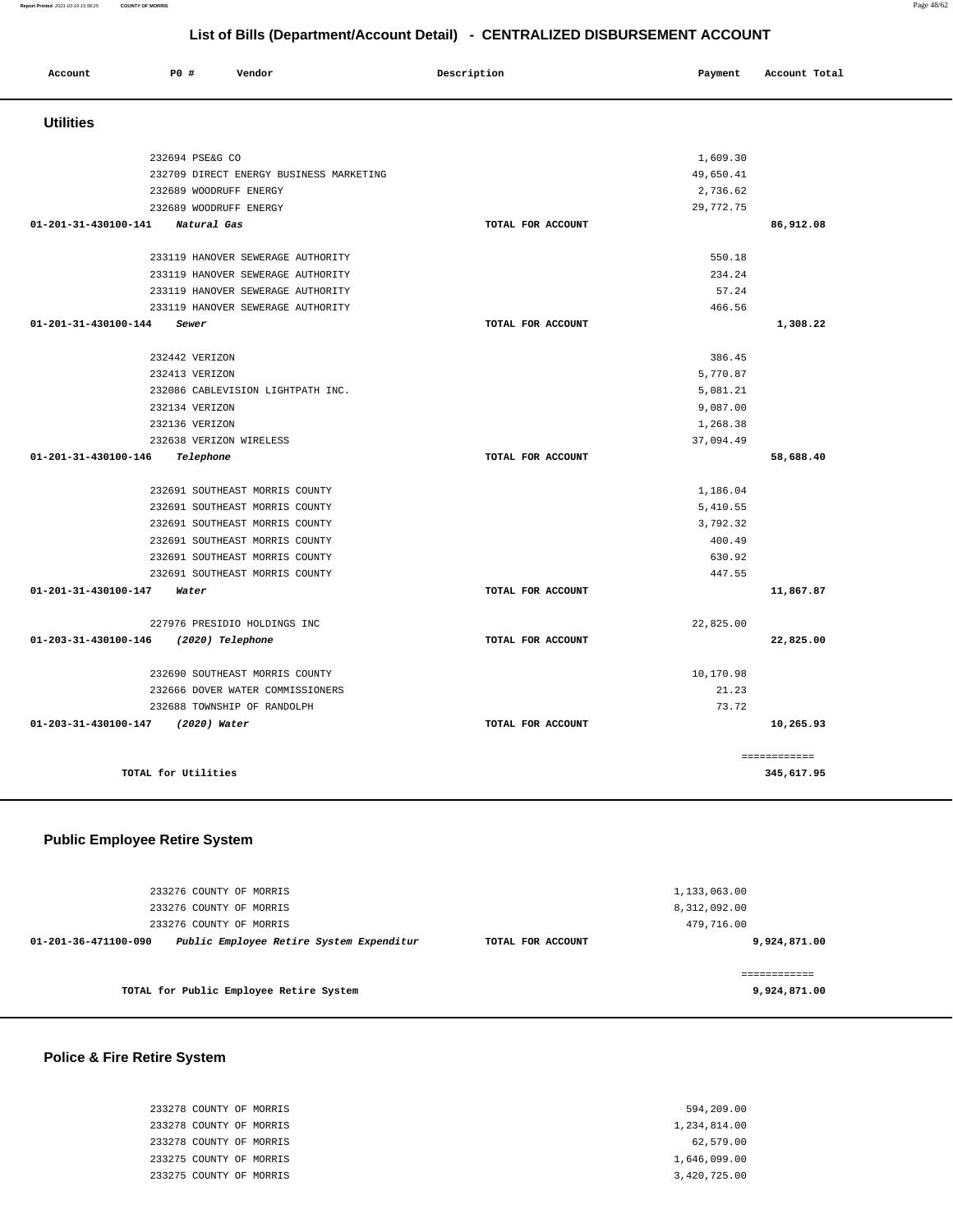# List of Bills (Department/Account Detail) - CENTRALIZED DISBURSEMENT ACCOUNT

| Account | PO # | Vendor | Description | Payment | Account Total |
|---|---|---|---|---|---|

## Utilities

| Account | PO # | Vendor | Description | Payment | Account Total |
|---|---|---|---|---|---|
| | 232694 | PSE&G CO | | 1,609.30 | |
| | 232709 | DIRECT ENERGY BUSINESS MARKETING | | 49,650.41 | |
| | 232689 | WOODRUFF ENERGY | | 2,736.62 | |
| | 232689 | WOODRUFF ENERGY | | 29,772.75 | |
| 01-201-31-430100-141 *Natural Gas* | | | TOTAL FOR ACCOUNT | | 86,912.08 |
| | 233119 | HANOVER SEWERAGE AUTHORITY | | 550.18 | |
| | 233119 | HANOVER SEWERAGE AUTHORITY | | 234.24 | |
| | 233119 | HANOVER SEWERAGE AUTHORITY | | 57.24 | |
| | 233119 | HANOVER SEWERAGE AUTHORITY | | 466.56 | |
| 01-201-31-430100-144 *Sewer* | | | TOTAL FOR ACCOUNT | | 1,308.22 |
| | 232442 | VERIZON | | 386.45 | |
| | 232413 | VERIZON | | 5,770.87 | |
| | 232086 | CABLEVISION LIGHTPATH INC. | | 5,081.21 | |
| | 232134 | VERIZON | | 9,087.00 | |
| | 232136 | VERIZON | | 1,268.38 | |
| | 232638 | VERIZON WIRELESS | | 37,094.49 | |
| 01-201-31-430100-146 *Telephone* | | | TOTAL FOR ACCOUNT | | 58,688.40 |
| | 232691 | SOUTHEAST MORRIS COUNTY | | 1,186.04 | |
| | 232691 | SOUTHEAST MORRIS COUNTY | | 5,410.55 | |
| | 232691 | SOUTHEAST MORRIS COUNTY | | 3,792.32 | |
| | 232691 | SOUTHEAST MORRIS COUNTY | | 400.49 | |
| | 232691 | SOUTHEAST MORRIS COUNTY | | 630.92 | |
| | 232691 | SOUTHEAST MORRIS COUNTY | | 447.55 | |
| 01-201-31-430100-147 *Water* | | | TOTAL FOR ACCOUNT | | 11,867.87 |
| | 227976 | PRESIDIO HOLDINGS INC | | 22,825.00 | |
| 01-203-31-430100-146 *(2020) Telephone* | | | TOTAL FOR ACCOUNT | | 22,825.00 |
| | 232690 | SOUTHEAST MORRIS COUNTY | | 10,170.98 | |
| | 232666 | DOVER WATER COMMISSIONERS | | 21.23 | |
| | 232688 | TOWNSHIP OF RANDOLPH | | 73.72 | |
| 01-203-31-430100-147 *(2020) Water* | | | TOTAL FOR ACCOUNT | | 10,265.93 |
| | | | | | ============ |
| TOTAL for Utilities | | | | | 345,617.95 |

## Public Employee Retire System

| Account | PO # | Vendor | Description | Payment | Account Total |
|---|---|---|---|---|---|
| | 233276 | COUNTY OF MORRIS | | 1,133,063.00 | |
| | 233276 | COUNTY OF MORRIS | | 8,312,092.00 | |
| | 233276 | COUNTY OF MORRIS | | 479,716.00 | |
| 01-201-36-471100-090 *Public Employee Retire System Expenditur* | | | TOTAL FOR ACCOUNT | | 9,924,871.00 |
| | | | | | ============ |
| TOTAL for Public Employee Retire System | | | | | 9,924,871.00 |

## Police & Fire Retire System

| Account | PO # | Vendor | Description | Payment | Account Total |
|---|---|---|---|---|---|
| | 233278 | COUNTY OF MORRIS | | 594,209.00 | |
| | 233278 | COUNTY OF MORRIS | | 1,234,814.00 | |
| | 233278 | COUNTY OF MORRIS | | 62,579.00 | |
| | 233275 | COUNTY OF MORRIS | | 1,646,099.00 | |
| | 233275 | COUNTY OF MORRIS | | 3,420,725.00 | |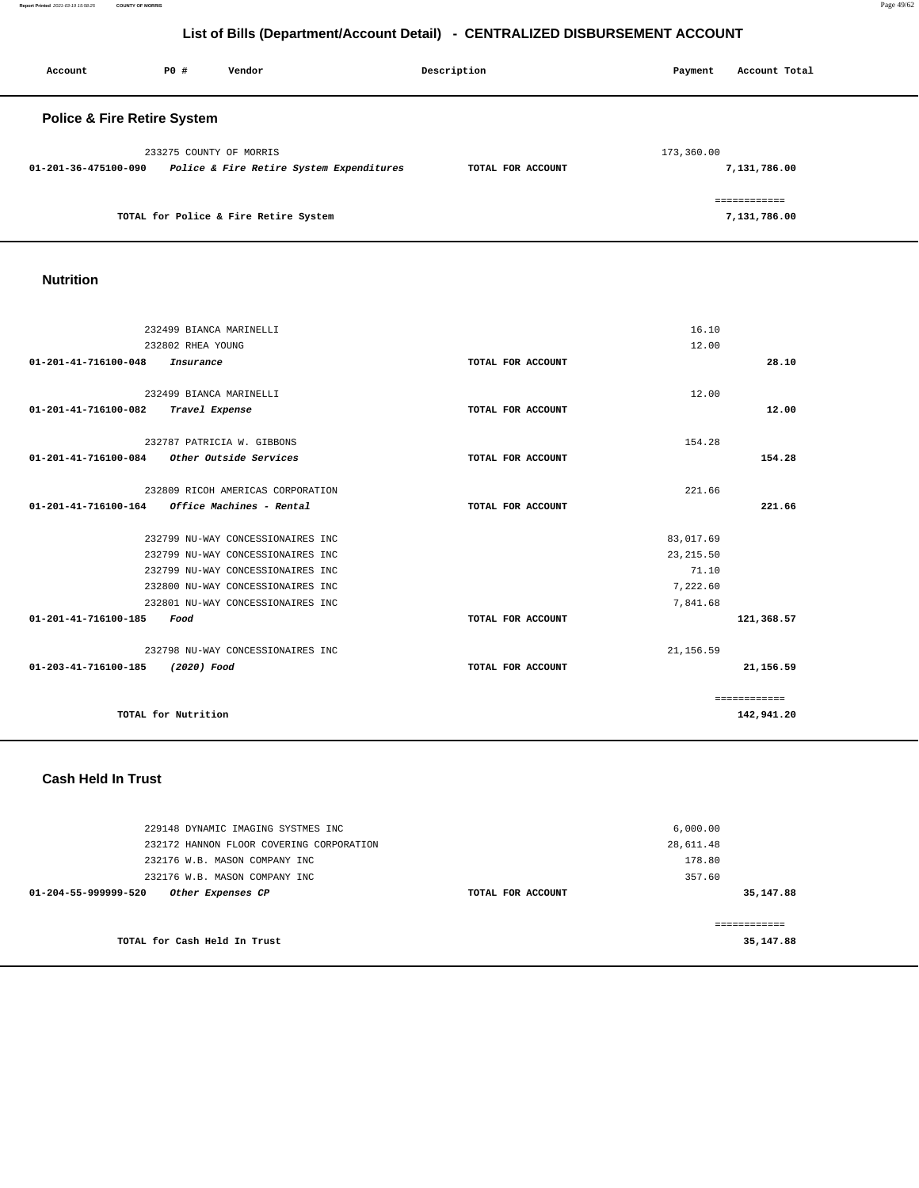# List of Bills (Department/Account Detail) - CENTRALIZED DISBURSEMENT ACCOUNT

| Account | PO # | Vendor | Description | Payment | Account Total |
|---|---|---|---|---|---|

## Police & Fire Retire System

| Account | PO # | Vendor | Description | Payment | Account Total |
|---|---|---|---|---|---|
| | 233275 | COUNTY OF MORRIS | | 173,360.00 | |
| 01-201-36-475100-090 | | *Police & Fire Retire System Expenditures* | TOTAL FOR ACCOUNT | | 7,131,786.00 |

**TOTAL for Police & Fire Retire System** ============ **7,131,786.00**

## Nutrition

| Account | PO # | Vendor | Description | Payment | Account Total |
|---|---|---|---|---|---|
| | 232499 | BIANCA MARINELLI | | 16.10 | |
| | 232802 | RHEA YOUNG | | 12.00 | |
| 01-201-41-716100-048 | | *Insurance* | TOTAL FOR ACCOUNT | | 28.10 |
| | 232499 | BIANCA MARINELLI | | 12.00 | |
| 01-201-41-716100-082 | | *Travel Expense* | TOTAL FOR ACCOUNT | | 12.00 |
| | 232787 | PATRICIA W. GIBBONS | | 154.28 | |
| 01-201-41-716100-084 | | *Other Outside Services* | TOTAL FOR ACCOUNT | | 154.28 |
| | 232809 | RICOH AMERICAS CORPORATION | | 221.66 | |
| 01-201-41-716100-164 | | *Office Machines - Rental* | TOTAL FOR ACCOUNT | | 221.66 |
| | 232799 | NU-WAY CONCESSIONAIRES INC | | 83,017.69 | |
| | 232799 | NU-WAY CONCESSIONAIRES INC | | 23,215.50 | |
| | 232799 | NU-WAY CONCESSIONAIRES INC | | 71.10 | |
| | 232800 | NU-WAY CONCESSIONAIRES INC | | 7,222.60 | |
| | 232801 | NU-WAY CONCESSIONAIRES INC | | 7,841.68 | |
| 01-201-41-716100-185 | | *Food* | TOTAL FOR ACCOUNT | | 121,368.57 |
| | 232798 | NU-WAY CONCESSIONAIRES INC | | 21,156.59 | |
| 01-203-41-716100-185 | | *(2020) Food* | TOTAL FOR ACCOUNT | | 21,156.59 |

**TOTAL for Nutrition** ============ **142,941.20**

## Cash Held In Trust

| Account | PO # | Vendor | Description | Payment | Account Total |
|---|---|---|---|---|---|
| | 229148 | DYNAMIC IMAGING SYSTMES INC | | 6,000.00 | |
| | 232172 | HANNON FLOOR COVERING CORPORATION | | 28,611.48 | |
| | 232176 | W.B. MASON COMPANY INC | | 178.80 | |
| | 232176 | W.B. MASON COMPANY INC | | 357.60 | |
| 01-204-55-999999-520 | | *Other Expenses CP* | TOTAL FOR ACCOUNT | | 35,147.88 |

**TOTAL for Cash Held In Trust** ============ **35,147.88**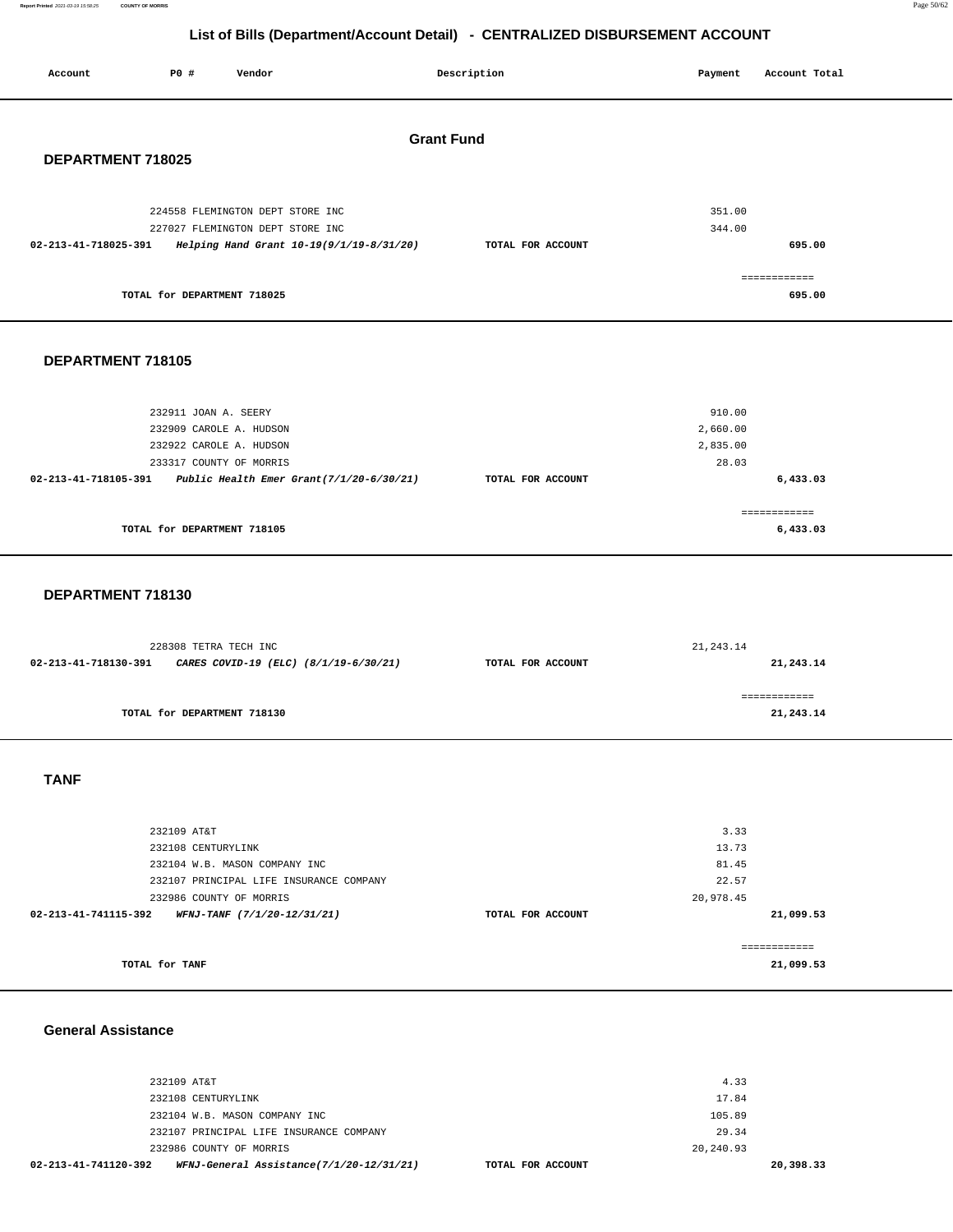# List of Bills (Department/Account Detail) - CENTRALIZED DISBURSEMENT ACCOUNT

| Account | PO # | Vendor | Description | Payment | Account Total |
|---|---|---|---|---|---|

## Grant Fund

### DEPARTMENT 718025

| Account | PO # | Vendor | Description | Payment | Account Total |
|---|---|---|---|---|---|
| | 224558 | FLEMINGTON DEPT STORE INC | | 351.00 | |
| | 227027 | FLEMINGTON DEPT STORE INC | | 344.00 | |
| 02-213-41-718025-391 | | *Helping Hand Grant 10-19(9/1/19-8/31/20)* | TOTAL FOR ACCOUNT | | 695.00 |
| | | TOTAL for DEPARTMENT 718025 | | | 695.00 |

### DEPARTMENT 718105

| Account | PO # | Vendor | Description | Payment | Account Total |
|---|---|---|---|---|---|
| | 232911 | JOAN A. SEERY | | 910.00 | |
| | 232909 | CAROLE A. HUDSON | | 2,660.00 | |
| | 232922 | CAROLE A. HUDSON | | 2,835.00 | |
| | 233317 | COUNTY OF MORRIS | | 28.03 | |
| 02-213-41-718105-391 | | *Public Health Emer Grant(7/1/20-6/30/21)* | TOTAL FOR ACCOUNT | | 6,433.03 |
| | | TOTAL for DEPARTMENT 718105 | | | 6,433.03 |

### DEPARTMENT 718130

| Account | PO # | Vendor | Description | Payment | Account Total |
|---|---|---|---|---|---|
| | 228308 | TETRA TECH INC | | 21,243.14 | |
| 02-213-41-718130-391 | | *CARES COVID-19 (ELC) (8/1/19-6/30/21)* | TOTAL FOR ACCOUNT | | 21,243.14 |
| | | TOTAL for DEPARTMENT 718130 | | | 21,243.14 |

### TANF

| Account | PO # | Vendor | Description | Payment | Account Total |
|---|---|---|---|---|---|
| | 232109 | AT&T | | 3.33 | |
| | 232108 | CENTURYLINK | | 13.73 | |
| | 232104 | W.B. MASON COMPANY INC | | 81.45 | |
| | 232107 | PRINCIPAL LIFE INSURANCE COMPANY | | 22.57 | |
| | 232986 | COUNTY OF MORRIS | | 20,978.45 | |
| 02-213-41-741115-392 | | *WFNJ-TANF (7/1/20-12/31/21)* | TOTAL FOR ACCOUNT | | 21,099.53 |
| | | TOTAL for TANF | | | 21,099.53 |

### General Assistance

| Account | PO # | Vendor | Description | Payment | Account Total |
|---|---|---|---|---|---|
| | 232109 | AT&T | | 4.33 | |
| | 232108 | CENTURYLINK | | 17.84 | |
| | 232104 | W.B. MASON COMPANY INC | | 105.89 | |
| | 232107 | PRINCIPAL LIFE INSURANCE COMPANY | | 29.34 | |
| | 232986 | COUNTY OF MORRIS | | 20,240.93 | |
| 02-213-41-741120-392 | | *WFNJ-General Assistance(7/1/20-12/31/21)* | TOTAL FOR ACCOUNT | | 20,398.33 |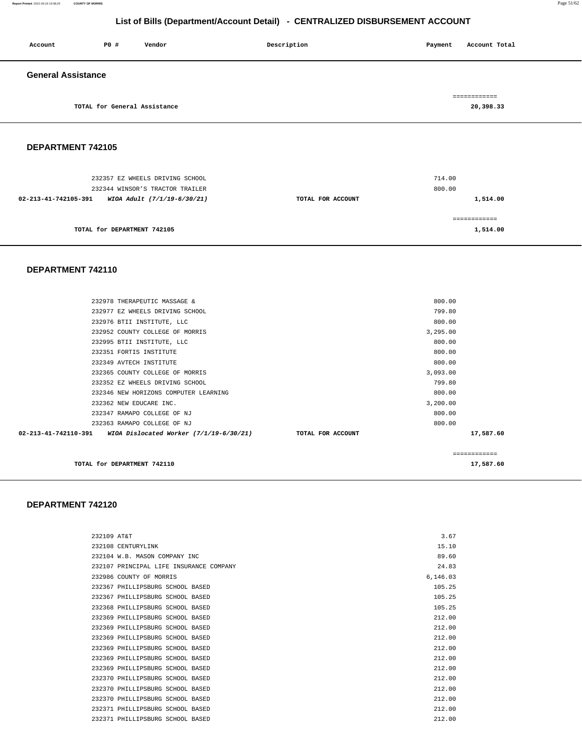## List of Bills (Department/Account Detail) - CENTRALIZED DISBURSEMENT ACCOUNT

| Account | PO # | Vendor | Description | Payment | Account Total |
|---|---|---|---|---|---|

### General Assistance

| | | | | | ============ |
|---|---|---|---|---|---|
| | TOTAL for General Assistance | | | | 20,398.33 |

### DEPARTMENT 742105

| Account | PO # | Vendor | Description | Payment | Account Total |
|---|---|---|---|---|---|
| | 232357 | EZ WHEELS DRIVING SCHOOL | | 714.00 | |
| | 232344 | WINSOR'S TRACTOR TRAILER | | 800.00 | |
| 02-213-41-742105-391 | | *WIOA Adult (7/1/19-6/30/21)* | TOTAL FOR ACCOUNT | | 1,514.00 |
| | | | | | ============ |
| | TOTAL for DEPARTMENT 742105 | | | | 1,514.00 |

### DEPARTMENT 742110

| Account | PO # | Vendor | Description | Payment | Account Total |
|---|---|---|---|---|---|
| | 232978 | THERAPEUTIC MASSAGE & | | 800.00 | |
| | 232977 | EZ WHEELS DRIVING SCHOOL | | 799.80 | |
| | 232976 | BTII INSTITUTE, LLC | | 800.00 | |
| | 232952 | COUNTY COLLEGE OF MORRIS | | 3,295.00 | |
| | 232995 | BTII INSTITUTE, LLC | | 800.00 | |
| | 232351 | FORTIS INSTITUTE | | 800.00 | |
| | 232349 | AVTECH INSTITUTE | | 800.00 | |
| | 232365 | COUNTY COLLEGE OF MORRIS | | 3,093.00 | |
| | 232352 | EZ WHEELS DRIVING SCHOOL | | 799.80 | |
| | 232346 | NEW HORIZONS COMPUTER LEARNING | | 800.00 | |
| | 232362 | NEW EDUCARE INC. | | 3,200.00 | |
| | 232347 | RAMAPO COLLEGE OF NJ | | 800.00 | |
| | 232363 | RAMAPO COLLEGE OF NJ | | 800.00 | |
| 02-213-41-742110-391 | | *WIOA Dislocated Worker (7/1/19-6/30/21)* | TOTAL FOR ACCOUNT | | 17,587.60 |
| | | | | | ============ |
| | TOTAL for DEPARTMENT 742110 | | | | 17,587.60 |

### DEPARTMENT 742120

| Account | PO # | Vendor | Description | Payment | Account Total |
|---|---|---|---|---|---|
| | 232109 | AT&T | | 3.67 | |
| | 232108 | CENTURYLINK | | 15.10 | |
| | 232104 | W.B. MASON COMPANY INC | | 89.60 | |
| | 232107 | PRINCIPAL LIFE INSURANCE COMPANY | | 24.83 | |
| | 232986 | COUNTY OF MORRIS | | 6,146.03 | |
| | 232367 | PHILLIPSBURG SCHOOL BASED | | 105.25 | |
| | 232367 | PHILLIPSBURG SCHOOL BASED | | 105.25 | |
| | 232368 | PHILLIPSBURG SCHOOL BASED | | 105.25 | |
| | 232369 | PHILLIPSBURG SCHOOL BASED | | 212.00 | |
| | 232369 | PHILLIPSBURG SCHOOL BASED | | 212.00 | |
| | 232369 | PHILLIPSBURG SCHOOL BASED | | 212.00 | |
| | 232369 | PHILLIPSBURG SCHOOL BASED | | 212.00 | |
| | 232369 | PHILLIPSBURG SCHOOL BASED | | 212.00 | |
| | 232369 | PHILLIPSBURG SCHOOL BASED | | 212.00 | |
| | 232370 | PHILLIPSBURG SCHOOL BASED | | 212.00 | |
| | 232370 | PHILLIPSBURG SCHOOL BASED | | 212.00 | |
| | 232370 | PHILLIPSBURG SCHOOL BASED | | 212.00 | |
| | 232371 | PHILLIPSBURG SCHOOL BASED | | 212.00 | |
| | 232371 | PHILLIPSBURG SCHOOL BASED | | 212.00 | |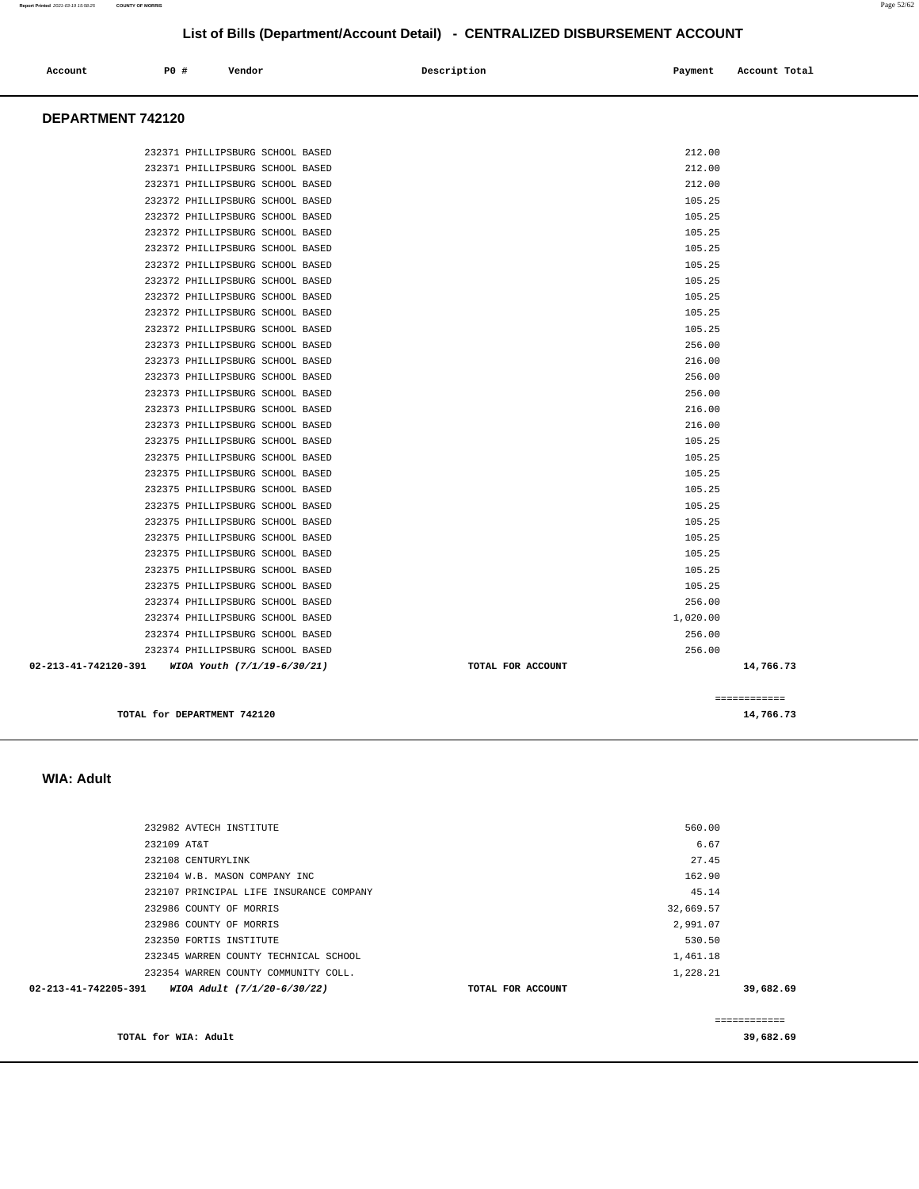## List of Bills (Department/Account Detail) - CENTRALIZED DISBURSEMENT ACCOUNT

| Account | PO # | Vendor | Description | Payment | Account Total |
|---|---|---|---|---|---|

### DEPARTMENT 742120

| Account | PO # | Vendor | Description | Payment | Account Total |
|---|---|---|---|---|---|
| | 232371 | PHILLIPSBURG SCHOOL BASED | | 212.00 | |
| | 232371 | PHILLIPSBURG SCHOOL BASED | | 212.00 | |
| | 232371 | PHILLIPSBURG SCHOOL BASED | | 212.00 | |
| | 232372 | PHILLIPSBURG SCHOOL BASED | | 105.25 | |
| | 232372 | PHILLIPSBURG SCHOOL BASED | | 105.25 | |
| | 232372 | PHILLIPSBURG SCHOOL BASED | | 105.25 | |
| | 232372 | PHILLIPSBURG SCHOOL BASED | | 105.25 | |
| | 232372 | PHILLIPSBURG SCHOOL BASED | | 105.25 | |
| | 232372 | PHILLIPSBURG SCHOOL BASED | | 105.25 | |
| | 232372 | PHILLIPSBURG SCHOOL BASED | | 105.25 | |
| | 232372 | PHILLIPSBURG SCHOOL BASED | | 105.25 | |
| | 232372 | PHILLIPSBURG SCHOOL BASED | | 105.25 | |
| | 232373 | PHILLIPSBURG SCHOOL BASED | | 256.00 | |
| | 232373 | PHILLIPSBURG SCHOOL BASED | | 216.00 | |
| | 232373 | PHILLIPSBURG SCHOOL BASED | | 256.00 | |
| | 232373 | PHILLIPSBURG SCHOOL BASED | | 256.00 | |
| | 232373 | PHILLIPSBURG SCHOOL BASED | | 216.00 | |
| | 232373 | PHILLIPSBURG SCHOOL BASED | | 216.00 | |
| | 232375 | PHILLIPSBURG SCHOOL BASED | | 105.25 | |
| | 232375 | PHILLIPSBURG SCHOOL BASED | | 105.25 | |
| | 232375 | PHILLIPSBURG SCHOOL BASED | | 105.25 | |
| | 232375 | PHILLIPSBURG SCHOOL BASED | | 105.25 | |
| | 232375 | PHILLIPSBURG SCHOOL BASED | | 105.25 | |
| | 232375 | PHILLIPSBURG SCHOOL BASED | | 105.25 | |
| | 232375 | PHILLIPSBURG SCHOOL BASED | | 105.25 | |
| | 232375 | PHILLIPSBURG SCHOOL BASED | | 105.25 | |
| | 232375 | PHILLIPSBURG SCHOOL BASED | | 105.25 | |
| | 232375 | PHILLIPSBURG SCHOOL BASED | | 105.25 | |
| | 232374 | PHILLIPSBURG SCHOOL BASED | | 256.00 | |
| | 232374 | PHILLIPSBURG SCHOOL BASED | | 1,020.00 | |
| | 232374 | PHILLIPSBURG SCHOOL BASED | | 256.00 | |
| | 232374 | PHILLIPSBURG SCHOOL BASED | | 256.00 | |
| **02-213-41-742120-391** | | ***WIOA Youth (7/1/19-6/30/21)*** | **TOTAL FOR ACCOUNT** | | **14,766.73** |

============

**TOTAL for DEPARTMENT 742120** **14,766.73**

### WIA: Adult

| Account | PO # | Vendor | Description | Payment | Account Total |
|---|---|---|---|---|---|
| | 232982 | AVTECH INSTITUTE | | 560.00 | |
| | 232109 | AT&T | | 6.67 | |
| | 232108 | CENTURYLINK | | 27.45 | |
| | 232104 | W.B. MASON COMPANY INC | | 162.90 | |
| | 232107 | PRINCIPAL LIFE INSURANCE COMPANY | | 45.14 | |
| | 232986 | COUNTY OF MORRIS | | 32,669.57 | |
| | 232986 | COUNTY OF MORRIS | | 2,991.07 | |
| | 232350 | FORTIS INSTITUTE | | 530.50 | |
| | 232345 | WARREN COUNTY TECHNICAL SCHOOL | | 1,461.18 | |
| | 232354 | WARREN COUNTY COMMUNITY COLL. | | 1,228.21 | |
| **02-213-41-742205-391** | | ***WIOA Adult (7/1/20-6/30/22)*** | **TOTAL FOR ACCOUNT** | | **39,682.69** |

============

**TOTAL for WIA: Adult** **39,682.69**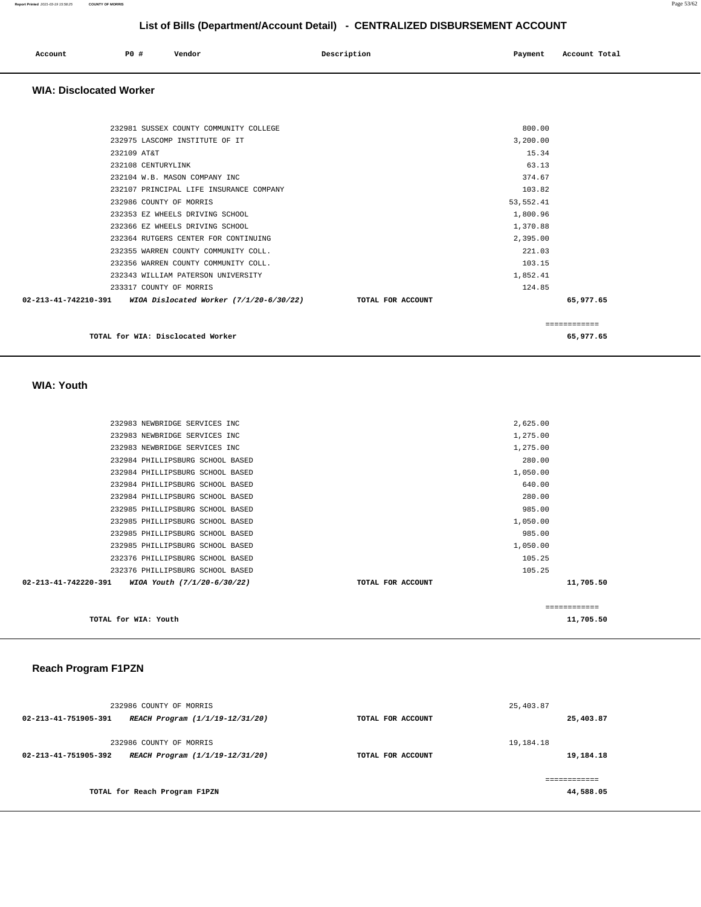## List of Bills (Department/Account Detail) - CENTRALIZED DISBURSEMENT ACCOUNT

| Account | PO # | Vendor | Description | Payment | Account Total |
|---|---|---|---|---|---|

### WIA: Disclocated Worker

| Account | PO # | Vendor | Description | Payment | Account Total |
|---|---|---|---|---|---|
| | 232981 | SUSSEX COUNTY COMMUNITY COLLEGE | | 800.00 | |
| | 232975 | LASCOMP INSTITUTE OF IT | | 3,200.00 | |
| | 232109 | AT&T | | 15.34 | |
| | 232108 | CENTURYLINK | | 63.13 | |
| | 232104 | W.B. MASON COMPANY INC | | 374.67 | |
| | 232107 | PRINCIPAL LIFE INSURANCE COMPANY | | 103.82 | |
| | 232986 | COUNTY OF MORRIS | | 53,552.41 | |
| | 232353 | EZ WHEELS DRIVING SCHOOL | | 1,800.96 | |
| | 232366 | EZ WHEELS DRIVING SCHOOL | | 1,370.88 | |
| | 232364 | RUTGERS CENTER FOR CONTINUING | | 2,395.00 | |
| | 232355 | WARREN COUNTY COMMUNITY COLL. | | 221.03 | |
| | 232356 | WARREN COUNTY COMMUNITY COLL. | | 103.15 | |
| | 232343 | WILLIAM PATERSON UNIVERSITY | | 1,852.41 | |
| | 233317 | COUNTY OF MORRIS | | 124.85 | |
| **02-213-41-742210-391** | | ***WIOA Dislocated Worker (7/1/20-6/30/22)*** | **TOTAL FOR ACCOUNT** | | **65,977.65** |

**TOTAL for WIA: Disclocated Worker** ============ **65,977.65**

### WIA: Youth

| Account | PO # | Vendor | Description | Payment | Account Total |
|---|---|---|---|---|---|
| | 232983 | NEWBRIDGE SERVICES INC | | 2,625.00 | |
| | 232983 | NEWBRIDGE SERVICES INC | | 1,275.00 | |
| | 232983 | NEWBRIDGE SERVICES INC | | 1,275.00 | |
| | 232984 | PHILLIPSBURG SCHOOL BASED | | 280.00 | |
| | 232984 | PHILLIPSBURG SCHOOL BASED | | 1,050.00 | |
| | 232984 | PHILLIPSBURG SCHOOL BASED | | 640.00 | |
| | 232984 | PHILLIPSBURG SCHOOL BASED | | 280.00 | |
| | 232985 | PHILLIPSBURG SCHOOL BASED | | 985.00 | |
| | 232985 | PHILLIPSBURG SCHOOL BASED | | 1,050.00 | |
| | 232985 | PHILLIPSBURG SCHOOL BASED | | 985.00 | |
| | 232985 | PHILLIPSBURG SCHOOL BASED | | 1,050.00 | |
| | 232376 | PHILLIPSBURG SCHOOL BASED | | 105.25 | |
| | 232376 | PHILLIPSBURG SCHOOL BASED | | 105.25 | |
| **02-213-41-742220-391** | | ***WIOA Youth (7/1/20-6/30/22)*** | **TOTAL FOR ACCOUNT** | | **11,705.50** |

**TOTAL for WIA: Youth** ============ **11,705.50**

### Reach Program F1PZN

| Account | PO # | Vendor | Description | Payment | Account Total |
|---|---|---|---|---|---|
| | 232986 | COUNTY OF MORRIS | | 25,403.87 | |
| **02-213-41-751905-391** | | ***REACH Program (1/1/19-12/31/20)*** | **TOTAL FOR ACCOUNT** | | **25,403.87** |
| | 232986 | COUNTY OF MORRIS | | 19,184.18 | |
| **02-213-41-751905-392** | | ***REACH Program (1/1/19-12/31/20)*** | **TOTAL FOR ACCOUNT** | | **19,184.18** |

**TOTAL for Reach Program F1PZN** ============ **44,588.05**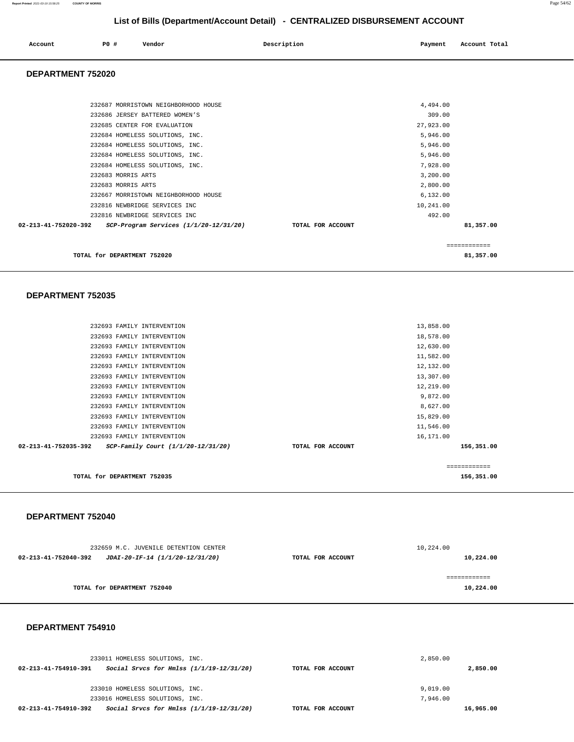# List of Bills (Department/Account Detail) - CENTRALIZED DISBURSEMENT ACCOUNT

| Account | PO # | Vendor | Description | Payment | Account Total |
|---|---|---|---|---|---|

## DEPARTMENT 752020

| Account | PO # | Vendor | Description | Payment | Account Total |
|---|---|---|---|---|---|
| | 232687 | MORRISTOWN NEIGHBORHOOD HOUSE | | 4,494.00 | |
| | 232686 | JERSEY BATTERED WOMEN'S | | 309.00 | |
| | 232685 | CENTER FOR EVALUATION | | 27,923.00 | |
| | 232684 | HOMELESS SOLUTIONS, INC. | | 5,946.00 | |
| | 232684 | HOMELESS SOLUTIONS, INC. | | 5,946.00 | |
| | 232684 | HOMELESS SOLUTIONS, INC. | | 5,946.00 | |
| | 232684 | HOMELESS SOLUTIONS, INC. | | 7,928.00 | |
| | 232683 | MORRIS ARTS | | 3,200.00 | |
| | 232683 | MORRIS ARTS | | 2,800.00 | |
| | 232667 | MORRISTOWN NEIGHBORHOOD HOUSE | | 6,132.00 | |
| | 232816 | NEWBRIDGE SERVICES INC | | 10,241.00 | |
| | 232816 | NEWBRIDGE SERVICES INC | | 492.00 | |
| **02-213-41-752020-392** | | ***SCP-Program Services (1/1/20-12/31/20)*** | **TOTAL FOR ACCOUNT** | | **81,357.00** |

**TOTAL for DEPARTMENT 752020** ============ **81,357.00**

## DEPARTMENT 752035

| Account | PO # | Vendor | Description | Payment | Account Total |
|---|---|---|---|---|---|
| | 232693 | FAMILY INTERVENTION | | 13,858.00 | |
| | 232693 | FAMILY INTERVENTION | | 18,578.00 | |
| | 232693 | FAMILY INTERVENTION | | 12,630.00 | |
| | 232693 | FAMILY INTERVENTION | | 11,582.00 | |
| | 232693 | FAMILY INTERVENTION | | 12,132.00 | |
| | 232693 | FAMILY INTERVENTION | | 13,307.00 | |
| | 232693 | FAMILY INTERVENTION | | 12,219.00 | |
| | 232693 | FAMILY INTERVENTION | | 9,872.00 | |
| | 232693 | FAMILY INTERVENTION | | 8,627.00 | |
| | 232693 | FAMILY INTERVENTION | | 15,829.00 | |
| | 232693 | FAMILY INTERVENTION | | 11,546.00 | |
| | 232693 | FAMILY INTERVENTION | | 16,171.00 | |
| **02-213-41-752035-392** | | ***SCP-Family Court (1/1/20-12/31/20)*** | **TOTAL FOR ACCOUNT** | | **156,351.00** |

**TOTAL for DEPARTMENT 752035** ============ **156,351.00**

## DEPARTMENT 752040

| Account | PO # | Vendor | Description | Payment | Account Total |
|---|---|---|---|---|---|
| | 232659 | M.C. JUVENILE DETENTION CENTER | | 10,224.00 | |
| **02-213-41-752040-392** | | ***JDAI-20-IF-14 (1/1/20-12/31/20)*** | **TOTAL FOR ACCOUNT** | | **10,224.00** |

**TOTAL for DEPARTMENT 752040** ============ **10,224.00**

## DEPARTMENT 754910

| Account | PO # | Vendor | Description | Payment | Account Total |
|---|---|---|---|---|---|
| | 233011 | HOMELESS SOLUTIONS, INC. | | 2,850.00 | |
| **02-213-41-754910-391** | | ***Social Srvcs for Hmlss (1/1/19-12/31/20)*** | **TOTAL FOR ACCOUNT** | | **2,850.00** |
| | 233010 | HOMELESS SOLUTIONS, INC. | | 9,019.00 | |
| | 233016 | HOMELESS SOLUTIONS, INC. | | 7,946.00 | |
| **02-213-41-754910-392** | | ***Social Srvcs for Hmlss (1/1/19-12/31/20)*** | **TOTAL FOR ACCOUNT** | | **16,965.00** |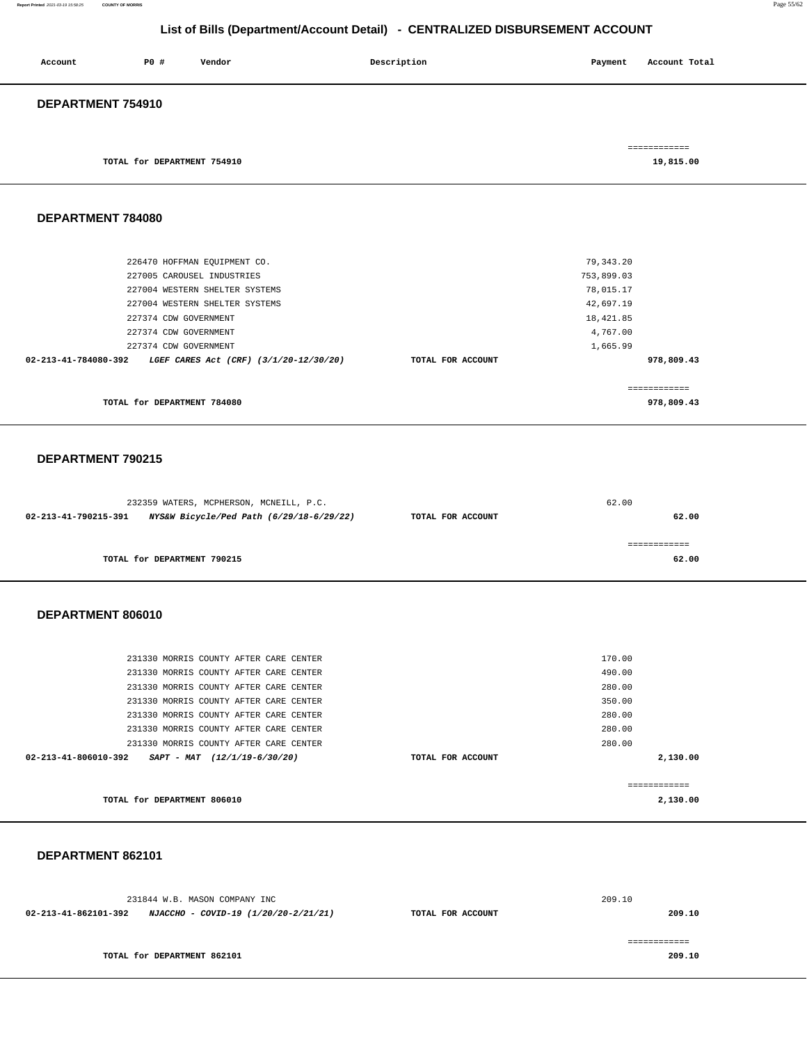## List of Bills (Department/Account Detail) - CENTRALIZED DISBURSEMENT ACCOUNT

| Account | PO # | Vendor | Description | Payment | Account Total |
|---|---|---|---|---|---|

### DEPARTMENT 754910

| | | |
|---|---|---|
| TOTAL for DEPARTMENT 754910 | | 19,815.00 |

### DEPARTMENT 784080

| Account | PO # | Vendor | Description | Payment | Account Total |
|---|---|---|---|---|---|
| | 226470 | HOFFMAN EQUIPMENT CO. | | 79,343.20 | |
| | 227005 | CAROUSEL INDUSTRIES | | 753,899.03 | |
| | 227004 | WESTERN SHELTER SYSTEMS | | 78,015.17 | |
| | 227004 | WESTERN SHELTER SYSTEMS | | 42,697.19 | |
| | 227374 | CDW GOVERNMENT | | 18,421.85 | |
| | 227374 | CDW GOVERNMENT | | 4,767.00 | |
| | 227374 | CDW GOVERNMENT | | 1,665.99 | |
| **02-213-41-784080-392** | | ***LGEF CARES Act (CRF) (3/1/20-12/30/20)*** | **TOTAL FOR ACCOUNT** | | **978,809.43** |

TOTAL for DEPARTMENT 784080 — **978,809.43**

### DEPARTMENT 790215

| Account | PO # | Vendor | Description | Payment | Account Total |
|---|---|---|---|---|---|
| | 232359 | WATERS, MCPHERSON, MCNEILL, P.C. | | 62.00 | |
| **02-213-41-790215-391** | | ***NYS&W Bicycle/Ped Path (6/29/18-6/29/22)*** | **TOTAL FOR ACCOUNT** | | **62.00** |

TOTAL for DEPARTMENT 790215 — **62.00**

### DEPARTMENT 806010

| Account | PO # | Vendor | Description | Payment | Account Total |
|---|---|---|---|---|---|
| | 231330 | MORRIS COUNTY AFTER CARE CENTER | | 170.00 | |
| | 231330 | MORRIS COUNTY AFTER CARE CENTER | | 490.00 | |
| | 231330 | MORRIS COUNTY AFTER CARE CENTER | | 280.00 | |
| | 231330 | MORRIS COUNTY AFTER CARE CENTER | | 350.00 | |
| | 231330 | MORRIS COUNTY AFTER CARE CENTER | | 280.00 | |
| | 231330 | MORRIS COUNTY AFTER CARE CENTER | | 280.00 | |
| | 231330 | MORRIS COUNTY AFTER CARE CENTER | | 280.00 | |
| **02-213-41-806010-392** | | ***SAPT - MAT (12/1/19-6/30/20)*** | **TOTAL FOR ACCOUNT** | | **2,130.00** |

TOTAL for DEPARTMENT 806010 — **2,130.00**

### DEPARTMENT 862101

| Account | PO # | Vendor | Description | Payment | Account Total |
|---|---|---|---|---|---|
| | 231844 | W.B. MASON COMPANY INC | | 209.10 | |
| **02-213-41-862101-392** | | ***NJACCHO - COVID-19 (1/20/20-2/21/21)*** | **TOTAL FOR ACCOUNT** | | **209.10** |

TOTAL for DEPARTMENT 862101 — **209.10**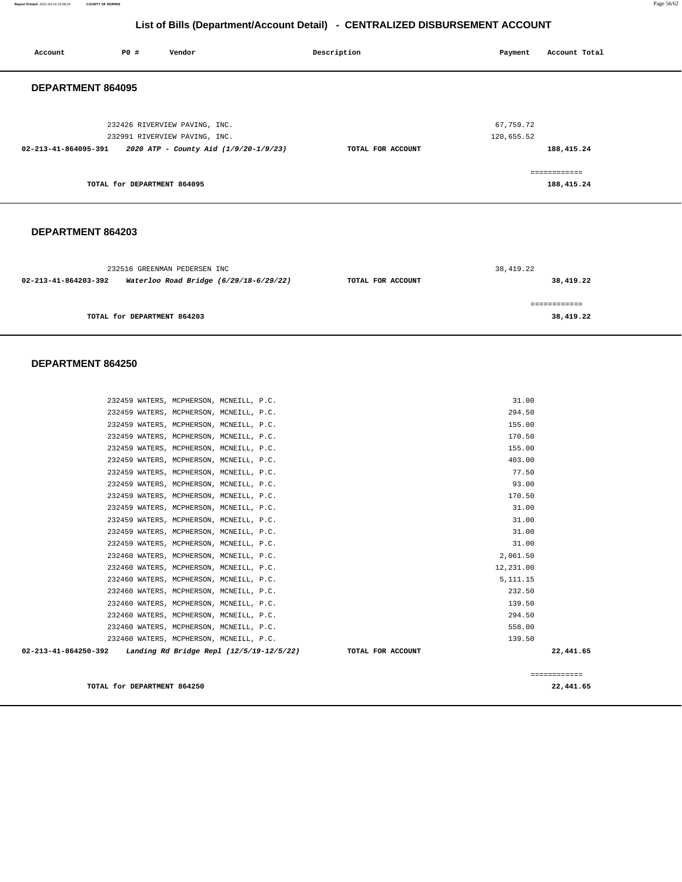# List of Bills (Department/Account Detail) - CENTRALIZED DISBURSEMENT ACCOUNT

| Account | PO # | Vendor | Description | Payment | Account Total |
|---|---|---|---|---|---|

## DEPARTMENT 864095

| Account | PO # | Vendor | Description | Payment | Account Total |
|---|---|---|---|---|---|
| | 232426 | RIVERVIEW PAVING, INC. | | 67,759.72 | |
| | 232991 | RIVERVIEW PAVING, INC. | | 120,655.52 | |
| **02-213-41-864095-391** | | ***2020 ATP - County Aid (1/9/20-1/9/23)*** | **TOTAL FOR ACCOUNT** | | **188,415.24** |

============

**TOTAL for DEPARTMENT 864095** **188,415.24**

## DEPARTMENT 864203

| Account | PO # | Vendor | Description | Payment | Account Total |
|---|---|---|---|---|---|
| | 232516 | GREENMAN PEDERSEN INC | | 38,419.22 | |
| **02-213-41-864203-392** | | ***Waterloo Road Bridge (6/29/18-6/29/22)*** | **TOTAL FOR ACCOUNT** | | **38,419.22** |

============

**TOTAL for DEPARTMENT 864203** **38,419.22**

## DEPARTMENT 864250

| Account | PO # | Vendor | Description | Payment | Account Total |
|---|---|---|---|---|---|
| | 232459 | WATERS, MCPHERSON, MCNEILL, P.C. | | 31.00 | |
| | 232459 | WATERS, MCPHERSON, MCNEILL, P.C. | | 294.50 | |
| | 232459 | WATERS, MCPHERSON, MCNEILL, P.C. | | 155.00 | |
| | 232459 | WATERS, MCPHERSON, MCNEILL, P.C. | | 170.50 | |
| | 232459 | WATERS, MCPHERSON, MCNEILL, P.C. | | 155.00 | |
| | 232459 | WATERS, MCPHERSON, MCNEILL, P.C. | | 403.00 | |
| | 232459 | WATERS, MCPHERSON, MCNEILL, P.C. | | 77.50 | |
| | 232459 | WATERS, MCPHERSON, MCNEILL, P.C. | | 93.00 | |
| | 232459 | WATERS, MCPHERSON, MCNEILL, P.C. | | 170.50 | |
| | 232459 | WATERS, MCPHERSON, MCNEILL, P.C. | | 31.00 | |
| | 232459 | WATERS, MCPHERSON, MCNEILL, P.C. | | 31.00 | |
| | 232459 | WATERS, MCPHERSON, MCNEILL, P.C. | | 31.00 | |
| | 232459 | WATERS, MCPHERSON, MCNEILL, P.C. | | 31.00 | |
| | 232460 | WATERS, MCPHERSON, MCNEILL, P.C. | | 2,061.50 | |
| | 232460 | WATERS, MCPHERSON, MCNEILL, P.C. | | 12,231.00 | |
| | 232460 | WATERS, MCPHERSON, MCNEILL, P.C. | | 5,111.15 | |
| | 232460 | WATERS, MCPHERSON, MCNEILL, P.C. | | 232.50 | |
| | 232460 | WATERS, MCPHERSON, MCNEILL, P.C. | | 139.50 | |
| | 232460 | WATERS, MCPHERSON, MCNEILL, P.C. | | 294.50 | |
| | 232460 | WATERS, MCPHERSON, MCNEILL, P.C. | | 558.00 | |
| | 232460 | WATERS, MCPHERSON, MCNEILL, P.C. | | 139.50 | |
| **02-213-41-864250-392** | | ***Landing Rd Bridge Repl (12/5/19-12/5/22)*** | **TOTAL FOR ACCOUNT** | | **22,441.65** |

============

**TOTAL for DEPARTMENT 864250** **22,441.65**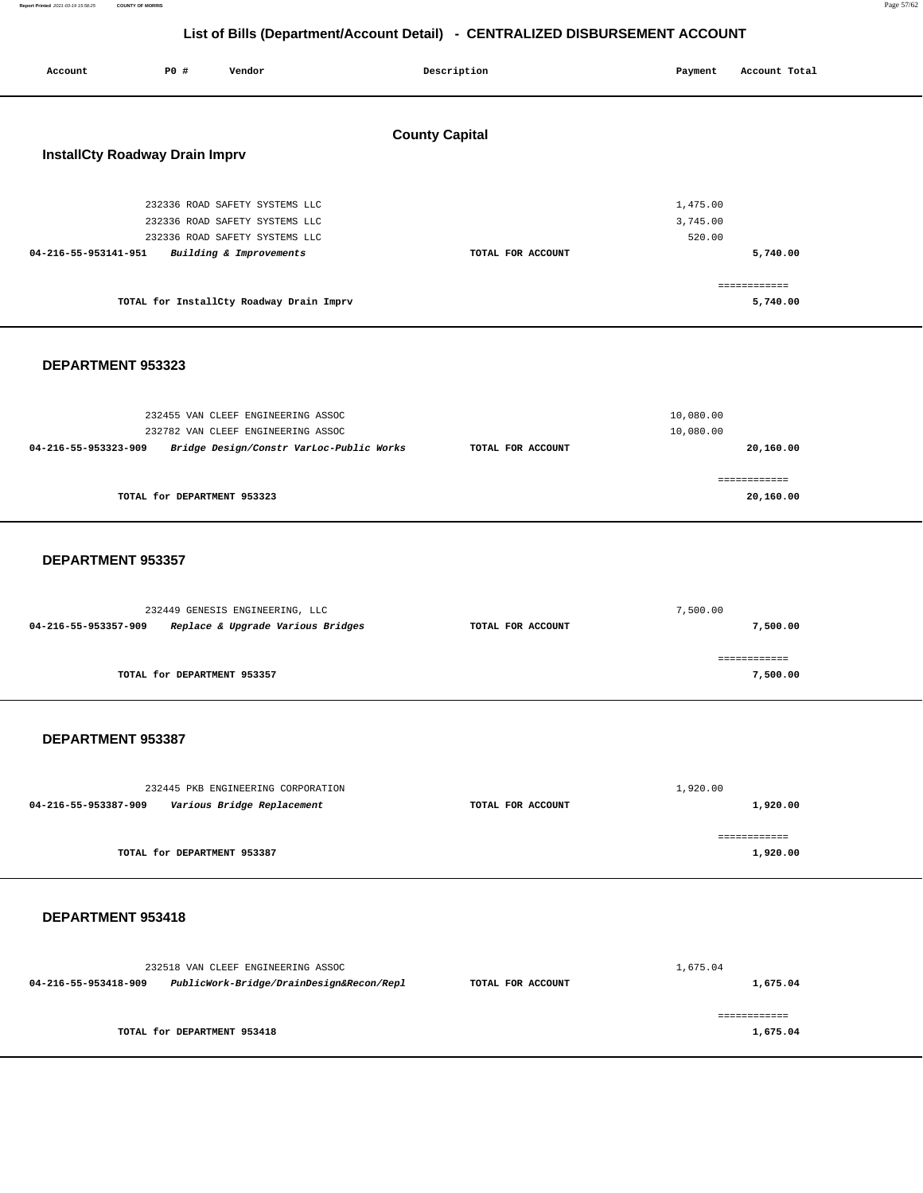# List of Bills (Department/Account Detail) - CENTRALIZED DISBURSEMENT ACCOUNT

| Account | PO # | Vendor | Description | Payment | Account Total |
|---|---|---|---|---|---|

## County Capital

### InstallCty Roadway Drain Imprv

| Account | PO # | Vendor | Description | Payment | Account Total |
|---|---|---|---|---|---|
| | 232336 | ROAD SAFETY SYSTEMS LLC | | 1,475.00 | |
| | 232336 | ROAD SAFETY SYSTEMS LLC | | 3,745.00 | |
| | 232336 | ROAD SAFETY SYSTEMS LLC | | 520.00 | |
| **04-216-55-953141-951** | | ***Building & Improvements*** | **TOTAL FOR ACCOUNT** | | **5,740.00** |
| | | | | | ============ |
| | | **TOTAL for InstallCty Roadway Drain Imprv** | | | **5,740.00** |

### DEPARTMENT 953323

| Account | PO # | Vendor | Description | Payment | Account Total |
|---|---|---|---|---|---|
| | 232455 | VAN CLEEF ENGINEERING ASSOC | | 10,080.00 | |
| | 232782 | VAN CLEEF ENGINEERING ASSOC | | 10,080.00 | |
| **04-216-55-953323-909** | | ***Bridge Design/Constr VarLoc-Public Works*** | **TOTAL FOR ACCOUNT** | | **20,160.00** |
| | | | | | ============ |
| | | **TOTAL for DEPARTMENT 953323** | | | **20,160.00** |

### DEPARTMENT 953357

| Account | PO # | Vendor | Description | Payment | Account Total |
|---|---|---|---|---|---|
| | 232449 | GENESIS ENGINEERING, LLC | | 7,500.00 | |
| **04-216-55-953357-909** | | ***Replace & Upgrade Various Bridges*** | **TOTAL FOR ACCOUNT** | | **7,500.00** |
| | | | | | ============ |
| | | **TOTAL for DEPARTMENT 953357** | | | **7,500.00** |

### DEPARTMENT 953387

| Account | PO # | Vendor | Description | Payment | Account Total |
|---|---|---|---|---|---|
| | 232445 | PKB ENGINEERING CORPORATION | | 1,920.00 | |
| **04-216-55-953387-909** | | ***Various Bridge Replacement*** | **TOTAL FOR ACCOUNT** | | **1,920.00** |
| | | | | | ============ |
| | | **TOTAL for DEPARTMENT 953387** | | | **1,920.00** |

### DEPARTMENT 953418

| Account | PO # | Vendor | Description | Payment | Account Total |
|---|---|---|---|---|---|
| | 232518 | VAN CLEEF ENGINEERING ASSOC | | 1,675.04 | |
| **04-216-55-953418-909** | | ***PublicWork-Bridge/DrainDesign&Recon/Repl*** | **TOTAL FOR ACCOUNT** | | **1,675.04** |
| | | | | | ============ |
| | | **TOTAL for DEPARTMENT 953418** | | | **1,675.04** |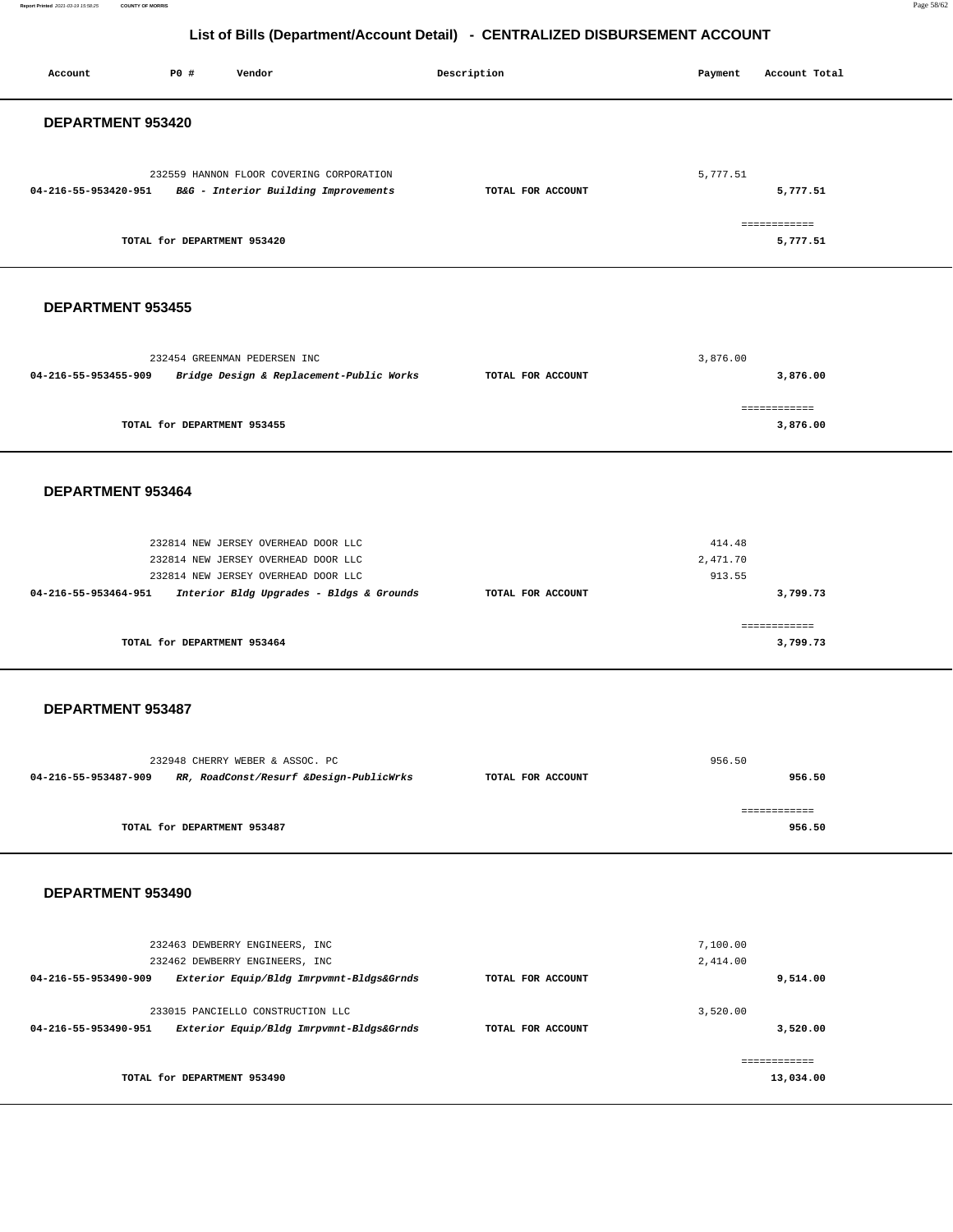# List of Bills (Department/Account Detail) - CENTRALIZED DISBURSEMENT ACCOUNT

| Account | PO # | Vendor | Description | Payment | Account Total |
|---|---|---|---|---|---|

## DEPARTMENT 953420

| Account | PO # | Vendor | Description | Payment | Account Total |
|---|---|---|---|---|---|
| | 232559 | HANNON FLOOR COVERING CORPORATION | | 5,777.51 | |
| **04-216-55-953420-951** | | ***B&G - Interior Building Improvements*** | **TOTAL FOR ACCOUNT** | | **5,777.51** |
| | | **TOTAL for DEPARTMENT 953420** | | | **5,777.51** |

## DEPARTMENT 953455

| Account | PO # | Vendor | Description | Payment | Account Total |
|---|---|---|---|---|---|
| | 232454 | GREENMAN PEDERSEN INC | | 3,876.00 | |
| **04-216-55-953455-909** | | ***Bridge Design & Replacement-Public Works*** | **TOTAL FOR ACCOUNT** | | **3,876.00** |
| | | **TOTAL for DEPARTMENT 953455** | | | **3,876.00** |

## DEPARTMENT 953464

| Account | PO # | Vendor | Description | Payment | Account Total |
|---|---|---|---|---|---|
| | 232814 | NEW JERSEY OVERHEAD DOOR LLC | | 414.48 | |
| | 232814 | NEW JERSEY OVERHEAD DOOR LLC | | 2,471.70 | |
| | 232814 | NEW JERSEY OVERHEAD DOOR LLC | | 913.55 | |
| **04-216-55-953464-951** | | ***Interior Bldg Upgrades - Bldgs & Grounds*** | **TOTAL FOR ACCOUNT** | | **3,799.73** |
| | | **TOTAL for DEPARTMENT 953464** | | | **3,799.73** |

## DEPARTMENT 953487

| Account | PO # | Vendor | Description | Payment | Account Total |
|---|---|---|---|---|---|
| | 232948 | CHERRY WEBER & ASSOC. PC | | 956.50 | |
| **04-216-55-953487-909** | | ***RR, RoadConst/Resurf &Design-PublicWrks*** | **TOTAL FOR ACCOUNT** | | **956.50** |
| | | **TOTAL for DEPARTMENT 953487** | | | **956.50** |

## DEPARTMENT 953490

| Account | PO # | Vendor | Description | Payment | Account Total |
|---|---|---|---|---|---|
| | 232463 | DEWBERRY ENGINEERS, INC | | 7,100.00 | |
| | 232462 | DEWBERRY ENGINEERS, INC | | 2,414.00 | |
| **04-216-55-953490-909** | | ***Exterior Equip/Bldg Imrpvmnt-Bldgs&Grnds*** | **TOTAL FOR ACCOUNT** | | **9,514.00** |
| | 233015 | PANCIELLO CONSTRUCTION LLC | | 3,520.00 | |
| **04-216-55-953490-951** | | ***Exterior Equip/Bldg Imrpvmnt-Bldgs&Grnds*** | **TOTAL FOR ACCOUNT** | | **3,520.00** |
| | | **TOTAL for DEPARTMENT 953490** | | | **13,034.00** |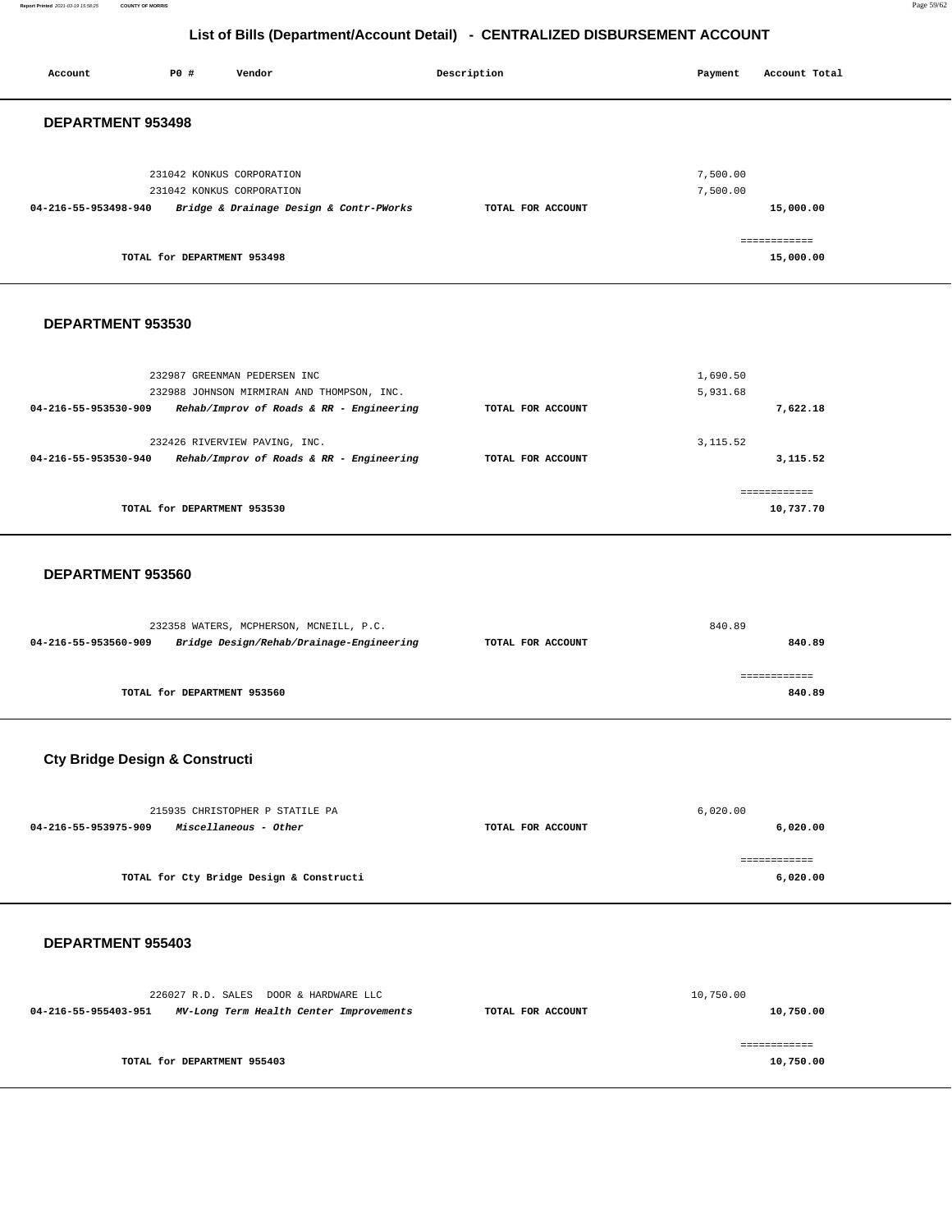## List of Bills (Department/Account Detail) - CENTRALIZED DISBURSEMENT ACCOUNT

| Account | PO # | Vendor | Description | Payment | Account Total |
|---|---|---|---|---|---|

### DEPARTMENT 953498

| Account | PO # | Vendor | Description | Payment | Account Total |
|---|---|---|---|---|---|
| | 231042 | KONKUS CORPORATION | | 7,500.00 | |
| | 231042 | KONKUS CORPORATION | | 7,500.00 | |
| 04-216-55-953498-940 | | *Bridge & Drainage Design & Contr-PWorks* | TOTAL FOR ACCOUNT | | 15,000.00 |
| | | TOTAL for DEPARTMENT 953498 | | | 15,000.00 |

### DEPARTMENT 953530

| Account | PO # | Vendor | Description | Payment | Account Total |
|---|---|---|---|---|---|
| | 232987 | GREENMAN PEDERSEN INC | | 1,690.50 | |
| | 232988 | JOHNSON MIRMIRAN AND THOMPSON, INC. | | 5,931.68 | |
| 04-216-55-953530-909 | | *Rehab/Improv of Roads & RR - Engineering* | TOTAL FOR ACCOUNT | | 7,622.18 |
| | 232426 | RIVERVIEW PAVING, INC. | | 3,115.52 | |
| 04-216-55-953530-940 | | *Rehab/Improv of Roads & RR - Engineering* | TOTAL FOR ACCOUNT | | 3,115.52 |
| | | TOTAL for DEPARTMENT 953530 | | | 10,737.70 |

### DEPARTMENT 953560

| Account | PO # | Vendor | Description | Payment | Account Total |
|---|---|---|---|---|---|
| | 232358 | WATERS, MCPHERSON, MCNEILL, P.C. | | 840.89 | |
| 04-216-55-953560-909 | | *Bridge Design/Rehab/Drainage-Engineering* | TOTAL FOR ACCOUNT | | 840.89 |
| | | TOTAL for DEPARTMENT 953560 | | | 840.89 |

### Cty Bridge Design & Constructi

| Account | PO # | Vendor | Description | Payment | Account Total |
|---|---|---|---|---|---|
| | 215935 | CHRISTOPHER P STATILE PA | | 6,020.00 | |
| 04-216-55-953975-909 | | *Miscellaneous - Other* | TOTAL FOR ACCOUNT | | 6,020.00 |
| | | TOTAL for Cty Bridge Design & Constructi | | | 6,020.00 |

### DEPARTMENT 955403

| Account | PO # | Vendor | Description | Payment | Account Total |
|---|---|---|---|---|---|
| | 226027 | R.D. SALES DOOR & HARDWARE LLC | | 10,750.00 | |
| 04-216-55-955403-951 | | *MV-Long Term Health Center Improvements* | TOTAL FOR ACCOUNT | | 10,750.00 |
| | | TOTAL for DEPARTMENT 955403 | | | 10,750.00 |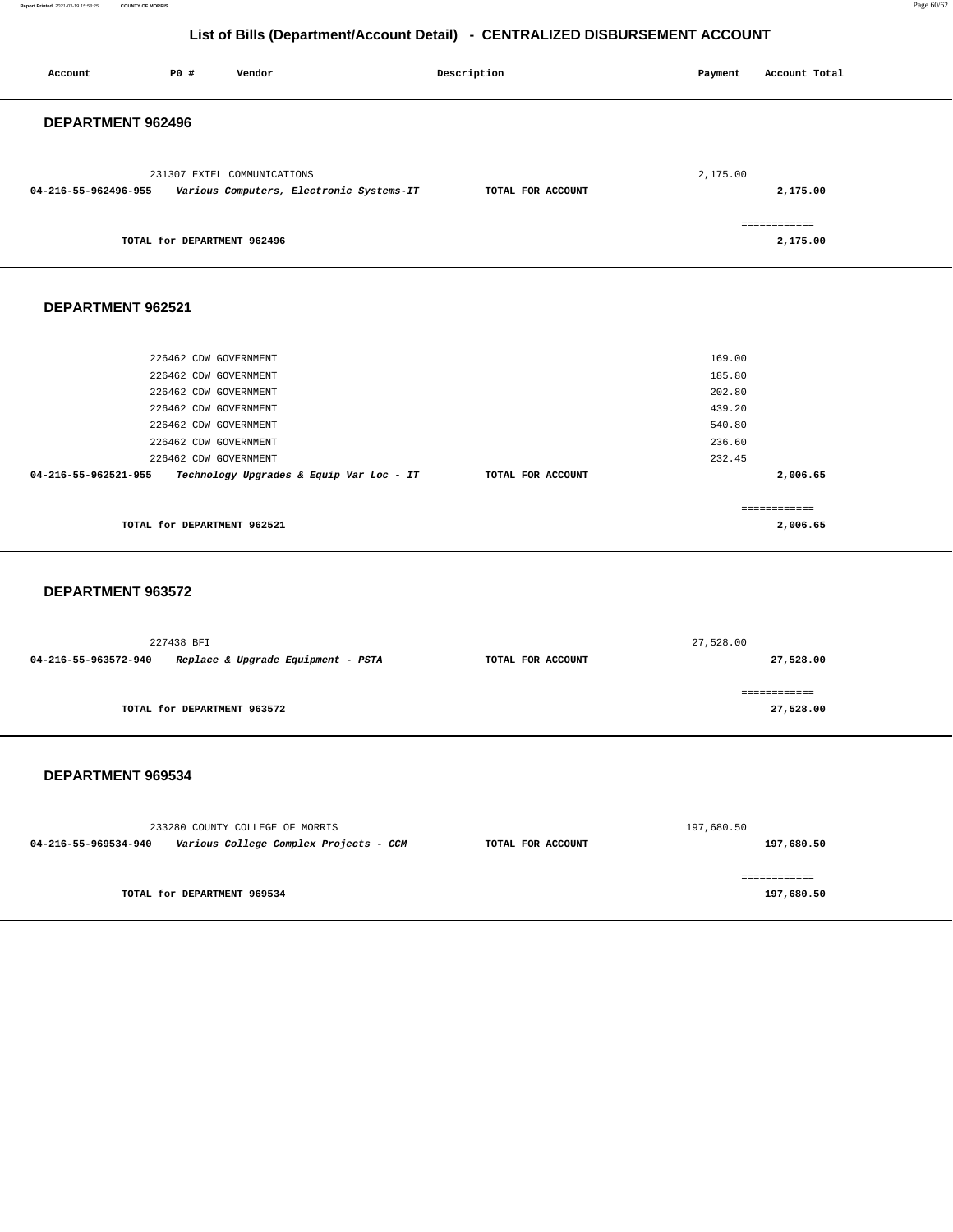## List of Bills (Department/Account Detail) - CENTRALIZED DISBURSEMENT ACCOUNT

| Account | PO # | Vendor | Description | Payment | Account Total |
|---|---|---|---|---|---|

### DEPARTMENT 962496

| Account | PO # | Vendor | Description | Payment | Account Total |
|---|---|---|---|---|---|
| | 231307 | EXTEL COMMUNICATIONS | | 2,175.00 | |
| **04-216-55-962496-955** | | ***Various Computers, Electronic Systems-IT*** | **TOTAL FOR ACCOUNT** | | **2,175.00** |
| | | | | | ============ |
| | **TOTAL for DEPARTMENT 962496** | | | | **2,175.00** |

### DEPARTMENT 962521

| Account | PO # | Vendor | Description | Payment | Account Total |
|---|---|---|---|---|---|
| | 226462 | CDW GOVERNMENT | | 169.00 | |
| | 226462 | CDW GOVERNMENT | | 185.80 | |
| | 226462 | CDW GOVERNMENT | | 202.80 | |
| | 226462 | CDW GOVERNMENT | | 439.20 | |
| | 226462 | CDW GOVERNMENT | | 540.80 | |
| | 226462 | CDW GOVERNMENT | | 236.60 | |
| | 226462 | CDW GOVERNMENT | | 232.45 | |
| **04-216-55-962521-955** | | ***Technology Upgrades & Equip Var Loc - IT*** | **TOTAL FOR ACCOUNT** | | **2,006.65** |
| | | | | | ============ |
| | **TOTAL for DEPARTMENT 962521** | | | | **2,006.65** |

### DEPARTMENT 963572

| Account | PO # | Vendor | Description | Payment | Account Total |
|---|---|---|---|---|---|
| | 227438 | BFI | | 27,528.00 | |
| **04-216-55-963572-940** | | ***Replace & Upgrade Equipment - PSTA*** | **TOTAL FOR ACCOUNT** | | **27,528.00** |
| | | | | | ============ |
| | **TOTAL for DEPARTMENT 963572** | | | | **27,528.00** |

### DEPARTMENT 969534

| Account | PO # | Vendor | Description | Payment | Account Total |
|---|---|---|---|---|---|
| | 233280 | COUNTY COLLEGE OF MORRIS | | 197,680.50 | |
| **04-216-55-969534-940** | | ***Various College Complex Projects - CCM*** | **TOTAL FOR ACCOUNT** | | **197,680.50** |
| | | | | | ============ |
| | **TOTAL for DEPARTMENT 969534** | | | | **197,680.50** |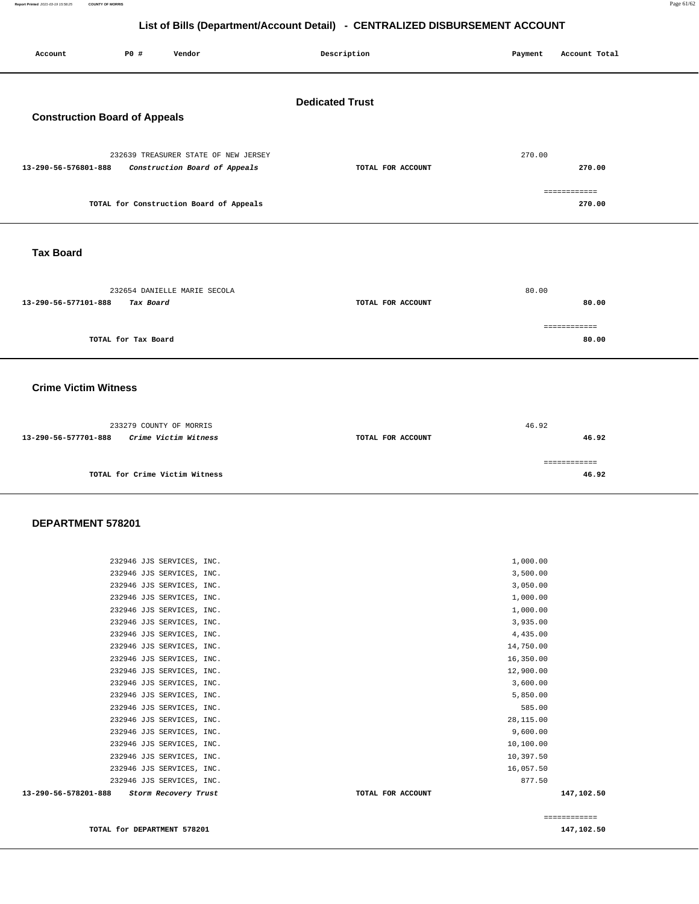# List of Bills (Department/Account Detail) - CENTRALIZED DISBURSEMENT ACCOUNT

| Account | PO # | Vendor | Description | Payment | Account Total |
|---|---|---|---|---|---|

## Dedicated Trust

### Construction Board of Appeals

| Account | PO # | Vendor | Description | Payment | Account Total |
|---|---|---|---|---|---|
| | 232639 | TREASURER STATE OF NEW JERSEY | | 270.00 | |
| **13-290-56-576801-888** | | ***Construction Board of Appeals*** | **TOTAL FOR ACCOUNT** | | **270.00** |
| | | | | | ============ |
| | | **TOTAL for Construction Board of Appeals** | | | **270.00** |

### Tax Board

| Account | PO # | Vendor | Description | Payment | Account Total |
|---|---|---|---|---|---|
| | 232654 | DANIELLE MARIE SECOLA | | 80.00 | |
| **13-290-56-577101-888** | | ***Tax Board*** | **TOTAL FOR ACCOUNT** | | **80.00** |
| | | | | | ============ |
| | | **TOTAL for Tax Board** | | | **80.00** |

### Crime Victim Witness

| Account | PO # | Vendor | Description | Payment | Account Total |
|---|---|---|---|---|---|
| | 233279 | COUNTY OF MORRIS | | 46.92 | |
| **13-290-56-577701-888** | | ***Crime Victim Witness*** | **TOTAL FOR ACCOUNT** | | **46.92** |
| | | | | | ============ |
| | | **TOTAL for Crime Victim Witness** | | | **46.92** |

### DEPARTMENT 578201

| Account | PO # | Vendor | Description | Payment | Account Total |
|---|---|---|---|---|---|
| | 232946 | JJS SERVICES, INC. | | 1,000.00 | |
| | 232946 | JJS SERVICES, INC. | | 3,500.00 | |
| | 232946 | JJS SERVICES, INC. | | 3,050.00 | |
| | 232946 | JJS SERVICES, INC. | | 1,000.00 | |
| | 232946 | JJS SERVICES, INC. | | 1,000.00 | |
| | 232946 | JJS SERVICES, INC. | | 3,935.00 | |
| | 232946 | JJS SERVICES, INC. | | 4,435.00 | |
| | 232946 | JJS SERVICES, INC. | | 14,750.00 | |
| | 232946 | JJS SERVICES, INC. | | 16,350.00 | |
| | 232946 | JJS SERVICES, INC. | | 12,900.00 | |
| | 232946 | JJS SERVICES, INC. | | 3,600.00 | |
| | 232946 | JJS SERVICES, INC. | | 5,850.00 | |
| | 232946 | JJS SERVICES, INC. | | 585.00 | |
| | 232946 | JJS SERVICES, INC. | | 28,115.00 | |
| | 232946 | JJS SERVICES, INC. | | 9,600.00 | |
| | 232946 | JJS SERVICES, INC. | | 10,100.00 | |
| | 232946 | JJS SERVICES, INC. | | 10,397.50 | |
| | 232946 | JJS SERVICES, INC. | | 16,057.50 | |
| | 232946 | JJS SERVICES, INC. | | 877.50 | |
| **13-290-56-578201-888** | | ***Storm Recovery Trust*** | **TOTAL FOR ACCOUNT** | | **147,102.50** |
| | | | | | ============ |
| | | **TOTAL for DEPARTMENT 578201** | | | **147,102.50** |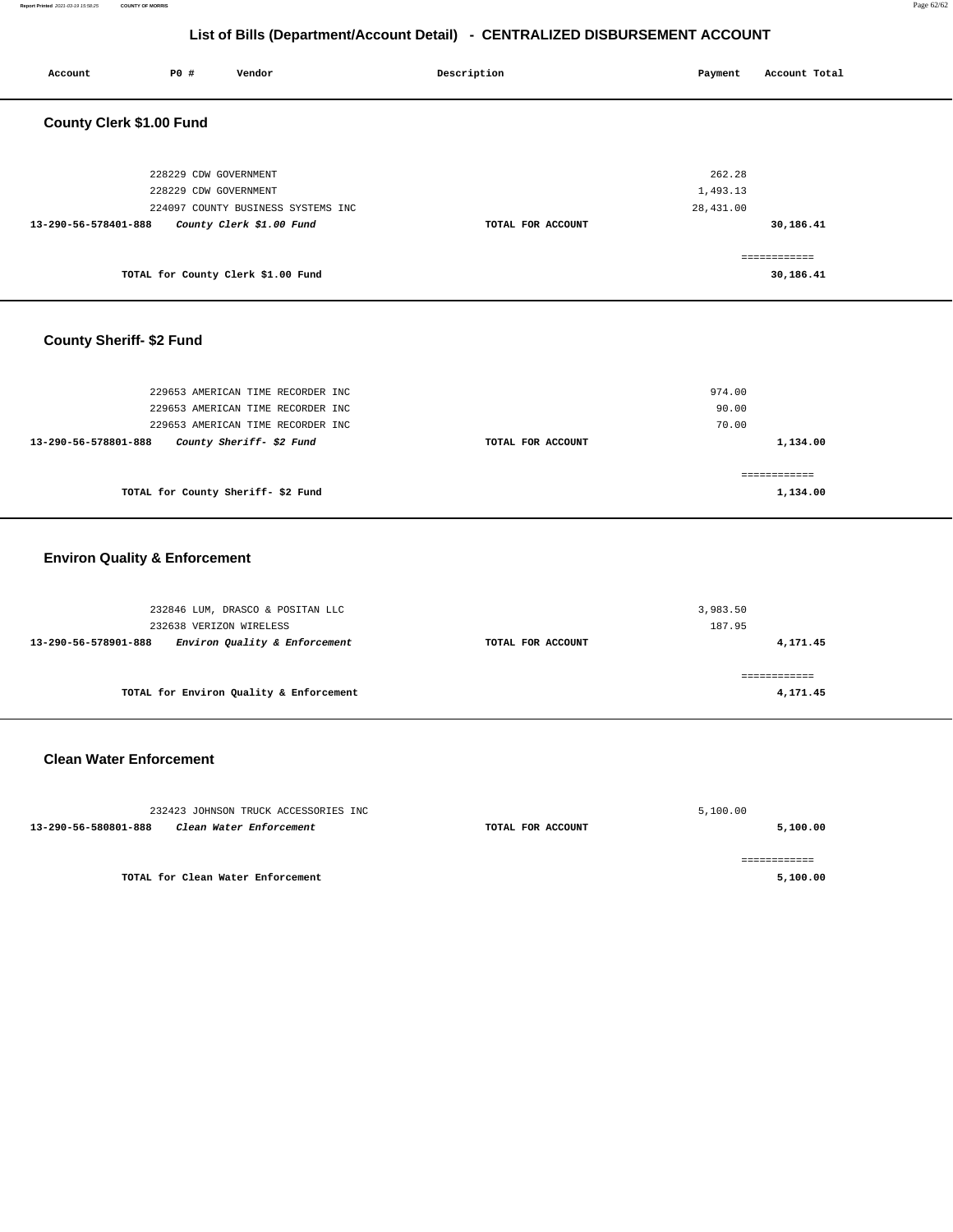# List of Bills (Department/Account Detail) - CENTRALIZED DISBURSEMENT ACCOUNT

| Account | PO # | Vendor | Description | Payment | Account Total |
|---|---|---|---|---|---|

## County Clerk $1.00 Fund

| Account | PO # | Vendor | Description | Payment | Account Total |
|---|---|---|---|---|---|
| | 228229 | CDW GOVERNMENT | | 262.28 | |
| | 228229 | CDW GOVERNMENT | | 1,493.13 | |
| | 224097 | COUNTY BUSINESS SYSTEMS INC | | 28,431.00 | |
| **13-290-56-578401-888** | | ***County Clerk $1.00 Fund*** | **TOTAL FOR ACCOUNT** | | **30,186.41** |

============

**TOTAL for County Clerk $1.00 Fund** **30,186.41**

## County Sheriff- $2 Fund

| Account | PO # | Vendor | Description | Payment | Account Total |
|---|---|---|---|---|---|
| | 229653 | AMERICAN TIME RECORDER INC | | 974.00 | |
| | 229653 | AMERICAN TIME RECORDER INC | | 90.00 | |
| | 229653 | AMERICAN TIME RECORDER INC | | 70.00 | |
| **13-290-56-578801-888** | | ***County Sheriff- $2 Fund*** | **TOTAL FOR ACCOUNT** | | **1,134.00** |

============

**TOTAL for County Sheriff- $2 Fund** **1,134.00**

## Environ Quality & Enforcement

| Account | PO # | Vendor | Description | Payment | Account Total |
|---|---|---|---|---|---|
| | 232846 | LUM, DRASCO & POSITAN LLC | | 3,983.50 | |
| | 232638 | VERIZON WIRELESS | | 187.95 | |
| **13-290-56-578901-888** | | ***Environ Quality & Enforcement*** | **TOTAL FOR ACCOUNT** | | **4,171.45** |

============

**TOTAL for Environ Quality & Enforcement** **4,171.45**

## Clean Water Enforcement

| Account | PO # | Vendor | Description | Payment | Account Total |
|---|---|---|---|---|---|
| | 232423 | JOHNSON TRUCK ACCESSORIES INC | | 5,100.00 | |
| **13-290-56-580801-888** | | ***Clean Water Enforcement*** | **TOTAL FOR ACCOUNT** | | **5,100.00** |

============

**TOTAL for Clean Water Enforcement** **5,100.00**